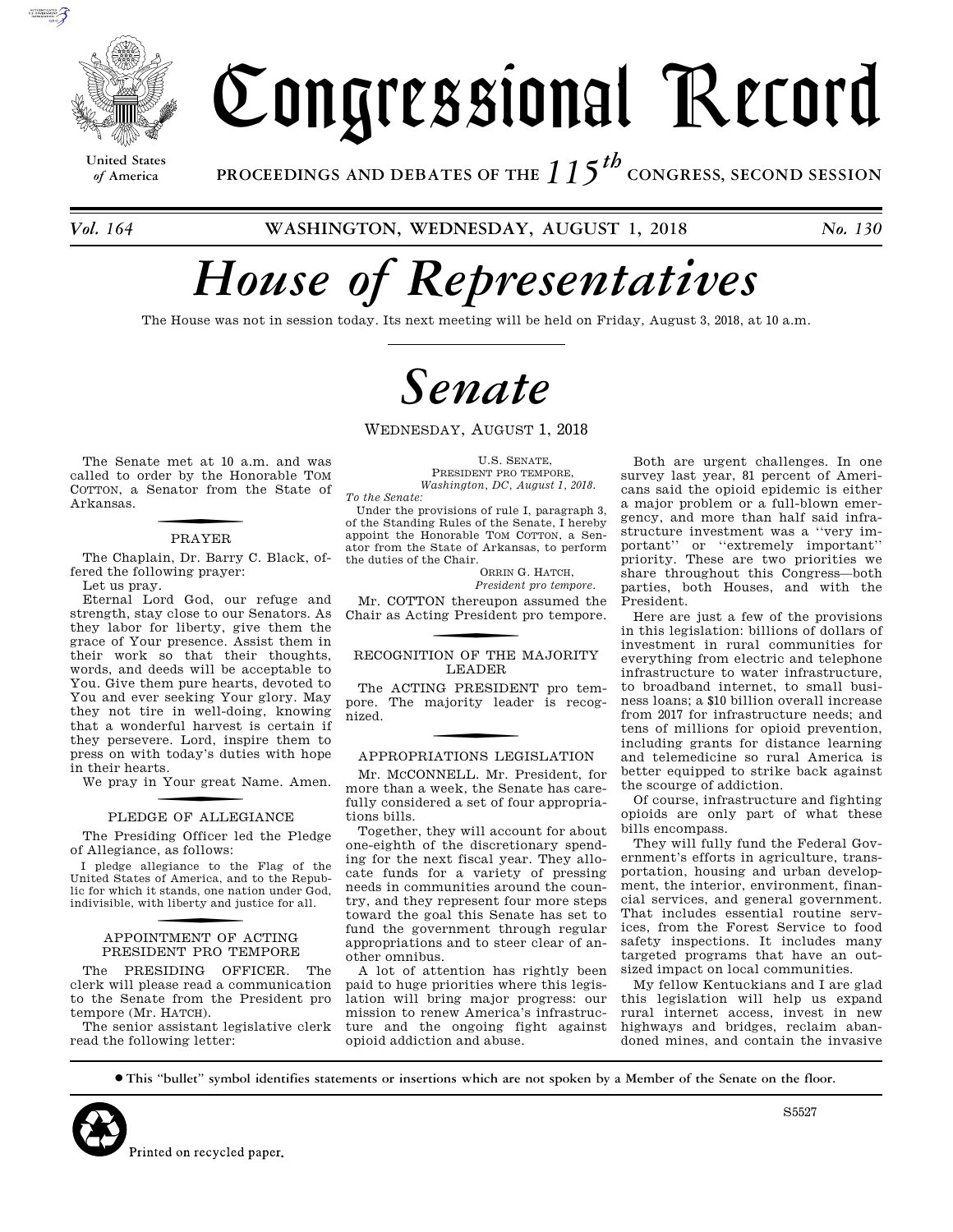# Congressional Record

United States of America

**PROCEEDINGS AND DEBATES OF THE 115th CONGRESS, SECOND SESSION**

*Vol. 164* **WASHINGTON, WEDNESDAY, AUGUST 1, 2018** *No. 130*

# *House of Representatives*

The House was not in session today. Its next meeting will be held on Friday, August 3, 2018, at 10 a.m.

# *Senate*

WEDNESDAY, AUGUST 1, 2018

The Senate met at 10 a.m. and was called to order by the Honorable TOM COTTON, a Senator from the State of Arkansas.

## PRAYER

The Chaplain, Dr. Barry C. Black, offered the following prayer:

Let us pray.

Eternal Lord God, our refuge and strength, stay close to our Senators. As they labor for liberty, give them the grace of Your presence. Assist them in their work so that their thoughts, words, and deeds will be acceptable to You. Give them pure hearts, devoted to You and ever seeking Your glory. May they not tire in well-doing, knowing that a wonderful harvest is certain if they persevere. Lord, inspire them to press on with today's duties with hope in their hearts.

We pray in Your great Name. Amen.

## PLEDGE OF ALLEGIANCE

The Presiding Officer led the Pledge of Allegiance, as follows:

I pledge allegiance to the Flag of the United States of America, and to the Republic for which it stands, one nation under God, indivisible, with liberty and justice for all.

## APPOINTMENT OF ACTING PRESIDENT PRO TEMPORE

The PRESIDING OFFICER. The clerk will please read a communication to the Senate from the President pro tempore (Mr. HATCH).

The senior assistant legislative clerk read the following letter:

U.S. SENATE,
PRESIDENT PRO TEMPORE,
*Washington, DC, August 1, 2018.*

*To the Senate:*

Under the provisions of rule I, paragraph 3, of the Standing Rules of the Senate, I hereby appoint the Honorable TOM COTTON, a Senator from the State of Arkansas, to perform the duties of the Chair.

ORRIN G. HATCH,
*President pro tempore.*

Mr. COTTON thereupon assumed the Chair as Acting President pro tempore.

## RECOGNITION OF THE MAJORITY LEADER

The ACTING PRESIDENT pro tempore. The majority leader is recognized.

## APPROPRIATIONS LEGISLATION

Mr. MCCONNELL. Mr. President, for more than a week, the Senate has carefully considered a set of four appropriations bills.

Together, they will account for about one-eighth of the discretionary spending for the next fiscal year. They allocate funds for a variety of pressing needs in communities around the country, and they represent four more steps toward the goal this Senate has set to fund the government through regular appropriations and to steer clear of another omnibus.

A lot of attention has rightly been paid to huge priorities where this legislation will bring major progress: our mission to renew America's infrastructure and the ongoing fight against opioid addiction and abuse.

Both are urgent challenges. In one survey last year, 81 percent of Americans said the opioid epidemic is either a major problem or a full-blown emergency, and more than half said infrastructure investment was a ''very important'' or ''extremely important'' priority. These are two priorities we share throughout this Congress—both parties, both Houses, and with the President.

Here are just a few of the provisions in this legislation: billions of dollars of investment in rural communities for everything from electric and telephone infrastructure to water infrastructure, to broadband internet, to small business loans; a $10 billion overall increase from 2017 for infrastructure needs; and tens of millions for opioid prevention, including grants for distance learning and telemedicine so rural America is better equipped to strike back against the scourge of addiction.

Of course, infrastructure and fighting opioids are only part of what these bills encompass.

They will fully fund the Federal Government's efforts in agriculture, transportation, housing and urban development, the interior, environment, financial services, and general government. That includes essential routine services, from the Forest Service to food safety inspections. It includes many targeted programs that have an outsized impact on local communities.

My fellow Kentuckians and I are glad this legislation will help us expand rural internet access, invest in new highways and bridges, reclaim abandoned mines, and contain the invasive

● This ''bullet'' symbol identifies statements or insertions which are not spoken by a Member of the Senate on the floor.

Printed on recycled paper.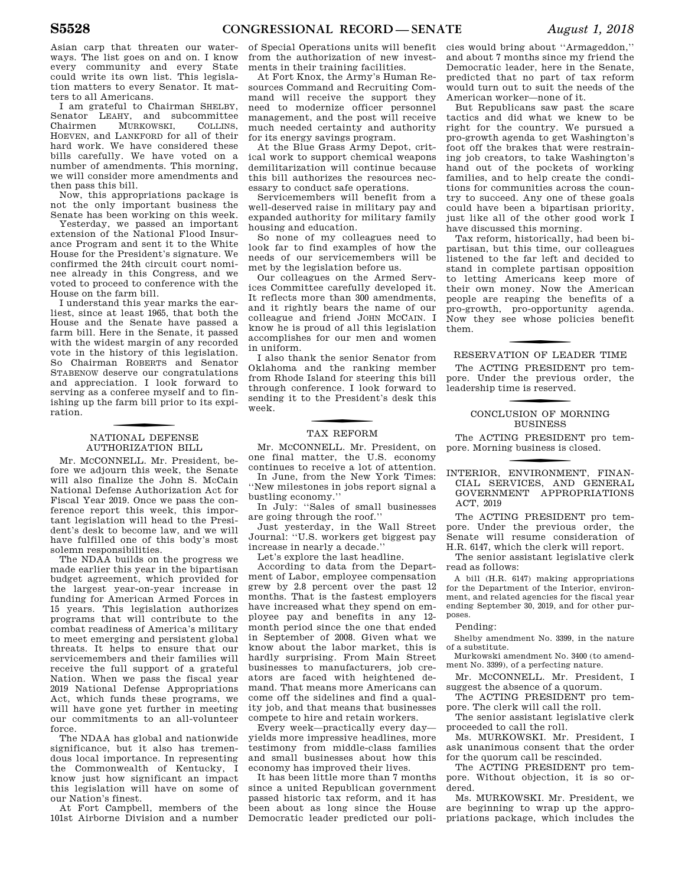Asian carp that threaten our waterways. The list goes on and on. I know every community and every State could write its own list. This legislation matters to every Senator. It matters to all Americans.

I am grateful to Chairman SHELBY, Senator LEAHY, and subcommittee Chairmen MURKOWSKI, COLLINS, HOEVEN, and LANKFORD for all of their hard work. We have considered these bills carefully. We have voted on a number of amendments. This morning, we will consider more amendments and then pass this bill.

Now, this appropriations package is not the only important business the Senate has been working on this week.

Yesterday, we passed an important extension of the National Flood Insurance Program and sent it to the White House for the President's signature. We confirmed the 24th circuit court nominee already in this Congress, and we voted to proceed to conference with the House on the farm bill.

I understand this year marks the earliest, since at least 1965, that both the House and the Senate have passed a farm bill. Here in the Senate, it passed with the widest margin of any recorded vote in the history of this legislation. So Chairman ROBERTS and Senator STABENOW deserve our congratulations and appreciation. I look forward to serving as a conferee myself and to finishing up the farm bill prior to its expiration.

## NATIONAL DEFENSE AUTHORIZATION BILL

Mr. McCONNELL. Mr. President, before we adjourn this week, the Senate will also finalize the John S. McCain National Defense Authorization Act for Fiscal Year 2019. Once we pass the conference report this week, this important legislation will head to the President's desk to become law, and we will have fulfilled one of this body's most solemn responsibilities.

The NDAA builds on the progress we made earlier this year in the bipartisan budget agreement, which provided for the largest year-on-year increase in funding for American Armed Forces in 15 years. This legislation authorizes programs that will contribute to the combat readiness of America's military to meet emerging and persistent global threats. It helps to ensure that our servicemembers and their families will receive the full support of a grateful Nation. When we pass the fiscal year 2019 National Defense Appropriations Act, which funds these programs, we will have gone yet further in meeting our commitments to an all-volunteer force.

The NDAA has global and nationwide significance, but it also has tremendous local importance. In representing the Commonwealth of Kentucky, I know just how significant an impact this legislation will have on some of our Nation's finest.

At Fort Campbell, members of the 101st Airborne Division and a number of Special Operations units will benefit from the authorization of new investments in their training facilities.

At Fort Knox, the Army's Human Resources Command and Recruiting Command will receive the support they need to modernize officer personnel management, and the post will receive much needed certainty and authority for its energy savings program.

At the Blue Grass Army Depot, critical work to support chemical weapons demilitarization will continue because this bill authorizes the resources necessary to conduct safe operations.

Servicemembers will benefit from a well-deserved raise in military pay and expanded authority for military family housing and education.

So none of my colleagues need to look far to find examples of how the needs of our servicemembers will be met by the legislation before us.

Our colleagues on the Armed Services Committee carefully developed it. It reflects more than 300 amendments, and it rightly bears the name of our colleague and friend JOHN McCAIN. I know he is proud of all this legislation accomplishes for our men and women in uniform.

I also thank the senior Senator from Oklahoma and the ranking member from Rhode Island for steering this bill through conference. I look forward to sending it to the President's desk this week.

## TAX REFORM

Mr. McCONNELL. Mr. President, on one final matter, the U.S. economy continues to receive a lot of attention.

In June, from the New York Times: "New milestones in jobs report signal a bustling economy."

In July: "Sales of small businesses are going through the roof."

Just yesterday, in the Wall Street Journal: "U.S. workers get biggest pay increase in nearly a decade."

Let's explore the last headline.

According to data from the Department of Labor, employee compensation grew by 2.8 percent over the past 12 months. That is the fastest employers have increased what they spend on employee pay and benefits in any 12-month period since the one that ended in September of 2008. Given what we know about the labor market, this is hardly surprising. From Main Street businesses to manufacturers, job creators are faced with heightened demand. That means more Americans can come off the sidelines and find a quality job, and that means that businesses compete to hire and retain workers.

Every week—practically every day—yields more impressive headlines, more testimony from middle-class families and small businesses about how this economy has improved their lives.

It has been little more than 7 months since a united Republican government passed historic tax reform, and it has been about as long since the House Democratic leader predicted our policies would bring about "Armageddon," and about 7 months since my friend the Democratic leader, here in the Senate, predicted that no part of tax reform would turn out to suit the needs of the American worker—none of it.

But Republicans saw past the scare tactics and did what we knew to be right for the country. We pursued a pro-growth agenda to get Washington's foot off the brakes that were restraining job creators, to take Washington's hand out of the pockets of working families, and to help create the conditions for communities across the country to succeed. Any one of these goals could have been a bipartisan priority, just like all of the other good work I have discussed this morning.

Tax reform, historically, had been bipartisan, but this time, our colleagues listened to the far left and decided to stand in complete partisan opposition to letting Americans keep more of their own money. Now the American people are reaping the benefits of a pro-growth, pro-opportunity agenda. Now they see whose policies benefit them.

## RESERVATION OF LEADER TIME

The ACTING PRESIDENT pro tempore. Under the previous order, the leadership time is reserved.

## CONCLUSION OF MORNING BUSINESS

The ACTING PRESIDENT pro tempore. Morning business is closed.

## INTERIOR, ENVIRONMENT, FINANCIAL SERVICES, AND GENERAL GOVERNMENT APPROPRIATIONS ACT, 2019

The ACTING PRESIDENT pro tempore. Under the previous order, the Senate will resume consideration of H.R. 6147, which the clerk will report.

The senior assistant legislative clerk read as follows:

A bill (H.R. 6147) making appropriations for the Department of the Interior, environment, and related agencies for the fiscal year ending September 30, 2019, and for other purposes.

Pending:

Shelby amendment No. 3399, in the nature of a substitute.

Murkowski amendment No. 3400 (to amendment No. 3399), of a perfecting nature.

Mr. McCONNELL. Mr. President, I suggest the absence of a quorum.

The ACTING PRESIDENT pro tempore. The clerk will call the roll.

The senior assistant legislative clerk proceeded to call the roll.

Ms. MURKOWSKI. Mr. President, I ask unanimous consent that the order for the quorum call be rescinded.

The ACTING PRESIDENT pro tempore. Without objection, it is so ordered.

Ms. MURKOWSKI. Mr. President, we are beginning to wrap up the appropriations package, which includes the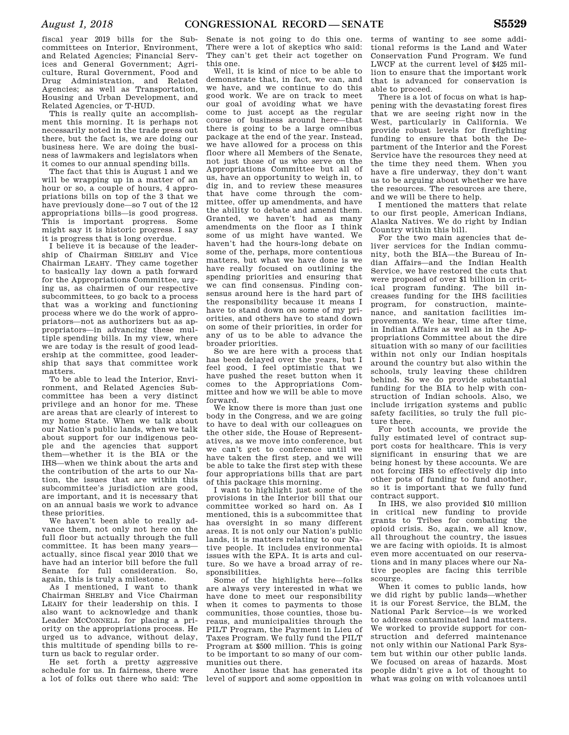fiscal year 2019 bills for the Subcommittees on Interior, Environment, and Related Agencies; Financial Services and General Government; Agriculture, Rural Government, Food and Drug Administration, and Related Agencies; as well as Transportation, Housing and Urban Development, and Related Agencies, or T-HUD.

This is really quite an accomplishment this morning. It is perhaps not necessarily noted in the trade press out there, but the fact is, we are doing our business here. We are doing the business of lawmakers and legislators when it comes to our annual spending bills.

The fact that this is August 1 and we will be wrapping up in a matter of an hour or so, a couple of hours, 4 appropriations bills on top of the 3 that we have previously done—so 7 out of the 12 appropriations bills—is good progress. This is important progress. Some might say it is historic progress. I say it is progress that is long overdue.

I believe it is because of the leadership of Chairman SHELBY and Vice Chairman LEAHY. They came together to basically lay down a path forward for the Appropriations Committee, urging us, as chairmen of our respective subcommittees, to go back to a process that was a working and functioning process where we do the work of appropriators—not as authorizers but as appropriators—in advancing these multiple spending bills. In my view, where we are today is the result of good leadership at the committee, good leadership that says that committee work matters.

To be able to lead the Interior, Environment, and Related Agencies Subcommittee has been a very distinct privilege and an honor for me. These are areas that are clearly of interest to my home State. When we talk about our Nation's public lands, when we talk about support for our indigenous people and the agencies that support them—whether it is the BIA or the IHS—when we think about the arts and the contribution of the arts to our Nation, the issues that are within this subcommittee's jurisdiction are good, are important, and it is necessary that on an annual basis we work to advance these priorities.

We haven't been able to really advance them, not only not here on the full floor but actually through the full committee. It has been many years—actually, since fiscal year 2010 that we have had an interior bill before the full Senate for full consideration. So, again, this is truly a milestone.

As I mentioned, I want to thank Chairman SHELBY and Vice Chairman LEAHY for their leadership on this. I also want to acknowledge and thank Leader MCCONNELL for placing a priority on the appropriations process. He urged us to advance, without delay, this multitude of spending bills to return us back to regular order.

He set forth a pretty aggressive schedule for us. In fairness, there were a lot of folks out there who said: The Senate is not going to do this one. There were a lot of skeptics who said: They can't get their act together on this one.

Well, it is kind of nice to be able to demonstrate that, in fact, we can, and we have, and we continue to do this good work. We are on track to meet our goal of avoiding what we have come to just accept as the regular course of business around here—that there is going to be a large omnibus package at the end of the year. Instead, we have allowed for a process on this floor where all Members of the Senate, not just those of us who serve on the Appropriations Committee but all of us, have an opportunity to weigh in, to dig in, and to review these measures that have come through the committee, offer up amendments, and have the ability to debate and amend them. Granted, we haven't had as many amendments on the floor as I think some of us might have wanted. We haven't had the hours-long debate on some of the, perhaps, more contentious matters, but what we have done is we have really focused on outlining the spending priorities and ensuring that we can find consensus. Finding consensus around here is the hard part of the responsibility because it means I have to stand down on some of my priorities, and others have to stand down on some of their priorities, in order for any of us to be able to advance the broader priorities.

So we are here with a process that has been delayed over the years, but I feel good, I feel optimistic that we have pushed the reset button when it comes to the Appropriations Committee and how we will be able to move forward.

We know there is more than just one body in the Congress, and we are going to have to deal with our colleagues on the other side, the House of Representatives, as we move into conference, but we can't get to conference until we have taken the first step, and we will be able to take the first step with these four appropriations bills that are part of this package this morning.

I want to highlight just some of the provisions in the Interior bill that our committee worked so hard on. As I mentioned, this is a subcommittee that has oversight in so many different areas. It is not only our Nation's public lands, it is matters relating to our Native people. It includes environmental issues with the EPA. It is arts and culture. So we have a broad array of responsibilities.

Some of the highlights here—folks are always very interested in what we have done to meet our responsibility when it comes to payments to those communities, those counties, those bureaus, and municipalities through the PILT Program, the Payment in Lieu of Taxes Program. We fully fund the PILT Program at $500 million. This is going to be important to so many of our communities out there.

Another issue that has generated its level of support and some opposition in terms of wanting to see some additional reforms is the Land and Water Conservation Fund Program. We fund LWCF at the current level of $425 million to ensure that the important work that is advanced for conservation is able to proceed.

There is a lot of focus on what is happening with the devastating forest fires that we are seeing right now in the West, particularly in California. We provide robust levels for firefighting funding to ensure that both the Department of the Interior and the Forest Service have the resources they need at the time they need them. When you have a fire underway, they don't want us to be arguing about whether we have the resources. The resources are there, and we will be there to help.

I mentioned the matters that relate to our first people, American Indians, Alaska Natives. We do right by Indian Country within this bill.

For the two main agencies that deliver services for the Indian community, both the BIA—the Bureau of Indian Affairs—and the Indian Health Service, we have restored the cuts that were proposed of over $1 billion in critical program funding. The bill increases funding for the IHS facilities program, for construction, maintenance, and sanitation facilities improvements. We hear, time after time, in Indian Affairs as well as in the Appropriations Committee about the dire situation with so many of our facilities within not only our Indian hospitals around the country but also within the schools, truly leaving these children behind. So we do provide substantial funding for the BIA to help with construction of Indian schools. Also, we include irrigation systems and public safety facilities, so truly the full picture there.

For both accounts, we provide the fully estimated level of contract support costs for healthcare. This is very significant in ensuring that we are being honest by these accounts. We are not forcing IHS to effectively dip into other pots of funding to fund another, so it is important that we fully fund contract support.

In IHS, we also provided $10 million in critical new funding to provide grants to Tribes for combating the opioid crisis. So, again, we all know, all throughout the country, the issues we are facing with opioids. It is almost even more accentuated on our reservations and in many places where our Native peoples are facing this terrible scourge.

When it comes to public lands, how we did right by public lands—whether it is our Forest Service, the BLM, the National Park Service—is we worked to address contaminated land matters. We worked to provide support for construction and deferred maintenance not only within our National Park System but within our other public lands. We focused on areas of hazards. Most people didn't give a lot of thought to what was going on with volcanoes until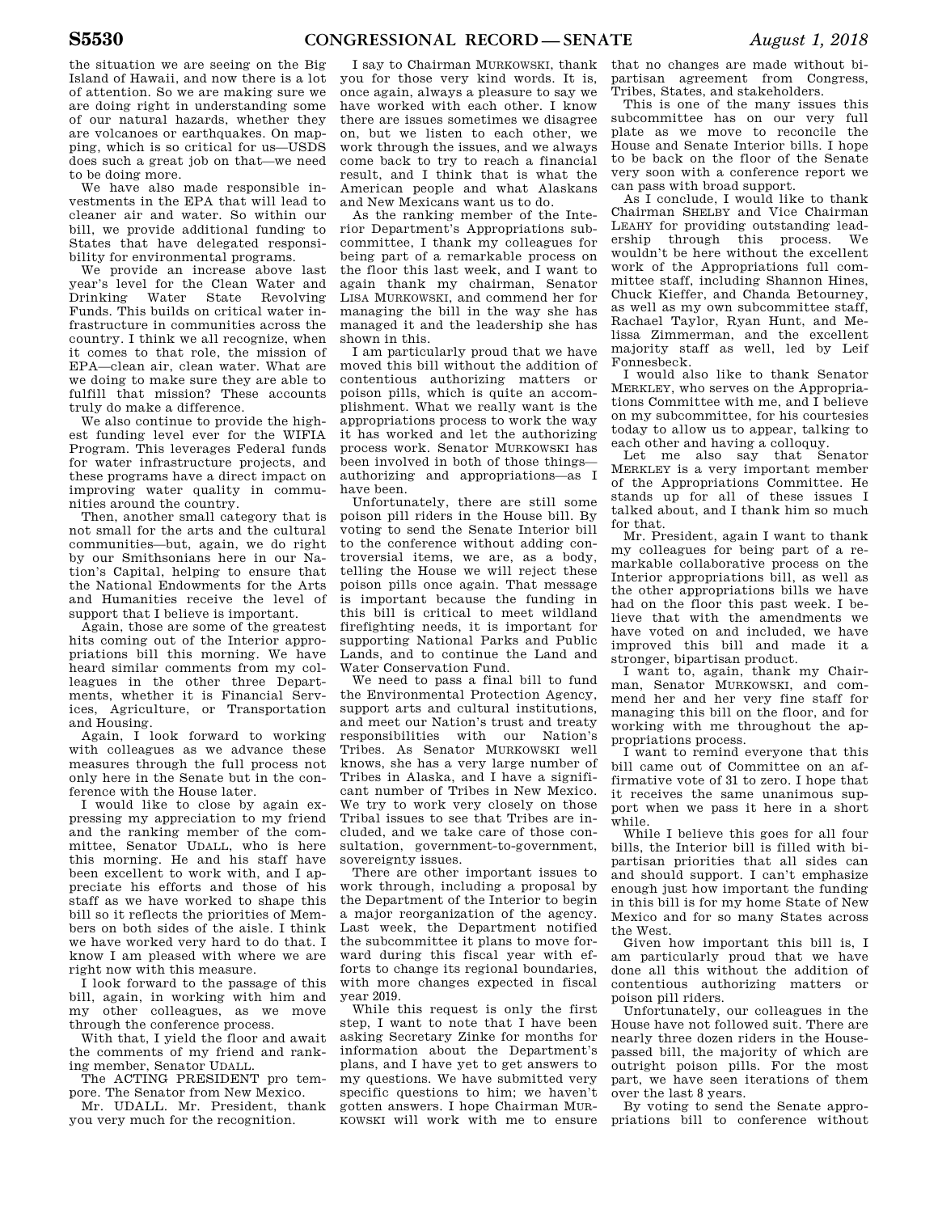the situation we are seeing on the Big Island of Hawaii, and now there is a lot of attention. So we are making sure we are doing right in understanding some of our natural hazards, whether they are volcanoes or earthquakes. On mapping, which is so critical for us—USDS does such a great job on that—we need to be doing more.

We have also made responsible investments in the EPA that will lead to cleaner air and water. So within our bill, we provide additional funding to States that have delegated responsibility for environmental programs.

We provide an increase above last year's level for the Clean Water and Drinking Water State Revolving Funds. This builds on critical water infrastructure in communities across the country. I think we all recognize, when it comes to that role, the mission of EPA—clean air, clean water. What are we doing to make sure they are able to fulfill that mission? These accounts truly do make a difference.

We also continue to provide the highest funding level ever for the WIFIA Program. This leverages Federal funds for water infrastructure projects, and these programs have a direct impact on improving water quality in communities around the country.

Then, another small category that is not small for the arts and the cultural communities—but, again, we do right by our Smithsonians here in our Nation's Capital, helping to ensure that the National Endowments for the Arts and Humanities receive the level of support that I believe is important.

Again, those are some of the greatest hits coming out of the Interior appropriations bill this morning. We have heard similar comments from my colleagues in the other three Departments, whether it is Financial Services, Agriculture, or Transportation and Housing.

Again, I look forward to working with colleagues as we advance these measures through the full process not only here in the Senate but in the conference with the House later.

I would like to close by again expressing my appreciation to my friend and the ranking member of the committee, Senator UDALL, who is here this morning. He and his staff have been excellent to work with, and I appreciate his efforts and those of his staff as we have worked to shape this bill so it reflects the priorities of Members on both sides of the aisle. I think we have worked very hard to do that. I know I am pleased with where we are right now with this measure.

I look forward to the passage of this bill, again, in working with him and my other colleagues, as we move through the conference process.

With that, I yield the floor and await the comments of my friend and ranking member, Senator UDALL.

The ACTING PRESIDENT pro tempore. The Senator from New Mexico.

Mr. UDALL. Mr. President, thank you very much for the recognition.

I say to Chairman MURKOWSKI, thank you for those very kind words. It is, once again, always a pleasure to say we have worked with each other. I know there are issues sometimes we disagree on, but we listen to each other, we work through the issues, and we always come back to try to reach a financial result, and I think that is what the American people and what Alaskans and New Mexicans want us to do.

As the ranking member of the Interior Department's Appropriations subcommittee, I thank my colleagues for being part of a remarkable process on the floor this last week, and I want to again thank my chairman, Senator LISA MURKOWSKI, and commend her for managing the bill in the way she has managed it and the leadership she has shown in this.

I am particularly proud that we have moved this bill without the addition of contentious authorizing matters or poison pills, which is quite an accomplishment. What we really want is the appropriations process to work the way it has worked and let the authorizing process work. Senator MURKOWSKI has been involved in both of those things—authorizing and appropriations—as I have been.

Unfortunately, there are still some poison pill riders in the House bill. By voting to send the Senate Interior bill to the conference without adding controversial items, we are, as a body, telling the House we will reject these poison pills once again. That message is important because the funding in this bill is critical to meet wildland firefighting needs, it is important for supporting National Parks and Public Lands, and to continue the Land and Water Conservation Fund.

We need to pass a final bill to fund the Environmental Protection Agency, support arts and cultural institutions, and meet our Nation's trust and treaty responsibilities with our Nation's Tribes. As Senator MURKOWSKI well knows, she has a very large number of Tribes in Alaska, and I have a significant number of Tribes in New Mexico. We try to work very closely on those Tribal issues to see that Tribes are included, and we take care of those consultation, government-to-government, sovereignty issues.

There are other important issues to work through, including a proposal by the Department of the Interior to begin a major reorganization of the agency. Last week, the Department notified the subcommittee it plans to move forward during this fiscal year with efforts to change its regional boundaries, with more changes expected in fiscal year 2019.

While this request is only the first step, I want to note that I have been asking Secretary Zinke for months for information about the Department's plans, and I have yet to get answers to my questions. We have submitted very specific questions to him; we haven't gotten answers. I hope Chairman MURKOWSKI will work with me to ensure that no changes are made without bipartisan agreement from Congress, Tribes, States, and stakeholders.

This is one of the many issues this subcommittee has on our very full plate as we move to reconcile the House and Senate Interior bills. I hope to be back on the floor of the Senate very soon with a conference report we can pass with broad support.

As I conclude, I would like to thank Chairman SHELBY and Vice Chairman LEAHY for providing outstanding leadership through this process. We wouldn't be here without the excellent work of the Appropriations full committee staff, including Shannon Hines, Chuck Kieffer, and Chanda Betourney, as well as my own subcommittee staff, Rachael Taylor, Ryan Hunt, and Melissa Zimmerman, and the excellent majority staff as well, led by Leif Fonnesbeck.

I would also like to thank Senator MERKLEY, who serves on the Appropriations Committee with me, and I believe on my subcommittee, for his courtesies today to allow us to appear, talking to each other and having a colloquy.

Let me also say that Senator MERKLEY is a very important member of the Appropriations Committee. He stands up for all of these issues I talked about, and I thank him so much for that.

Mr. President, again I want to thank my colleagues for being part of a remarkable collaborative process on the Interior appropriations bill, as well as the other appropriations bills we have had on the floor this past week. I believe that with the amendments we have voted on and included, we have improved this bill and made it a stronger, bipartisan product.

I want to, again, thank my Chairman, Senator MURKOWSKI, and commend her and her very fine staff for managing this bill on the floor, and for working with me throughout the appropriations process.

I want to remind everyone that this bill came out of Committee on an affirmative vote of 31 to zero. I hope that it receives the same unanimous support when we pass it here in a short while.

While I believe this goes for all four bills, the Interior bill is filled with bipartisan priorities that all sides can and should support. I can't emphasize enough just how important the funding in this bill is for my home State of New Mexico and for so many States across the West.

Given how important this bill is, I am particularly proud that we have done all this without the addition of contentious authorizing matters or poison pill riders.

Unfortunately, our colleagues in the House have not followed suit. There are nearly three dozen riders in the House-passed bill, the majority of which are outright poison pills. For the most part, we have seen iterations of them over the last 8 years.

By voting to send the Senate appropriations bill to conference without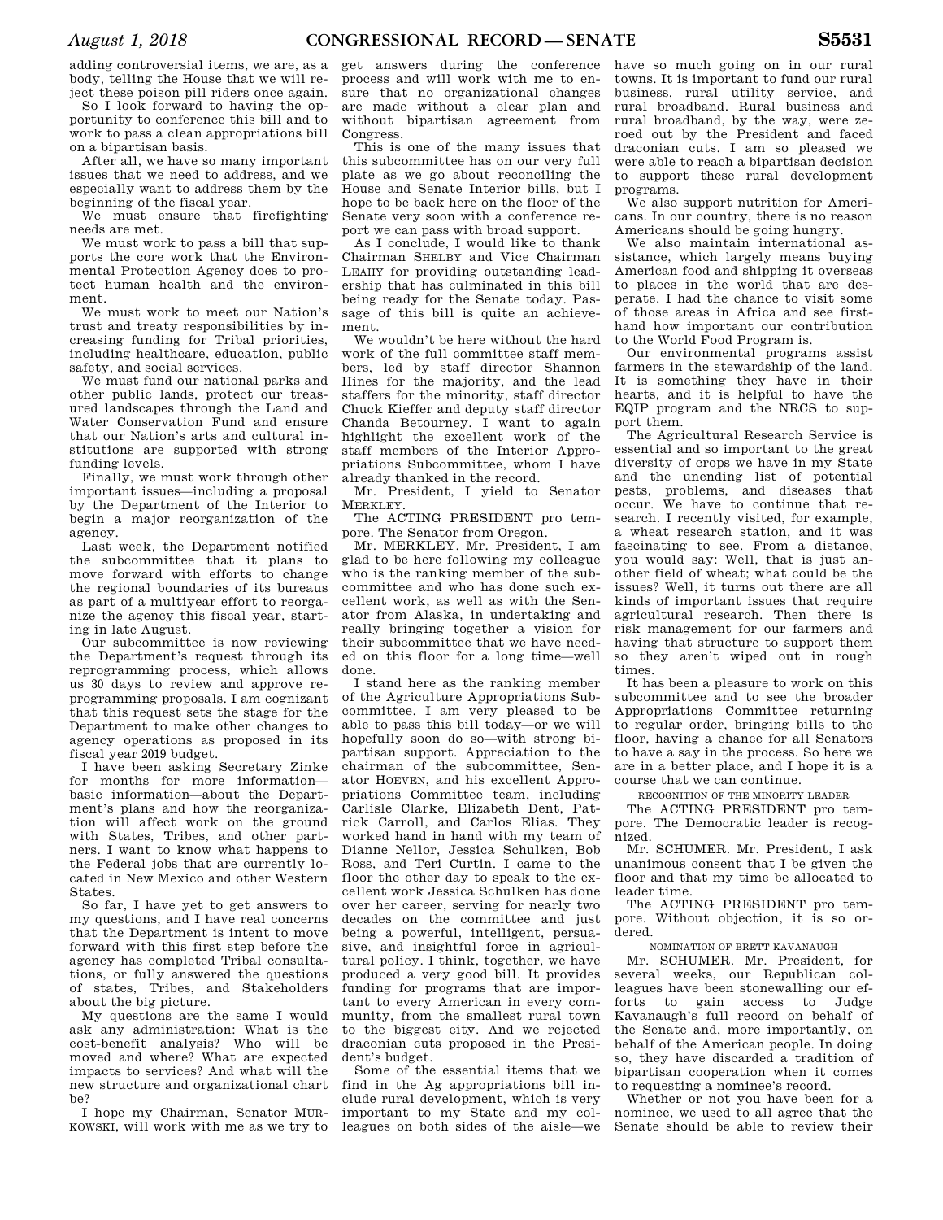adding controversial items, we are, as a body, telling the House that we will reject these poison pill riders once again.

So I look forward to having the opportunity to conference this bill and to work to pass a clean appropriations bill on a bipartisan basis.

After all, we have so many important issues that we need to address, and we especially want to address them by the beginning of the fiscal year.

We must ensure that firefighting needs are met.

We must work to pass a bill that supports the core work that the Environmental Protection Agency does to protect human health and the environment.

We must work to meet our Nation's trust and treaty responsibilities by increasing funding for Tribal priorities, including healthcare, education, public safety, and social services.

We must fund our national parks and other public lands, protect our treasured landscapes through the Land and Water Conservation Fund and ensure that our Nation's arts and cultural institutions are supported with strong funding levels.

Finally, we must work through other important issues—including a proposal by the Department of the Interior to begin a major reorganization of the agency.

Last week, the Department notified the subcommittee that it plans to move forward with efforts to change the regional boundaries of its bureaus as part of a multiyear effort to reorganize the agency this fiscal year, starting in late August.

Our subcommittee is now reviewing the Department's request through its reprogramming process, which allows us 30 days to review and approve reprogramming proposals. I am cognizant that this request sets the stage for the Department to make other changes to agency operations as proposed in its fiscal year 2019 budget.

I have been asking Secretary Zinke for months for more information—basic information—about the Department's plans and how the reorganization will affect work on the ground with States, Tribes, and other partners. I want to know what happens to the Federal jobs that are currently located in New Mexico and other Western States.

So far, I have yet to get answers to my questions, and I have real concerns that the Department is intent to move forward with this first step before the agency has completed Tribal consultations, or fully answered the questions of states, Tribes, and Stakeholders about the big picture.

My questions are the same I would ask any administration: What is the cost-benefit analysis? Who will be moved and where? What are expected impacts to services? And what will the new structure and organizational chart be?

I hope my Chairman, Senator MURKOWSKI, will work with me as we try to get answers during the conference process and will work with me to ensure that no organizational changes are made without a clear plan and without bipartisan agreement from Congress.

This is one of the many issues that this subcommittee has on our very full plate as we go about reconciling the House and Senate Interior bills, but I hope to be back here on the floor of the Senate very soon with a conference report we can pass with broad support.

As I conclude, I would like to thank Chairman SHELBY and Vice Chairman LEAHY for providing outstanding leadership that has culminated in this bill being ready for the Senate today. Passage of this bill is quite an achievement.

We wouldn't be here without the hard work of the full committee staff members, led by staff director Shannon Hines for the majority, and the lead staffers for the minority, staff director Chuck Kieffer and deputy staff director Chanda Betourney. I want to again highlight the excellent work of the staff members of the Interior Appropriations Subcommittee, whom I have already thanked in the record.

Mr. President, I yield to Senator MERKLEY.

The ACTING PRESIDENT pro tempore. The Senator from Oregon.

Mr. MERKLEY. Mr. President, I am glad to be here following my colleague who is the ranking member of the subcommittee and who has done such excellent work, as well as with the Senator from Alaska, in undertaking and really bringing together a vision for their subcommittee that we have needed on this floor for a long time—well done.

I stand here as the ranking member of the Agriculture Appropriations Subcommittee. I am very pleased to be able to pass this bill today—or we will hopefully soon do so—with strong bipartisan support. Appreciation to the chairman of the subcommittee, Senator HOEVEN, and his excellent Appropriations Committee team, including Carlisle Clarke, Elizabeth Dent, Patrick Carroll, and Carlos Elias. They worked hand in hand with my team of Dianne Nellor, Jessica Schulken, Bob Ross, and Teri Curtin. I came to the floor the other day to speak to the excellent work Jessica Schulken has done over her career, serving for nearly two decades on the committee and just being a powerful, intelligent, persuasive, and insightful force in agricultural policy. I think, together, we have produced a very good bill. It provides funding for programs that are important to every American in every community, from the smallest rural town to the biggest city. And we rejected draconian cuts proposed in the President's budget.

Some of the essential items that we find in the Ag appropriations bill include rural development, which is very important to my State and my colleagues on both sides of the aisle—we have so much going on in our rural towns. It is important to fund our rural business, rural utility service, and rural broadband. Rural business and rural broadband, by the way, were zeroed out by the President and faced draconian cuts. I am so pleased we were able to reach a bipartisan decision to support these rural development programs.

We also support nutrition for Americans. In our country, there is no reason Americans should be going hungry.

We also maintain international assistance, which largely means buying American food and shipping it overseas to places in the world that are desperate. I had the chance to visit some of those areas in Africa and see firsthand how important our contribution to the World Food Program is.

Our environmental programs assist farmers in the stewardship of the land. It is something they have in their hearts, and it is helpful to have the EQIP program and the NRCS to support them.

The Agricultural Research Service is essential and so important to the great diversity of crops we have in my State and the unending list of potential pests, problems, and diseases that occur. We have to continue that research. I recently visited, for example, a wheat research station, and it was fascinating to see. From a distance, you would say: Well, that is just another field of wheat; what could be the issues? Well, it turns out there are all kinds of important issues that require agricultural research. Then there is risk management for our farmers and having that structure to support them so they aren't wiped out in rough times.

It has been a pleasure to work on this subcommittee and to see the broader Appropriations Committee returning to regular order, bringing bills to the floor, having a chance for all Senators to have a say in the process. So here we are in a better place, and I hope it is a course that we can continue.

RECOGNITION OF THE MINORITY LEADER

The ACTING PRESIDENT pro tempore. The Democratic leader is recognized.

Mr. SCHUMER. Mr. President, I ask unanimous consent that I be given the floor and that my time be allocated to leader time.

The ACTING PRESIDENT pro tempore. Without objection, it is so ordered.

NOMINATION OF BRETT KAVANAUGH

Mr. SCHUMER. Mr. President, for several weeks, our Republican colleagues have been stonewalling our efforts to gain access to Judge Kavanaugh's full record on behalf of the Senate and, more importantly, on behalf of the American people. In doing so, they have discarded a tradition of bipartisan cooperation when it comes to requesting a nominee's record.

Whether or not you have been for a nominee, we used to all agree that the Senate should be able to review their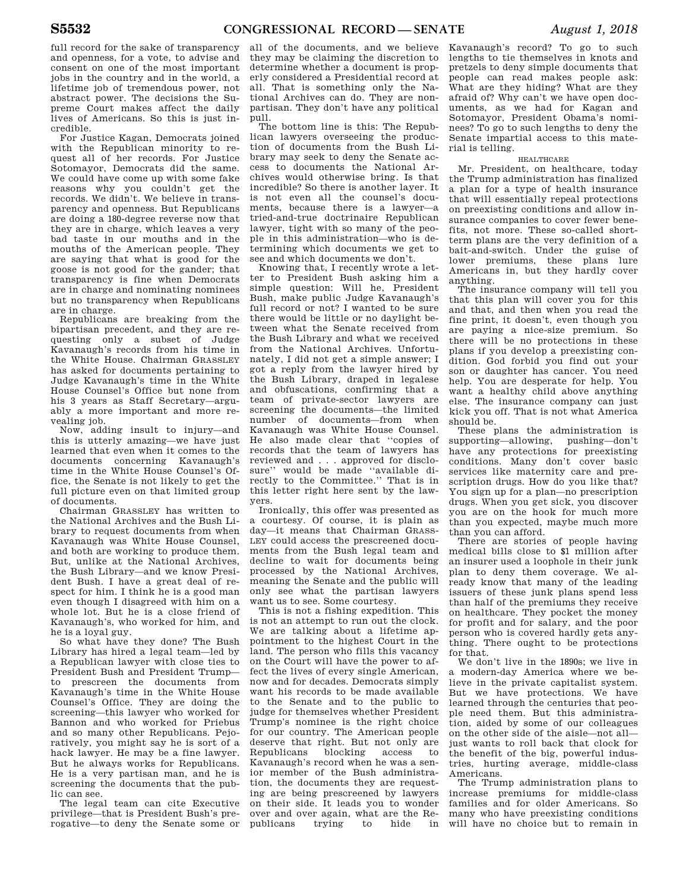full record for the sake of transparency and openness, for a vote, to advise and consent on one of the most important jobs in the country and in the world, a lifetime job of tremendous power, not abstract power. The decisions the Supreme Court makes affect the daily lives of Americans. So this is just incredible.

For Justice Kagan, Democrats joined with the Republican minority to request all of her records. For Justice Sotomayor, Democrats did the same. We could have come up with some fake reasons why you couldn't get the records. We didn't. We believe in transparency and openness. But Republicans are doing a 180-degree reverse now that they are in charge, which leaves a very bad taste in our mouths and in the mouths of the American people. They are saying that what is good for the goose is not good for the gander; that transparency is fine when Democrats are in charge and nominating nominees but no transparency when Republicans are in charge.

Republicans are breaking from the bipartisan precedent, and they are requesting only a subset of Judge Kavanaugh's records from his time in the White House. Chairman GRASSLEY has asked for documents pertaining to Judge Kavanaugh's time in the White House Counsel's Office but none from his 3 years as Staff Secretary—arguably a more important and more revealing job.

Now, adding insult to injury—and this is utterly amazing—we have just learned that even when it comes to the documents concerning Kavanaugh's time in the White House Counsel's Office, the Senate is not likely to get the full picture even on that limited group of documents.

Chairman GRASSLEY has written to the National Archives and the Bush Library to request documents from when Kavanaugh was White House Counsel, and both are working to produce them. But, unlike at the National Archives, the Bush Library—and we know President Bush. I have a great deal of respect for him. I think he is a good man even though I disagreed with him on a whole lot. But he is a close friend of Kavanaugh's, who worked for him, and he is a loyal guy.

So what have they done? The Bush Library has hired a legal team—led by a Republican lawyer with close ties to President Bush and President Trump—to prescreen the documents from Kavanaugh's time in the White House Counsel's Office. They are doing the screening—this lawyer who worked for Bannon and who worked for Priebus and so many other Republicans. Pejoratively, you might say he is sort of a hack lawyer. He may be a fine lawyer. But he always works for Republicans. He is a very partisan man, and he is screening the documents that the public can see.

The legal team can cite Executive privilege—that is President Bush's prerogative—to deny the Senate some or all of the documents, and we believe they may be claiming the discretion to determine whether a document is properly considered a Presidential record at all. That is something only the National Archives can do. They are nonpartisan. They don't have any political pull.

The bottom line is this: The Republican lawyers overseeing the production of documents from the Bush Library may seek to deny the Senate access to documents the National Archives would otherwise bring. Is that incredible? So there is another layer. It is not even all the counsel's documents, because there is a lawyer—a tried-and-true doctrinaire Republican lawyer, tight with so many of the people in this administration—who is determining which documents we get to see and which documents we don't.

Knowing that, I recently wrote a letter to President Bush asking him a simple question: Will he, President Bush, make public Judge Kavanaugh's full record or not? I wanted to be sure there would be little or no daylight between what the Senate received from the Bush Library and what we received from the National Archives. Unfortunately, I did not get a simple answer; I got a reply from the lawyer hired by the Bush Library, draped in legalese and obfuscations, confirming that a team of private-sector lawyers are screening the documents—the limited number of documents—from when Kavanaugh was White House Counsel. He also made clear that "copies of records that the team of lawyers has reviewed and . . . approved for disclosure" would be made "available directly to the Committee." That is in this letter right here sent by the lawyers.

Ironically, this offer was presented as a courtesy. Of course, it is plain as day—it means that Chairman GRASSLEY could access the prescreened documents from the Bush legal team and decline to wait for documents being processed by the National Archives, meaning the Senate and the public will only see what the partisan lawyers want us to see. Some courtesy.

This is not a fishing expedition. This is not an attempt to run out the clock. We are talking about a lifetime appointment to the highest Court in the land. The person who fills this vacancy on the Court will have the power to affect the lives of every single American, now and for decades. Democrats simply want his records to be made available to the Senate and to the public to judge for themselves whether President Trump's nominee is the right choice for our country. The American people deserve that right. But not only are Republicans blocking access to Kavanaugh's record when he was a senior member of the Bush administration, the documents they are requesting are being prescreened by lawyers on their side. It leads you to wonder over and over again, what are the Republicans trying to hide in Kavanaugh's record? To go to such lengths to tie themselves in knots and pretzels to deny simple documents that people can read makes people ask: What are they hiding? What are they afraid of? Why can't we have open documents, as we had for Kagan and Sotomayor, President Obama's nominees? To go to such lengths to deny the Senate impartial access to this material is telling.

## HEALTHCARE

Mr. President, on healthcare, today the Trump administration has finalized a plan for a type of health insurance that will essentially repeal protections on preexisting conditions and allow insurance companies to cover fewer benefits, not more. These so-called short-term plans are the very definition of a bait-and-switch. Under the guise of lower premiums, these plans lure Americans in, but they hardly cover anything.

The insurance company will tell you that this plan will cover you for this and that, and then when you read the fine print, it doesn't, even though you are paying a nice-size premium. So there will be no protections in these plans if you develop a preexisting condition. God forbid you find out your son or daughter has cancer. You need help. You are desperate for help. You want a healthy child above anything else. The insurance company can just kick you off. That is not what America should be.

These plans the administration is supporting—allowing, pushing—don't have any protections for preexisting conditions. Many don't cover basic services like maternity care and prescription drugs. How do you like that? You sign up for a plan—no prescription drugs. When you get sick, you discover you are on the hook for much more than you expected, maybe much more than you can afford.

There are stories of people having medical bills close to $1 million after an insurer used a loophole in their junk plan to deny them coverage. We already know that many of the leading issuers of these junk plans spend less than half of the premiums they receive on healthcare. They pocket the money for profit and for salary, and the poor person who is covered hardly gets anything. There ought to be protections for that.

We don't live in the 1890s; we live in a modern-day America where we believe in the private capitalist system. But we have protections. We have learned through the centuries that people need them. But this administration, aided by some of our colleagues on the other side of the aisle—not all—just wants to roll back that clock for the benefit of the big, powerful industries, hurting average, middle-class Americans.

The Trump administration plans to increase premiums for middle-class families and for older Americans. So many who have preexisting conditions will have no choice but to remain in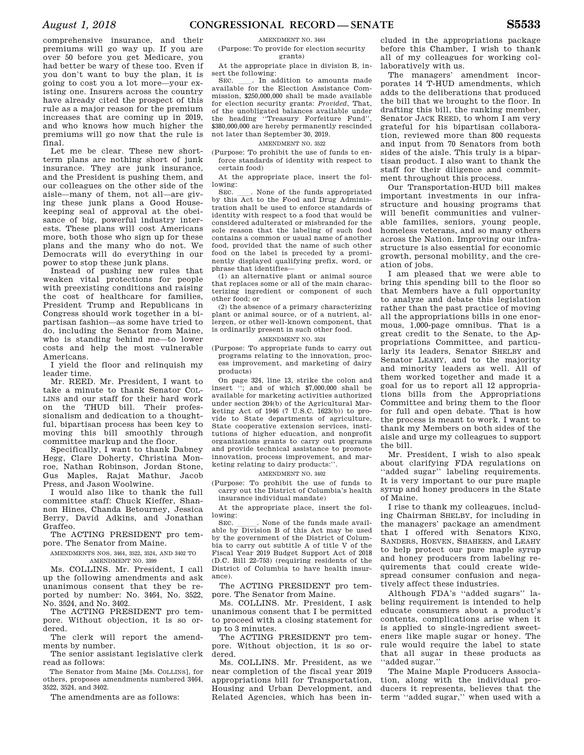comprehensive insurance, and their premiums will go way up. If you are over 50 before you get Medicare, you had better be wary of these too. Even if you don't want to buy the plan, it is going to cost you a lot more—your existing one. Insurers across the country have already cited the prospect of this rule as a major reason for the premium increases that are coming up in 2019, and who knows how much higher the premiums will go now that the rule is final.

Let me be clear. These new short-term plans are nothing short of junk insurance. They are junk insurance, and the President is pushing them, and our colleagues on the other side of the aisle—many of them, not all—are giving these junk plans a Good Housekeeping seal of approval at the obeisance of big, powerful industry interests. These plans will cost Americans more, both those who sign up for these plans and the many who do not. We Democrats will do everything in our power to stop these junk plans.

Instead of pushing new rules that weaken vital protections for people with preexisting conditions and raising the cost of healthcare for families, President Trump and Republicans in Congress should work together in a bipartisan fashion—as some have tried to do, including the Senator from Maine, who is standing behind me—to lower costs and help the most vulnerable Americans.

I yield the floor and relinquish my leader time.

Mr. REED. Mr. President, I want to take a minute to thank Senator COLLINS and our staff for their hard work on the THUD bill. Their professionalism and dedication to a thoughtful, bipartisan process has been key to moving this bill smoothly through committee markup and the floor.

Specifically, I want to thank Dabney Hegg, Clare Doherty, Christina Monroe, Nathan Robinson, Jordan Stone, Gus Maples, Rajat Mathur, Jacob Press, and Jason Woolwine.

I would also like to thank the full committee staff: Chuck Kieffer, Shannon Hines, Chanda Betourney, Jessica Berry, David Adkins, and Jonathan Graffeo.

The ACTING PRESIDENT pro tempore. The Senator from Maine.

AMENDMENTS NOS. 3464, 3522, 3524, AND 3402 TO AMENDMENT NO. 3399

Ms. COLLINS. Mr. President, I call up the following amendments and ask unanimous consent that they be reported by number: No. 3464, No. 3522, No. 3524, and No. 3402.

The ACTING PRESIDENT pro tempore. Without objection, it is so ordered.

The clerk will report the amendments by number.

The senior assistant legislative clerk read as follows:

The Senator from Maine [Ms. COLLINS], for others, proposes amendments numbered 3464, 3522, 3524, and 3402.

The amendments are as follows:

AMENDMENT NO. 3464

(Purpose: To provide for election security grants)

At the appropriate place in division B, insert the following:

SEC. \_\_\_\_. In addition to amounts made available for the Election Assistance Commission, $250,000,000 shall be made available for election security grants: *Provided*, That, of the unobligated balances available under the heading "Treasury Forfeiture Fund", $380,000,000 are hereby permanently rescinded not later than September 30, 2019.

AMENDMENT NO. 3522

(Purpose: To prohibit the use of funds to enforce standards of identity with respect to certain food)

At the appropriate place, insert the following:

SEC. \_\_\_\_. None of the funds appropriated by this Act to the Food and Drug Administration shall be used to enforce standards of identity with respect to a food that would be considered adulterated or misbranded for the sole reason that the labeling of such food contains a common or usual name of another food, provided that the name of such other food on the label is preceded by a prominently displayed qualifying prefix, word, or phrase that identifies—

(1) an alternative plant or animal source that replaces some or all of the main characterizing ingredient or component of such other food; or

(2) the absence of a primary characterizing plant or animal source, or of a nutrient, allergen, or other well-known component, that is ordinarily present in such other food.

AMENDMENT NO. 3524

(Purpose: To appropriate funds to carry out programs relating to the innovation, process improvement, and marketing of dairy products)

On page 324, line 13, strike the colon and insert "; and of which $7,000,000 shall be available for marketing activities authorized under section 204(b) of the Agricultural Marketing Act of 1946 (7 U.S.C. 1623(b)) to provide to State departments of agriculture, State cooperative extension services, institutions of higher education, and nonprofit organizations grants to carry out programs and provide technical assistance to promote innovation, process improvement, and marketing relating to dairy products:".

AMENDMENT NO. 3402

(Purpose: To prohibit the use of funds to carry out the District of Columbia's health insurance individual mandate)

At the appropriate place, insert the following:

SEC. \_\_\_\_\_. None of the funds made available by Division B of this Act may be used by the government of the District of Columbia to carry out subtitle A of title V of the Fiscal Year 2019 Budget Support Act of 2018 (D.C. Bill 22–753) (requiring residents of the District of Columbia to have health insurance).

The ACTING PRESIDENT pro tempore. The Senator from Maine.

Ms. COLLINS. Mr. President, I ask unanimous consent that I be permitted to proceed with a closing statement for up to 3 minutes.

The ACTING PRESIDENT pro tempore. Without objection, it is so ordered.

Ms. COLLINS. Mr. President, as we near completion of the fiscal year 2019 appropriations bill for Transportation, Housing and Urban Development, and Related Agencies, which has been included in the appropriations package before this Chamber, I wish to thank all of my colleagues for working collaboratively with us.

The managers' amendment incorporates 14 T-HUD amendments, which adds to the deliberations that produced the bill that we brought to the floor. In drafting this bill, the ranking member, Senator JACK REED, to whom I am very grateful for his bipartisan collaboration, reviewed more than 800 requests and input from 70 Senators from both sides of the aisle. This truly is a bipartisan product. I also want to thank the staff for their diligence and commitment throughout this process.

Our Transportation-HUD bill makes important investments in our infrastructure and housing programs that will benefit communities and vulnerable families, seniors, young people, homeless veterans, and so many others across the Nation. Improving our infrastructure is also essential for economic growth, personal mobility, and the creation of jobs.

I am pleased that we were able to bring this spending bill to the floor so that Members have a full opportunity to analyze and debate this legislation rather than the past practice of moving all the appropriations bills in one enormous, 1,000-page omnibus. That is a great credit to the Senate, to the Appropriations Committee, and particularly its leaders, Senator SHELBY and Senator LEAHY, and to the majority and minority leaders as well. All of them worked together and made it a goal for us to report all 12 appropriations bills from the Appropriations Committee and bring them to the floor for full and open debate. That is how the process is meant to work. I want to thank my Members on both sides of the aisle and urge my colleagues to support the bill.

Mr. President, I wish to also speak about clarifying FDA regulations on "added sugar" labeling requirements. It is very important to our pure maple syrup and honey producers in the State of Maine.

I rise to thank my colleagues, including Chairman SHELBY, for including in the managers' package an amendment that I offered with Senators KING, SANDERS, HOEVEN, SHAHEEN, and LEAHY to help protect our pure maple syrup and honey producers from labeling requirements that could create widespread consumer confusion and negatively affect these industries.

Although FDA's "added sugars" labeling requirement is intended to help educate consumers about a product's contents, complications arise when it is applied to single-ingredient sweeteners like maple sugar or honey. The rule would require the label to state that all sugar in these products as "added sugar."

The Maine Maple Producers Association, along with the individual producers it represents, believes that the term "added sugar," when used with a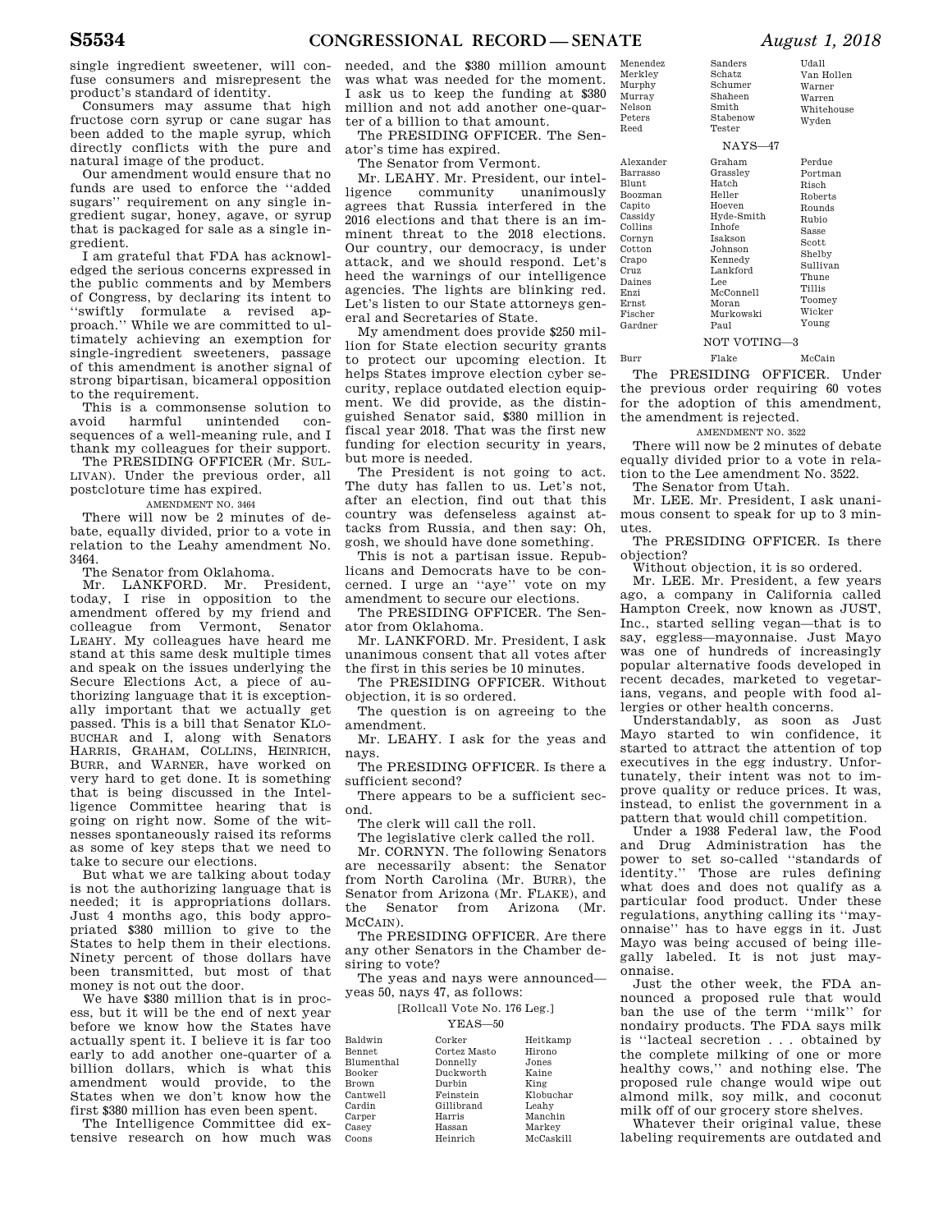single ingredient sweetener, will confuse consumers and misrepresent the product's standard of identity.

Consumers may assume that high fructose corn syrup or cane sugar has been added to the maple syrup, which directly conflicts with the pure and natural image of the product.

Our amendment would ensure that no funds are used to enforce the ''added sugars'' requirement on any single ingredient sugar, honey, agave, or syrup that is packaged for sale as a single ingredient.

I am grateful that FDA has acknowledged the serious concerns expressed in the public comments and by Members of Congress, by declaring its intent to ''swiftly formulate a revised approach.'' While we are committed to ultimately achieving an exemption for single-ingredient sweeteners, passage of this amendment is another signal of strong bipartisan, bicameral opposition to the requirement.

This is a commonsense solution to avoid harmful unintended consequences of a well-meaning rule, and I thank my colleagues for their support.

The PRESIDING OFFICER (Mr. SULLIVAN). Under the previous order, all postcloture time has expired.

AMENDMENT NO. 3464

There will now be 2 minutes of debate, equally divided, prior to a vote in relation to the Leahy amendment No. 3464.

The Senator from Oklahoma.

Mr. LANKFORD. Mr. President, today, I rise in opposition to the amendment offered by my friend and colleague from Vermont, Senator LEAHY. My colleagues have heard me stand at this same desk multiple times and speak on the issues underlying the Secure Elections Act, a piece of authorizing language that it is exceptionally important that we actually get passed. This is a bill that Senator KLOBUCHAR and I, along with Senators HARRIS, GRAHAM, COLLINS, HEINRICH, BURR, and WARNER, have worked on very hard to get done. It is something that is being discussed in the Intelligence Committee hearing that is going on right now. Some of the witnesses spontaneously raised its reforms as some of key steps that we need to take to secure our elections.

But what we are talking about today is not the authorizing language that is needed; it is appropriations dollars. Just 4 months ago, this body appropriated $380 million to give to the States to help them in their elections. Ninety percent of those dollars have been transmitted, but most of that money is not out the door.

We have $380 million that is in process, but it will be the end of next year before we know how the States have actually spent it. I believe it is far too early to add another one-quarter of a billion dollars, which is what this amendment would provide, to the States when we don't know how the first $380 million has even been spent.

The Intelligence Committee did extensive research on how much was needed, and the $380 million amount was what was needed for the moment. I ask us to keep the funding at $380 million and not add another one-quarter of a billion to that amount.

The PRESIDING OFFICER. The Senator's time has expired.

The Senator from Vermont.

Mr. LEAHY. Mr. President, our intelligence community unanimously agrees that Russia interfered in the 2016 elections and that there is an imminent threat to the 2018 elections. Our country, our democracy, is under attack, and we should respond. Let's heed the warnings of our intelligence agencies. The lights are blinking red. Let's listen to our State attorneys general and Secretaries of State.

My amendment does provide $250 million for State election security grants to protect our upcoming election. It helps States improve election cyber security, replace outdated election equipment. We did provide, as the distinguished Senator said, $380 million in fiscal year 2018. That was the first new funding for election security in years, but more is needed.

The President is not going to act. The duty has fallen to us. Let's not, after an election, find out that this country was defenseless against attacks from Russia, and then say: Oh, gosh, we should have done something.

This is not a partisan issue. Republicans and Democrats have to be concerned. I urge an ''aye'' vote on my amendment to secure our elections.

The PRESIDING OFFICER. The Senator from Oklahoma.

Mr. LANKFORD. Mr. President, I ask unanimous consent that all votes after the first in this series be 10 minutes.

The PRESIDING OFFICER. Without objection, it is so ordered.

The question is on agreeing to the amendment.

Mr. LEAHY. I ask for the yeas and nays.

The PRESIDING OFFICER. Is there a sufficient second?

There appears to be a sufficient second.

The clerk will call the roll.

The legislative clerk called the roll.

Mr. CORNYN. The following Senators are necessarily absent: the Senator from North Carolina (Mr. BURR), the Senator from Arizona (Mr. FLAKE), and the Senator from Arizona (Mr. MCCAIN).

The PRESIDING OFFICER. Are there any other Senators in the Chamber desiring to vote?

The yeas and nays were announced—yeas 50, nays 47, as follows:

[Rollcall Vote No. 176 Leg.]

YEAS—50

| | | |
|---|---|---|
| Baldwin | Corker | Heitkamp |
| Bennet | Cortez Masto | Hirono |
| Blumenthal | Donnelly | Jones |
| Booker | Duckworth | Kaine |
| Brown | Durbin | King |
| Cantwell | Feinstein | Klobuchar |
| Cardin | Gillibrand | Leahy |
| Carper | Harris | Manchin |
| Casey | Hassan | Markey |
| Coons | Heinrich | McCaskill |
| Menendez | Sanders | Udall |
| Merkley | Schatz | Van Hollen |
| Murphy | Schumer | Warner |
| Murray | Shaheen | Warren |
| Nelson | Smith | Whitehouse |
| Peters | Stabenow | Wyden |
| Reed | Tester | |

NAYS—47

| | | |
|---|---|---|
| Alexander | Graham | Perdue |
| Barrasso | Grassley | Portman |
| Blunt | Hatch | Risch |
| Boozman | Heller | Roberts |
| Capito | Hoeven | Rounds |
| Cassidy | Hyde-Smith | Rubio |
| Collins | Inhofe | Sasse |
| Cornyn | Isakson | Scott |
| Cotton | Johnson | Shelby |
| Crapo | Kennedy | Sullivan |
| Cruz | Lankford | Thune |
| Daines | Lee | Tillis |
| Enzi | McConnell | Toomey |
| Ernst | Moran | Wicker |
| Fischer | Murkowski | Young |
| Gardner | Paul | |

NOT VOTING—3

| | | |
|---|---|---|
| Burr | Flake | McCain |

The PRESIDING OFFICER. Under the previous order requiring 60 votes for the adoption of this amendment, the amendment is rejected.

AMENDMENT NO. 3522

There will now be 2 minutes of debate equally divided prior to a vote in relation to the Lee amendment No. 3522.

The Senator from Utah.

Mr. LEE. Mr. President, I ask unanimous consent to speak for up to 3 minutes.

The PRESIDING OFFICER. Is there objection?

Without objection, it is so ordered.

Mr. LEE. Mr. President, a few years ago, a company in California called Hampton Creek, now known as JUST, Inc., started selling vegan—that is to say, eggless—mayonnaise. Just Mayo was one of hundreds of increasingly popular alternative foods developed in recent decades, marketed to vegetarians, vegans, and people with food allergies or other health concerns.

Understandably, as soon as Just Mayo started to win confidence, it started to attract the attention of top executives in the egg industry. Unfortunately, their intent was not to improve quality or reduce prices. It was, instead, to enlist the government in a pattern that would chill competition.

Under a 1938 Federal law, the Food and Drug Administration has the power to set so-called ''standards of identity.'' Those are rules defining what does and does not qualify as a particular food product. Under these regulations, anything calling its ''mayonnaise'' has to have eggs in it. Just Mayo was being accused of being illegally labeled. It is not just mayonnaise.

Just the other week, the FDA announced a proposed rule that would ban the use of the term ''milk'' for nondairy products. The FDA says milk is ''lacteal secretion . . . obtained by the complete milking of one or more healthy cows,'' and nothing else. The proposed rule change would wipe out almond milk, soy milk, and coconut milk off of our grocery store shelves.

Whatever their original value, these labeling requirements are outdated and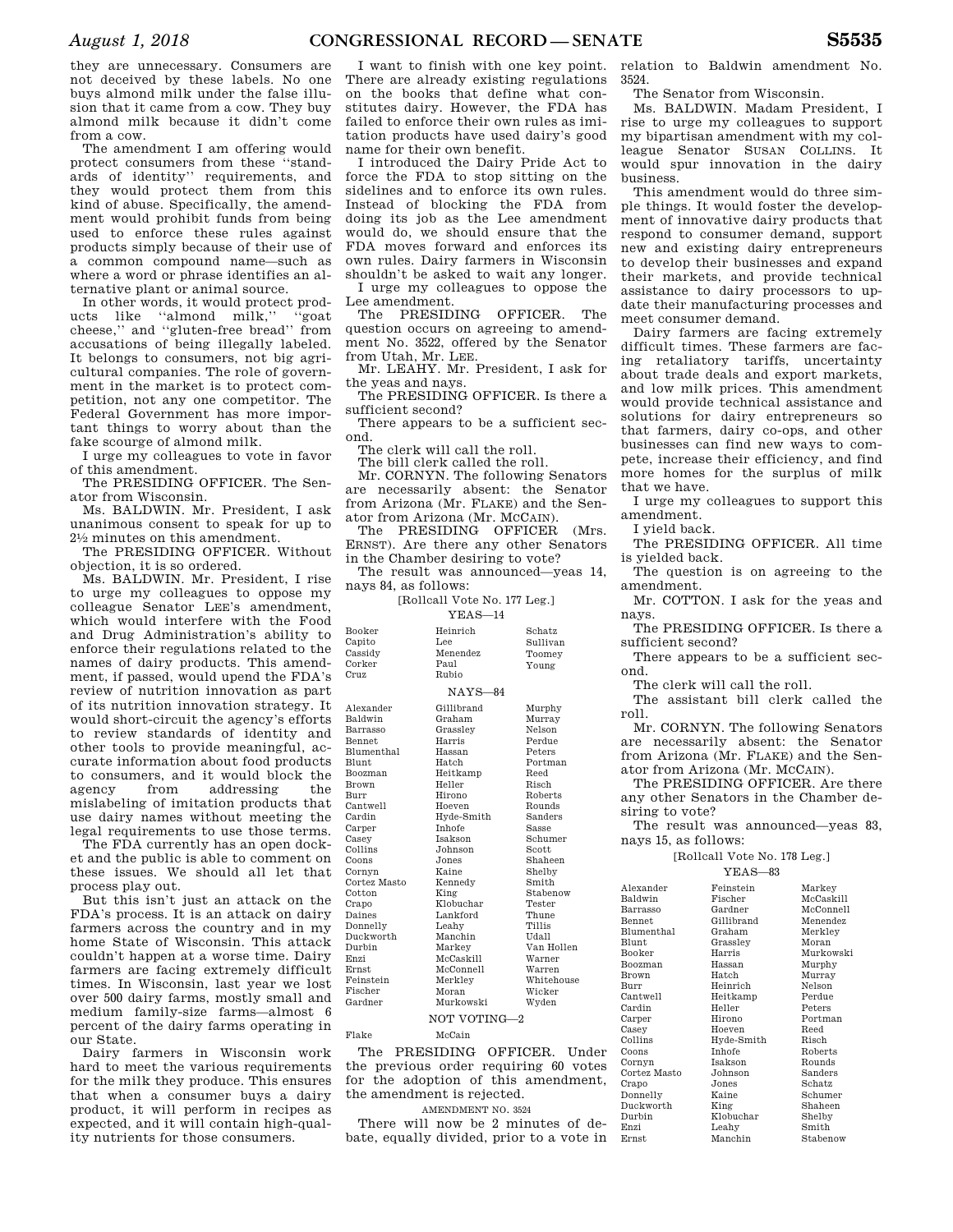they are unnecessary. Consumers are not deceived by these labels. No one buys almond milk under the false illusion that it came from a cow. They buy almond milk because it didn't come from a cow.

The amendment I am offering would protect consumers from these ''standards of identity'' requirements, and they would protect them from this kind of abuse. Specifically, the amendment would prohibit funds from being used to enforce these rules against products simply because of their use of a common compound name—such as where a word or phrase identifies an alternative plant or animal source.

In other words, it would protect products like ''almond milk,'' ''goat cheese,'' and ''gluten-free bread'' from accusations of being illegally labeled. It belongs to consumers, not big agricultural companies. The role of government in the market is to protect competition, not any one competitor. The Federal Government has more important things to worry about than the fake scourge of almond milk.

I urge my colleagues to vote in favor of this amendment.

The PRESIDING OFFICER. The Senator from Wisconsin.

Ms. BALDWIN. Mr. President, I ask unanimous consent to speak for up to 2½ minutes on this amendment.

The PRESIDING OFFICER. Without objection, it is so ordered.

Ms. BALDWIN. Mr. President, I rise to urge my colleagues to oppose my colleague Senator LEE's amendment, which would interfere with the Food and Drug Administration's ability to enforce their regulations related to the names of dairy products. This amendment, if passed, would upend the FDA's review of nutrition innovation as part of its nutrition innovation strategy. It would short-circuit the agency's efforts to review standards of identity and other tools to provide meaningful, accurate information about food products to consumers, and it would block the agency from addressing the mislabeling of imitation products that use dairy names without meeting the legal requirements to use those terms.

The FDA currently has an open docket and the public is able to comment on these issues. We should all let that process play out.

But this isn't just an attack on the FDA's process. It is an attack on dairy farmers across the country and in my home State of Wisconsin. This attack couldn't happen at a worse time. Dairy farmers are facing extremely difficult times. In Wisconsin, last year we lost over 500 dairy farms, mostly small and medium family-size farms—almost 6 percent of the dairy farms operating in our State.

Dairy farmers in Wisconsin work hard to meet the various requirements for the milk they produce. This ensures that when a consumer buys a dairy product, it will perform in recipes as expected, and it will contain high-quality nutrients for those consumers.

I want to finish with one key point. There are already existing regulations on the books that define what constitutes dairy. However, the FDA has failed to enforce their own rules as imitation products have used dairy's good name for their own benefit.

I introduced the Dairy Pride Act to force the FDA to stop sitting on the sidelines and to enforce its own rules. Instead of blocking the FDA from doing its job as the Lee amendment would do, we should ensure that the FDA moves forward and enforces its own rules. Dairy farmers in Wisconsin shouldn't be asked to wait any longer.

I urge my colleagues to oppose the Lee amendment.

The PRESIDING OFFICER. The question occurs on agreeing to amendment No. 3522, offered by the Senator from Utah, Mr. LEE.

Mr. LEAHY. Mr. President, I ask for the yeas and nays.

The PRESIDING OFFICER. Is there a sufficient second?

There appears to be a sufficient second.

The clerk will call the roll.

The bill clerk called the roll.

Mr. CORNYN. The following Senators are necessarily absent: the Senator from Arizona (Mr. FLAKE) and the Senator from Arizona (Mr. MCCAIN).

The PRESIDING OFFICER (Mrs. ERNST). Are there any other Senators in the Chamber desiring to vote?

The result was announced—yeas 14, nays 84, as follows:

[Rollcall Vote No. 177 Leg.]

YEAS—14

Booker
Capito
Cassidy
Corker
Cruz
Heinrich
Lee
Menendez
Paul
Rubio
Schatz
Sullivan
Toomey
Young

NAYS—84

Alexander
Baldwin
Barrasso
Bennet
Blumenthal
Blunt
Boozman
Brown
Burr
Cantwell
Cardin
Carper
Casey
Collins
Coons
Cornyn
Cortez Masto
Cotton
Crapo
Daines
Donnelly
Duckworth
Durbin
Enzi
Ernst
Feinstein
Fischer
Gardner
Gillibrand
Graham
Grassley
Harris
Hassan
Hatch
Heitkamp
Heller
Hirono
Hoeven
Hyde-Smith
Inhofe
Isakson
Johnson
Jones
Kaine
Kennedy
King
Klobuchar
Lankford
Leahy
Manchin
Markey
McCaskill
McConnell
Merkley
Moran
Murkowski
Murphy
Murray
Nelson
Perdue
Peters
Portman
Reed
Risch
Roberts
Rounds
Sanders
Sasse
Schumer
Scott
Shaheen
Shelby
Smith
Stabenow
Tester
Thune
Tillis
Udall
Van Hollen
Warner
Warren
Whitehouse
Wicker
Wyden

NOT VOTING—2

Flake
McCain

The PRESIDING OFFICER. Under the previous order requiring 60 votes for the adoption of this amendment, the amendment is rejected.

AMENDMENT NO. 3524

There will now be 2 minutes of debate, equally divided, prior to a vote in relation to Baldwin amendment No. 3524.

The Senator from Wisconsin.

Ms. BALDWIN. Madam President, I rise to urge my colleagues to support my bipartisan amendment with my colleague Senator SUSAN COLLINS. It would spur innovation in the dairy business.

This amendment would do three simple things. It would foster the development of innovative dairy products that respond to consumer demand, support new and existing dairy entrepreneurs to develop their businesses and expand their markets, and provide technical assistance to dairy processors to update their manufacturing processes and meet consumer demand.

Dairy farmers are facing extremely difficult times. These farmers are facing retaliatory tariffs, uncertainty about trade deals and export markets, and low milk prices. This amendment would provide technical assistance and solutions for dairy entrepreneurs so that farmers, dairy co-ops, and other businesses can find new ways to compete, increase their efficiency, and find more homes for the surplus of milk that we have.

I urge my colleagues to support this amendment.

I yield back.

The PRESIDING OFFICER. All time is yielded back.

The question is on agreeing to the amendment.

Mr. COTTON. I ask for the yeas and nays.

The PRESIDING OFFICER. Is there a sufficient second?

There appears to be a sufficient second.

The clerk will call the roll.

The assistant bill clerk called the roll.

Mr. CORNYN. The following Senators are necessarily absent: the Senator from Arizona (Mr. FLAKE) and the Senator from Arizona (Mr. MCCAIN).

The PRESIDING OFFICER. Are there any other Senators in the Chamber desiring to vote?

The result was announced—yeas 83, nays 15, as follows:

[Rollcall Vote No. 178 Leg.]

YEAS—83

Alexander
Baldwin
Barrasso
Bennet
Blumenthal
Blunt
Booker
Boozman
Brown
Burr
Cantwell
Cardin
Carper
Casey
Collins
Coons
Cornyn
Cortez Masto
Crapo
Donnelly
Duckworth
Durbin
Enzi
Ernst
Feinstein
Fischer
Gardner
Gillibrand
Graham
Grassley
Harris
Hassan
Hatch
Heinrich
Heitkamp
Heller
Hirono
Hoeven
Hyde-Smith
Inhofe
Isakson
Johnson
Jones
Kaine
King
Klobuchar
Leahy
Manchin
Markey
McCaskill
McConnell
Menendez
Merkley
Moran
Murkowski
Murphy
Murray
Nelson
Perdue
Peters
Portman
Reed
Risch
Roberts
Rounds
Sanders
Schatz
Schumer
Shaheen
Shelby
Smith
Stabenow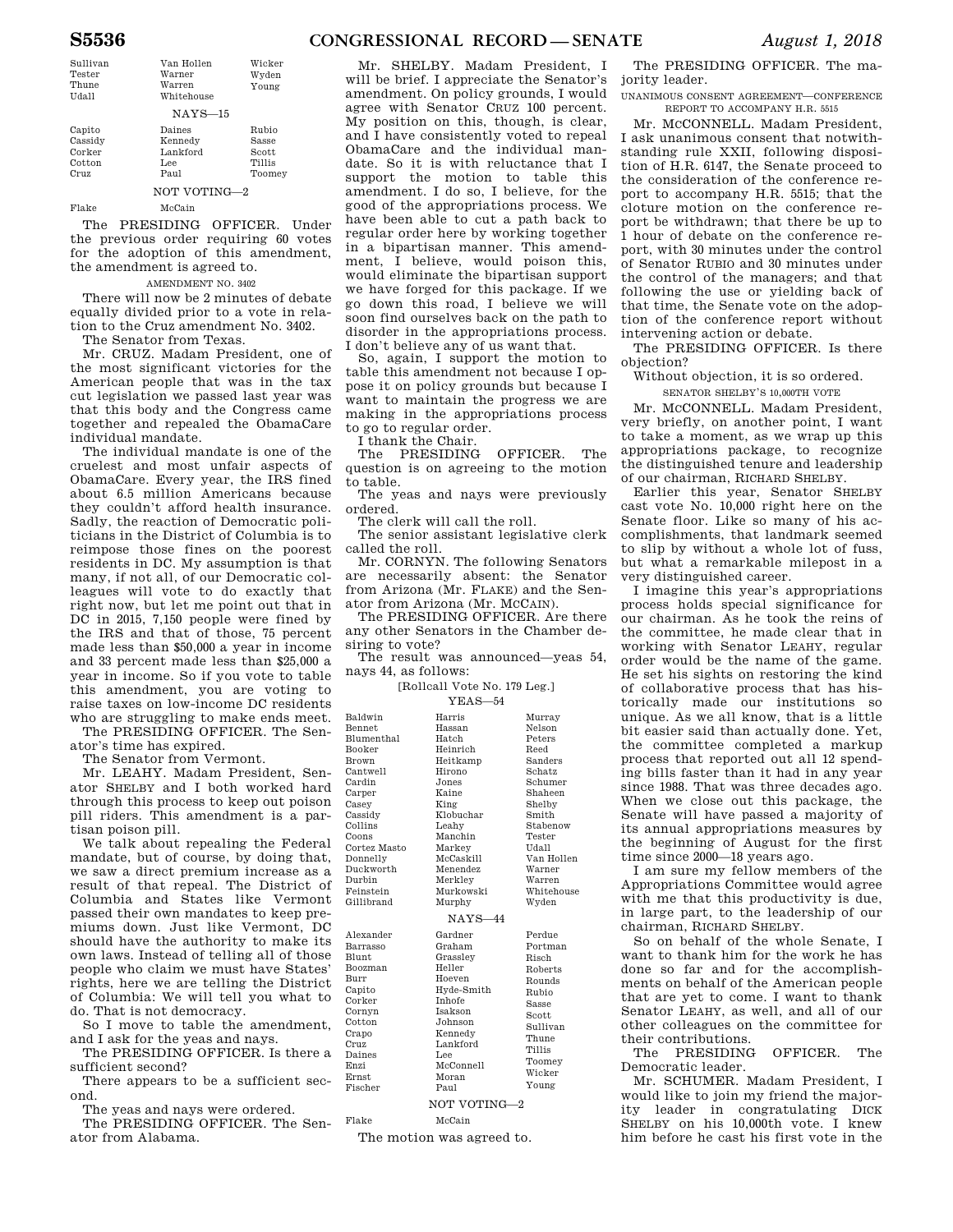| | | |
|---|---|---|
| Sullivan | Van Hollen | Wicker |
| Tester | Warner | Wyden |
| Thune | Warren | Young |
| Udall | Whitehouse | |

NAYS—15

| | | |
|---|---|---|
| Capito | Daines | Rubio |
| Cassidy | Kennedy | Sasse |
| Corker | Lankford | Scott |
| Cotton | Lee | Tillis |
| Cruz | Paul | Toomey |

NOT VOTING—2

| | |
|---|---|
| Flake | McCain |

The PRESIDING OFFICER. Under the previous order requiring 60 votes for the adoption of this amendment, the amendment is agreed to.

AMENDMENT NO. 3402

There will now be 2 minutes of debate equally divided prior to a vote in relation to the Cruz amendment No. 3402.

The Senator from Texas.

Mr. CRUZ. Madam President, one of the most significant victories for the American people that was in the tax cut legislation we passed last year was that this body and the Congress came together and repealed the ObamaCare individual mandate.

The individual mandate is one of the cruelest and most unfair aspects of ObamaCare. Every year, the IRS fined about 6.5 million Americans because they couldn't afford health insurance. Sadly, the reaction of Democratic politicians in the District of Columbia is to reimpose those fines on the poorest residents in DC. My assumption is that many, if not all, of our Democratic colleagues will vote to do exactly that right now, but let me point out that in DC in 2015, 7,150 people were fined by the IRS and that of those, 75 percent made less than $50,000 a year in income and 33 percent made less than $25,000 a year in income. So if you vote to table this amendment, you are voting to raise taxes on low-income DC residents who are struggling to make ends meet.

The PRESIDING OFFICER. The Senator's time has expired.

The Senator from Vermont.

Mr. LEAHY. Madam President, Senator SHELBY and I both worked hard through this process to keep out poison pill riders. This amendment is a partisan poison pill.

We talk about repealing the Federal mandate, but of course, by doing that, we saw a direct premium increase as a result of that repeal. The District of Columbia and States like Vermont passed their own mandates to keep premiums down. Just like Vermont, DC should have the authority to make its own laws. Instead of telling all of those people who claim we must have States' rights, here we are telling the District of Columbia: We will tell you what to do. That is not democracy.

So I move to table the amendment, and I ask for the yeas and nays.

The PRESIDING OFFICER. Is there a sufficient second?

There appears to be a sufficient second.

The yeas and nays were ordered.

The PRESIDING OFFICER. The Senator from Alabama.

Mr. SHELBY. Madam President, I will be brief. I appreciate the Senator's amendment. On policy grounds, I would agree with Senator CRUZ 100 percent. My position on this, though, is clear, and I have consistently voted to repeal ObamaCare and the individual mandate. So it is with reluctance that I support the motion to table this amendment. I do so, I believe, for the good of the appropriations process. We have been able to cut a path back to regular order here by working together in a bipartisan manner. This amendment, I believe, would poison this, would eliminate the bipartisan support we have forged for this package. If we go down this road, I believe we will soon find ourselves back on the path to disorder in the appropriations process. I don't believe any of us want that.

So, again, I support the motion to table this amendment not because I oppose it on policy grounds but because I want to maintain the progress we are making in the appropriations process to go to regular order.

I thank the Chair.

The PRESIDING OFFICER. The question is on agreeing to the motion to table.

The yeas and nays were previously ordered.

The clerk will call the roll.

The senior assistant legislative clerk called the roll.

Mr. CORNYN. The following Senators are necessarily absent: the Senator from Arizona (Mr. FLAKE) and the Senator from Arizona (Mr. MCCAIN).

The PRESIDING OFFICER. Are there any other Senators in the Chamber desiring to vote?

The result was announced—yeas 54, nays 44, as follows:

[Rollcall Vote No. 179 Leg.]

YEAS—54

| | | |
|---|---|---|
| Baldwin | Harris | Murray |
| Bennet | Hassan | Nelson |
| Blumenthal | Hatch | Peters |
| Booker | Heinrich | Reed |
| Brown | Heitkamp | Sanders |
| Cantwell | Hirono | Schatz |
| Cardin | Jones | Schumer |
| Carper | Kaine | Shaheen |
| Casey | King | Shelby |
| Cassidy | Klobuchar | Smith |
| Collins | Leahy | Stabenow |
| Coons | Manchin | Tester |
| Cortez Masto | Markey | Udall |
| Donnelly | McCaskill | Van Hollen |
| Duckworth | Menendez | Warner |
| Durbin | Merkley | Warren |
| Feinstein | Murkowski | Whitehouse |
| Gillibrand | Murphy | Wyden |

NAYS—44

| | | |
|---|---|---|
| Alexander | Gardner | Perdue |
| Barrasso | Graham | Portman |
| Blunt | Grassley | Risch |
| Boozman | Heller | Roberts |
| Burr | Hoeven | Rounds |
| Capito | Hyde-Smith | Rubio |
| Corker | Inhofe | Sasse |
| Cornyn | Isakson | Scott |
| Cotton | Johnson | Sullivan |
| Crapo | Kennedy | Thune |
| Cruz | Lankford | Tillis |
| Daines | Lee | Toomey |
| Enzi | McConnell | Wicker |
| Ernst | Moran | Young |
| Fischer | Paul | |

NOT VOTING—2

| | |
|---|---|
| Flake | McCain |

The motion was agreed to.

The PRESIDING OFFICER. The majority leader.

UNANIMOUS CONSENT AGREEMENT—CONFERENCE REPORT TO ACCOMPANY H.R. 5515

Mr. MCCONNELL. Madam President, I ask unanimous consent that notwithstanding rule XXII, following disposition of H.R. 6147, the Senate proceed to the consideration of the conference report to accompany H.R. 5515; that the cloture motion on the conference report be withdrawn; that there be up to 1 hour of debate on the conference report, with 30 minutes under the control of Senator RUBIO and 30 minutes under the control of the managers; and that following the use or yielding back of that time, the Senate vote on the adoption of the conference report without intervening action or debate.

The PRESIDING OFFICER. Is there objection?

Without objection, it is so ordered.

SENATOR SHELBY'S 10,000TH VOTE

Mr. MCCONNELL. Madam President, very briefly, on another point, I want to take a moment, as we wrap up this appropriations package, to recognize the distinguished tenure and leadership of our chairman, RICHARD SHELBY.

Earlier this year, Senator SHELBY cast vote No. 10,000 right here on the Senate floor. Like so many of his accomplishments, that landmark seemed to slip by without a whole lot of fuss, but what a remarkable milepost in a very distinguished career.

I imagine this year's appropriations process holds special significance for our chairman. As he took the reins of the committee, he made clear that in working with Senator LEAHY, regular order would be the name of the game. He set his sights on restoring the kind of collaborative process that has historically made our institutions so unique. As we all know, that is a little bit easier said than actually done. Yet, the committee completed a markup process that reported out all 12 spending bills faster than it had in any year since 1988. That was three decades ago. When we close out this package, the Senate will have passed a majority of its annual appropriations measures by the beginning of August for the first time since 2000—18 years ago.

I am sure my fellow members of the Appropriations Committee would agree with me that this productivity is due, in large part, to the leadership of our chairman, RICHARD SHELBY.

So on behalf of the whole Senate, I want to thank him for the work he has done so far and for the accomplishments on behalf of the American people that are yet to come. I want to thank Senator LEAHY, as well, and all of our other colleagues on the committee for their contributions.

The PRESIDING OFFICER. The Democratic leader.

Mr. SCHUMER. Madam President, I would like to join my friend the majority leader in congratulating DICK SHELBY on his 10,000th vote. I knew him before he cast his first vote in the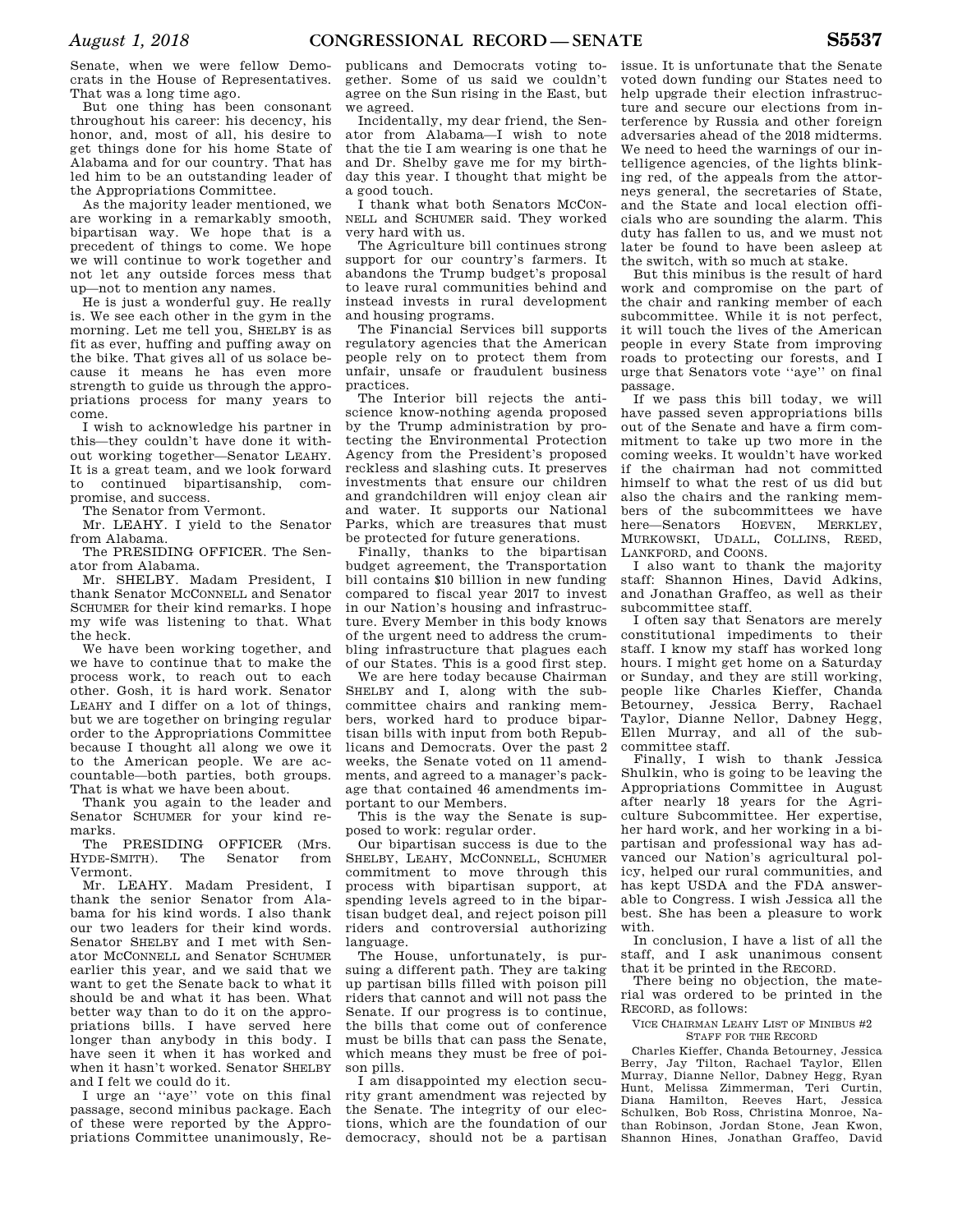Senate, when we were fellow Democrats in the House of Representatives. That was a long time ago.

But one thing has been consonant throughout his career: his decency, his honor, and, most of all, his desire to get things done for his home State of Alabama and for our country. That has led him to be an outstanding leader of the Appropriations Committee.

As the majority leader mentioned, we are working in a remarkably smooth, bipartisan way. We hope that is a precedent of things to come. We hope we will continue to work together and not let any outside forces mess that up—not to mention any names.

He is just a wonderful guy. He really is. We see each other in the gym in the morning. Let me tell you, SHELBY is as fit as ever, huffing and puffing away on the bike. That gives all of us solace because it means he has even more strength to guide us through the appropriations process for many years to come.

I wish to acknowledge his partner in this—they couldn't have done it without working together—Senator LEAHY. It is a great team, and we look forward to continued bipartisanship, compromise, and success.

The Senator from Vermont.

Mr. LEAHY. I yield to the Senator from Alabama.

The PRESIDING OFFICER. The Senator from Alabama.

Mr. SHELBY. Madam President, I thank Senator MCCONNELL and Senator SCHUMER for their kind remarks. I hope my wife was listening to that. What the heck.

We have been working together, and we have to continue that to make the process work, to reach out to each other. Gosh, it is hard work. Senator LEAHY and I differ on a lot of things, but we are together on bringing regular order to the Appropriations Committee because I thought all along we owe it to the American people. We are accountable—both parties, both groups. That is what we have been about.

Thank you again to the leader and Senator SCHUMER for your kind remarks.

The PRESIDING OFFICER (Mrs. HYDE-SMITH). The Senator from Vermont.

Mr. LEAHY. Madam President, I thank the senior Senator from Alabama for his kind words. I also thank our two leaders for their kind words. Senator SHELBY and I met with Senator MCCONNELL and Senator SCHUMER earlier this year, and we said that we want to get the Senate back to what it should be and what it has been. What better way than to do it on the appropriations bills. I have served here longer than anybody in this body. I have seen it when it has worked and when it hasn't worked. Senator SHELBY and I felt we could do it.

I urge an ''aye'' vote on this final passage, second minibus package. Each of these were reported by the Appropriations Committee unanimously, Republicans and Democrats voting together. Some of us said we couldn't agree on the Sun rising in the East, but we agreed.

Incidentally, my dear friend, the Senator from Alabama—I wish to note that the tie I am wearing is one that he and Dr. Shelby gave me for my birthday this year. I thought that might be a good touch.

I thank what both Senators MCCONNELL and SCHUMER said. They worked very hard with us.

The Agriculture bill continues strong support for our country's farmers. It abandons the Trump budget's proposal to leave rural communities behind and instead invests in rural development and housing programs.

The Financial Services bill supports regulatory agencies that the American people rely on to protect them from unfair, unsafe or fraudulent business practices.

The Interior bill rejects the anti-science know-nothing agenda proposed by the Trump administration by protecting the Environmental Protection Agency from the President's proposed reckless and slashing cuts. It preserves investments that ensure our children and grandchildren will enjoy clean air and water. It supports our National Parks, which are treasures that must be protected for future generations.

Finally, thanks to the bipartisan budget agreement, the Transportation bill contains $10 billion in new funding compared to fiscal year 2017 to invest in our Nation's housing and infrastructure. Every Member in this body knows of the urgent need to address the crumbling infrastructure that plagues each of our States. This is a good first step.

We are here today because Chairman SHELBY and I, along with the subcommittee chairs and ranking members, worked hard to produce bipartisan bills with input from both Republicans and Democrats. Over the past 2 weeks, the Senate voted on 11 amendments, and agreed to a manager's package that contained 46 amendments important to our Members.

This is the way the Senate is supposed to work: regular order.

Our bipartisan success is due to the SHELBY, LEAHY, MCCONNELL, SCHUMER commitment to move through this process with bipartisan support, at spending levels agreed to in the bipartisan budget deal, and reject poison pill riders and controversial authorizing language.

The House, unfortunately, is pursuing a different path. They are taking up partisan bills filled with poison pill riders that cannot and will not pass the Senate. If our progress is to continue, the bills that come out of conference must be bills that can pass the Senate, which means they must be free of poison pills.

I am disappointed my election security grant amendment was rejected by the Senate. The integrity of our elections, which are the foundation of our democracy, should not be a partisan issue. It is unfortunate that the Senate voted down funding our States need to help upgrade their election infrastructure and secure our elections from interference by Russia and other foreign adversaries ahead of the 2018 midterms. We need to heed the warnings of our intelligence agencies, of the lights blinking red, of the appeals from the attorneys general, the secretaries of State, and the State and local election officials who are sounding the alarm. This duty has fallen to us, and we must not later be found to have been asleep at the switch, with so much at stake.

But this minibus is the result of hard work and compromise on the part of the chair and ranking member of each subcommittee. While it is not perfect, it will touch the lives of the American people in every State from improving roads to protecting our forests, and I urge that Senators vote ''aye'' on final passage.

If we pass this bill today, we will have passed seven appropriations bills out of the Senate and have a firm commitment to take up two more in the coming weeks. It wouldn't have worked if the chairman had not committed himself to what the rest of us did but also the chairs and the ranking members of the subcommittees we have here—Senators HOEVEN, MERKLEY, MURKOWSKI, UDALL, COLLINS, REED, LANKFORD, and COONS.

I also want to thank the majority staff: Shannon Hines, David Adkins, and Jonathan Graffeo, as well as their subcommittee staff.

I often say that Senators are merely constitutional impediments to their staff. I know my staff has worked long hours. I might get home on a Saturday or Sunday, and they are still working, people like Charles Kieffer, Chanda Betourney, Jessica Berry, Rachael Taylor, Dianne Nellor, Dabney Hegg, Ellen Murray, and all of the subcommittee staff.

Finally, I wish to thank Jessica Shulkin, who is going to be leaving the Appropriations Committee in August after nearly 18 years for the Agriculture Subcommittee. Her expertise, her hard work, and her working in a bipartisan and professional way has advanced our Nation's agricultural policy, helped our rural communities, and has kept USDA and the FDA answerable to Congress. I wish Jessica all the best. She has been a pleasure to work with.

In conclusion, I have a list of all the staff, and I ask unanimous consent that it be printed in the RECORD.

There being no objection, the material was ordered to be printed in the RECORD, as follows:

VICE CHAIRMAN LEAHY LIST OF MINIBUS #2 STAFF FOR THE RECORD

Charles Kieffer, Chanda Betourney, Jessica Berry, Jay Tilton, Rachael Taylor, Ellen Murray, Dianne Nellor, Dabney Hegg, Ryan Hunt, Melissa Zimmerman, Teri Curtin, Diana Hamilton, Reeves Hart, Jessica Schulken, Bob Ross, Christina Monroe, Nathan Robinson, Jordan Stone, Jean Kwon, Shannon Hines, Jonathan Graffeo, David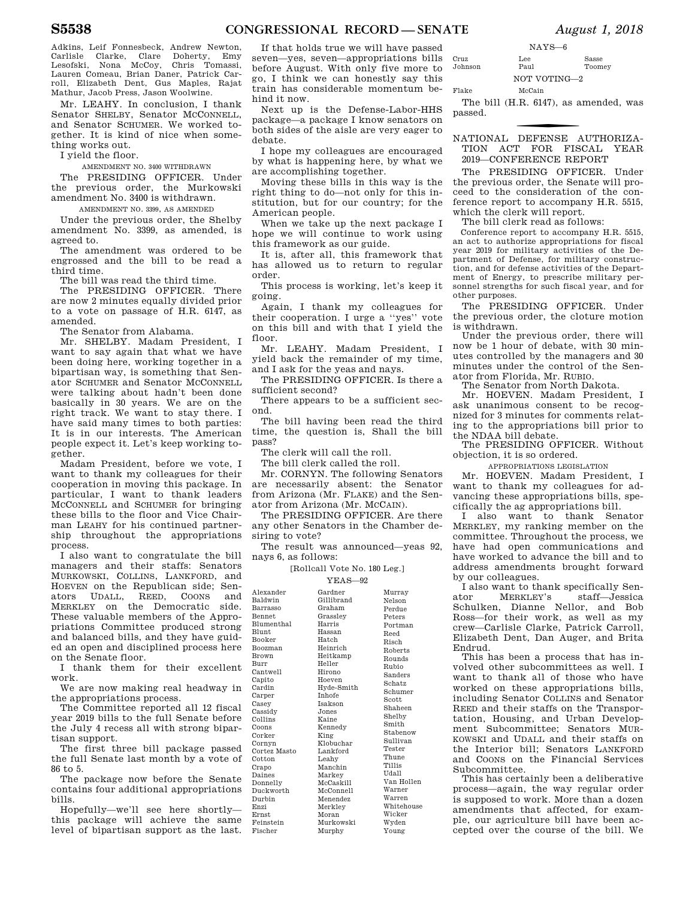Adkins, Leif Fonnesbeck, Andrew Newton, Carlisle Clarke, Clare Doherty, Emy Lesofski, Nona McCoy, Chris Tomassi, Lauren Comeau, Brian Daner, Patrick Carroll, Elizabeth Dent, Gus Maples, Rajat Mathur, Jacob Press, Jason Woolwine.

Mr. LEAHY. In conclusion, I thank Senator SHELBY, Senator MCCONNELL, and Senator SCHUMER. We worked together. It is kind of nice when something works out.

I yield the floor.

AMENDMENT NO. 3400 WITHDRAWN

The PRESIDING OFFICER. Under the previous order, the Murkowski amendment No. 3400 is withdrawn.

AMENDMENT NO. 3399, AS AMENDED

Under the previous order, the Shelby amendment No. 3399, as amended, is agreed to.

The amendment was ordered to be engrossed and the bill to be read a third time.

The bill was read the third time.

The PRESIDING OFFICER. There are now 2 minutes equally divided prior to a vote on passage of H.R. 6147, as amended.

The Senator from Alabama.

Mr. SHELBY. Madam President, I want to say again that what we have been doing here, working together in a bipartisan way, is something that Senator SCHUMER and Senator MCCONNELL were talking about hadn't been done basically in 30 years. We are on the right track. We want to stay there. I have said many times to both parties: It is in our interests. The American people expect it. Let's keep working together.

Madam President, before we vote, I want to thank my colleagues for their cooperation in moving this package. In particular, I want to thank leaders MCCONNELL and SCHUMER for bringing these bills to the floor and Vice Chairman LEAHY for his continued partnership throughout the appropriations process.

I also want to congratulate the bill managers and their staffs: Senators MURKOWSKI, COLLINS, LANKFORD, and HOEVEN on the Republican side; Senators UDALL, REED, COONS and MERKLEY on the Democratic side. These valuable members of the Appropriations Committee produced strong and balanced bills, and they have guided an open and disciplined process here on the Senate floor.

I thank them for their excellent work.

We are now making real headway in the appropriations process.

The Committee reported all 12 fiscal year 2019 bills to the full Senate before the July 4 recess all with strong bipartisan support.

The first three bill package passed the full Senate last month by a vote of 86 to 5.

The package now before the Senate contains four additional appropriations bills.

Hopefully—we'll see here shortly—this package will achieve the same level of bipartisan support as the last.

If that holds true we will have passed seven—yes, seven—appropriations bills before August. With only five more to go, I think we can honestly say this train has considerable momentum behind it now.

Next up is the Defense-Labor-HHS package—a package I know senators on both sides of the aisle are very eager to debate.

I hope my colleagues are encouraged by what is happening here, by what we are accomplishing together.

Moving these bills in this way is the right thing to do—not only for this institution, but for our country; for the American people.

When we take up the next package I hope we will continue to work using this framework as our guide.

It is, after all, this framework that has allowed us to return to regular order.

This process is working, let's keep it going.

Again, I thank my colleagues for their cooperation. I urge a ''yes'' vote on this bill and with that I yield the floor.

Mr. LEAHY. Madam President, I yield back the remainder of my time, and I ask for the yeas and nays.

The PRESIDING OFFICER. Is there a sufficient second?

There appears to be a sufficient second.

The bill having been read the third time, the question is, Shall the bill pass?

The clerk will call the roll.

The bill clerk called the roll.

Mr. CORNYN. The following Senators are necessarily absent: the Senator from Arizona (Mr. FLAKE) and the Senator from Arizona (Mr. MCCAIN).

The PRESIDING OFFICER. Are there any other Senators in the Chamber desiring to vote?

The result was announced—yeas 92, nays 6, as follows:

[Rollcall Vote No. 180 Leg.]

YEAS—92

| | | |
|---|---|---|
| Alexander | Gardner | Murray |
| Baldwin | Gillibrand | Nelson |
| Barrasso | Graham | Perdue |
| Bennet | Grassley | Peters |
| Blumenthal | Harris | Portman |
| Blunt | Hassan | Reed |
| Booker | Hatch | Risch |
| Boozman | Heinrich | Roberts |
| Brown | Heitkamp | Rounds |
| Burr | Heller | Rubio |
| Cantwell | Hirono | Sanders |
| Capito | Hoeven | Schatz |
| Cardin | Hyde-Smith | Schumer |
| Carper | Inhofe | Scott |
| Casey | Isakson | Shaheen |
| Cassidy | Jones | Shelby |
| Collins | Kaine | Smith |
| Coons | Kennedy | Stabenow |
| Corker | King | Sullivan |
| Cornyn | Klobuchar | Tester |
| Cortez Masto | Lankford | Thune |
| Cotton | Leahy | Tillis |
| Crapo | Manchin | Udall |
| Daines | Markey | Van Hollen |
| Donnelly | McCaskill | Warner |
| Duckworth | McConnell | Warren |
| Durbin | Menendez | Whitehouse |
| Enzi | Merkley | Wicker |
| Ernst | Moran | Wyden |
| Feinstein | Murkowski | Young |
| Fischer | Murphy | |

NAYS—6

| | | |
|---|---|---|
| Cruz | Lee | Sasse |
| Johnson | Paul | Toomey |

NOT VOTING—2

| | |
|---|---|
| Flake | McCain |

The bill (H.R. 6147), as amended, was passed.

## NATIONAL DEFENSE AUTHORIZATION ACT FOR FISCAL YEAR 2019—CONFERENCE REPORT

The PRESIDING OFFICER. Under the previous order, the Senate will proceed to the consideration of the conference report to accompany H.R. 5515, which the clerk will report.

The bill clerk read as follows:

Conference report to accompany H.R. 5515, an act to authorize appropriations for fiscal year 2019 for military activities of the Department of Defense, for military construction, and for defense activities of the Department of Energy, to prescribe military personnel strengths for such fiscal year, and for other purposes.

The PRESIDING OFFICER. Under the previous order, the cloture motion is withdrawn.

Under the previous order, there will now be 1 hour of debate, with 30 minutes controlled by the managers and 30 minutes under the control of the Senator from Florida, Mr. RUBIO.

The Senator from North Dakota.

Mr. HOEVEN. Madam President, I ask unanimous consent to be recognized for 3 minutes for comments relating to the appropriations bill prior to the NDAA bill debate.

The PRESIDING OFFICER. Without objection, it is so ordered.

APPROPRIATIONS LEGISLATION

Mr. HOEVEN. Madam President, I want to thank my colleagues for advancing these appropriations bills, specifically the ag appropriations bill.

I also want to thank Senator MERKLEY, my ranking member on the committee. Throughout the process, we have had open communications and have worked to advance the bill and to address amendments brought forward by our colleagues.

I also want to thank specifically Senator MERKLEY's staff—Jessica Schulken, Dianne Nellor, and Bob Ross—for their work, as well as my crew—Carlisle Clarke, Patrick Carroll, Elizabeth Dent, Dan Auger, and Brita Endrud.

This has been a process that has involved other subcommittees as well. I want to thank all of those who have worked on these appropriations bills, including Senator COLLINS and Senator REED and their staffs on the Transportation, Housing, and Urban Development Subcommittee; Senators MURKOWSKI and UDALL and their staffs on the Interior bill; Senators LANKFORD and COONS on the Financial Services Subcommittee.

This has certainly been a deliberative process—again, the way regular order is supposed to work. More than a dozen amendments that affected, for example, our agriculture bill have been accepted over the course of the bill. We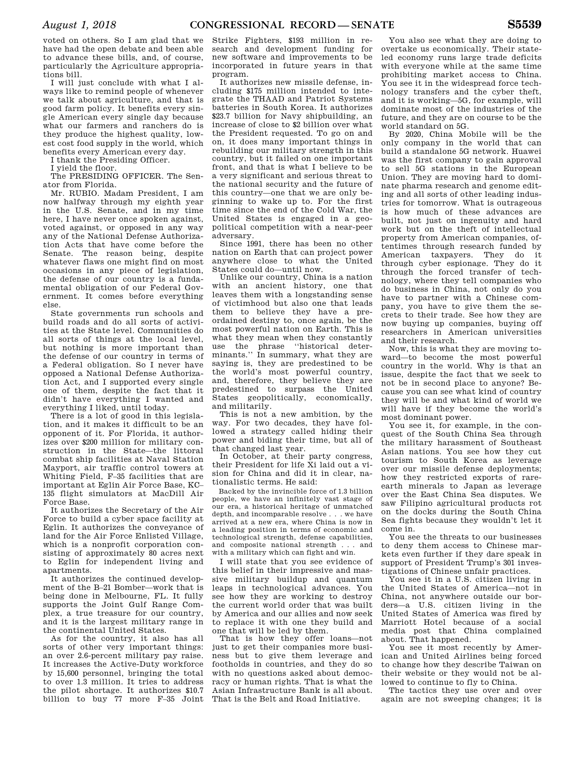voted on others. So I am glad that we have had the open debate and been able to advance these bills, and, of course, particularly the Agriculture appropriations bill.

I will just conclude with what I always like to remind people of whenever we talk about agriculture, and that is good farm policy. It benefits every single American every single day because what our farmers and ranchers do is they produce the highest quality, lowest cost food supply in the world, which benefits every American every day.

I thank the Presiding Officer.

I yield the floor.

The PRESIDING OFFICER. The Senator from Florida.

Mr. RUBIO. Madam President, I am now halfway through my eighth year in the U.S. Senate, and in my time here, I have never once spoken against, voted against, or opposed in any way any of the National Defense Authorization Acts that have come before the Senate. The reason being, despite whatever flaws one might find on most occasions in any piece of legislation, the defense of our country is a fundamental obligation of our Federal Government. It comes before everything else.

State governments run schools and build roads and do all sorts of activities at the State level. Communities do all sorts of things at the local level, but nothing is more important than the defense of our country in terms of a Federal obligation. So I never have opposed a National Defense Authorization Act, and I supported every single one of them, despite the fact that it didn't have everything I wanted and everything I liked, until today.

There is a lot of good in this legislation, and it makes it difficult to be an opponent of it. For Florida, it authorizes over $200 million for military construction in the State—the littoral combat ship facilities at Naval Station Mayport, air traffic control towers at Whiting Field, F–35 facilities that are important at Eglin Air Force Base, KC–135 flight simulators at MacDill Air Force Base.

It authorizes the Secretary of the Air Force to build a cyber space facility at Eglin. It authorizes the conveyance of land for the Air Force Enlisted Village, which is a nonprofit corporation consisting of approximately 80 acres next to Eglin for independent living and apartments.

It authorizes the continued development of the B–21 Bomber—work that is being done in Melbourne, FL. It fully supports the Joint Gulf Range Complex, a true treasure for our country, and it is the largest military range in the continental United States.

As for the country, it also has all sorts of other very important things: an over 2.6-percent military pay raise. It increases the Active-Duty workforce by 15,600 personnel, bringing the total to over 1.3 million. It tries to address the pilot shortage. It authorizes $10.7 billion to buy 77 more F–35 Joint Strike Fighters, $193 million in research and development funding for new software and improvements to be incorporated in future years in that program.

It authorizes new missile defense, including $175 million intended to integrate the THAAD and Patriot Systems batteries in South Korea. It authorizes $23.7 billion for Navy shipbuilding, an increase of close to $2 billion over what the President requested. To go on and on, it does many important things in rebuilding our military strength in this country, but it failed on one important front, and that is what I believe to be a very significant and serious threat to the national security and the future of this country—one that we are only beginning to wake up to. For the first time since the end of the Cold War, the United States is engaged in a geopolitical competition with a near-peer adversary.

Since 1991, there has been no other nation on Earth that can project power anywhere close to what the United States could do—until now.

Unlike our country, China is a nation with an ancient history, one that leaves them with a longstanding sense of victimhood but also one that leads them to believe they have a preordained destiny to, once again, be the most powerful nation on Earth. This is what they mean when they constantly use the phrase ''historical determinants.'' In summary, what they are saying is, they are predestined to be the world's most powerful country, and, therefore, they believe they are predestined to surpass the United States geopolitically, economically, and militarily.

This is not a new ambition, by the way. For two decades, they have followed a strategy called hiding their power and biding their time, but all of that changed last year.

In October, at their party congress, their President for life Xi laid out a vision for China and did it in clear, nationalistic terms. He said:

> Backed by the invincible force of 1.3 billion people, we have an infinitely vast stage of our era, a historical heritage of unmatched depth, and incomparable resolve . . . we have arrived at a new era, where China is now in a leading position in terms of economic and technological strength, defense capabilities, and composite national strength . . . and with a military which can fight and win.

I will state that you see evidence of this belief in their impressive and massive military buildup and quantum leaps in technological advances. You see how they are working to destroy the current world order that was built by America and our allies and now seek to replace it with one they build and one that will be led by them.

That is how they offer loans—not just to get their companies more business but to give them leverage and footholds in countries, and they do so with no questions asked about democracy or human rights. That is what the Asian Infrastructure Bank is all about. That is the Belt and Road Initiative.

You also see what they are doing to overtake us economically. Their state-led economy runs large trade deficits with everyone while at the same time prohibiting market access to China. You see it in the widespread force technology transfers and the cyber theft, and it is working—5G, for example, will dominate most of the industries of the future, and they are on course to be the world standard on 5G.

By 2020, China Mobile will be the only company in the world that can build a standalone 5G network. Huawei was the first company to gain approval to sell 5G stations in the European Union. They are moving hard to dominate pharma research and genome editing and all sorts of other leading industries for tomorrow. What is outrageous is how much of these advances are built, not just on ingenuity and hard work but on the theft of intellectual property from American companies, oftentimes through research funded by American taxpayers. They do it through cyber espionage. They do it through the forced transfer of technology, where they tell companies who do business in China, not only do you have to partner with a Chinese company, you have to give them the secrets to their trade. See how they are now buying up companies, buying off researchers in American universities and their research.

Now, this is what they are moving toward—to become the most powerful country in the world. Why is that an issue, despite the fact that we seek to not be in second place to anyone? Because you can see what kind of country they will be and what kind of world we will have if they become the world's most dominant power.

You see it, for example, in the conquest of the South China Sea through the military harassment of Southeast Asian nations. You see how they cut tourism to South Korea as leverage over our missile defense deployments; how they restricted exports of rare-earth minerals to Japan as leverage over the East China Sea disputes. We saw Filipino agricultural products rot on the docks during the South China Sea fights because they wouldn't let it come in.

You see the threats to our businesses to deny them access to Chinese markets even further if they dare speak in support of President Trump's 301 investigations of Chinese unfair practices.

You see it in a U.S. citizen living in the United States of America—not in China, not anywhere outside our borders—a U.S. citizen living in the United States of America was fired by Marriott Hotel because of a social media post that China complained about. That happened.

You see it most recently by American and United Airlines being forced to change how they describe Taiwan on their website or they would not be allowed to continue to fly to China.

The tactics they use over and over again are not sweeping changes; it is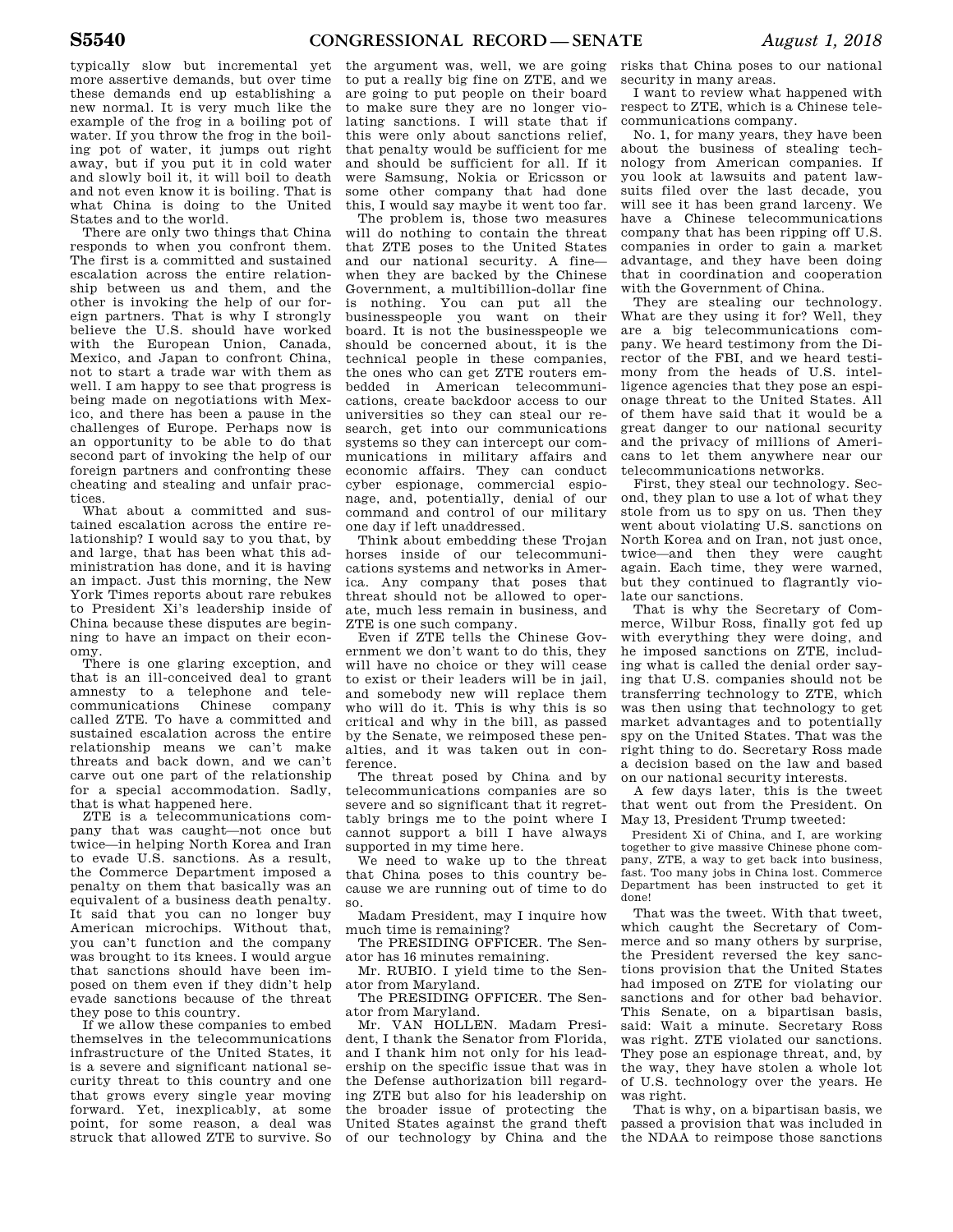typically slow but incremental yet more assertive demands, but over time these demands end up establishing a new normal. It is very much like the example of the frog in a boiling pot of water. If you throw the frog in the boiling pot of water, it jumps out right away, but if you put it in cold water and slowly boil it, it will boil to death and not even know it is boiling. That is what China is doing to the United States and to the world.

There are only two things that China responds to when you confront them. The first is a committed and sustained escalation across the entire relationship between us and them, and the other is invoking the help of our foreign partners. That is why I strongly believe the U.S. should have worked with the European Union, Canada, Mexico, and Japan to confront China, not to start a trade war with them as well. I am happy to see that progress is being made on negotiations with Mexico, and there has been a pause in the challenges of Europe. Perhaps now is an opportunity to be able to do that second part of invoking the help of our foreign partners and confronting these cheating and stealing and unfair practices.

What about a committed and sustained escalation across the entire relationship? I would say to you that, by and large, that has been what this administration has done, and it is having an impact. Just this morning, the New York Times reports about rare rebukes to President Xi's leadership inside of China because these disputes are beginning to have an impact on their economy.

There is one glaring exception, and that is an ill-conceived deal to grant amnesty to a telephone and telecommunications Chinese company called ZTE. To have a committed and sustained escalation across the entire relationship means we can't make threats and back down, and we can't carve out one part of the relationship for a special accommodation. Sadly, that is what happened here.

ZTE is a telecommunications company that was caught—not once but twice—in helping North Korea and Iran to evade U.S. sanctions. As a result, the Commerce Department imposed a penalty on them that basically was an equivalent of a business death penalty. It said that you can no longer buy American microchips. Without that, you can't function and the company was brought to its knees. I would argue that sanctions should have been imposed on them even if they didn't help evade sanctions because of the threat they pose to this country.

If we allow these companies to embed themselves in the telecommunications infrastructure of the United States, it is a severe and significant national security threat to this country and one that grows every single year moving forward. Yet, inexplicably, at some point, for some reason, a deal was struck that allowed ZTE to survive. So the argument was, well, we are going to put a really big fine on ZTE, and we are going to put people on their board to make sure they are no longer violating sanctions. I will state that if this were only about sanctions relief, that penalty would be sufficient for me and should be sufficient for all. If it were Samsung, Nokia or Ericsson or some other company that had done this, I would say maybe it went too far.

The problem is, those two measures will do nothing to contain the threat that ZTE poses to the United States and our national security. A fine—when they are backed by the Chinese Government, a multibillion-dollar fine is nothing. You can put all the businesspeople you want on their board. It is not the businesspeople we should be concerned about, it is the technical people in these companies, the ones who can get ZTE routers embedded in American telecommunications, create backdoor access to our universities so they can steal our research, get into our communications systems so they can intercept our communications in military affairs and economic affairs. They can conduct cyber espionage, commercial espionage, and, potentially, denial of our command and control of our military one day if left unaddressed.

Think about embedding these Trojan horses inside of our telecommunications systems and networks in America. Any company that poses that threat should not be allowed to operate, much less remain in business, and ZTE is one such company.

Even if ZTE tells the Chinese Government we don't want to do this, they will have no choice or they will cease to exist or their leaders will be in jail, and somebody new will replace them who will do it. This is why this is so critical and why in the bill, as passed by the Senate, we reimposed these penalties, and it was taken out in conference.

The threat posed by China and by telecommunications companies are so severe and so significant that it regrettably brings me to the point where I cannot support a bill I have always supported in my time here.

We need to wake up to the threat that China poses to this country because we are running out of time to do so.

Madam President, may I inquire how much time is remaining?

The PRESIDING OFFICER. The Senator has 16 minutes remaining.

Mr. RUBIO. I yield time to the Senator from Maryland.

The PRESIDING OFFICER. The Senator from Maryland.

Mr. VAN HOLLEN. Madam President, I thank the Senator from Florida, and I thank him not only for his leadership on the specific issue that was in the Defense authorization bill regarding ZTE but also for his leadership on the broader issue of protecting the United States against the grand theft of our technology by China and the risks that China poses to our national security in many areas.

I want to review what happened with respect to ZTE, which is a Chinese telecommunications company.

No. 1, for many years, they have been about the business of stealing technology from American companies. If you look at lawsuits and patent lawsuits filed over the last decade, you will see it has been grand larceny. We have a Chinese telecommunications company that has been ripping off U.S. companies in order to gain a market advantage, and they have been doing that in coordination and cooperation with the Government of China.

They are stealing our technology. What are they using it for? Well, they are a big telecommunications company. We heard testimony from the Director of the FBI, and we heard testimony from the heads of U.S. intelligence agencies that they pose an espionage threat to the United States. All of them have said that it would be a great danger to our national security and the privacy of millions of Americans to let them anywhere near our telecommunications networks.

First, they steal our technology. Second, they plan to use a lot of what they stole from us to spy on us. Then they went about violating U.S. sanctions on North Korea and on Iran, not just once, twice—and then they were caught again. Each time, they were warned, but they continued to flagrantly violate our sanctions.

That is why the Secretary of Commerce, Wilbur Ross, finally got fed up with everything they were doing, and he imposed sanctions on ZTE, including what is called the denial order saying that U.S. companies should not be transferring technology to ZTE, which was then using that technology to get market advantages and to potentially spy on the United States. That was the right thing to do. Secretary Ross made a decision based on the law and based on our national security interests.

A few days later, this is the tweet that went out from the President. On May 13, President Trump tweeted:

> President Xi of China, and I, are working together to give massive Chinese phone company, ZTE, a way to get back into business, fast. Too many jobs in China lost. Commerce Department has been instructed to get it done!

That was the tweet. With that tweet, which caught the Secretary of Commerce and so many others by surprise, the President reversed the key sanctions provision that the United States had imposed on ZTE for violating our sanctions and for other bad behavior. This Senate, on a bipartisan basis, said: Wait a minute. Secretary Ross was right. ZTE violated our sanctions. They pose an espionage threat, and, by the way, they have stolen a whole lot of U.S. technology over the years. He was right.

That is why, on a bipartisan basis, we passed a provision that was included in the NDAA to reimpose those sanctions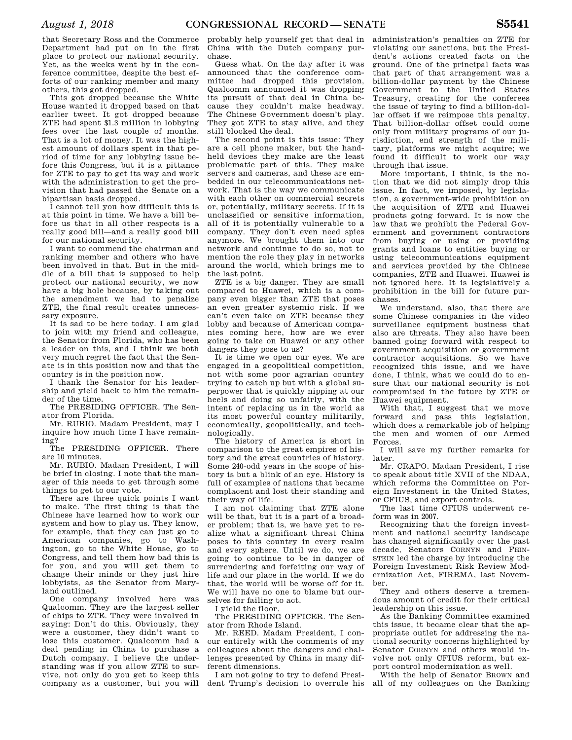that Secretary Ross and the Commerce Department had put on in the first place to protect our national security. Yet, as the weeks went by in the conference committee, despite the best efforts of our ranking member and many others, this got dropped.

This got dropped because the White House wanted it dropped based on that earlier tweet. It got dropped because ZTE had spent $1.3 million in lobbying fees over the last couple of months. That is a lot of money. It was the highest amount of dollars spent in that period of time for any lobbying issue before this Congress, but it is a pittance for ZTE to pay to get its way and work with the administration to get the provision that had passed the Senate on a bipartisan basis dropped.

I cannot tell you how difficult this is at this point in time. We have a bill before us that in all other respects is a really good bill—and a really good bill for our national security.

I want to commend the chairman and ranking member and others who have been involved in that. But in the middle of a bill that is supposed to help protect our national security, we now have a big hole because, by taking out the amendment we had to penalize ZTE, the final result creates unnecessary exposure.

It is sad to be here today. I am glad to join with my friend and colleague, the Senator from Florida, who has been a leader on this, and I think we both very much regret the fact that the Senate is in this position now and that the country is in the position now.

I thank the Senator for his leadership and yield back to him the remainder of the time.

The PRESIDING OFFICER. The Senator from Florida.

Mr. RUBIO. Madam President, may I inquire how much time I have remaining?

The PRESIDING OFFICER. There are 10 minutes.

Mr. RUBIO. Madam President, I will be brief in closing. I note that the manager of this needs to get through some things to get to our vote.

There are three quick points I want to make. The first thing is that the Chinese have learned how to work our system and how to play us. They know, for example, that they can just go to American companies, go to Washington, go to the White House, go to Congress, and tell them how bad this is for you, and you will get them to change their minds or they just hire lobbyists, as the Senator from Maryland outlined.

One company involved here was Qualcomm. They are the largest seller of chips to ZTE. They were involved in saying: Don't do this. Obviously, they were a customer, they didn't want to lose this customer. Qualcomm had a deal pending in China to purchase a Dutch company. I believe the understanding was if you allow ZTE to survive, not only do you get to keep this company as a customer, but you will probably help yourself get that deal in China with the Dutch company purchase.

Guess what. On the day after it was announced that the conference committee had dropped this provision, Qualcomm announced it was dropping its pursuit of that deal in China because they couldn't make headway. The Chinese Government doesn't play. They got ZTE to stay alive, and they still blocked the deal.

The second point is this issue: They are a cell phone maker, but the handheld devices they make are the least problematic part of this. They make servers and cameras, and these are embedded in our telecommunications network. That is the way we communicate with each other on commercial secrets or, potentially, military secrets. If it is unclassified or sensitive information, all of it is potentially vulnerable to a company. They don't even need spies anymore. We brought them into our network and continue to do so, not to mention the role they play in networks around the world, which brings me to the last point.

ZTE is a big danger. They are small compared to Huawei, which is a company even bigger than ZTE that poses an even greater systemic risk. If we can't even take on ZTE because they lobby and because of American companies coming here, how are we ever going to take on Huawei or any other dangers they pose to us?

It is time we open our eyes. We are engaged in a geopolitical competition, not with some poor agrarian country trying to catch up but with a global superpower that is quickly nipping at our heels and doing so unfairly, with the intent of replacing us in the world as its most powerful country militarily, economically, geopolitically, and technologically.

The history of America is short in comparison to the great empires of history and the great countries of history. Some 240-odd years in the scope of history is but a blink of an eye. History is full of examples of nations that became complacent and lost their standing and their way of life.

I am not claiming that ZTE alone will be that, but it is a part of a broader problem; that is, we have yet to realize what a significant threat China poses to this country in every realm and every sphere. Until we do, we are going to continue to be in danger of surrendering and forfeiting our way of life and our place in the world. If we do that, the world will be worse off for it. We will have no one to blame but ourselves for failing to act.

I yield the floor.

The PRESIDING OFFICER. The Senator from Rhode Island.

Mr. REED. Madam President, I concur entirely with the comments of my colleagues about the dangers and challenges presented by China in many different dimensions.

I am not going to try to defend President Trump's decision to overrule his administration's penalties on ZTE for violating our sanctions, but the President's actions created facts on the ground. One of the principal facts was that part of that arrangement was a billion-dollar payment by the Chinese Government to the United States Treasury, creating for the conferees the issue of trying to find a billion-dollar offset if we reimpose this penalty. That billion-dollar offset could come only from military programs of our jurisdiction, end strength of the military, platforms we might acquire; we found it difficult to work our way through that issue.

More important, I think, is the notion that we did not simply drop this issue. In fact, we imposed, by legislation, a government-wide prohibition on the acquisition of ZTE and Huawei products going forward. It is now the law that we prohibit the Federal Government and government contractors from buying or using or providing grants and loans to entities buying or using telecommunications equipment and services provided by the Chinese companies, ZTE and Huawei. Huawei is not ignored here. It is legislatively a prohibition in the bill for future purchases.

We understand, also, that there are some Chinese companies in the video surveillance equipment business that also are threats. They also have been banned going forward with respect to government acquisition or government contractor acquisitions. So we have recognized this issue, and we have done, I think, what we could do to ensure that our national security is not compromised in the future by ZTE or Huawei equipment.

With that, I suggest that we move forward and pass this legislation, which does a remarkable job of helping the men and women of our Armed Forces.

I will save my further remarks for later.

Mr. CRAPO. Madam President, I rise to speak about title XVII of the NDAA, which reforms the Committee on Foreign Investment in the United States, or CFIUS, and export controls.

The last time CFIUS underwent reform was in 2007.

Recognizing that the foreign investment and national security landscape has changed significantly over the past decade, Senators CORNYN and FEINSTEIN led the charge by introducing the Foreign Investment Risk Review Modernization Act, FIRRMA, last November.

They and others deserve a tremendous amount of credit for their critical leadership on this issue.

As the Banking Committee examined this issue, it became clear that the appropriate outlet for addressing the national security concerns highlighted by Senator CORNYN and others would involve not only CFIUS reform, but export control modernization as well.

With the help of Senator BROWN and all of my colleagues on the Banking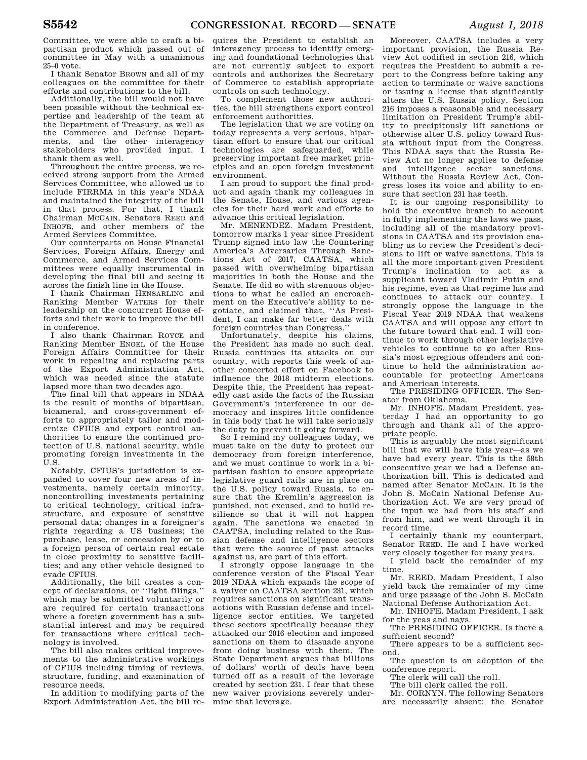Committee, we were able to craft a bipartisan product which passed out of committee in May with a unanimous 25–0 vote.

I thank Senator BROWN and all of my colleagues on the committee for their efforts and contributions to the bill.

Additionally, the bill would not have been possible without the technical expertise and leadership of the team at the Department of Treasury, as well as the Commerce and Defense Departments, and the other interagency stakeholders who provided input. I thank them as well.

Throughout the entire process, we received strong support from the Armed Services Committee, who allowed us to include FIRRMA in this year's NDAA and maintained the integrity of the bill in that process. For that, I thank Chairman MCCAIN, Senators REED and INHOFE, and other members of the Armed Services Committee.

Our counterparts on House Financial Services, Foreign Affairs, Energy and Commerce, and Armed Services Committees were equally instrumental in developing the final bill and seeing it across the finish line in the House.

I thank Chairman HENSARLING and Ranking Member WATERS for their leadership on the concurrent House efforts and their work to improve the bill in conference.

I also thank Chairman ROYCE and Ranking Member ENGEL of the House Foreign Affairs Committee for their work in repealing and replacing parts of the Export Administration Act, which was needed since the statute lapsed more than two decades ago.

The final bill that appears in NDAA is the result of months of bipartisan, bicameral, and cross-government efforts to appropriately tailor and modernize CFIUS and export control authorities to ensure the continued protection of U.S. national security, while promoting foreign investments in the U.S.

Notably, CFIUS's jurisdiction is expanded to cover four new areas of investments, namely certain minority, noncontrolling investments pertaining to critical technology, critical infrastructure, and exposure of sensitive personal data; changes in a foreigner's rights regarding a US business; the purchase, lease, or concession by or to a foreign person of certain real estate in close proximity to sensitive facilities; and any other vehicle designed to evade CFIUS.

Additionally, the bill creates a concept of declarations, or ''light filings,'' which may be submitted voluntarily or are required for certain transactions where a foreign government has a substantial interest and may be required for transactions where critical technology is involved.

The bill also makes critical improvements to the administrative workings of CFIUS including timing of reviews, structure, funding, and examination of resource needs.

In addition to modifying parts of the Export Administration Act, the bill requires the President to establish an interagency process to identify emerging and foundational technologies that are not currently subject to export controls and authorizes the Secretary of Commerce to establish appropriate controls on such technology.

To complement those new authorities, the bill strengthens export control enforcement authorities.

The legislation that we are voting on today represents a very serious, bipartisan effort to ensure that our critical technologies are safeguarded, while preserving important free market principles and an open foreign investment environment.

I am proud to support the final product and again thank my colleagues in the Senate, House, and various agencies for their hard work and efforts to advance this critical legislation.

Mr. MENENDEZ. Madam President, tomorrow marks 1 year since President Trump signed into law the Countering America's Adversaries Through Sanctions Act of 2017, CAATSA, which passed with overwhelming bipartisan majorities in both the House and the Senate. He did so with strenuous objections to what he called an encroachment on the Executive's ability to negotiate, and claimed that, ''As President, I can make far better deals with foreign countries than Congress.''

Unfortunately, despite his claims, the President has made no such deal. Russia continues its attacks on our country, with reports this week of another concerted effort on Facebook to influence the 2018 midterm elections. Despite this, the President has repeatedly cast aside the facts of the Russian Government's interference in our democracy and inspires little confidence in this body that he will take seriously the duty to prevent it going forward.

So I remind my colleagues today, we must take on the duty to protect our democracy from foreign interference, and we must continue to work in a bipartisan fashion to ensure appropriate legislative guard rails are in place on the U.S. policy toward Russia, to ensure that the Kremlin's aggression is punished, not excused, and to build resilience so that it will not happen again. The sanctions we enacted in CAATSA, including related to the Russian defense and intelligence sectors that were the source of past attacks against us, are part of this effort.

I strongly oppose language in the conference version of the Fiscal Year 2019 NDAA which expands the scope of a waiver on CAATSA section 231, which requires sanctions on significant transactions with Russian defense and intelligence sector entities. We targeted these sectors specifically because they attacked our 2016 election and imposed sanctions on them to dissuade anyone from doing business with them. The State Department argues that billions of dollars' worth of deals have been turned off as a result of the leverage created by section 231. I fear that these new waiver provisions severely undermine that leverage.

Moreover, CAATSA includes a very important provision, the Russia Review Act codified in section 216, which requires the President to submit a report to the Congress before taking any action to terminate or waive sanctions or issuing a license that significantly alters the U.S. Russia policy. Section 216 imposes a reasonable and necessary limitation on President Trump's ability to precipitously lift sanctions or otherwise alter U.S. policy toward Russia without input from the Congress. This NDAA says that the Russia Review Act no longer applies to defense and intelligence sector sanctions. Without the Russia Review Act, Congress loses its voice and ability to ensure that section 231 has teeth.

It is our ongoing responsibility to hold the executive branch to account in fully implementing the laws we pass, including all of the mandatory provisions in CAATSA and its provision enabling us to review the President's decisions to lift or waive sanctions. This is all the more important given President Trump's inclination to act as a supplicant toward Vladimir Putin and his regime, even as that regime has and continues to attack our country. I strongly oppose the language in the Fiscal Year 2019 NDAA that weakens CAATSA and will oppose any effort in the future toward that end. I will continue to work through other legislative vehicles to continue to go after Russia's most egregious offenders and continue to hold the administration accountable for protecting Americans and American interests.

The PRESIDING OFFICER. The Senator from Oklahoma.

Mr. INHOFE. Madam President, yesterday I had an opportunity to go through and thank all of the appropriate people.

This is arguably the most significant bill that we will have this year—as we have had every year. This is the 58th consecutive year we had a Defense authorization bill. This is dedicated and named after Senator MCCAIN. It is the John S. McCain National Defense Authorization Act. We are very proud of the input we had from his staff and from him, and we went through it in record time.

I certainly thank my counterpart, Senator REED. He and I have worked very closely together for many years.

I yield back the remainder of my time.

Mr. REED. Madam President, I also yield back the remainder of my time and urge passage of the John S. McCain National Defense Authorization Act.

Mr. INHOFE. Madam President, I ask for the yeas and nays.

The PRESIDING OFFICER. Is there a sufficient second?

There appears to be a sufficient second.

The question is on adoption of the conference report.

The clerk will call the roll.

The bill clerk called the roll.

Mr. CORNYN. The following Senators are necessarily absent: the Senator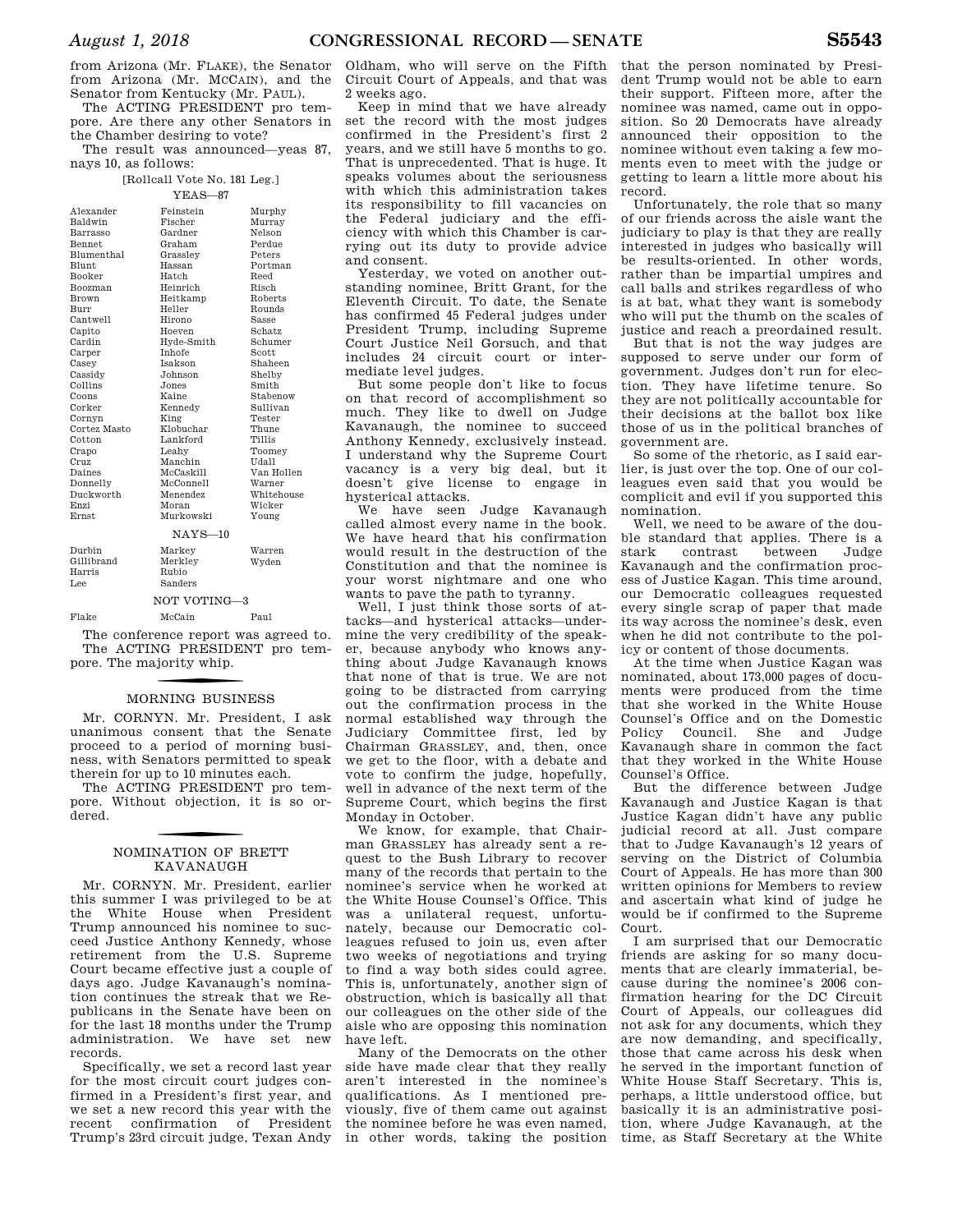from Arizona (Mr. FLAKE), the Senator from Arizona (Mr. MCCAIN), and the Senator from Kentucky (Mr. PAUL).

The ACTING PRESIDENT pro tempore. Are there any other Senators in the Chamber desiring to vote?

The result was announced—yeas 87, nays 10, as follows:

[Rollcall Vote No. 181 Leg.]

YEAS—87

| | | |
|---|---|---|
| Alexander | Feinstein | Murphy |
| Baldwin | Fischer | Murray |
| Barrasso | Gardner | Nelson |
| Bennet | Graham | Perdue |
| Blumenthal | Grassley | Peters |
| Blunt | Hassan | Portman |
| Booker | Hatch | Reed |
| Boozman | Heinrich | Risch |
| Brown | Heitkamp | Roberts |
| Burr | Heller | Rounds |
| Cantwell | Hirono | Sasse |
| Capito | Hoeven | Schatz |
| Cardin | Hyde-Smith | Schumer |
| Carper | Inhofe | Scott |
| Casey | Isakson | Shaheen |
| Cassidy | Johnson | Shelby |
| Collins | Jones | Smith |
| Coons | Kaine | Stabenow |
| Corker | Kennedy | Sullivan |
| Cornyn | King | Tester |
| Cortez Masto | Klobuchar | Thune |
| Cotton | Lankford | Tillis |
| Crapo | Leahy | Toomey |
| Cruz | Manchin | Udall |
| Daines | McCaskill | Van Hollen |
| Donnelly | McConnell | Warner |
| Duckworth | Menendez | Whitehouse |
| Enzi | Moran | Wicker |
| Ernst | Murkowski | Young |

NAYS—10

| | | |
|---|---|---|
| Durbin | Markey | Warren |
| Gillibrand | Merkley | Wyden |
| Harris | Rubio | |
| Lee | Sanders | |

NOT VOTING—3

| | | |
|---|---|---|
| Flake | McCain | Paul |

The conference report was agreed to.

The ACTING PRESIDENT pro tempore. The majority whip.

## MORNING BUSINESS

Mr. CORNYN. Mr. President, I ask unanimous consent that the Senate proceed to a period of morning business, with Senators permitted to speak therein for up to 10 minutes each.

The ACTING PRESIDENT pro tempore. Without objection, it is so ordered.

## NOMINATION OF BRETT KAVANAUGH

Mr. CORNYN. Mr. President, earlier this summer I was privileged to be at the White House when President Trump announced his nominee to succeed Justice Anthony Kennedy, whose retirement from the U.S. Supreme Court became effective just a couple of days ago. Judge Kavanaugh's nomination continues the streak that we Republicans in the Senate have been on for the last 18 months under the Trump administration. We have set new records.

Specifically, we set a record last year for the most circuit court judges confirmed in a President's first year, and we set a new record this year with the recent confirmation of President Trump's 23rd circuit judge, Texan Andy Oldham, who will serve on the Fifth Circuit Court of Appeals, and that was 2 weeks ago.

Keep in mind that we have already set the record with the most judges confirmed in the President's first 2 years, and we still have 5 months to go. That is unprecedented. That is huge. It speaks volumes about the seriousness with which this administration takes its responsibility to fill vacancies on the Federal judiciary and the efficiency with which this Chamber is carrying out its duty to provide advice and consent.

Yesterday, we voted on another outstanding nominee, Britt Grant, for the Eleventh Circuit. To date, the Senate has confirmed 45 Federal judges under President Trump, including Supreme Court Justice Neil Gorsuch, and that includes 24 circuit court or intermediate level judges.

But some people don't like to focus on that record of accomplishment so much. They like to dwell on Judge Kavanaugh, the nominee to succeed Anthony Kennedy, exclusively instead. I understand why the Supreme Court vacancy is a very big deal, but it doesn't give license to engage in hysterical attacks.

We have seen Judge Kavanaugh called almost every name in the book. We have heard that his confirmation would result in the destruction of the Constitution and that the nominee is your worst nightmare and one who wants to pave the path to tyranny.

Well, I just think those sorts of attacks—and hysterical attacks—undermine the very credibility of the speaker, because anybody who knows anything about Judge Kavanaugh knows that none of that is true. We are not going to be distracted from carrying out the confirmation process in the normal established way through the Judiciary Committee first, led by Chairman GRASSLEY, and, then, once we get to the floor, with a debate and vote to confirm the judge, hopefully, well in advance of the next term of the Supreme Court, which begins the first Monday in October.

We know, for example, that Chairman GRASSLEY has already sent a request to the Bush Library to recover many of the records that pertain to the nominee's service when he worked at the White House Counsel's Office. This was a unilateral request, unfortunately, because our Democratic colleagues refused to join us, even after two weeks of negotiations and trying to find a way both sides could agree. This is, unfortunately, another sign of obstruction, which is basically all that our colleagues on the other side of the aisle who are opposing this nomination have left.

Many of the Democrats on the other side have made clear that they really aren't interested in the nominee's qualifications. As I mentioned previously, five of them came out against the nominee before he was even named, in other words, taking the position that the person nominated by President Trump would not be able to earn their support. Fifteen more, after the nominee was named, came out in opposition. So 20 Democrats have already announced their opposition to the nominee without even taking a few moments even to meet with the judge or getting to learn a little more about his record.

Unfortunately, the role that so many of our friends across the aisle want the judiciary to play is that they are really interested in judges who basically will be results-oriented. In other words, rather than be impartial umpires and call balls and strikes regardless of who is at bat, what they want is somebody who will put the thumb on the scales of justice and reach a preordained result.

But that is not the way judges are supposed to serve under our form of government. Judges don't run for election. They have lifetime tenure. So they are not politically accountable for their decisions at the ballot box like those of us in the political branches of government are.

So some of the rhetoric, as I said earlier, is just over the top. One of our colleagues even said that you would be complicit and evil if you supported this nomination.

Well, we need to be aware of the double standard that applies. There is a stark contrast between Judge Kavanaugh and the confirmation process of Justice Kagan. This time around, our Democratic colleagues requested every single scrap of paper that made its way across the nominee's desk, even when he did not contribute to the policy or content of those documents.

At the time when Justice Kagan was nominated, about 173,000 pages of documents were produced from the time that she worked in the White House Counsel's Office and on the Domestic Policy Council. She and Judge Kavanaugh share in common the fact that they worked in the White House Counsel's Office.

But the difference between Judge Kavanaugh and Justice Kagan is that Justice Kagan didn't have any public judicial record at all. Just compare that to Judge Kavanaugh's 12 years of serving on the District of Columbia Court of Appeals. He has more than 300 written opinions for Members to review and ascertain what kind of judge he would be if confirmed to the Supreme Court.

I am surprised that our Democratic friends are asking for so many documents that are clearly immaterial, because during the nominee's 2006 confirmation hearing for the DC Circuit Court of Appeals, our colleagues did not ask for any documents, which they are now demanding, and specifically, those that came across his desk when he served in the important function of White House Staff Secretary. This is, perhaps, a little understood office, but basically it is an administrative position, where Judge Kavanaugh, at the time, as Staff Secretary at the White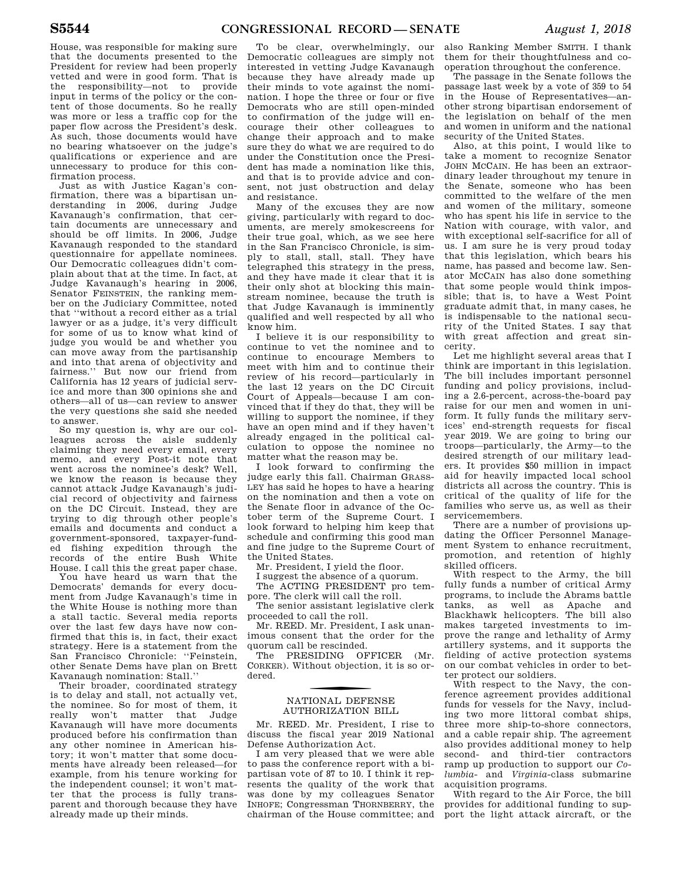House, was responsible for making sure that the documents presented to the President for review had been properly vetted and were in good form. That is the responsibility—not to provide input in terms of the policy or the content of those documents. So he really was more or less a traffic cop for the paper flow across the President's desk. As such, those documents would have no bearing whatsoever on the judge's qualifications or experience and are unnecessary to produce for this confirmation process.

Just as with Justice Kagan's confirmation, there was a bipartisan understanding in 2006, during Judge Kavanaugh's confirmation, that certain documents are unnecessary and should be off limits. In 2006, Judge Kavanaugh responded to the standard questionnaire for appellate nominees. Our Democratic colleagues didn't complain about that at the time. In fact, at Judge Kavanaugh's hearing in 2006, Senator FEINSTEIN, the ranking member on the Judiciary Committee, noted that "without a record either as a trial lawyer or as a judge, it's very difficult for some of us to know what kind of judge you would be and whether you can move away from the partisanship and into that arena of objectivity and fairness." But now our friend from California has 12 years of judicial service and more than 300 opinions she and others—all of us—can review to answer the very questions she said she needed to answer.

So my question is, why are our colleagues across the aisle suddenly claiming they need every email, every memo, and every Post-it note that went across the nominee's desk? Well, we know the reason is because they cannot attack Judge Kavanaugh's judicial record of objectivity and fairness on the DC Circuit. Instead, they are trying to dig through other people's emails and documents and conduct a government-sponsored, taxpayer-funded fishing expedition through the records of the entire Bush White House. I call this the great paper chase.

You have heard us warn that the Democrats' demands for every document from Judge Kavanaugh's time in the White House is nothing more than a stall tactic. Several media reports over the last few days have now confirmed that this is, in fact, their exact strategy. Here is a statement from the San Francisco Chronicle: "Feinstein, other Senate Dems have plan on Brett Kavanaugh nomination: Stall."

Their broader, coordinated strategy is to delay and stall, not actually vet, the nominee. So for most of them, it really won't matter that Judge Kavanaugh will have more documents produced before his confirmation than any other nominee in American history; it won't matter that some documents have already been released—for example, from his tenure working for the independent counsel; it won't matter that the process is fully transparent and thorough because they have already made up their minds.

To be clear, overwhelmingly, our Democratic colleagues are simply not interested in vetting Judge Kavanaugh because they have already made up their minds to vote against the nomination. I hope the three or four or five Democrats who are still open-minded to confirmation of the judge will encourage their other colleagues to change their approach and to make sure they do what we are required to do under the Constitution once the President has made a nomination like this, and that is to provide advice and consent, not just obstruction and delay and resistance.

Many of the excuses they are now giving, particularly with regard to documents, are merely smokescreens for their true goal, which, as we see here in the San Francisco Chronicle, is simply to stall, stall, stall. They have telegraphed this strategy in the press, and they have made it clear that it is their only shot at blocking this mainstream nominee, because the truth is that Judge Kavanaugh is imminently qualified and well respected by all who know him.

I believe it is our responsibility to continue to vet the nominee and to continue to encourage Members to meet with him and to continue their review of his record—particularly in the last 12 years on the DC Circuit Court of Appeals—because I am convinced that if they do that, they will be willing to support the nominee, if they have an open mind and if they haven't already engaged in the political calculation to oppose the nominee no matter what the reason may be.

I look forward to confirming the judge early this fall. Chairman GRASSLEY has said he hopes to have a hearing on the nomination and then a vote on the Senate floor in advance of the October term of the Supreme Court. I look forward to helping him keep that schedule and confirming this good man and fine judge to the Supreme Court of the United States.

Mr. President, I yield the floor.

I suggest the absence of a quorum.

The ACTING PRESIDENT pro tempore. The clerk will call the roll.

The senior assistant legislative clerk proceeded to call the roll.

Mr. REED. Mr. President, I ask unanimous consent that the order for the quorum call be rescinded.

The PRESIDING OFFICER (Mr. CORKER). Without objection, it is so ordered.

## NATIONAL DEFENSE AUTHORIZATION BILL

Mr. REED. Mr. President, I rise to discuss the fiscal year 2019 National Defense Authorization Act.

I am very pleased that we were able to pass the conference report with a bipartisan vote of 87 to 10. I think it represents the quality of the work that was done by my colleagues Senator INHOFE; Congressman THORNBERRY, the chairman of the House committee; and also Ranking Member SMITH. I thank them for their thoughtfulness and cooperation throughout the conference.

The passage in the Senate follows the passage last week by a vote of 359 to 54 in the House of Representatives—another strong bipartisan endorsement of the legislation on behalf of the men and women in uniform and the national security of the United States.

Also, at this point, I would like to take a moment to recognize Senator JOHN MCCAIN. He has been an extraordinary leader throughout my tenure in the Senate, someone who has been committed to the welfare of the men and women of the military, someone who has spent his life in service to the Nation with courage, with valor, and with exceptional self-sacrifice for all of us. I am sure he is very proud today that this legislation, which bears his name, has passed and become law. Senator MCCAIN has also done something that some people would think impossible; that is, to have a West Point graduate admit that, in many cases, he is indispensable to the national security of the United States. I say that with great affection and great sincerity.

Let me highlight several areas that I think are important in this legislation. The bill includes important personnel funding and policy provisions, including a 2.6-percent, across-the-board pay raise for our men and women in uniform. It fully funds the military services' end-strength requests for fiscal year 2019. We are going to bring our troops—particularly, the Army—to the desired strength of our military leaders. It provides $50 million in impact aid for heavily impacted local school districts all across the country. This is critical of the quality of life for the families who serve us, as well as their servicemembers.

There are a number of provisions updating the Officer Personnel Management System to enhance recruitment, promotion, and retention of highly skilled officers.

With respect to the Army, the bill fully funds a number of critical Army programs, to include the Abrams battle tanks, as well as Apache and Blackhawk helicopters. The bill also makes targeted investments to improve the range and lethality of Army artillery systems, and it supports the fielding of active protection systems on our combat vehicles in order to better protect our soldiers.

With respect to the Navy, the conference agreement provides additional funds for vessels for the Navy, including two more littoral combat ships, three more ship-to-shore connectors, and a cable repair ship. The agreement also provides additional money to help second- and third-tier contractors ramp up production to support our *Columbia*- and *Virginia*-class submarine acquisition programs.

With regard to the Air Force, the bill provides for additional funding to support the light attack aircraft, or the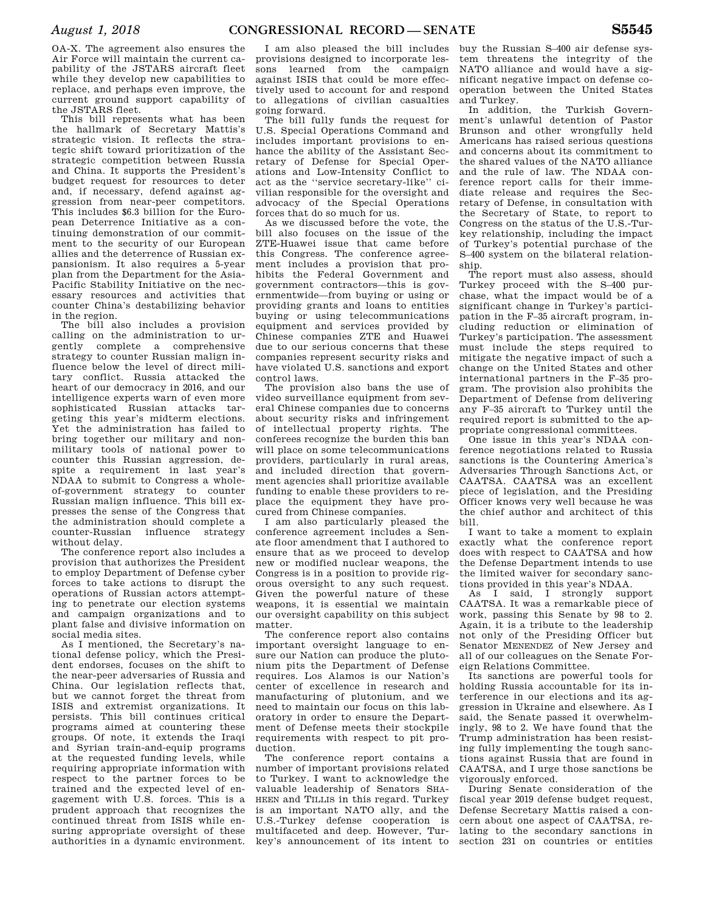OA-X. The agreement also ensures the Air Force will maintain the current capability of the JSTARS aircraft fleet while they develop new capabilities to replace, and perhaps even improve, the current ground support capability of the JSTARS fleet.

This bill represents what has been the hallmark of Secretary Mattis's strategic vision. It reflects the strategic shift toward prioritization of the strategic competition between Russia and China. It supports the President's budget request for resources to deter and, if necessary, defend against aggression from near-peer competitors. This includes $6.3 billion for the European Deterrence Initiative as a continuing demonstration of our commitment to the security of our European allies and the deterrence of Russian expansionism. It also requires a 5-year plan from the Department for the Asia-Pacific Stability Initiative on the necessary resources and activities that counter China's destabilizing behavior in the region.

The bill also includes a provision calling on the administration to urgently complete a comprehensive strategy to counter Russian malign influence below the level of direct military conflict. Russia attacked the heart of our democracy in 2016, and our intelligence experts warn of even more sophisticated Russian attacks targeting this year's midterm elections. Yet the administration has failed to bring together our military and nonmilitary tools of national power to counter this Russian aggression, despite a requirement in last year's NDAA to submit to Congress a whole-of-government strategy to counter Russian malign influence. This bill expresses the sense of the Congress that the administration should complete a counter-Russian influence strategy without delay.

The conference report also includes a provision that authorizes the President to employ Department of Defense cyber forces to take actions to disrupt the operations of Russian actors attempting to penetrate our election systems and campaign organizations and to plant false and divisive information on social media sites.

As I mentioned, the Secretary's national defense policy, which the President endorses, focuses on the shift to the near-peer adversaries of Russia and China. Our legislation reflects that, but we cannot forget the threat from ISIS and extremist organizations. It persists. This bill continues critical programs aimed at countering these groups. Of note, it extends the Iraqi and Syrian train-and-equip programs at the requested funding levels, while requiring appropriate information with respect to the partner forces to be trained and the expected level of engagement with U.S. forces. This is a prudent approach that recognizes the continued threat from ISIS while ensuring appropriate oversight of these authorities in a dynamic environment.

I am also pleased the bill includes provisions designed to incorporate lessons learned from the campaign against ISIS that could be more effectively used to account for and respond to allegations of civilian casualties going forward.

The bill fully funds the request for U.S. Special Operations Command and includes important provisions to enhance the ability of the Assistant Secretary of Defense for Special Operations and Low-Intensity Conflict to act as the ''service secretary-like'' civilian responsible for the oversight and advocacy of the Special Operations forces that do so much for us.

As we discussed before the vote, the bill also focuses on the issue of the ZTE-Huawei issue that came before this Congress. The conference agreement includes a provision that prohibits the Federal Government and government contractors—this is governmentwide—from buying or using or providing grants and loans to entities buying or using telecommunications equipment and services provided by Chinese companies ZTE and Huawei due to our serious concerns that these companies represent security risks and have violated U.S. sanctions and export control laws.

The provision also bans the use of video surveillance equipment from several Chinese companies due to concerns about security risks and infringement of intellectual property rights. The conferees recognize the burden this ban will place on some telecommunications providers, particularly in rural areas, and included direction that government agencies shall prioritize available funding to enable these providers to replace the equipment they have procured from Chinese companies.

I am also particularly pleased the conference agreement includes a Senate floor amendment that I authored to ensure that as we proceed to develop new or modified nuclear weapons, the Congress is in a position to provide rigorous oversight to any such request. Given the powerful nature of these weapons, it is essential we maintain our oversight capability on this subject matter.

The conference report also contains important oversight language to ensure our Nation can produce the plutonium pits the Department of Defense requires. Los Alamos is our Nation's center of excellence in research and manufacturing of plutonium, and we need to maintain our focus on this laboratory in order to ensure the Department of Defense meets their stockpile requirements with respect to pit production.

The conference report contains a number of important provisions related to Turkey. I want to acknowledge the valuable leadership of Senators SHAHEEN and TILLIS in this regard. Turkey is an important NATO ally, and the U.S.-Turkey defense cooperation is multifaceted and deep. However, Turkey's announcement of its intent to buy the Russian S–400 air defense system threatens the integrity of the NATO alliance and would have a significant negative impact on defense cooperation between the United States and Turkey.

In addition, the Turkish Government's unlawful detention of Pastor Brunson and other wrongfully held Americans has raised serious questions and concerns about its commitment to the shared values of the NATO alliance and the rule of law. The NDAA conference report calls for their immediate release and requires the Secretary of Defense, in consultation with the Secretary of State, to report to Congress on the status of the U.S.-Turkey relationship, including the impact of Turkey's potential purchase of the S–400 system on the bilateral relationship.

The report must also assess, should Turkey proceed with the S–400 purchase, what the impact would be of a significant change in Turkey's participation in the F–35 aircraft program, including reduction or elimination of Turkey's participation. The assessment must include the steps required to mitigate the negative impact of such a change on the United States and other international partners in the F–35 program. The provision also prohibits the Department of Defense from delivering any F–35 aircraft to Turkey until the required report is submitted to the appropriate congressional committees.

One issue in this year's NDAA conference negotiations related to Russia sanctions is the Countering America's Adversaries Through Sanctions Act, or CAATSA. CAATSA was an excellent piece of legislation, and the Presiding Officer knows very well because he was the chief author and architect of this bill.

I want to take a moment to explain exactly what the conference report does with respect to CAATSA and how the Defense Department intends to use the limited waiver for secondary sanctions provided in this year's NDAA.

As I said, I strongly support CAATSA. It was a remarkable piece of work, passing this Senate by 98 to 2. Again, it is a tribute to the leadership not only of the Presiding Officer but Senator MENENDEZ of New Jersey and all of our colleagues on the Senate Foreign Relations Committee.

Its sanctions are powerful tools for holding Russia accountable for its interference in our elections and its aggression in Ukraine and elsewhere. As I said, the Senate passed it overwhelmingly, 98 to 2. We have found that the Trump administration has been resisting fully implementing the tough sanctions against Russia that are found in CAATSA, and I urge those sanctions be vigorously enforced.

During Senate consideration of the fiscal year 2019 defense budget request, Defense Secretary Mattis raised a concern about one aspect of CAATSA, relating to the secondary sanctions in section 231 on countries or entities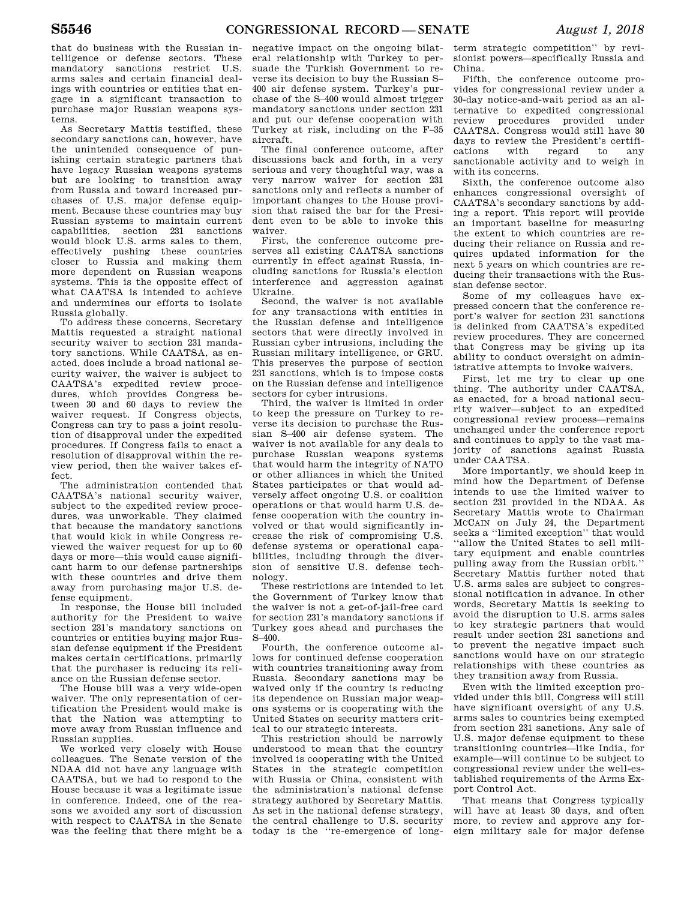that do business with the Russian intelligence or defense sectors. These mandatory sanctions restrict U.S. arms sales and certain financial dealings with countries or entities that engage in a significant transaction to purchase major Russian weapons systems.

As Secretary Mattis testified, these secondary sanctions can, however, have the unintended consequence of punishing certain strategic partners that have legacy Russian weapons systems but are looking to transition away from Russia and toward increased purchases of U.S. major defense equipment. Because these countries may buy Russian systems to maintain current capabilities, section 231 sanctions would block U.S. arms sales to them, effectively pushing these countries closer to Russia and making them more dependent on Russian weapons systems. This is the opposite effect of what CAATSA is intended to achieve and undermines our efforts to isolate Russia globally.

To address these concerns, Secretary Mattis requested a straight national security waiver to section 231 mandatory sanctions. While CAATSA, as enacted, does include a broad national security waiver, the waiver is subject to CAATSA's expedited review procedures, which provides Congress between 30 and 60 days to review the waiver request. If Congress objects, Congress can try to pass a joint resolution of disapproval under the expedited procedures. If Congress fails to enact a resolution of disapproval within the review period, then the waiver takes effect.

The administration contended that CAATSA's national security waiver, subject to the expedited review procedures, was unworkable. They claimed that because the mandatory sanctions that would kick in while Congress reviewed the waiver request for up to 60 days or more—this would cause significant harm to our defense partnerships with these countries and drive them away from purchasing major U.S. defense equipment.

In response, the House bill included authority for the President to waive section 231's mandatory sanctions on countries or entities buying major Russian defense equipment if the President makes certain certifications, primarily that the purchaser is reducing its reliance on the Russian defense sector.

The House bill was a very wide-open waiver. The only representation of certification the President would make is that the Nation was attempting to move away from Russian influence and Russian supplies.

We worked very closely with House colleagues. The Senate version of the NDAA did not have any language with CAATSA, but we had to respond to the House because it was a legitimate issue in conference. Indeed, one of the reasons we avoided any sort of discussion with respect to CAATSA in the Senate was the feeling that there might be a negative impact on the ongoing bilateral relationship with Turkey to persuade the Turkish Government to reverse its decision to buy the Russian S–400 air defense system. Turkey's purchase of the S–400 would almost trigger mandatory sanctions under section 231 and put our defense cooperation with Turkey at risk, including on the F–35 aircraft.

The final conference outcome, after discussions back and forth, in a very serious and very thoughtful way, was a very narrow waiver for section 231 sanctions only and reflects a number of important changes to the House provision that raised the bar for the President even to be able to invoke this waiver.

First, the conference outcome preserves all existing CAATSA sanctions currently in effect against Russia, including sanctions for Russia's election interference and aggression against Ukraine.

Second, the waiver is not available for any transactions with entities in the Russian defense and intelligence sectors that were directly involved in Russian cyber intrusions, including the Russian military intelligence, or GRU. This preserves the purpose of section 231 sanctions, which is to impose costs on the Russian defense and intelligence sectors for cyber intrusions.

Third, the waiver is limited in order to keep the pressure on Turkey to reverse its decision to purchase the Russian S–400 air defense system. The waiver is not available for any deals to purchase Russian weapons systems that would harm the integrity of NATO or other alliances in which the United States participates or that would adversely affect ongoing U.S. or coalition operations or that would harm U.S. defense cooperation with the country involved or that would significantly increase the risk of compromising U.S. defense systems or operational capabilities, including through the diversion of sensitive U.S. defense technology.

These restrictions are intended to let the Government of Turkey know that the waiver is not a get-of-jail-free card for section 231's mandatory sanctions if Turkey goes ahead and purchases the S–400.

Fourth, the conference outcome allows for continued defense cooperation with countries transitioning away from Russia. Secondary sanctions may be waived only if the country is reducing its dependence on Russian major weapons systems or is cooperating with the United States on security matters critical to our strategic interests.

This restriction should be narrowly understood to mean that the country involved is cooperating with the United States in the strategic competition with Russia or China, consistent with the administration's national defense strategy authored by Secretary Mattis. As set in the national defense strategy, the central challenge to U.S. security today is the "re-emergence of long-term strategic competition" by revisionist powers—specifically Russia and China.

Fifth, the conference outcome provides for congressional review under a 30-day notice-and-wait period as an alternative to expedited congressional review procedures provided under CAATSA. Congress would still have 30 days to review the President's certifications with regard to any sanctionable activity and to weigh in with its concerns.

Sixth, the conference outcome also enhances congressional oversight of CAATSA's secondary sanctions by adding a report. This report will provide an important baseline for measuring the extent to which countries are reducing their reliance on Russia and requires updated information for the next 5 years on which countries are reducing their transactions with the Russian defense sector.

Some of my colleagues have expressed concern that the conference report's waiver for section 231 sanctions is delinked from CAATSA's expedited review procedures. They are concerned that Congress may be giving up its ability to conduct oversight on administrative attempts to invoke waivers.

First, let me try to clear up one thing. The authority under CAATSA, as enacted, for a broad national security waiver—subject to an expedited congressional review process—remains unchanged under the conference report and continues to apply to the vast majority of sanctions against Russia under CAATSA.

More importantly, we should keep in mind how the Department of Defense intends to use the limited waiver to section 231 provided in the NDAA. As Secretary Mattis wrote to Chairman MCCAIN on July 24, the Department seeks a "limited exception" that would "allow the United States to sell military equipment and enable countries pulling away from the Russian orbit." Secretary Mattis further noted that U.S. arms sales are subject to congressional notification in advance. In other words, Secretary Mattis is seeking to avoid the disruption to U.S. arms sales to key strategic partners that would result under section 231 sanctions and to prevent the negative impact such sanctions would have on our strategic relationships with these countries as they transition away from Russia.

Even with the limited exception provided under this bill, Congress will still have significant oversight of any U.S. arms sales to countries being exempted from section 231 sanctions. Any sale of U.S. major defense equipment to these transitioning countries—like India, for example—will continue to be subject to congressional review under the well-established requirements of the Arms Export Control Act.

That means that Congress typically will have at least 30 days, and often more, to review and approve any foreign military sale for major defense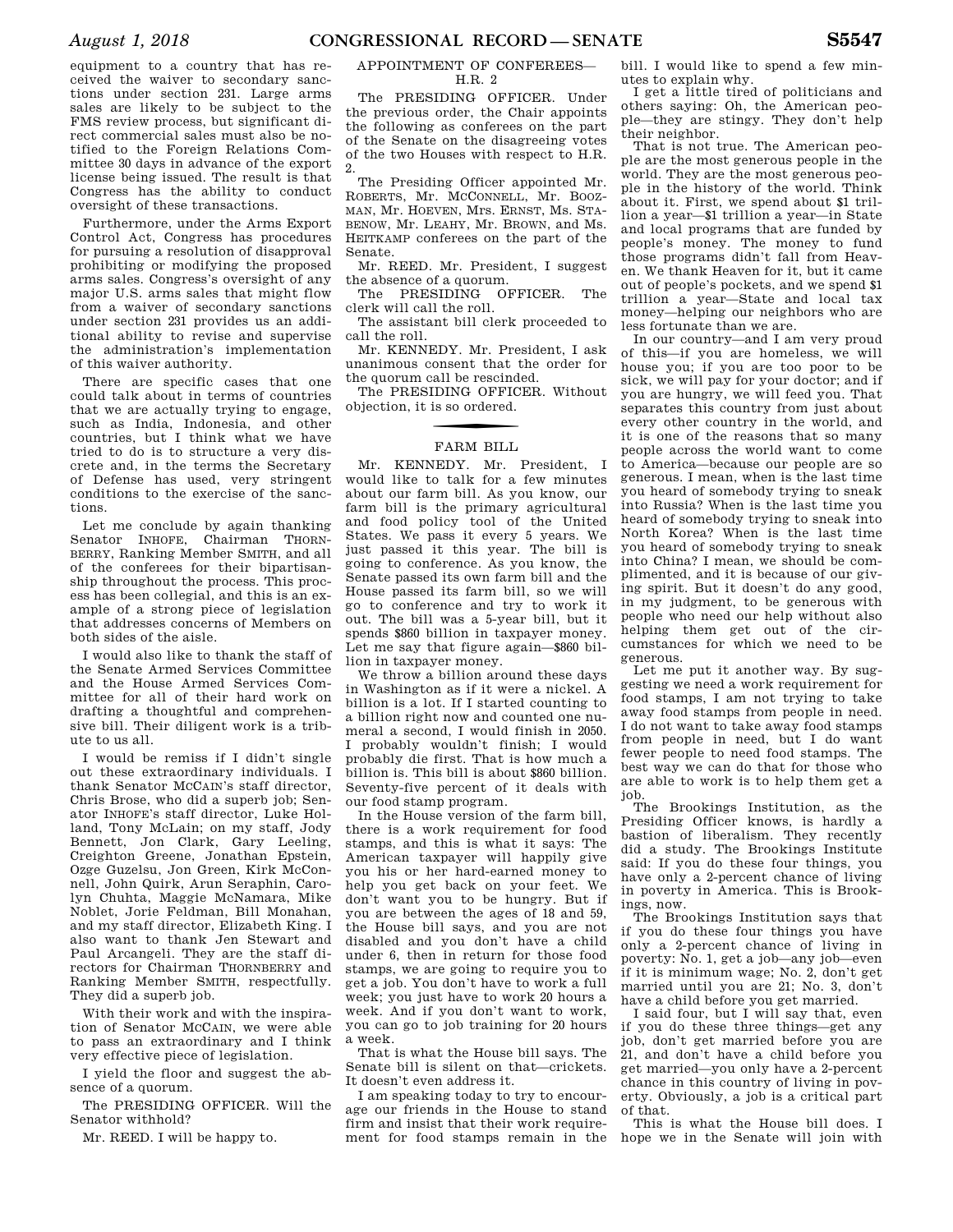equipment to a country that has received the waiver to secondary sanctions under section 231. Large arms sales are likely to be subject to the FMS review process, but significant direct commercial sales must also be notified to the Foreign Relations Committee 30 days in advance of the export license being issued. The result is that Congress has the ability to conduct oversight of these transactions.

Furthermore, under the Arms Export Control Act, Congress has procedures for pursuing a resolution of disapproval prohibiting or modifying the proposed arms sales. Congress's oversight of any major U.S. arms sales that might flow from a waiver of secondary sanctions under section 231 provides us an additional ability to revise and supervise the administration's implementation of this waiver authority.

There are specific cases that one could talk about in terms of countries that we are actually trying to engage, such as India, Indonesia, and other countries, but I think what we have tried to do is to structure a very discrete and, in the terms the Secretary of Defense has used, very stringent conditions to the exercise of the sanctions.

Let me conclude by again thanking Senator INHOFE, Chairman THORNBERRY, Ranking Member SMITH, and all of the conferees for their bipartisanship throughout the process. This process has been collegial, and this is an example of a strong piece of legislation that addresses concerns of Members on both sides of the aisle.

I would also like to thank the staff of the Senate Armed Services Committee and the House Armed Services Committee for all of their hard work on drafting a thoughtful and comprehensive bill. Their diligent work is a tribute to us all.

I would be remiss if I didn't single out these extraordinary individuals. I thank Senator MCCAIN's staff director, Chris Brose, who did a superb job; Senator INHOFE's staff director, Luke Holland, Tony McLain; on my staff, Jody Bennett, Jon Clark, Gary Leeling, Creighton Greene, Jonathan Epstein, Ozge Guzelsu, Jon Green, Kirk McConnell, John Quirk, Arun Seraphin, Carolyn Chuhta, Maggie McNamara, Mike Noblet, Jorie Feldman, Bill Monahan, and my staff director, Elizabeth King. I also want to thank Jen Stewart and Paul Arcangeli. They are the staff directors for Chairman THORNBERRY and Ranking Member SMITH, respectfully. They did a superb job.

With their work and with the inspiration of Senator MCCAIN, we were able to pass an extraordinary and I think very effective piece of legislation.

I yield the floor and suggest the absence of a quorum.

The PRESIDING OFFICER. Will the Senator withhold?

Mr. REED. I will be happy to.

## APPOINTMENT OF CONFEREES—H.R. 2

The PRESIDING OFFICER. Under the previous order, the Chair appoints the following as conferees on the part of the Senate on the disagreeing votes of the two Houses with respect to H.R. 2.

The Presiding Officer appointed Mr. ROBERTS, Mr. MCCONNELL, Mr. BOOZMAN, Mr. HOEVEN, Mrs. ERNST, Ms. STABENOW, Mr. LEAHY, Mr. BROWN, and Ms. HEITKAMP conferees on the part of the Senate.

Mr. REED. Mr. President, I suggest the absence of a quorum.

The PRESIDING OFFICER. The clerk will call the roll.

The assistant bill clerk proceeded to call the roll.

Mr. KENNEDY. Mr. President, I ask unanimous consent that the order for the quorum call be rescinded.

The PRESIDING OFFICER. Without objection, it is so ordered.

## FARM BILL

Mr. KENNEDY. Mr. President, I would like to talk for a few minutes about our farm bill. As you know, our farm bill is the primary agricultural and food policy tool of the United States. We pass it every 5 years. We just passed it this year. The bill is going to conference. As you know, the Senate passed its own farm bill and the House passed its farm bill, so we will go to conference and try to work it out. The bill was a 5-year bill, but it spends $860 billion in taxpayer money. Let me say that figure again—$860 billion in taxpayer money.

We throw a billion around these days in Washington as if it were a nickel. A billion is a lot. If I started counting to a billion right now and counted one numeral a second, I would finish in 2050. I probably wouldn't finish; I would probably die first. That is how much a billion is. This bill is about $860 billion. Seventy-five percent of it deals with our food stamp program.

In the House version of the farm bill, there is a work requirement for food stamps, and this is what it says: The American taxpayer will happily give you his or her hard-earned money to help you get back on your feet. We don't want you to be hungry. But if you are between the ages of 18 and 59, the House bill says, and you are not disabled and you don't have a child under 6, then in return for those food stamps, we are going to require you to get a job. You don't have to work a full week; you just have to work 20 hours a week. And if you don't want to work, you can go to job training for 20 hours a week.

That is what the House bill says. The Senate bill is silent on that—crickets. It doesn't even address it.

I am speaking today to try to encourage our friends in the House to stand firm and insist that their work requirement for food stamps remain in the bill. I would like to spend a few minutes to explain why.

I get a little tired of politicians and others saying: Oh, the American people—they are stingy. They don't help their neighbor.

That is not true. The American people are the most generous people in the world. They are the most generous people in the history of the world. Think about it. First, we spend about $1 trillion a year—$1 trillion a year—in State and local programs that are funded by people's money. The money to fund those programs didn't fall from Heaven. We thank Heaven for it, but it came out of people's pockets, and we spend $1 trillion a year—State and local tax money—helping our neighbors who are less fortunate than we are.

In our country—and I am very proud of this—if you are homeless, we will house you; if you are too poor to be sick, we will pay for your doctor; and if you are hungry, we will feed you. That separates this country from just about every other country in the world, and it is one of the reasons that so many people across the world want to come to America—because our people are so generous. I mean, when is the last time you heard of somebody trying to sneak into Russia? When is the last time you heard of somebody trying to sneak into North Korea? When is the last time you heard of somebody trying to sneak into China? I mean, we should be complimented, and it is because of our giving spirit. But it doesn't do any good, in my judgment, to be generous with people who need our help without also helping them get out of the circumstances for which we need to be generous.

Let me put it another way. By suggesting we need a work requirement for food stamps, I am not trying to take away food stamps from people in need. I do not want to take away food stamps from people in need, but I do want fewer people to need food stamps. The best way we can do that for those who are able to work is to help them get a job.

The Brookings Institution, as the Presiding Officer knows, is hardly a bastion of liberalism. They recently did a study. The Brookings Institute said: If you do these four things, you have only a 2-percent chance of living in poverty in America. This is Brookings, now.

The Brookings Institution says that if you do these four things you have only a 2-percent chance of living in poverty: No. 1, get a job—any job—even if it is minimum wage; No. 2, don't get married until you are 21; No. 3, don't have a child before you get married.

I said four, but I will say that, even if you do these three things—get any job, don't get married before you are 21, and don't have a child before you get married—you only have a 2-percent chance in this country of living in poverty. Obviously, a job is a critical part of that.

This is what the House bill does. I hope we in the Senate will join with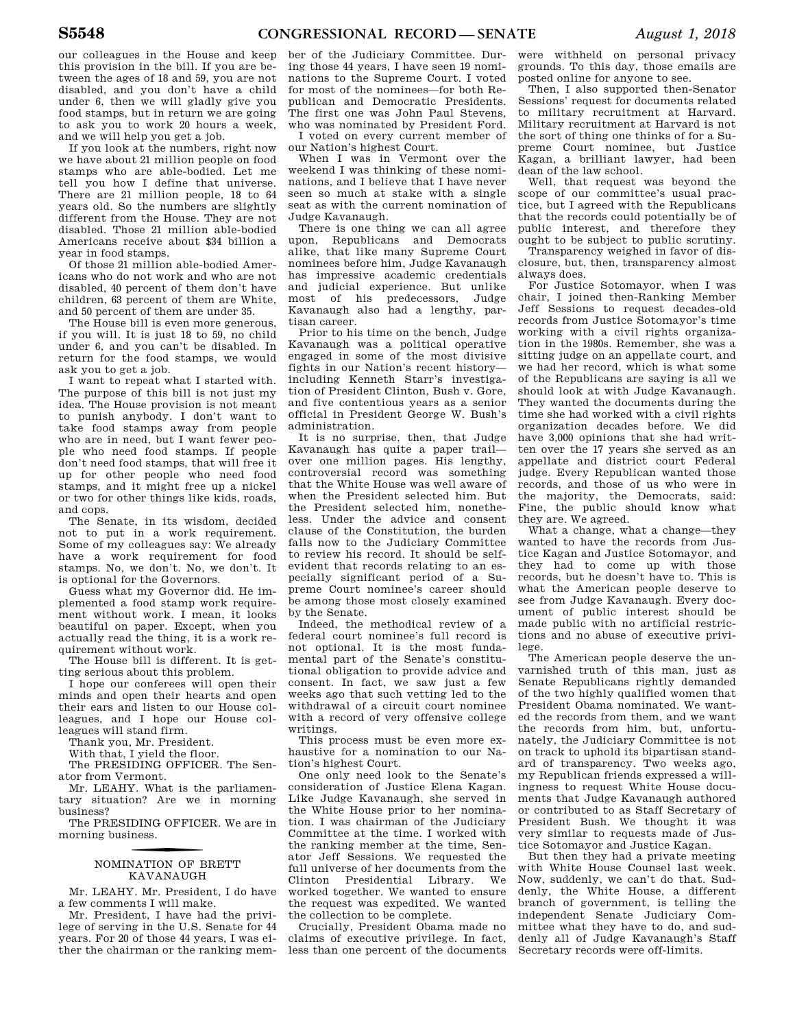our colleagues in the House and keep this provision in the bill. If you are between the ages of 18 and 59, you are not disabled, and you don't have a child under 6, then we will gladly give you food stamps, but in return we are going to ask you to work 20 hours a week, and we will help you get a job.

If you look at the numbers, right now we have about 21 million people on food stamps who are able-bodied. Let me tell you how I define that universe. There are 21 million people, 18 to 64 years old. So the numbers are slightly different from the House. They are not disabled. Those 21 million able-bodied Americans receive about $34 billion a year in food stamps.

Of those 21 million able-bodied Americans who do not work and who are not disabled, 40 percent of them don't have children, 63 percent of them are White, and 50 percent of them are under 35.

The House bill is even more generous, if you will. It is just 18 to 59, no child under 6, and you can't be disabled. In return for the food stamps, we would ask you to get a job.

I want to repeat what I started with. The purpose of this bill is not just my idea. The House provision is not meant to punish anybody. I don't want to take food stamps away from people who are in need, but I want fewer people who need food stamps. If people don't need food stamps, that will free it up for other people who need food stamps, and it might free up a nickel or two for other things like kids, roads, and cops.

The Senate, in its wisdom, decided not to put in a work requirement. Some of my colleagues say: We already have a work requirement for food stamps. No, we don't. No, we don't. It is optional for the Governors.

Guess what my Governor did. He implemented a food stamp work requirement without work. I mean, it looks beautiful on paper. Except, when you actually read the thing, it is a work requirement without work.

The House bill is different. It is getting serious about this problem.

I hope our conferees will open their minds and open their hearts and open their ears and listen to our House colleagues, and I hope our House colleagues will stand firm.

Thank you, Mr. President.

With that, I yield the floor.

The PRESIDING OFFICER. The Senator from Vermont.

Mr. LEAHY. What is the parliamentary situation? Are we in morning business?

The PRESIDING OFFICER. We are in morning business.

## NOMINATION OF BRETT KAVANAUGH

Mr. LEAHY. Mr. President, I do have a few comments I will make.

Mr. President, I have had the privilege of serving in the U.S. Senate for 44 years. For 20 of those 44 years, I was either the chairman or the ranking member of the Judiciary Committee. During those 44 years, I have seen 19 nominations to the Supreme Court. I voted for most of the nominees—for both Republican and Democratic Presidents. The first one was John Paul Stevens, who was nominated by President Ford.

I voted on every current member of our Nation's highest Court.

When I was in Vermont over the weekend I was thinking of these nominations, and I believe that I have never seen so much at stake with a single seat as with the current nomination of Judge Kavanaugh.

There is one thing we can all agree upon, Republicans and Democrats alike, that like many Supreme Court nominees before him, Judge Kavanaugh has impressive academic credentials and judicial experience. But unlike most of his predecessors, Judge Kavanaugh also had a lengthy, partisan career.

Prior to his time on the bench, Judge Kavanaugh was a political operative engaged in some of the most divisive fights in our Nation's recent history—including Kenneth Starr's investigation of President Clinton, Bush v. Gore, and five contentious years as a senior official in President George W. Bush's administration.

It is no surprise, then, that Judge Kavanaugh has quite a paper trail—over one million pages. His lengthy, controversial record was something that the White House was well aware of when the President selected him. But the President selected him, nonetheless. Under the advice and consent clause of the Constitution, the burden falls now to the Judiciary Committee to review his record. It should be self-evident that records relating to an especially significant period of a Supreme Court nominee's career should be among those most closely examined by the Senate.

Indeed, the methodical review of a federal court nominee's full record is not optional. It is the most fundamental part of the Senate's constitutional obligation to provide advice and consent. In fact, we saw just a few weeks ago that such vetting led to the withdrawal of a circuit court nominee with a record of very offensive college writings.

This process must be even more exhaustive for a nomination to our Nation's highest Court.

One only need look to the Senate's consideration of Justice Elena Kagan. Like Judge Kavanaugh, she served in the White House prior to her nomination. I was chairman of the Judiciary Committee at the time. I worked with the ranking member at the time, Senator Jeff Sessions. We requested the full universe of her documents from the Clinton Presidential Library. We worked together. We wanted to ensure the request was expedited. We wanted the collection to be complete.

Crucially, President Obama made no claims of executive privilege. In fact, less than one percent of the documents were withheld on personal privacy grounds. To this day, those emails are posted online for anyone to see.

Then, I also supported then-Senator Sessions' request for documents related to military recruitment at Harvard. Military recruitment at Harvard is not the sort of thing one thinks of for a Supreme Court nominee, but Justice Kagan, a brilliant lawyer, had been dean of the law school.

Well, that request was beyond the scope of our committee's usual practice, but I agreed with the Republicans that the records could potentially be of public interest, and therefore they ought to be subject to public scrutiny.

Transparency weighed in favor of disclosure, but, then, transparency almost always does.

For Justice Sotomayor, when I was chair, I joined then-Ranking Member Jeff Sessions to request decades-old records from Justice Sotomayor's time working with a civil rights organization in the 1980s. Remember, she was a sitting judge on an appellate court, and we had her record, which is what some of the Republicans are saying is all we should look at with Judge Kavanaugh. They wanted the documents during the time she had worked with a civil rights organization decades before. We did have 3,000 opinions that she had written over the 17 years she served as an appellate and district court Federal judge. Every Republican wanted those records, and those of us who were in the majority, the Democrats, said: Fine, the public should know what they are. We agreed.

What a change, what a change—they wanted to have the records from Justice Kagan and Justice Sotomayor, and they had to come up with those records, but he doesn't have to. This is what the American people deserve to see from Judge Kavanaugh. Every document of public interest should be made public with no artificial restrictions and no abuse of executive privilege.

The American people deserve the unvarnished truth of this man, just as Senate Republicans rightly demanded of the two highly qualified women that President Obama nominated. We wanted the records from them, and we want the records from him, but, unfortunately, the Judiciary Committee is not on track to uphold its bipartisan standard of transparency. Two weeks ago, my Republican friends expressed a willingness to request White House documents that Judge Kavanaugh authored or contributed to as Staff Secretary of President Bush. We thought it was very similar to requests made of Justice Sotomayor and Justice Kagan.

But then they had a private meeting with White House Counsel last week. Now, suddenly, we can't do that. Suddenly, the White House, a different branch of government, is telling the independent Senate Judiciary Committee what they have to do, and suddenly all of Judge Kavanaugh's Staff Secretary records were off-limits.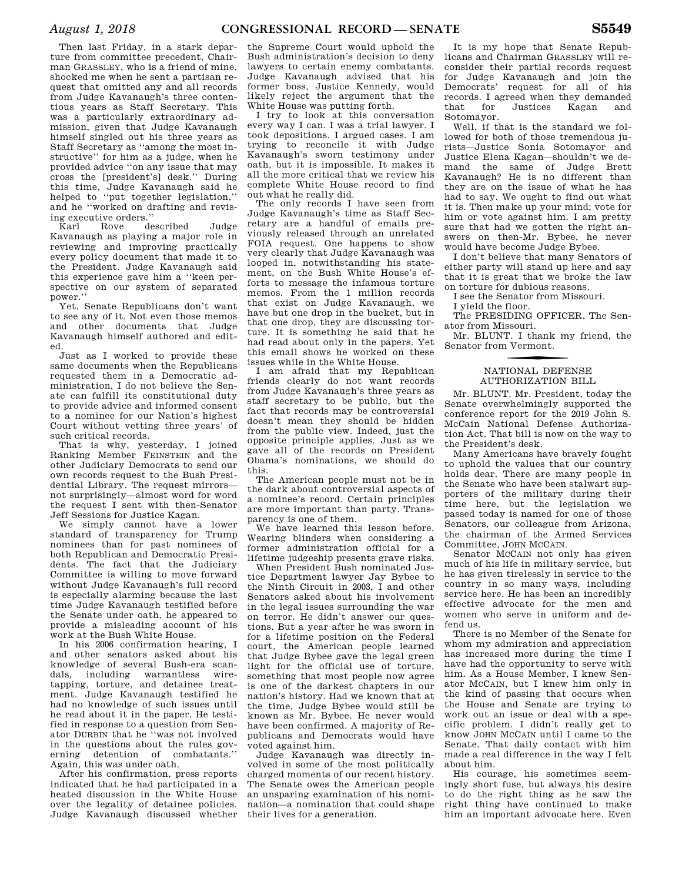Then last Friday, in a stark departure from committee precedent, Chairman GRASSLEY, who is a friend of mine, shocked me when he sent a partisan request that omitted any and all records from Judge Kavanaugh's three contentious years as Staff Secretary. This was a particularly extraordinary admission, given that Judge Kavanaugh himself singled out his three years as Staff Secretary as ''among the most instructive'' for him as a judge, when he provided advice ''on any issue that may cross the [president's] desk.'' During this time, Judge Kavanaugh said he helped to ''put together legislation,'' and he ''worked on drafting and revising executive orders.''

Karl Rove described Judge Kavanaugh as playing a major role in reviewing and improving practically every policy document that made it to the President. Judge Kavanaugh said this experience gave him a ''keen perspective on our system of separated power.''

Yet, Senate Republicans don't want to see any of it. Not even those memos and other documents that Judge Kavanaugh himself authored and edited.

Just as I worked to provide these same documents when the Republicans requested them in a Democratic administration, I do not believe the Senate can fulfill its constitutional duty to provide advice and informed consent to a nominee for our Nation's highest Court without vetting three years' of such critical records.

That is why, yesterday, I joined Ranking Member FEINSTEIN and the other Judiciary Democrats to send our own records request to the Bush Presidential Library. The request mirrors—not surprisingly—almost word for word the request I sent with then-Senator Jeff Sessions for Justice Kagan.

We simply cannot have a lower standard of transparency for Trump nominees than for past nominees of both Republican and Democratic Presidents. The fact that the Judiciary Committee is willing to move forward without Judge Kavanaugh's full record is especially alarming because the last time Judge Kavanaugh testified before the Senate under oath, he appeared to provide a misleading account of his work at the Bush White House.

In his 2006 confirmation hearing, I and other senators asked about his knowledge of several Bush-era scandals, including warrantless wiretapping, torture, and detainee treatment. Judge Kavanaugh testified he had no knowledge of such issues until he read about it in the paper. He testified in response to a question from Senator DURBIN that he ''was not involved in the questions about the rules governing detention of combatants.'' Again, this was under oath.

After his confirmation, press reports indicated that he had participated in a heated discussion in the White House over the legality of detainee policies. Judge Kavanaugh discussed whether the Supreme Court would uphold the Bush administration's decision to deny lawyers to certain enemy combatants. Judge Kavanaugh advised that his former boss, Justice Kennedy, would likely reject the argument that the White House was putting forth.

I try to look at this conversation every way I can. I was a trial lawyer. I took depositions. I argued cases. I am trying to reconcile it with Judge Kavanaugh's sworn testimony under oath, but it is impossible. It makes it all the more critical that we review his complete White House record to find out what he really did.

The only records I have seen from Judge Kavanaugh's time as Staff Secretary are a handful of emails previously released through an unrelated FOIA request. One happens to show very clearly that Judge Kavanaugh was looped in, notwithstanding his statement, on the Bush White House's efforts to message the infamous torture memos. From the 1 million records that exist on Judge Kavanaugh, we have but one drop in the bucket, but in that one drop, they are discussing torture. It is something he said that he had read about only in the papers. Yet this email shows he worked on these issues while in the White House.

I am afraid that my Republican friends clearly do not want records from Judge Kavanaugh's three years as staff secretary to be public, but the fact that records may be controversial doesn't mean they should be hidden from the public view. Indeed, just the opposite principle applies. Just as we gave all of the records on President Obama's nominations, we should do this.

The American people must not be in the dark about controversial aspects of a nominee's record. Certain principles are more important than party. Transparency is one of them.

We have learned this lesson before. Wearing blinders when considering a former administration official for a lifetime judgeship presents grave risks. When President Bush nominated Justice Department lawyer Jay Bybee to the Ninth Circuit in 2003, I and other Senators asked about his involvement in the legal issues surrounding the war on terror. He didn't answer our questions. But a year after he was sworn in for a lifetime position on the Federal court, the American people learned that Judge Bybee gave the legal green light for the official use of torture, something that most people now agree is one of the darkest chapters in our nation's history. Had we known that at the time, Judge Bybee would still be known as Mr. Bybee. He never would have been confirmed. A majority of Republicans and Democrats would have voted against him.

Judge Kavanaugh was directly involved in some of the most politically charged moments of our recent history. The Senate owes the American people an unsparing examination of his nomination—a nomination that could shape their lives for a generation.

It is my hope that Senate Republicans and Chairman GRASSLEY will reconsider their partial records request for Judge Kavanaugh and join the Democrats' request for all of his records. I agreed when they demanded that for Justices Kagan and Sotomayor.

Well, if that is the standard we followed for both of those tremendous jurists—Justice Sonia Sotomayor and Justice Elena Kagan—shouldn't we demand the same of Judge Brett Kavanaugh? He is no different than they are on the issue of what he has had to say. We ought to find out what it is. Then make up your mind; vote for him or vote against him. I am pretty sure that had we gotten the right answers on then-Mr. Bybee, he never would have become Judge Bybee.

I don't believe that many Senators of either party will stand up here and say that it is great that we broke the law on torture for dubious reasons.

I see the Senator from Missouri.

I yield the floor.

The PRESIDING OFFICER. The Senator from Missouri.

Mr. BLUNT. I thank my friend, the Senator from Vermont.

## NATIONAL DEFENSE AUTHORIZATION BILL

Mr. BLUNT. Mr. President, today the Senate overwhelmingly supported the conference report for the 2019 John S. McCain National Defense Authorization Act. That bill is now on the way to the President's desk.

Many Americans have bravely fought to uphold the values that our country holds dear. There are many people in the Senate who have been stalwart supporters of the military during their time here, but the legislation we passed today is named for one of those Senators, our colleague from Arizona, the chairman of the Armed Services Committee, JOHN MCCAIN.

Senator MCCAIN not only has given much of his life in military service, but he has given tirelessly in service to the country in so many ways, including service here. He has been an incredibly effective advocate for the men and women who serve in uniform and defend us.

There is no Member of the Senate for whom my admiration and appreciation has increased more during the time I have had the opportunity to serve with him. As a House Member, I knew Senator MCCAIN, but I knew him only in the kind of passing that occurs when the House and Senate are trying to work out an issue or deal with a specific problem. I didn't really get to know JOHN MCCAIN until I came to the Senate. That daily contact with him made a real difference in the way I felt about him.

His courage, his sometimes seemingly short fuse, but always his desire to do the right thing as he saw the right thing have continued to make him an important advocate here. Even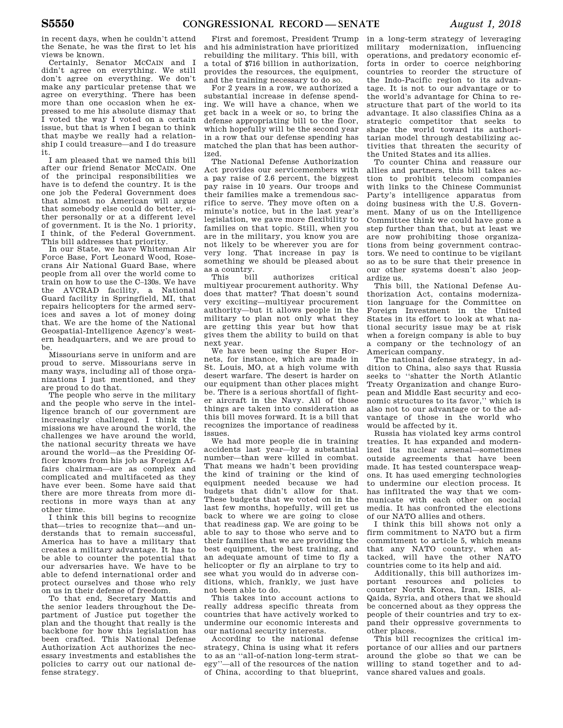in recent days, when he couldn't attend the Senate, he was the first to let his views be known.

Certainly, Senator MCCAIN and I didn't agree on everything. We still don't agree on everything. We don't make any particular pretense that we agree on everything. There has been more than one occasion when he expressed to me his absolute dismay that I voted the way I voted on a certain issue, but that is when I began to think that maybe we really had a relationship I could treasure—and I do treasure it.

I am pleased that we named this bill after our friend Senator MCCAIN. One of the principal responsibilities we have is to defend the country. It is the one job the Federal Government does that almost no American will argue that somebody else could do better, either personally or at a different level of government. It is the No. 1 priority, I think, of the Federal Government. This bill addresses that priority.

In our State, we have Whiteman Air Force Base, Fort Leonard Wood, Rosecrans Air National Guard Base, where people from all over the world come to train on how to use the C–130s. We have the AVCRAD facility, a National Guard facility in Springfield, MI, that repairs helicopters for the armed services and saves a lot of money doing that. We are the home of the National Geospatial-Intelligence Agency's western headquarters, and we are proud to be.

Missourians serve in uniform and are proud to serve. Missourians serve in many ways, including all of those organizations I just mentioned, and they are proud to do that.

The people who serve in the military and the people who serve in the intelligence branch of our government are increasingly challenged. I think the missions we have around the world, the challenges we have around the world, the national security threats we have around the world—as the Presiding Officer knows from his job as Foreign Affairs chairman—are as complex and complicated and multifaceted as they have ever been. Some have said that there are more threats from more directions in more ways than at any other time.

I think this bill begins to recognize that—tries to recognize that—and understands that to remain successful, America has to have a military that creates a military advantage. It has to be able to counter the potential that our adversaries have. We have to be able to defend international order and protect ourselves and those who rely on us in their defense of freedom.

To that end, Secretary Mattis and the senior leaders throughout the Department of Justice put together the plan and the thought that really is the backbone for how this legislation has been crafted. This National Defense Authorization Act authorizes the necessary investments and establishes the policies to carry out our national defense strategy.

First and foremost, President Trump and his administration have prioritized rebuilding the military. This bill, with a total of $716 billion in authorization, provides the resources, the equipment, and the training necessary to do so.

For 2 years in a row, we authorized a substantial increase in defense spending. We will have a chance, when we get back in a week or so, to bring the defense appropriating bill to the floor, which hopefully will be the second year in a row that our defense spending has matched the plan that has been authorized.

The National Defense Authorization Act provides our servicemembers with a pay raise of 2.6 percent, the biggest pay raise in 10 years. Our troops and their families make a tremendous sacrifice to serve. They move often on a minute's notice, but in the last year's legislation, we gave more flexibility to families on that topic. Still, when you are in the military, you know you are not likely to be wherever you are for very long. That increase in pay is something we should be pleased about as a country.

This bill authorizes critical multiyear procurement authority. Why does that matter? That doesn't sound very exciting—multiyear procurement authority—but it allows people in the military to plan not only what they are getting this year but how that gives them the ability to build on that next year.

We have been using the Super Hornets, for instance, which are made in St. Louis, MO, at a high volume with desert warfare. The desert is harder on our equipment than other places might be. There is a serious shortfall of fighter aircraft in the Navy. All of those things are taken into consideration as this bill moves forward. It is a bill that recognizes the importance of readiness issues.

We had more people die in training accidents last year—by a substantial number—than were killed in combat. That means we hadn't been providing the kind of training or the kind of equipment needed because we had budgets that didn't allow for that. These budgets that we voted on in the last few months, hopefully, will get us back to where we are going to close that readiness gap. We are going to be able to say to those who serve and to their families that we are providing the best equipment, the best training, and an adequate amount of time to fly a helicopter or fly an airplane to try to see what you would do in adverse conditions, which, frankly, we just have not been able to do.

This takes into account actions to really address specific threats from countries that have actively worked to undermine our economic interests and our national security interests.

According to the national defense strategy, China is using what it refers to as an ''all-of-nation long-term strategy''—all of the resources of the nation of China, according to that blueprint, in a long-term strategy of leveraging military modernization, influencing operations, and predatory economic efforts in order to coerce neighboring countries to reorder the structure of the Indo-Pacific region to its advantage. It is not to our advantage or to the world's advantage for China to restructure that part of the world to its advantage. It also classifies China as a strategic competitor that seeks to shape the world toward its authoritarian model through destabilizing activities that threaten the security of the United States and its allies.

To counter China and reassure our allies and partners, this bill takes action to prohibit telecom companies with links to the Chinese Communist Party's intelligence apparatus from doing business with the U.S. Government. Many of us on the Intelligence Committee think we could have gone a step further than that, but at least we are now prohibiting those organizations from being government contractors. We need to continue to be vigilant so as to be sure that their presence in our other systems doesn't also jeopardize us.

This bill, the National Defense Authorization Act, contains modernization language for the Committee on Foreign Investment in the United States in its effort to look at what national security issue may be at risk when a foreign company is able to buy a company or the technology of an American company.

The national defense strategy, in addition to China, also says that Russia seeks to ''shatter the North Atlantic Treaty Organization and change European and Middle East security and economic structures to its favor,'' which is also not to our advantage or to the advantage of those in the world who would be affected by it.

Russia has violated key arms control treaties. It has expanded and modernized its nuclear arsenal—sometimes outside agreements that have been made. It has tested counterspace weapons. It has used emerging technologies to undermine our election process. It has infiltrated the way that we communicate with each other on social media. It has confronted the elections of our NATO allies and others.

I think this bill shows not only a firm commitment to NATO but a firm commitment to article 5, which means that any NATO country, when attacked, will have the other NATO countries come to its help and aid.

Additionally, this bill authorizes important resources and policies to counter North Korea, Iran, ISIS, al-Qaida, Syria, and others that we should be concerned about as they oppress the people of their countries and try to expand their oppressive governments to other places.

This bill recognizes the critical importance of our allies and our partners around the globe so that we can be willing to stand together and to advance shared values and goals.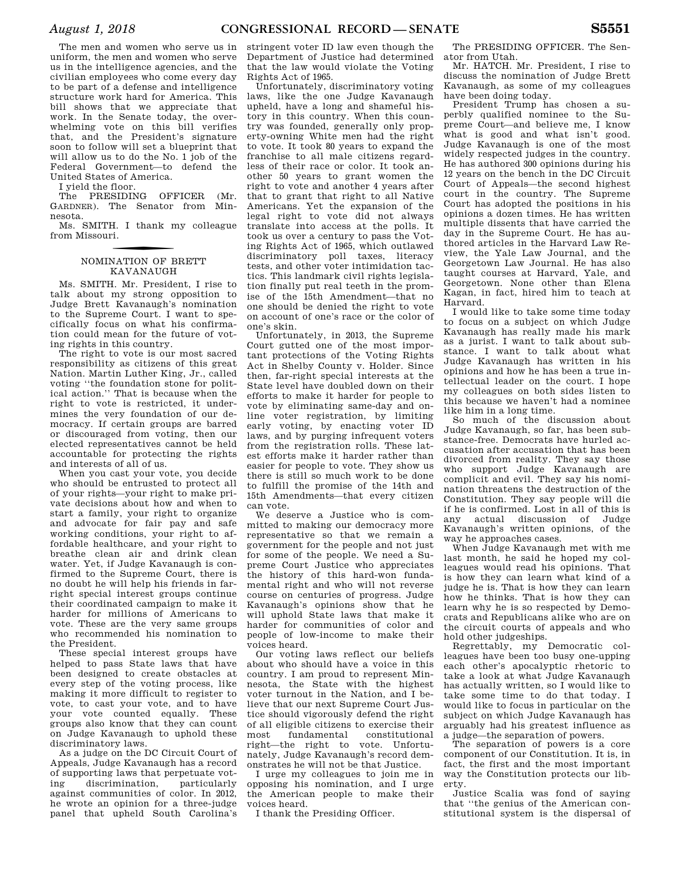The men and women who serve us in uniform, the men and women who serve us in the intelligence agencies, and the civilian employees who come every day to be part of a defense and intelligence structure work hard for America. This bill shows that we appreciate that work. In the Senate today, the overwhelming vote on this bill verifies that, and the President's signature soon to follow will set a blueprint that will allow us to do the No. 1 job of the Federal Government—to defend the United States of America.

I yield the floor.

The PRESIDING OFFICER (Mr. GARDNER). The Senator from Minnesota.

Ms. SMITH. I thank my colleague from Missouri.

## NOMINATION OF BRETT KAVANAUGH

Ms. SMITH. Mr. President, I rise to talk about my strong opposition to Judge Brett Kavanaugh's nomination to the Supreme Court. I want to specifically focus on what his confirmation could mean for the future of voting rights in this country.

The right to vote is our most sacred responsibility as citizens of this great Nation. Martin Luther King, Jr., called voting ''the foundation stone for political action.'' That is because when the right to vote is restricted, it undermines the very foundation of our democracy. If certain groups are barred or discouraged from voting, then our elected representatives cannot be held accountable for protecting the rights and interests of all of us.

When you cast your vote, you decide who should be entrusted to protect all of your rights—your right to make private decisions about how and when to start a family, your right to organize and advocate for fair pay and safe working conditions, your right to affordable healthcare, and your right to breathe clean air and drink clean water. Yet, if Judge Kavanaugh is confirmed to the Supreme Court, there is no doubt he will help his friends in far-right special interest groups continue their coordinated campaign to make it harder for millions of Americans to vote. These are the very same groups who recommended his nomination to the President.

These special interest groups have helped to pass State laws that have been designed to create obstacles at every step of the voting process, like making it more difficult to register to vote, to cast your vote, and to have your vote counted equally. These groups also know that they can count on Judge Kavanaugh to uphold these discriminatory laws.

As a judge on the DC Circuit Court of Appeals, Judge Kavanaugh has a record of supporting laws that perpetuate voting discrimination, particularly against communities of color. In 2012, he wrote an opinion for a three-judge panel that upheld South Carolina's stringent voter ID law even though the Department of Justice had determined that the law would violate the Voting Rights Act of 1965.

Unfortunately, discriminatory voting laws, like the one Judge Kavanaugh upheld, have a long and shameful history in this country. When this country was founded, generally only property-owning White men had the right to vote. It took 80 years to expand the franchise to all male citizens regardless of their race or color. It took another 50 years to grant women the right to vote and another 4 years after that to grant that right to all Native Americans. Yet the expansion of the legal right to vote did not always translate into access at the polls. It took us over a century to pass the Voting Rights Act of 1965, which outlawed discriminatory poll taxes, literacy tests, and other voter intimidation tactics. This landmark civil rights legislation finally put real teeth in the promise of the 15th Amendment—that no one should be denied the right to vote on account of one's race or the color of one's skin.

Unfortunately, in 2013, the Supreme Court gutted one of the most important protections of the Voting Rights Act in Shelby County v. Holder. Since then, far-right special interests at the State level have doubled down on their efforts to make it harder for people to vote by eliminating same-day and online voter registration, by limiting early voting, by enacting voter ID laws, and by purging infrequent voters from the registration rolls. These latest efforts make it harder rather than easier for people to vote. They show us there is still so much work to be done to fulfill the promise of the 14th and 15th Amendments—that every citizen can vote.

We deserve a Justice who is committed to making our democracy more representative so that we remain a government for the people and not just for some of the people. We need a Supreme Court Justice who appreciates the history of this hard-won fundamental right and who will not reverse course on centuries of progress. Judge Kavanaugh's opinions show that he will uphold State laws that make it harder for communities of color and people of low-income to make their voices heard.

Our voting laws reflect our beliefs about who should have a voice in this country. I am proud to represent Minnesota, the State with the highest voter turnout in the Nation, and I believe that our next Supreme Court Justice should vigorously defend the right of all eligible citizens to exercise their most fundamental constitutional right—the right to vote. Unfortunately, Judge Kavanaugh's record demonstrates he will not be that Justice.

I urge my colleagues to join me in opposing his nomination, and I urge the American people to make their voices heard.

I thank the Presiding Officer.

The PRESIDING OFFICER. The Senator from Utah.

Mr. HATCH. Mr. President, I rise to discuss the nomination of Judge Brett Kavanaugh, as some of my colleagues have been doing today.

President Trump has chosen a superbly qualified nominee to the Supreme Court—and believe me, I know what is good and what isn't good. Judge Kavanaugh is one of the most widely respected judges in the country. He has authored 300 opinions during his 12 years on the bench in the DC Circuit Court of Appeals—the second highest court in the country. The Supreme Court has adopted the positions in his opinions a dozen times. He has written multiple dissents that have carried the day in the Supreme Court. He has authored articles in the Harvard Law Review, the Yale Law Journal, and the Georgetown Law Journal. He has also taught courses at Harvard, Yale, and Georgetown. None other than Elena Kagan, in fact, hired him to teach at Harvard.

I would like to take some time today to focus on a subject on which Judge Kavanaugh has really made his mark as a jurist. I want to talk about substance. I want to talk about what Judge Kavanaugh has written in his opinions and how he has been a true intellectual leader on the court. I hope my colleagues on both sides listen to this because we haven't had a nominee like him in a long time.

So much of the discussion about Judge Kavanaugh, so far, has been substance-free. Democrats have hurled accusation after accusation that has been divorced from reality. They say those who support Judge Kavanaugh are complicit and evil. They say his nomination threatens the destruction of the Constitution. They say people will die if he is confirmed. Lost in all of this is any actual discussion of Judge Kavanaugh's written opinions, of the way he approaches cases.

When Judge Kavanaugh met with me last month, he said he hoped my colleagues would read his opinions. That is how they can learn what kind of a judge he is. That is how they can learn how he thinks. That is how they can learn why he is so respected by Democrats and Republicans alike who are on the circuit courts of appeals and who hold other judgeships.

Regrettably, my Democratic colleagues have been too busy one-upping each other's apocalyptic rhetoric to take a look at what Judge Kavanaugh has actually written, so I would like to take some time to do that today. I would like to focus in particular on the subject on which Judge Kavanaugh has arguably had his greatest influence as a judge—the separation of powers.

The separation of powers is a core component of our Constitution. It is, in fact, the first and the most important way the Constitution protects our liberty.

Justice Scalia was fond of saying that ''the genius of the American constitutional system is the dispersal of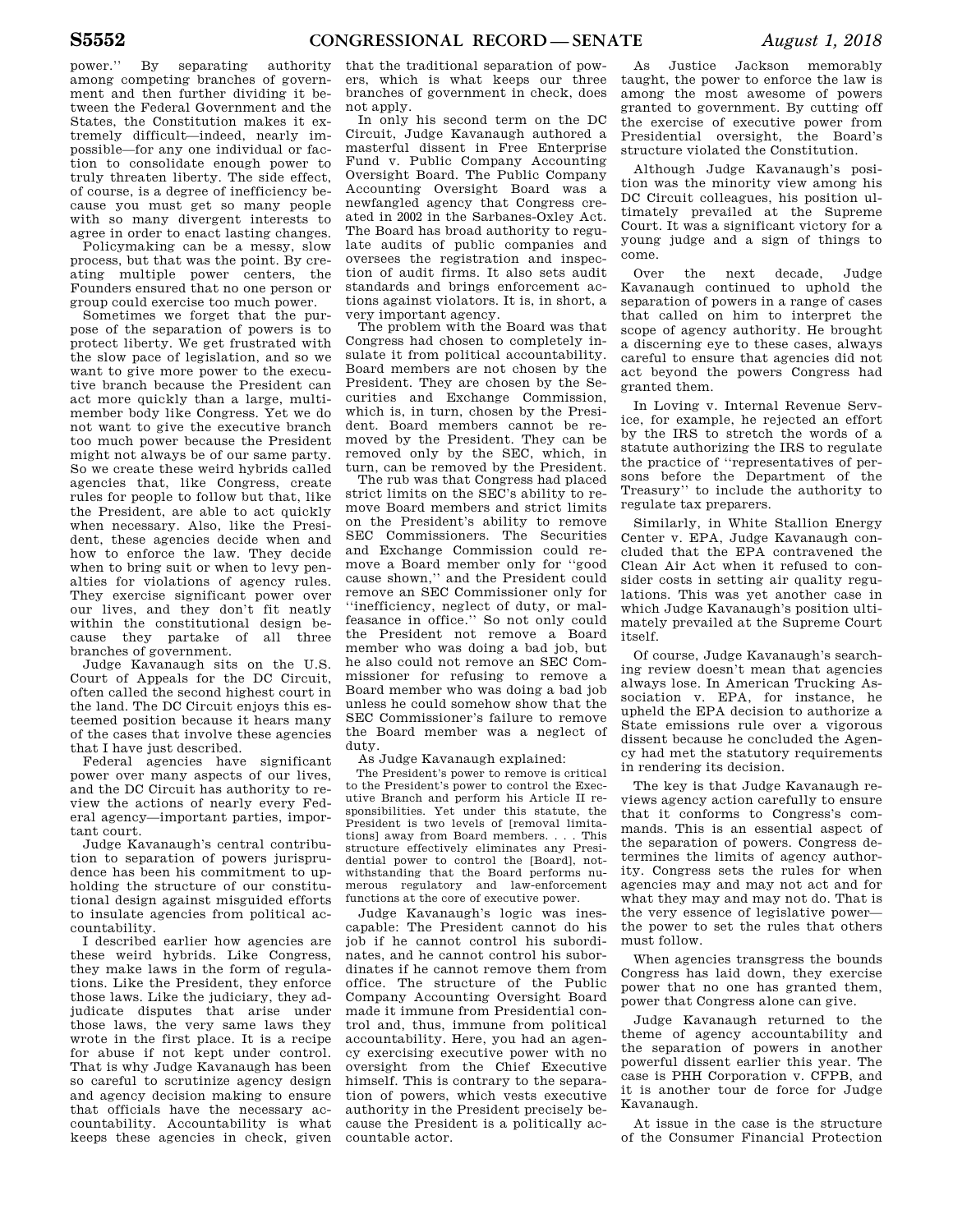power.'' By separating authority among competing branches of government and then further dividing it between the Federal Government and the States, the Constitution makes it extremely difficult—indeed, nearly impossible—for any one individual or faction to consolidate enough power to truly threaten liberty. The side effect, of course, is a degree of inefficiency because you must get so many people with so many divergent interests to agree in order to enact lasting changes.

Policymaking can be a messy, slow process, but that was the point. By creating multiple power centers, the Founders ensured that no one person or group could exercise too much power.

Sometimes we forget that the purpose of the separation of powers is to protect liberty. We get frustrated with the slow pace of legislation, and so we want to give more power to the executive branch because the President can act more quickly than a large, multimember body like Congress. Yet we do not want to give the executive branch too much power because the President might not always be of our same party. So we create these weird hybrids called agencies that, like Congress, create rules for people to follow but that, like the President, are able to act quickly when necessary. Also, like the President, these agencies decide when and how to enforce the law. They decide when to bring suit or when to levy penalties for violations of agency rules. They exercise significant power over our lives, and they don't fit neatly within the constitutional design because they partake of all three branches of government.

Judge Kavanaugh sits on the U.S. Court of Appeals for the DC Circuit, often called the second highest court in the land. The DC Circuit enjoys this esteemed position because it hears many of the cases that involve these agencies that I have just described.

Federal agencies have significant power over many aspects of our lives, and the DC Circuit has authority to review the actions of nearly every Federal agency—important parties, important court.

Judge Kavanaugh's central contribution to separation of powers jurisprudence has been his commitment to upholding the structure of our constitutional design against misguided efforts to insulate agencies from political accountability.

I described earlier how agencies are these weird hybrids. Like Congress, they make laws in the form of regulations. Like the President, they enforce those laws. Like the judiciary, they adjudicate disputes that arise under those laws, the very same laws they wrote in the first place. It is a recipe for abuse if not kept under control. That is why Judge Kavanaugh has been so careful to scrutinize agency design and agency decision making to ensure that officials have the necessary accountability. Accountability is what keeps these agencies in check, given that the traditional separation of powers, which is what keeps our three branches of government in check, does not apply.

In only his second term on the DC Circuit, Judge Kavanaugh authored a masterful dissent in Free Enterprise Fund v. Public Company Accounting Oversight Board. The Public Company Accounting Oversight Board was a newfangled agency that Congress created in 2002 in the Sarbanes-Oxley Act. The Board has broad authority to regulate audits of public companies and oversees the registration and inspection of audit firms. It also sets audit standards and brings enforcement actions against violators. It is, in short, a very important agency.

The problem with the Board was that Congress had chosen to completely insulate it from political accountability. Board members are not chosen by the President. They are chosen by the Securities and Exchange Commission, which is, in turn, chosen by the President. Board members cannot be removed by the President. They can be removed only by the SEC, which, in turn, can be removed by the President.

The rub was that Congress had placed strict limits on the SEC's ability to remove Board members and strict limits on the President's ability to remove SEC Commissioners. The Securities and Exchange Commission could remove a Board member only for ''good cause shown,'' and the President could remove an SEC Commissioner only for ''inefficiency, neglect of duty, or malfeasance in office.'' So not only could the President not remove a Board member who was doing a bad job, but he also could not remove an SEC Commissioner for refusing to remove a Board member who was doing a bad job unless he could somehow show that the SEC Commissioner's failure to remove the Board member was a neglect of duty.

As Judge Kavanaugh explained:

> The President's power to remove is critical to the President's power to control the Executive Branch and perform his Article II responsibilities. Yet under this statute, the President is two levels of [removal limitations] away from Board members. . . . This structure effectively eliminates any Presidential power to control the [Board], notwithstanding that the Board performs numerous regulatory and law-enforcement functions at the core of executive power.

Judge Kavanaugh's logic was inescapable: The President cannot do his job if he cannot control his subordinates, and he cannot control his subordinates if he cannot remove them from office. The structure of the Public Company Accounting Oversight Board made it immune from Presidential control and, thus, immune from political accountability. Here, you had an agency exercising executive power with no oversight from the Chief Executive himself. This is contrary to the separation of powers, which vests executive authority in the President precisely because the President is a politically accountable actor.

As Justice Jackson memorably taught, the power to enforce the law is among the most awesome of powers granted to government. By cutting off the exercise of executive power from Presidential oversight, the Board's structure violated the Constitution.

Although Judge Kavanaugh's position was the minority view among his DC Circuit colleagues, his position ultimately prevailed at the Supreme Court. It was a significant victory for a young judge and a sign of things to come.

Over the next decade, Judge Kavanaugh continued to uphold the separation of powers in a range of cases that called on him to interpret the scope of agency authority. He brought a discerning eye to these cases, always careful to ensure that agencies did not act beyond the powers Congress had granted them.

In Loving v. Internal Revenue Service, for example, he rejected an effort by the IRS to stretch the words of a statute authorizing the IRS to regulate the practice of ''representatives of persons before the Department of the Treasury'' to include the authority to regulate tax preparers.

Similarly, in White Stallion Energy Center v. EPA, Judge Kavanaugh concluded that the EPA contravened the Clean Air Act when it refused to consider costs in setting air quality regulations. This was yet another case in which Judge Kavanaugh's position ultimately prevailed at the Supreme Court itself.

Of course, Judge Kavanaugh's searching review doesn't mean that agencies always lose. In American Trucking Association v. EPA, for instance, he upheld the EPA decision to authorize a State emissions rule over a vigorous dissent because he concluded the Agency had met the statutory requirements in rendering its decision.

The key is that Judge Kavanaugh reviews agency action carefully to ensure that it conforms to Congress's commands. This is an essential aspect of the separation of powers. Congress determines the limits of agency authority. Congress sets the rules for when agencies may and may not act and for what they may and may not do. That is the very essence of legislative power—the power to set the rules that others must follow.

When agencies transgress the bounds Congress has laid down, they exercise power that no one has granted them, power that Congress alone can give.

Judge Kavanaugh returned to the theme of agency accountability and the separation of powers in another powerful dissent earlier this year. The case is PHH Corporation v. CFPB, and it is another tour de force for Judge Kavanaugh.

At issue in the case is the structure of the Consumer Financial Protection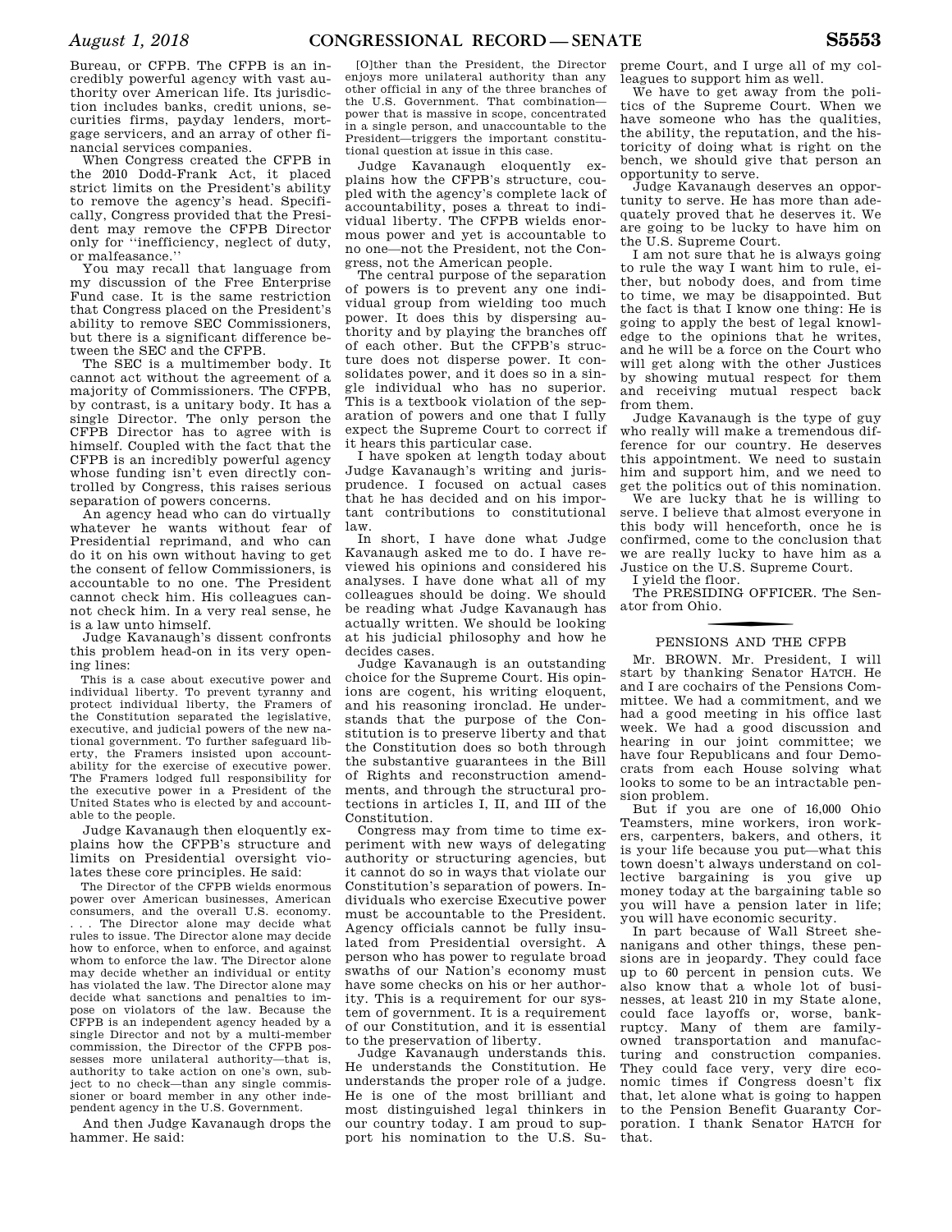Bureau, or CFPB. The CFPB is an incredibly powerful agency with vast authority over American life. Its jurisdiction includes banks, credit unions, securities firms, payday lenders, mortgage servicers, and an array of other financial services companies.

When Congress created the CFPB in the 2010 Dodd-Frank Act, it placed strict limits on the President's ability to remove the agency's head. Specifically, Congress provided that the President may remove the CFPB Director only for ''inefficiency, neglect of duty, or malfeasance.''

You may recall that language from my discussion of the Free Enterprise Fund case. It is the same restriction that Congress placed on the President's ability to remove SEC Commissioners, but there is a significant difference between the SEC and the CFPB.

The SEC is a multimember body. It cannot act without the agreement of a majority of Commissioners. The CFPB, by contrast, is a unitary body. It has a single Director. The only person the CFPB Director has to agree with is himself. Coupled with the fact that the CFPB is an incredibly powerful agency whose funding isn't even directly controlled by Congress, this raises serious separation of powers concerns.

An agency head who can do virtually whatever he wants without fear of Presidential reprimand, and who can do it on his own without having to get the consent of fellow Commissioners, is accountable to no one. The President cannot check him. His colleagues cannot check him. In a very real sense, he is a law unto himself.

Judge Kavanaugh's dissent confronts this problem head-on in its very opening lines:

> This is a case about executive power and individual liberty. To prevent tyranny and protect individual liberty, the Framers of the Constitution separated the legislative, executive, and judicial powers of the new national government. To further safeguard liberty, the Framers insisted upon accountability for the exercise of executive power. The Framers lodged full responsibility for the executive power in a President of the United States who is elected by and accountable to the people.

Judge Kavanaugh then eloquently explains how the CFPB's structure and limits on Presidential oversight violates these core principles. He said:

> The Director of the CFPB wields enormous power over American businesses, American consumers, and the overall U.S. economy. . . . The Director alone may decide what rules to issue. The Director alone may decide how to enforce, when to enforce, and against whom to enforce the law. The Director alone may decide whether an individual or entity has violated the law. The Director alone may decide what sanctions and penalties to impose on violators of the law. Because the CFPB is an independent agency headed by a single Director and not by a multi-member commission, the Director of the CFPB possesses more unilateral authority—that is, authority to take action on one's own, subject to no check—than any single commissioner or board member in any other independent agency in the U.S. Government.

And then Judge Kavanaugh drops the hammer. He said:

> [O]ther than the President, the Director enjoys more unilateral authority than any other official in any of the three branches of the U.S. Government. That combination—power that is massive in scope, concentrated in a single person, and unaccountable to the President—triggers the important constitutional question at issue in this case.

Judge Kavanaugh eloquently explains how the CFPB's structure, coupled with the agency's complete lack of accountability, poses a threat to individual liberty. The CFPB wields enormous power and yet is accountable to no one—not the President, not the Congress, not the American people.

The central purpose of the separation of powers is to prevent any one individual group from wielding too much power. It does this by dispersing authority and by playing the branches off of each other. But the CFPB's structure does not disperse power. It consolidates power, and it does so in a single individual who has no superior. This is a textbook violation of the separation of powers and one that I fully expect the Supreme Court to correct if it hears this particular case.

I have spoken at length today about Judge Kavanaugh's writing and jurisprudence. I focused on actual cases that he has decided and on his important contributions to constitutional law.

In short, I have done what Judge Kavanaugh asked me to do. I have reviewed his opinions and considered his analyses. I have done what all of my colleagues should be doing. We should be reading what Judge Kavanaugh has actually written. We should be looking at his judicial philosophy and how he decides cases.

Judge Kavanaugh is an outstanding choice for the Supreme Court. His opinions are cogent, his writing eloquent, and his reasoning ironclad. He understands that the purpose of the Constitution is to preserve liberty and that the Constitution does so both through the substantive guarantees in the Bill of Rights and reconstruction amendments, and through the structural protections in articles I, II, and III of the Constitution.

Congress may from time to time experiment with new ways of delegating authority or structuring agencies, but it cannot do so in ways that violate our Constitution's separation of powers. Individuals who exercise Executive power must be accountable to the President. Agency officials cannot be fully insulated from Presidential oversight. A person who has power to regulate broad swaths of our Nation's economy must have some checks on his or her authority. This is a requirement for our system of government. It is a requirement of our Constitution, and it is essential to the preservation of liberty.

Judge Kavanaugh understands this. He understands the Constitution. He understands the proper role of a judge. He is one of the most brilliant and most distinguished legal thinkers in our country today. I am proud to support his nomination to the U.S. Supreme Court, and I urge all of my colleagues to support him as well.

We have to get away from the politics of the Supreme Court. When we have someone who has the qualities, the ability, the reputation, and the historicity of doing what is right on the bench, we should give that person an opportunity to serve.

Judge Kavanaugh deserves an opportunity to serve. He has more than adequately proved that he deserves it. We are going to be lucky to have him on the U.S. Supreme Court.

I am not sure that he is always going to rule the way I want him to rule, either, but nobody does, and from time to time, we may be disappointed. But the fact is that I know one thing: He is going to apply the best of legal knowledge to the opinions that he writes, and he will be a force on the Court who will get along with the other Justices by showing mutual respect for them and receiving mutual respect back from them.

Judge Kavanaugh is the type of guy who really will make a tremendous difference for our country. He deserves this appointment. We need to sustain him and support him, and we need to get the politics out of this nomination.

We are lucky that he is willing to serve. I believe that almost everyone in this body will henceforth, once he is confirmed, come to the conclusion that we are really lucky to have him as a Justice on the U.S. Supreme Court.

I yield the floor.

The PRESIDING OFFICER. The Senator from Ohio.

## PENSIONS AND THE CFPB

Mr. BROWN. Mr. President, I will start by thanking Senator HATCH. He and I are cochairs of the Pensions Committee. We had a commitment, and we had a good meeting in his office last week. We had a good discussion and hearing in our joint committee; we have four Republicans and four Democrats from each House solving what looks to some to be an intractable pension problem.

But if you are one of 16,000 Ohio Teamsters, mine workers, iron workers, carpenters, bakers, and others, it is your life because you put—what this town doesn't always understand on collective bargaining is you give up money today at the bargaining table so you will have a pension later in life; you will have economic security.

In part because of Wall Street shenanigans and other things, these pensions are in jeopardy. They could face up to 60 percent in pension cuts. We also know that a whole lot of businesses, at least 210 in my State alone, could face layoffs or, worse, bankruptcy. Many of them are family-owned transportation and manufacturing and construction companies. They could face very, very dire economic times if Congress doesn't fix that, let alone what is going to happen to the Pension Benefit Guaranty Corporation. I thank Senator HATCH for that.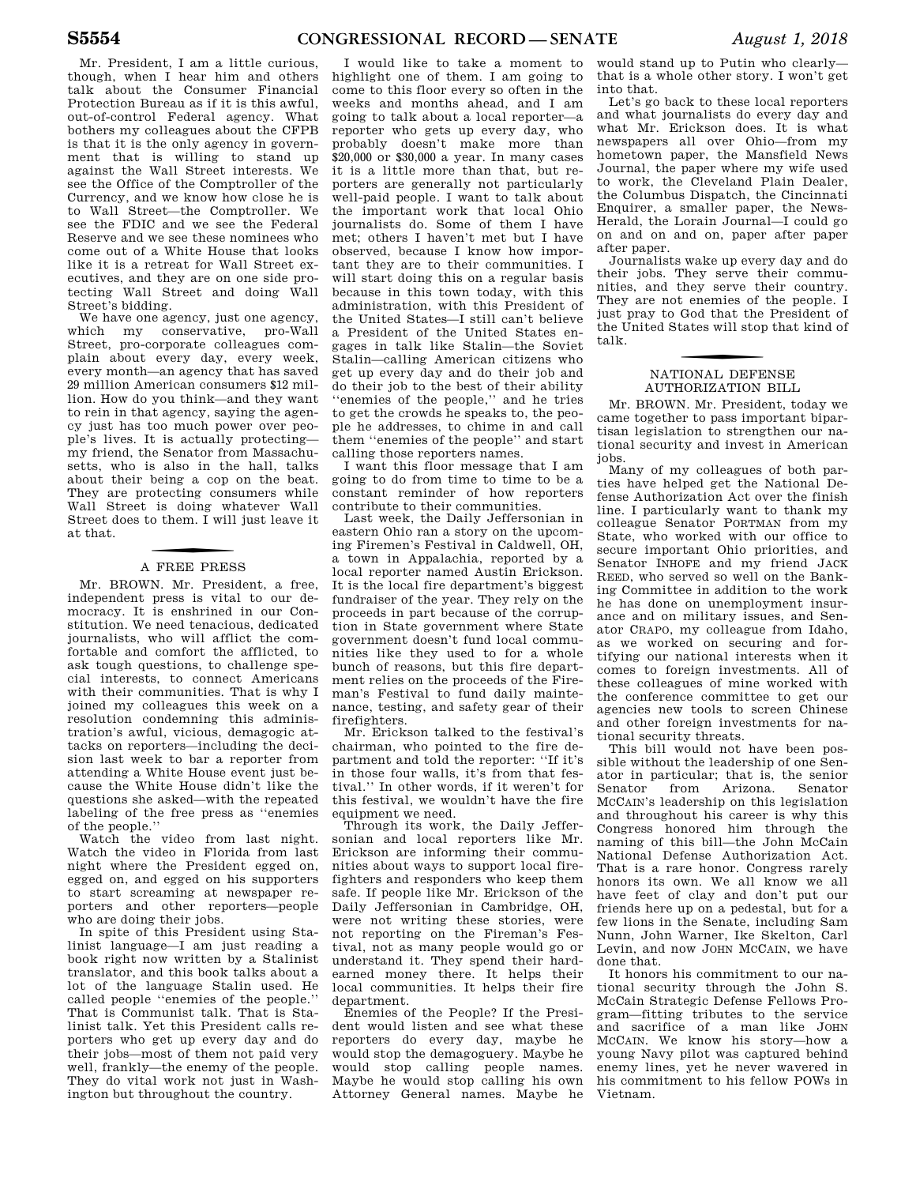Mr. President, I am a little curious, though, when I hear him and others talk about the Consumer Financial Protection Bureau as if it is this awful, out-of-control Federal agency. What bothers my colleagues about the CFPB is that it is the only agency in government that is willing to stand up against the Wall Street interests. We see the Office of the Comptroller of the Currency, and we know how close he is to Wall Street—the Comptroller. We see the FDIC and we see the Federal Reserve and we see these nominees who come out of a White House that looks like it is a retreat for Wall Street executives, and they are on one side protecting Wall Street and doing Wall Street's bidding.

We have one agency, just one agency, which my conservative, pro-Wall Street, pro-corporate colleagues complain about every day, every week, every month—an agency that has saved 29 million American consumers $12 million. How do you think—and they want to rein in that agency, saying the agency just has too much power over people's lives. It is actually protecting—my friend, the Senator from Massachusetts, who is also in the hall, talks about their being a cop on the beat. They are protecting consumers while Wall Street is doing whatever Wall Street does to them. I will just leave it at that.

## A FREE PRESS

Mr. BROWN. Mr. President, a free, independent press is vital to our democracy. It is enshrined in our Constitution. We need tenacious, dedicated journalists, who will afflict the comfortable and comfort the afflicted, to ask tough questions, to challenge special interests, to connect Americans with their communities. That is why I joined my colleagues this week on a resolution condemning this administration's awful, vicious, demagogic attacks on reporters—including the decision last week to bar a reporter from attending a White House event just because the White House didn't like the questions she asked—with the repeated labeling of the free press as ''enemies of the people.''

Watch the video from last night. Watch the video in Florida from last night where the President egged on, egged on, and egged on his supporters to start screaming at newspaper reporters and other reporters—people who are doing their jobs.

In spite of this President using Stalinist language—I am just reading a book right now written by a Stalinist translator, and this book talks about a lot of the language Stalin used. He called people ''enemies of the people.'' That is Communist talk. That is Stalinist talk. Yet this President calls reporters who get up every day and do their jobs—most of them not paid very well, frankly—the enemy of the people. They do vital work not just in Washington but throughout the country.

I would like to take a moment to highlight one of them. I am going to come to this floor every so often in the weeks and months ahead, and I am going to talk about a local reporter—a reporter who gets up every day, who probably doesn't make more than $20,000 or $30,000 a year. In many cases it is a little more than that, but reporters are generally not particularly well-paid people. I want to talk about the important work that local Ohio journalists do. Some of them I have met; others I haven't met but I have observed, because I know how important they are to their communities. I will start doing this on a regular basis because in this town today, with this administration, with this President of the United States—I still can't believe a President of the United States engages in talk like Stalin—the Soviet Stalin—calling American citizens who get up every day and do their job and do their job to the best of their ability ''enemies of the people,'' and he tries to get the crowds he speaks to, the people he addresses, to chime in and call them ''enemies of the people'' and start calling those reporters names.

I want this floor message that I am going to do from time to time to be a constant reminder of how reporters contribute to their communities.

Last week, the Daily Jeffersonian in eastern Ohio ran a story on the upcoming Firemen's Festival in Caldwell, OH, a town in Appalachia, reported by a local reporter named Austin Erickson. It is the local fire department's biggest fundraiser of the year. They rely on the proceeds in part because of the corruption in State government where State government doesn't fund local communities like they used to for a whole bunch of reasons, but this fire department relies on the proceeds of the Fireman's Festival to fund daily maintenance, testing, and safety gear of their firefighters.

Mr. Erickson talked to the festival's chairman, who pointed to the fire department and told the reporter: ''If it's in those four walls, it's from that festival.'' In other words, if it weren't for this festival, we wouldn't have the fire equipment we need.

Through its work, the Daily Jeffersonian and local reporters like Mr. Erickson are informing their communities about ways to support local firefighters and responders who keep them safe. If people like Mr. Erickson of the Daily Jeffersonian in Cambridge, OH, were not writing these stories, were not reporting on the Fireman's Festival, not as many people would go or understand it. They spend their hard-earned money there. It helps their local communities. It helps their fire department.

Enemies of the People? If the President would listen and see what these reporters do every day, maybe he would stop the demagoguery. Maybe he would stop calling people names. Maybe he would stop calling his own Attorney General names. Maybe he would stand up to Putin who clearly—that is a whole other story. I won't get into that.

Let's go back to these local reporters and what journalists do every day and what Mr. Erickson does. It is what newspapers all over Ohio—from my hometown paper, the Mansfield News Journal, the paper where my wife used to work, the Cleveland Plain Dealer, the Columbus Dispatch, the Cincinnati Enquirer, a smaller paper, the News-Herald, the Lorain Journal—I could go on and on and on, paper after paper after paper.

Journalists wake up every day and do their jobs. They serve their communities, and they serve their country. They are not enemies of the people. I just pray to God that the President of the United States will stop that kind of talk.

## NATIONAL DEFENSE AUTHORIZATION BILL

Mr. BROWN. Mr. President, today we came together to pass important bipartisan legislation to strengthen our national security and invest in American jobs.

Many of my colleagues of both parties have helped get the National Defense Authorization Act over the finish line. I particularly want to thank my colleague Senator PORTMAN from my State, who worked with our office to secure important Ohio priorities, and Senator INHOFE and my friend JACK REED, who served so well on the Banking Committee in addition to the work he has done on unemployment insurance and on military issues, and Senator CRAPO, my colleague from Idaho, as we worked on securing and fortifying our national interests when it comes to foreign investments. All of these colleagues of mine worked with the conference committee to get our agencies new tools to screen Chinese and other foreign investments for national security threats.

This bill would not have been possible without the leadership of one Senator in particular; that is, the senior Senator from Arizona. Senator MCCAIN's leadership on this legislation and throughout his career is why this Congress honored him through the naming of this bill—the John McCain National Defense Authorization Act. That is a rare honor. Congress rarely honors its own. We all know we all have feet of clay and don't put our friends here up on a pedestal, but for a few lions in the Senate, including Sam Nunn, John Warner, Ike Skelton, Carl Levin, and now JOHN MCCAIN, we have done that.

It honors his commitment to our national security through the John S. McCain Strategic Defense Fellows Program—fitting tributes to the service and sacrifice of a man like JOHN MCCAIN. We know his story—how a young Navy pilot was captured behind enemy lines, yet he never wavered in his commitment to his fellow POWs in Vietnam.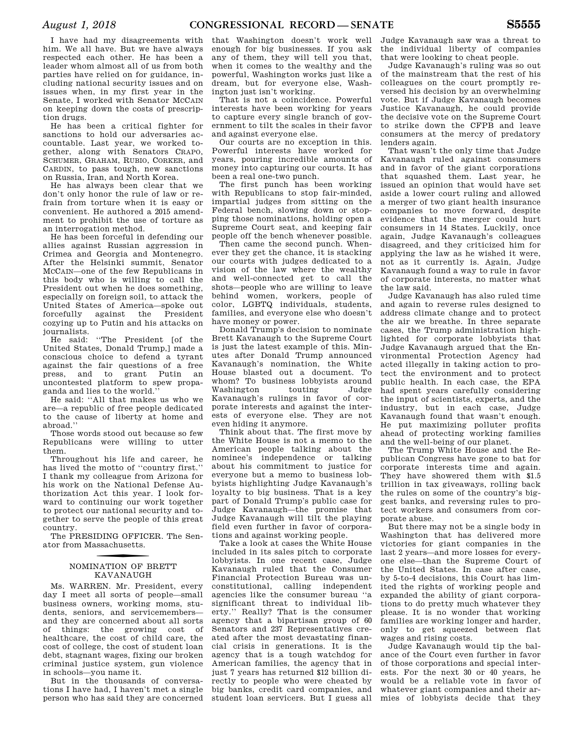I have had my disagreements with him. We all have. But we have always respected each other. He has been a leader whom almost all of us from both parties have relied on for guidance, including national security issues and on issues when, in my first year in the Senate, I worked with Senator MCCAIN on keeping down the costs of prescription drugs.

He has been a critical fighter for sanctions to hold our adversaries accountable. Last year, we worked together, along with Senators CRAPO, SCHUMER, GRAHAM, RUBIO, CORKER, and CARDIN, to pass tough, new sanctions on Russia, Iran, and North Korea.

He has always been clear that we don't only honor the rule of law or refrain from torture when it is easy or convenient. He authored a 2015 amendment to prohibit the use of torture as an interrogation method.

He has been forceful in defending our allies against Russian aggression in Crimea and Georgia and Montenegro. After the Helsinki summit, Senator MCCAIN—one of the few Republicans in this body who is willing to call the President out when he does something, especially on foreign soil, to attack the United States of America—spoke out forcefully against the President cozying up to Putin and his attacks on journalists.

He said: "The President [of the United States, Donald Trump,] made a conscious choice to defend a tyrant against the fair questions of a free press, and to grant Putin an uncontested platform to spew propaganda and lies to the world."

He said: "All that makes us who we are—a republic of free people dedicated to the cause of liberty at home and abroad."

Those words stood out because so few Republicans were willing to utter them.

Throughout his life and career, he has lived the motto of "country first." I thank my colleague from Arizona for his work on the National Defense Authorization Act this year. I look forward to continuing our work together to protect our national security and together to serve the people of this great country.

The PRESIDING OFFICER. The Senator from Massachusetts.

## NOMINATION OF BRETT KAVANAUGH

Ms. WARREN. Mr. President, every day I meet all sorts of people—small business owners, working moms, students, seniors, and servicemembers—and they are concerned about all sorts of things: the growing cost of healthcare, the cost of child care, the cost of college, the cost of student loan debt, stagnant wages, fixing our broken criminal justice system, gun violence in schools—you name it.

But in the thousands of conversations I have had, I haven't met a single person who has said they are concerned that Washington doesn't work well enough for big businesses. If you ask any of them, they will tell you that, when it comes to the wealthy and the powerful, Washington works just like a dream, but for everyone else, Washington just isn't working.

That is not a coincidence. Powerful interests have been working for years to capture every single branch of government to tilt the scales in their favor and against everyone else.

Our courts are no exception in this. Powerful interests have worked for years, pouring incredible amounts of money into capturing our courts. It has been a real one-two punch.

The first punch has been working with Republicans to stop fair-minded, impartial judges from sitting on the Federal bench, slowing down or stopping those nominations, holding open a Supreme Court seat, and keeping fair people off the bench whenever possible.

Then came the second punch. Whenever they get the chance, it is stacking our courts with judges dedicated to a vision of the law where the wealthy and well-connected get to call the shots—people who are willing to leave behind women, workers, people of color, LGBTQ individuals, students, families, and everyone else who doesn't have money or power.

Donald Trump's decision to nominate Brett Kavanaugh to the Supreme Court is just the latest example of this. Minutes after Donald Trump announced Kavanaugh's nomination, the White House blasted out a document. To whom? To business lobbyists around Washington touting Judge Kavanaugh's rulings in favor of corporate interests and against the interests of everyone else. They are not even hiding it anymore.

Think about that. The first move by the White House is not a memo to the American people talking about the nominee's independence or talking about his commitment to justice for everyone but a memo to business lobbyists highlighting Judge Kavanaugh's loyalty to big business. That is a key part of Donald Trump's public case for Judge Kavanaugh—the promise that Judge Kavanaugh will tilt the playing field even further in favor of corporations and against working people.

Take a look at cases the White House included in its sales pitch to corporate lobbyists. In one recent case, Judge Kavanaugh ruled that the Consumer Financial Protection Bureau was unconstitutional, calling independent agencies like the consumer bureau "a significant threat to individual liberty." Really? That is the consumer agency that a bipartisan group of 60 Senators and 237 Representatives created after the most devastating financial crisis in generations. It is the agency that is a tough watchdog for American families, the agency that in just 7 years has returned $12 billion directly to people who were cheated by big banks, credit card companies, and student loan servicers. But I guess all Judge Kavanaugh saw was a threat to the individual liberty of companies that were looking to cheat people.

Judge Kavanaugh's ruling was so out of the mainstream that the rest of his colleagues on the court promptly reversed his decision by an overwhelming vote. But if Judge Kavanaugh becomes Justice Kavanaugh, he could provide the decisive vote on the Supreme Court to strike down the CFPB and leave consumers at the mercy of predatory lenders again.

That wasn't the only time that Judge Kavanaugh ruled against consumers and in favor of the giant corporations that squashed them. Last year, he issued an opinion that would have set aside a lower court ruling and allowed a merger of two giant health insurance companies to move forward, despite evidence that the merger could hurt consumers in 14 States. Luckily, once again, Judge Kavanaugh's colleagues disagreed, and they criticized him for applying the law as he wished it were, not as it currently is. Again, Judge Kavanaugh found a way to rule in favor of corporate interests, no matter what the law said.

Judge Kavanaugh has also ruled time and again to reverse rules designed to address climate change and to protect the air we breathe. In three separate cases, the Trump administration highlighted for corporate lobbyists that Judge Kavanaugh argued that the Environmental Protection Agency had acted illegally in taking action to protect the environment and to protect public health. In each case, the EPA had spent years carefully considering the input of scientists, experts, and the industry, but in each case, Judge Kavanaugh found that wasn't enough. He put maximizing polluter profits ahead of protecting working families and the well-being of our planet.

The Trump White House and the Republican Congress have gone to bat for corporate interests time and again. They have showered them with $1.5 trillion in tax giveaways, rolling back the rules on some of the country's biggest banks, and reversing rules to protect workers and consumers from corporate abuse.

But there may not be a single body in Washington that has delivered more victories for giant companies in the last 2 years—and more losses for everyone else—than the Supreme Court of the United States. In case after case, by 5-to-4 decisions, this Court has limited the rights of working people and expanded the ability of giant corporations to do pretty much whatever they please. It is no wonder that working families are working longer and harder, only to get squeezed between flat wages and rising costs.

Judge Kavanaugh would tip the balance of the Court even further in favor of those corporations and special interests. For the next 30 or 40 years, he would be a reliable vote in favor of whatever giant companies and their armies of lobbyists decide that they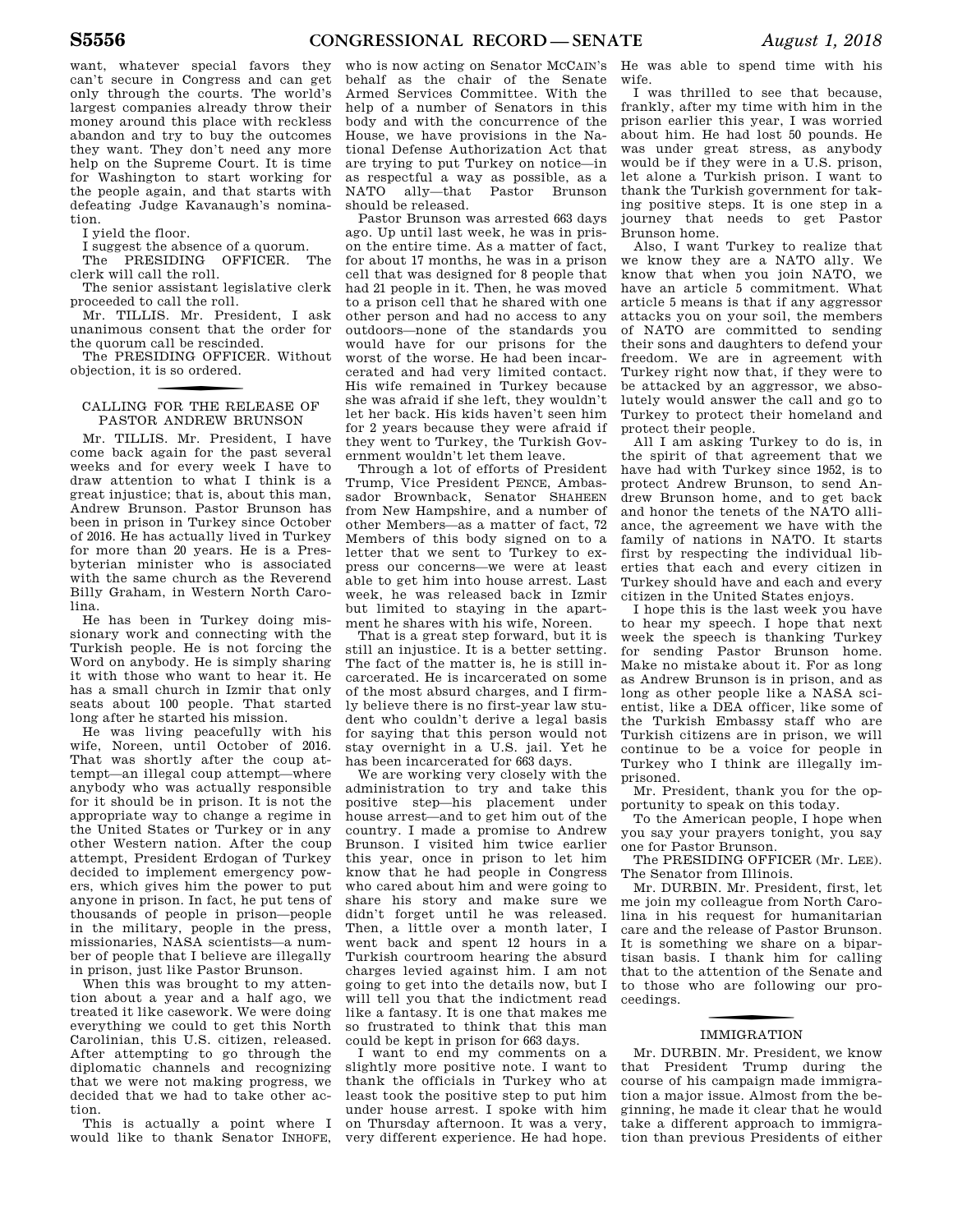want, whatever special favors they can't secure in Congress and can get only through the courts. The world's largest companies already throw their money around this place with reckless abandon and try to buy the outcomes they want. They don't need any more help on the Supreme Court. It is time for Washington to start working for the people again, and that starts with defeating Judge Kavanaugh's nomination.

I yield the floor.

I suggest the absence of a quorum.

The PRESIDING OFFICER. The clerk will call the roll.

The senior assistant legislative clerk proceeded to call the roll.

Mr. TILLIS. Mr. President, I ask unanimous consent that the order for the quorum call be rescinded.

The PRESIDING OFFICER. Without objection, it is so ordered.

## CALLING FOR THE RELEASE OF PASTOR ANDREW BRUNSON

Mr. TILLIS. Mr. President, I have come back again for the past several weeks and for every week I have to draw attention to what I think is a great injustice; that is, about this man, Andrew Brunson. Pastor Brunson has been in prison in Turkey since October of 2016. He has actually lived in Turkey for more than 20 years. He is a Presbyterian minister who is associated with the same church as the Reverend Billy Graham, in Western North Carolina.

He has been in Turkey doing missionary work and connecting with the Turkish people. He is not forcing the Word on anybody. He is simply sharing it with those who want to hear it. He has a small church in Izmir that only seats about 100 people. That started long after he started his mission.

He was living peacefully with his wife, Noreen, until October of 2016. That was shortly after the coup attempt—an illegal coup attempt—where anybody who was actually responsible for it should be in prison. It is not the appropriate way to change a regime in the United States or Turkey or in any other Western nation. After the coup attempt, President Erdogan of Turkey decided to implement emergency powers, which gives him the power to put anyone in prison. In fact, he put tens of thousands of people in prison—people in the military, people in the press, missionaries, NASA scientists—a number of people that I believe are illegally in prison, just like Pastor Brunson.

When this was brought to my attention about a year and a half ago, we treated it like casework. We were doing everything we could to get this North Carolinian, this U.S. citizen, released. After attempting to go through the diplomatic channels and recognizing that we were not making progress, we decided that we had to take other action.

This is actually a point where I would like to thank Senator INHOFE, who is now acting on Senator MCCAIN's behalf as the chair of the Senate Armed Services Committee. With the help of a number of Senators in this body and with the concurrence of the House, we have provisions in the National Defense Authorization Act that are trying to put Turkey on notice—in as respectful a way as possible, as a NATO ally—that Pastor Brunson should be released.

Pastor Brunson was arrested 663 days ago. Up until last week, he was in prison the entire time. As a matter of fact, for about 17 months, he was in a prison cell that was designed for 8 people that had 21 people in it. Then, he was moved to a prison cell that he shared with one other person and had no access to any outdoors—none of the standards you would have for our prisons for the worst of the worse. He had been incarcerated and had very limited contact. His wife remained in Turkey because she was afraid if she left, they wouldn't let her back. His kids haven't seen him for 2 years because they were afraid if they went to Turkey, the Turkish Government wouldn't let them leave.

Through a lot of efforts of President Trump, Vice President PENCE, Ambassador Brownback, Senator SHAHEEN from New Hampshire, and a number of other Members—as a matter of fact, 72 Members of this body signed on to a letter that we sent to Turkey to express our concerns—we were at least able to get him into house arrest. Last week, he was released back in Izmir but limited to staying in the apartment he shares with his wife, Noreen.

That is a great step forward, but it is still an injustice. It is a better setting. The fact of the matter is, he is still incarcerated. He is incarcerated on some of the most absurd charges, and I firmly believe there is no first-year law student who couldn't derive a legal basis for saying that this person would not stay overnight in a U.S. jail. Yet he has been incarcerated for 663 days.

We are working very closely with the administration to try and take this positive step—his placement under house arrest—and to get him out of the country. I made a promise to Andrew Brunson. I visited him twice earlier this year, once in prison to let him know that he had people in Congress who cared about him and were going to share his story and make sure we didn't forget until he was released. Then, a little over a month later, I went back and spent 12 hours in a Turkish courtroom hearing the absurd charges levied against him. I am not going to get into the details now, but I will tell you that the indictment read like a fantasy. It is one that makes me so frustrated to think that this man could be kept in prison for 663 days.

I want to end my comments on a slightly more positive note. I want to thank the officials in Turkey who at least took the positive step to put him under house arrest. I spoke with him on Thursday afternoon. It was a very, very different experience. He had hope. He was able to spend time with his wife.

I was thrilled to see that because, frankly, after my time with him in the prison earlier this year, I was worried about him. He had lost 50 pounds. He was under great stress, as anybody would be if they were in a U.S. prison, let alone a Turkish prison. I want to thank the Turkish government for taking positive steps. It is one step in a journey that needs to get Pastor Brunson home.

Also, I want Turkey to realize that we know they are a NATO ally. We know that when you join NATO, we have an article 5 commitment. What article 5 means is that if any aggressor attacks you on your soil, the members of NATO are committed to sending their sons and daughters to defend your freedom. We are in agreement with Turkey right now that, if they were to be attacked by an aggressor, we absolutely would answer the call and go to Turkey to protect their homeland and protect their people.

All I am asking Turkey to do is, in the spirit of that agreement that we have had with Turkey since 1952, is to protect Andrew Brunson, to send Andrew Brunson home, and to get back and honor the tenets of the NATO alliance, the agreement we have with the family of nations in NATO. It starts first by respecting the individual liberties that each and every citizen in Turkey should have and each and every citizen in the United States enjoys.

I hope this is the last week you have to hear my speech. I hope that next week the speech is thanking Turkey for sending Pastor Brunson home. Make no mistake about it. For as long as Andrew Brunson is in prison, and as long as other people like a NASA scientist, like a DEA officer, like some of the Turkish Embassy staff who are Turkish citizens are in prison, we will continue to be a voice for people in Turkey who I think are illegally imprisoned.

Mr. President, thank you for the opportunity to speak on this today.

To the American people, I hope when you say your prayers tonight, you say one for Pastor Brunson.

The PRESIDING OFFICER (Mr. LEE). The Senator from Illinois.

Mr. DURBIN. Mr. President, first, let me join my colleague from North Carolina in his request for humanitarian care and the release of Pastor Brunson. It is something we share on a bipartisan basis. I thank him for calling that to the attention of the Senate and to those who are following our proceedings.

## IMMIGRATION

Mr. DURBIN. Mr. President, we know that President Trump during the course of his campaign made immigration a major issue. Almost from the beginning, he made it clear that he would take a different approach to immigration than previous Presidents of either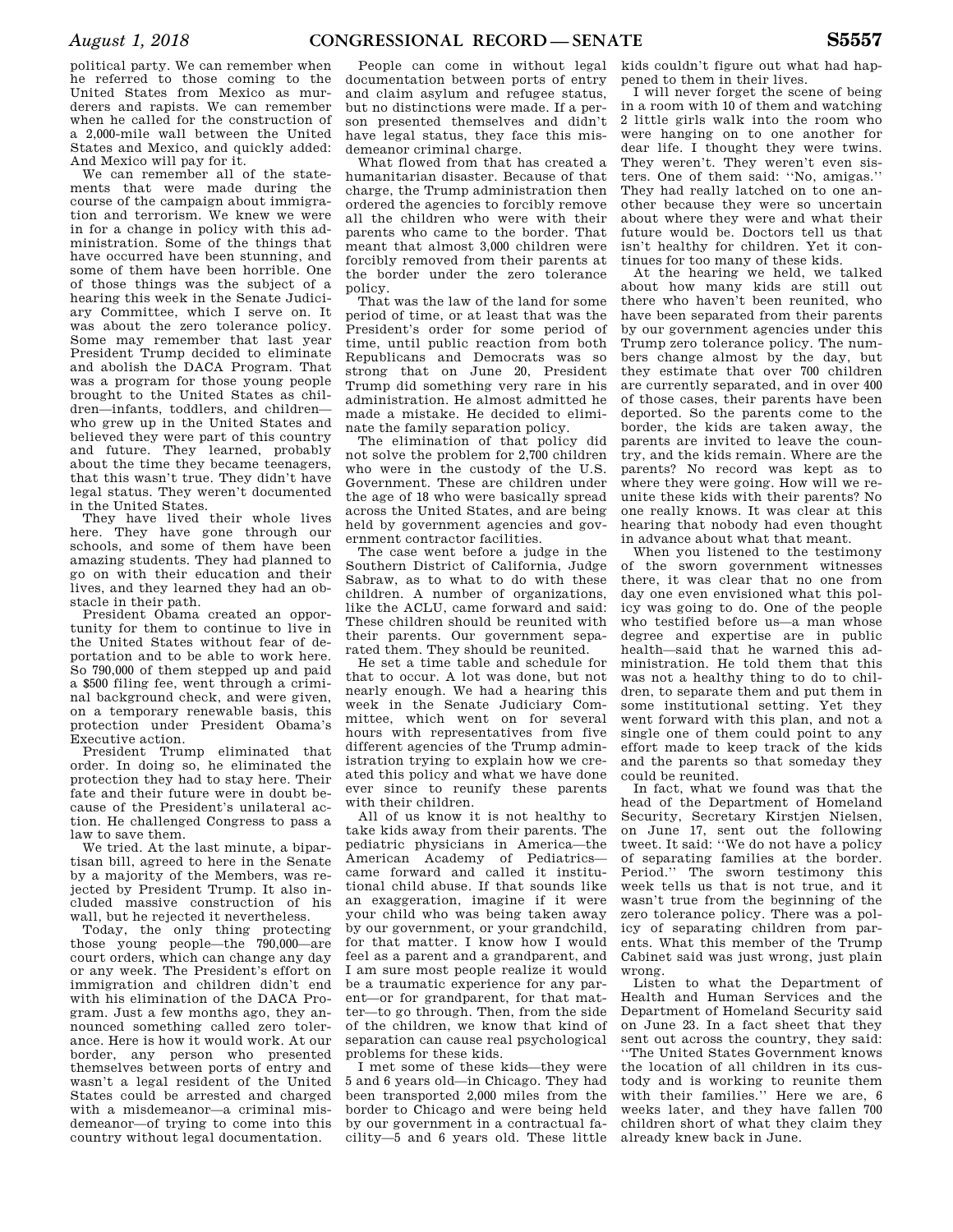political party. We can remember when he referred to those coming to the United States from Mexico as murderers and rapists. We can remember when he called for the construction of a 2,000-mile wall between the United States and Mexico, and quickly added: And Mexico will pay for it.

We can remember all of the statements that were made during the course of the campaign about immigration and terrorism. We knew we were in for a change in policy with this administration. Some of the things that have occurred have been stunning, and some of them have been horrible. One of those things was the subject of a hearing this week in the Senate Judiciary Committee, which I serve on. It was about the zero tolerance policy. Some may remember that last year President Trump decided to eliminate and abolish the DACA Program. That was a program for those young people brought to the United States as children—infants, toddlers, and children—who grew up in the United States and believed they were part of this country and future. They learned, probably about the time they became teenagers, that this wasn't true. They didn't have legal status. They weren't documented in the United States.

They have lived their whole lives here. They have gone through our schools, and some of them have been amazing students. They had planned to go on with their education and their lives, and they learned they had an obstacle in their path.

President Obama created an opportunity for them to continue to live in the United States without fear of deportation and to be able to work here. So 790,000 of them stepped up and paid a $500 filing fee, went through a criminal background check, and were given, on a temporary renewable basis, this protection under President Obama's Executive action.

President Trump eliminated that order. In doing so, he eliminated the protection they had to stay here. Their fate and their future were in doubt because of the President's unilateral action. He challenged Congress to pass a law to save them.

We tried. At the last minute, a bipartisan bill, agreed to here in the Senate by a majority of the Members, was rejected by President Trump. It also included massive construction of his wall, but he rejected it nevertheless.

Today, the only thing protecting those young people—the 790,000—are court orders, which can change any day or any week. The President's effort on immigration and children didn't end with his elimination of the DACA Program. Just a few months ago, they announced something called zero tolerance. Here is how it would work. At our border, any person who presented themselves between ports of entry and wasn't a legal resident of the United States could be arrested and charged with a misdemeanor—a criminal misdemeanor—of trying to come into this country without legal documentation.

People can come in without legal documentation between ports of entry and claim asylum and refugee status, but no distinctions were made. If a person presented themselves and didn't have legal status, they face this misdemeanor criminal charge.

What flowed from that has created a humanitarian disaster. Because of that charge, the Trump administration then ordered the agencies to forcibly remove all the children who were with their parents who came to the border. That meant that almost 3,000 children were forcibly removed from their parents at the border under the zero tolerance policy.

That was the law of the land for some period of time, or at least that was the President's order for some period of time, until public reaction from both Republicans and Democrats was so strong that on June 20, President Trump did something very rare in his administration. He almost admitted he made a mistake. He decided to eliminate the family separation policy.

The elimination of that policy did not solve the problem for 2,700 children who were in the custody of the U.S. Government. These are children under the age of 18 who were basically spread across the United States, and are being held by government agencies and government contractor facilities.

The case went before a judge in the Southern District of California, Judge Sabraw, as to what to do with these children. A number of organizations, like the ACLU, came forward and said: These children should be reunited with their parents. Our government separated them. They should be reunited.

He set a time table and schedule for that to occur. A lot was done, but not nearly enough. We had a hearing this week in the Senate Judiciary Committee, which went on for several hours with representatives from five different agencies of the Trump administration trying to explain how we created this policy and what we have done ever since to reunify these parents with their children.

All of us know it is not healthy to take kids away from their parents. The pediatric physicians in America—the American Academy of Pediatrics—came forward and called it institutional child abuse. If that sounds like an exaggeration, imagine if it were your child who was being taken away by our government, or your grandchild, for that matter. I know how I would feel as a parent and a grandparent, and I am sure most people realize it would be a traumatic experience for any parent—or for grandparent, for that matter—to go through. Then, from the side of the children, we know that kind of separation can cause real psychological problems for these kids.

I met some of these kids—they were 5 and 6 years old—in Chicago. They had been transported 2,000 miles from the border to Chicago and were being held by our government in a contractual facility—5 and 6 years old. These little kids couldn't figure out what had happened to them in their lives.

I will never forget the scene of being in a room with 10 of them and watching 2 little girls walk into the room who were hanging on to one another for dear life. I thought they were twins. They weren't. They weren't even sisters. One of them said: ''No, amigas.'' They had really latched on to one another because they were so uncertain about where they were and what their future would be. Doctors tell us that isn't healthy for children. Yet it continues for too many of these kids.

At the hearing we held, we talked about how many kids are still out there who haven't been reunited, who have been separated from their parents by our government agencies under this Trump zero tolerance policy. The numbers change almost by the day, but they estimate that over 700 children are currently separated, and in over 400 of those cases, their parents have been deported. So the parents come to the border, the kids are taken away, the parents are invited to leave the country, and the kids remain. Where are the parents? No record was kept as to where they were going. How will we reunite these kids with their parents? No one really knows. It was clear at this hearing that nobody had even thought in advance about what that meant.

When you listened to the testimony of the sworn government witnesses there, it was clear that no one from day one even envisioned what this policy was going to do. One of the people who testified before us—a man whose degree and expertise are in public health—said that he warned this administration. He told them that this was not a healthy thing to do to children, to separate them and put them in some institutional setting. Yet they went forward with this plan, and not a single one of them could point to any effort made to keep track of the kids and the parents so that someday they could be reunited.

In fact, what we found was that the head of the Department of Homeland Security, Secretary Kirstjen Nielsen, on June 17, sent out the following tweet. It said: ''We do not have a policy of separating families at the border. Period.'' The sworn testimony this week tells us that is not true, and it wasn't true from the beginning of the zero tolerance policy. There was a policy of separating children from parents. What this member of the Trump Cabinet said was just wrong, just plain wrong.

Listen to what the Department of Health and Human Services and the Department of Homeland Security said on June 23. In a fact sheet that they sent out across the country, they said: ''The United States Government knows the location of all children in its custody and is working to reunite them with their families.'' Here we are, 6 weeks later, and they have fallen 700 children short of what they claim they already knew back in June.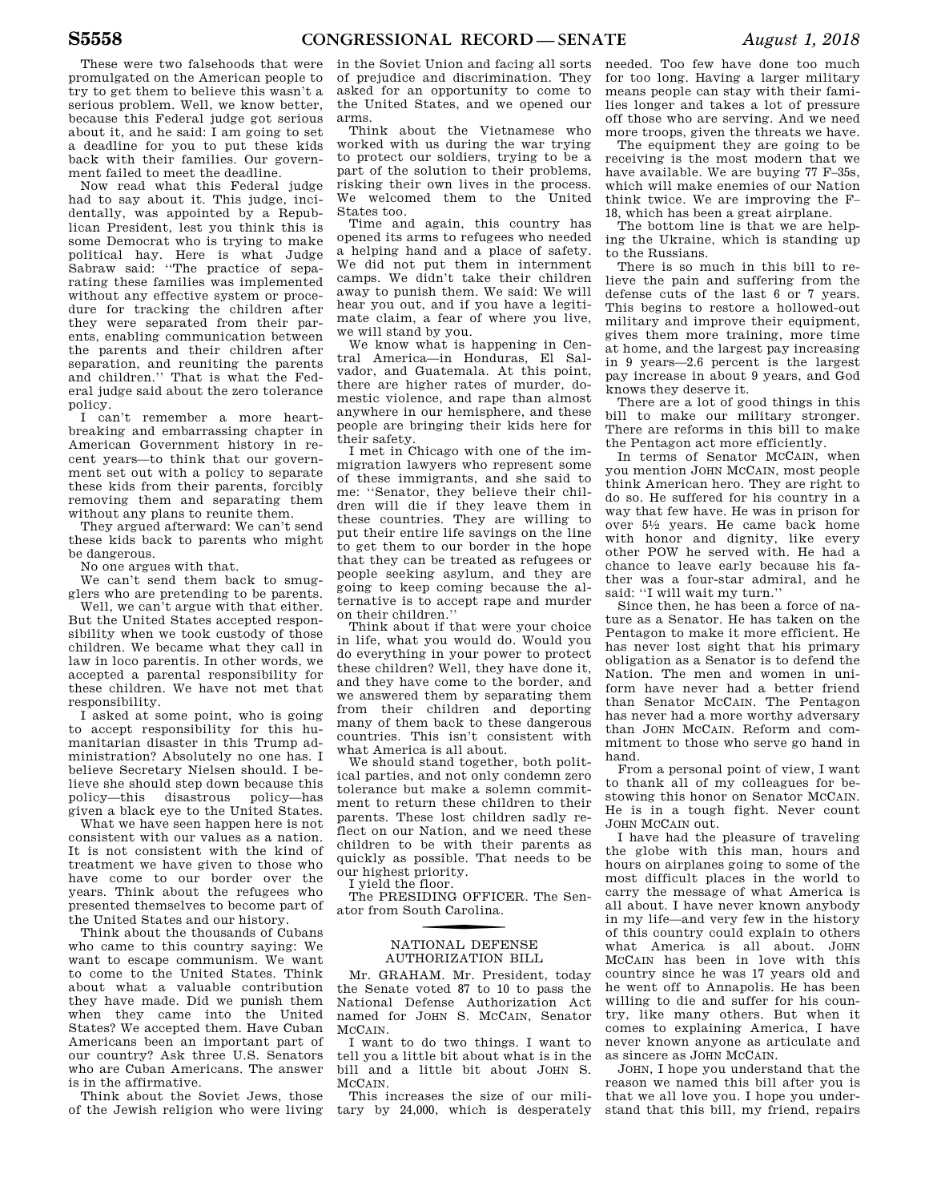These were two falsehoods that were promulgated on the American people to try to get them to believe this wasn't a serious problem. Well, we know better, because this Federal judge got serious about it, and he said: I am going to set a deadline for you to put these kids back with their families. Our government failed to meet the deadline.

Now read what this Federal judge had to say about it. This judge, incidentally, was appointed by a Republican President, lest you think this is some Democrat who is trying to make political hay. Here is what Judge Sabraw said: ''The practice of separating these families was implemented without any effective system or procedure for tracking the children after they were separated from their parents, enabling communication between the parents and their children after separation, and reuniting the parents and children.'' That is what the Federal judge said about the zero tolerance policy.

I can't remember a more heartbreaking and embarrassing chapter in American Government history in recent years—to think that our government set out with a policy to separate these kids from their parents, forcibly removing them and separating them without any plans to reunite them.

They argued afterward: We can't send these kids back to parents who might be dangerous.

No one argues with that.

We can't send them back to smugglers who are pretending to be parents.

Well, we can't argue with that either. But the United States accepted responsibility when we took custody of those children. We became what they call in law in loco parentis. In other words, we accepted a parental responsibility for these children. We have not met that responsibility.

I asked at some point, who is going to accept responsibility for this humanitarian disaster in this Trump administration? Absolutely no one has. I believe Secretary Nielsen should. I believe she should step down because this policy—this disastrous policy—has given a black eye to the United States.

What we have seen happen here is not consistent with our values as a nation. It is not consistent with the kind of treatment we have given to those who have come to our border over the years. Think about the refugees who presented themselves to become part of the United States and our history.

Think about the thousands of Cubans who came to this country saying: We want to escape communism. We want to come to the United States. Think about what a valuable contribution they have made. Did we punish them when they came into the United States? We accepted them. Have Cuban Americans been an important part of our country? Ask three U.S. Senators who are Cuban Americans. The answer is in the affirmative.

Think about the Soviet Jews, those of the Jewish religion who were living in the Soviet Union and facing all sorts of prejudice and discrimination. They asked for an opportunity to come to the United States, and we opened our arms.

Think about the Vietnamese who worked with us during the war trying to protect our soldiers, trying to be a part of the solution to their problems, risking their own lives in the process. We welcomed them to the United States too.

Time and again, this country has opened its arms to refugees who needed a helping hand and a place of safety. We did not put them in internment camps. We didn't take their children away to punish them. We said: We will hear you out, and if you have a legitimate claim, a fear of where you live, we will stand by you.

We know what is happening in Central America—in Honduras, El Salvador, and Guatemala. At this point, there are higher rates of murder, domestic violence, and rape than almost anywhere in our hemisphere, and these people are bringing their kids here for their safety.

I met in Chicago with one of the immigration lawyers who represent some of these immigrants, and she said to me: ''Senator, they believe their children will die if they leave them in these countries. They are willing to put their entire life savings on the line to get them to our border in the hope that they can be treated as refugees or people seeking asylum, and they are going to keep coming because the alternative is to accept rape and murder on their children.''

Think about if that were your choice in life, what you would do. Would you do everything in your power to protect these children? Well, they have done it, and they have come to the border, and we answered them by separating them from their children and deporting many of them back to these dangerous countries. This isn't consistent with what America is all about.

We should stand together, both political parties, and not only condemn zero tolerance but make a solemn commitment to return these children to their parents. These lost children sadly reflect on our Nation, and we need these children to be with their parents as quickly as possible. That needs to be our highest priority.

I yield the floor.

The PRESIDING OFFICER. The Senator from South Carolina.

## NATIONAL DEFENSE AUTHORIZATION BILL

Mr. GRAHAM. Mr. President, today the Senate voted 87 to 10 to pass the National Defense Authorization Act named for JOHN S. MCCAIN, Senator MCCAIN.

I want to do two things. I want to tell you a little bit about what is in the bill and a little bit about JOHN S. MCCAIN.

This increases the size of our military by 24,000, which is desperately needed. Too few have done too much for too long. Having a larger military means people can stay with their families longer and takes a lot of pressure off those who are serving. And we need more troops, given the threats we have.

The equipment they are going to be receiving is the most modern that we have available. We are buying 77 F–35s, which will make enemies of our Nation think twice. We are improving the F–18, which has been a great airplane.

The bottom line is that we are helping the Ukraine, which is standing up to the Russians.

There is so much in this bill to relieve the pain and suffering from the defense cuts of the last 6 or 7 years. This begins to restore a hollowed-out military and improve their equipment, gives them more training, more time at home, and the largest pay increasing in 9 years—2.6 percent is the largest pay increase in about 9 years, and God knows they deserve it.

There are a lot of good things in this bill to make our military stronger. There are reforms in this bill to make the Pentagon act more efficiently.

In terms of Senator MCCAIN, when you mention JOHN MCCAIN, most people think American hero. They are right to do so. He suffered for his country in a way that few have. He was in prison for over 5½ years. He came back home with honor and dignity, like every other POW he served with. He had a chance to leave early because his father was a four-star admiral, and he said: ''I will wait my turn.''

Since then, he has been a force of nature as a Senator. He has taken on the Pentagon to make it more efficient. He has never lost sight that his primary obligation as a Senator is to defend the Nation. The men and women in uniform have never had a better friend than Senator MCCAIN. The Pentagon has never had a more worthy adversary than JOHN MCCAIN. Reform and commitment to those who serve go hand in hand.

From a personal point of view, I want to thank all of my colleagues for bestowing this honor on Senator MCCAIN. He is in a tough fight. Never count JOHN MCCAIN out.

I have had the pleasure of traveling the globe with this man, hours and hours on airplanes going to some of the most difficult places in the world to carry the message of what America is all about. I have never known anybody in my life—and very few in the history of this country could explain to others what America is all about. JOHN MCCAIN has been in love with this country since he was 17 years old and he went off to Annapolis. He has been willing to die and suffer for his country, like many others. But when it comes to explaining America, I have never known anyone as articulate and as sincere as JOHN MCCAIN.

JOHN, I hope you understand that the reason we named this bill after you is that we all love you. I hope you understand that this bill, my friend, repairs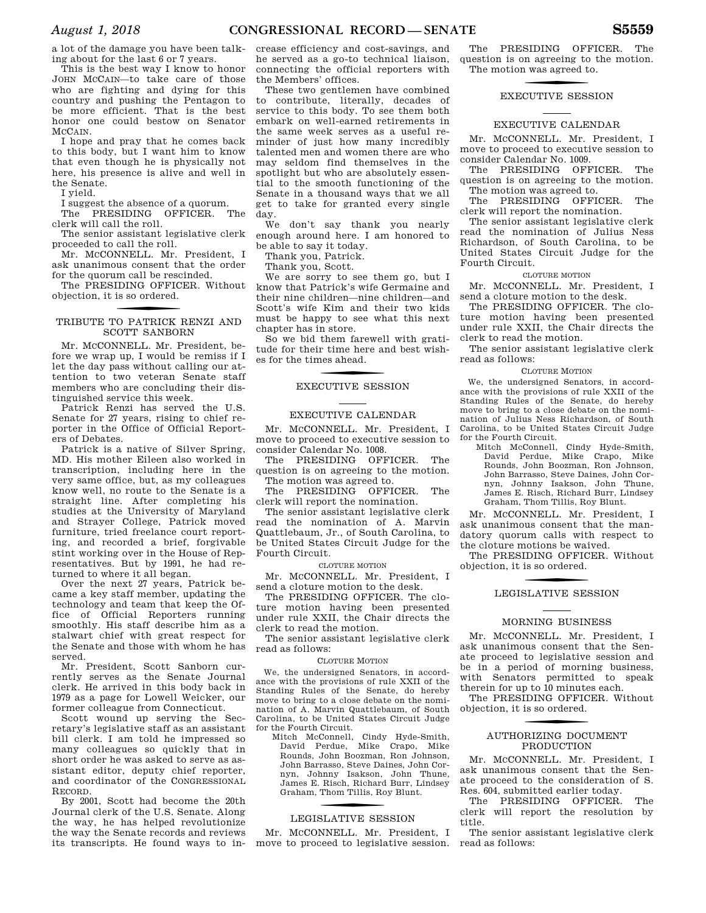a lot of the damage you have been talking about for the last 6 or 7 years.

This is the best way I know to honor JOHN MCCAIN—to take care of those who are fighting and dying for this country and pushing the Pentagon to be more efficient. That is the best honor one could bestow on Senator MCCAIN.

I hope and pray that he comes back to this body, but I want him to know that even though he is physically not here, his presence is alive and well in the Senate.

I yield.

I suggest the absence of a quorum.

The PRESIDING OFFICER. The clerk will call the roll.

The senior assistant legislative clerk proceeded to call the roll.

Mr. MCCONNELL. Mr. President, I ask unanimous consent that the order for the quorum call be rescinded.

The PRESIDING OFFICER. Without objection, it is so ordered.

## TRIBUTE TO PATRICK RENZI AND SCOTT SANBORN

Mr. MCCONNELL. Mr. President, before we wrap up, I would be remiss if I let the day pass without calling our attention to two veteran Senate staff members who are concluding their distinguished service this week.

Patrick Renzi has served the U.S. Senate for 27 years, rising to chief reporter in the Office of Official Reporters of Debates.

Patrick is a native of Silver Spring, MD. His mother Eileen also worked in transcription, including here in the very same office, but, as my colleagues know well, no route to the Senate is a straight line. After completing his studies at the University of Maryland and Strayer College, Patrick moved furniture, tried freelance court reporting, and recorded a brief, forgivable stint working over in the House of Representatives. But by 1991, he had returned to where it all began.

Over the next 27 years, Patrick became a key staff member, updating the technology and team that keep the Office of Official Reporters running smoothly. His staff describe him as a stalwart chief with great respect for the Senate and those with whom he has served.

Mr. President, Scott Sanborn currently serves as the Senate Journal clerk. He arrived in this body back in 1979 as a page for Lowell Weicker, our former colleague from Connecticut.

Scott wound up serving the Secretary's legislative staff as an assistant bill clerk. I am told he impressed so many colleagues so quickly that in short order he was asked to serve as assistant editor, deputy chief reporter, and coordinator of the CONGRESSIONAL RECORD.

By 2001, Scott had become the 20th Journal clerk of the U.S. Senate. Along the way, he has helped revolutionize the way the Senate records and reviews its transcripts. He found ways to increase efficiency and cost-savings, and he served as a go-to technical liaison, connecting the official reporters with the Members' offices.

These two gentlemen have combined to contribute, literally, decades of service to this body. To see them both embark on well-earned retirements in the same week serves as a useful reminder of just how many incredibly talented men and women there are who may seldom find themselves in the spotlight but who are absolutely essential to the smooth functioning of the Senate in a thousand ways that we all get to take for granted every single day.

We don't say thank you nearly enough around here. I am honored to be able to say it today.

Thank you, Patrick.

Thank you, Scott.

We are sorry to see them go, but I know that Patrick's wife Germaine and their nine children—nine children—and Scott's wife Kim and their two kids must be happy to see what this next chapter has in store.

So we bid them farewell with gratitude for their time here and best wishes for the times ahead.

## EXECUTIVE SESSION

### EXECUTIVE CALENDAR

Mr. MCCONNELL. Mr. President, I move to proceed to executive session to consider Calendar No. 1008.

The PRESIDING OFFICER. The question is on agreeing to the motion.

The motion was agreed to.

The PRESIDING OFFICER. The clerk will report the nomination.

The senior assistant legislative clerk read the nomination of A. Marvin Quattlebaum, Jr., of South Carolina, to be United States Circuit Judge for the Fourth Circuit.

CLOTURE MOTION

Mr. MCCONNELL. Mr. President, I send a cloture motion to the desk.

The PRESIDING OFFICER. The cloture motion having been presented under rule XXII, the Chair directs the clerk to read the motion.

The senior assistant legislative clerk read as follows:

CLOTURE MOTION

We, the undersigned Senators, in accordance with the provisions of rule XXII of the Standing Rules of the Senate, do hereby move to bring to a close debate on the nomination of A. Marvin Quattlebaum, of South Carolina, to be United States Circuit Judge for the Fourth Circuit.

Mitch McConnell, Cindy Hyde-Smith, David Perdue, Mike Crapo, Mike Rounds, John Boozman, Ron Johnson, John Barrasso, Steve Daines, John Cornyn, Johnny Isakson, John Thune, James E. Risch, Richard Burr, Lindsey Graham, Thom Tillis, Roy Blunt.

## LEGISLATIVE SESSION

Mr. MCCONNELL. Mr. President, I move to proceed to legislative session.

The PRESIDING OFFICER. The question is on agreeing to the motion.

The motion was agreed to.

## EXECUTIVE SESSION

### EXECUTIVE CALENDAR

Mr. MCCONNELL. Mr. President, I move to proceed to executive session to consider Calendar No. 1009.

The PRESIDING OFFICER. The question is on agreeing to the motion.

The motion was agreed to.

The PRESIDING OFFICER. The clerk will report the nomination.

The senior assistant legislative clerk read the nomination of Julius Ness Richardson, of South Carolina, to be United States Circuit Judge for the Fourth Circuit.

CLOTURE MOTION

Mr. MCCONNELL. Mr. President, I send a cloture motion to the desk.

The PRESIDING OFFICER. The cloture motion having been presented under rule XXII, the Chair directs the clerk to read the motion.

The senior assistant legislative clerk read as follows:

CLOTURE MOTION

We, the undersigned Senators, in accordance with the provisions of rule XXII of the Standing Rules of the Senate, do hereby move to bring to a close debate on the nomination of Julius Ness Richardson, of South Carolina, to be United States Circuit Judge for the Fourth Circuit.

Mitch McConnell, Cindy Hyde-Smith, David Perdue, Mike Crapo, Mike Rounds, John Boozman, Ron Johnson, John Barrasso, Steve Daines, John Cornyn, Johnny Isakson, John Thune, James E. Risch, Richard Burr, Lindsey Graham, Thom Tillis, Roy Blunt.

Mr. MCCONNELL. Mr. President, I ask unanimous consent that the mandatory quorum calls with respect to the cloture motions be waived.

The PRESIDING OFFICER. Without objection, it is so ordered.

## LEGISLATIVE SESSION

### MORNING BUSINESS

Mr. MCCONNELL. Mr. President, I ask unanimous consent that the Senate proceed to legislative session and be in a period of morning business, with Senators permitted to speak therein for up to 10 minutes each.

The PRESIDING OFFICER. Without objection, it is so ordered.

## AUTHORIZING DOCUMENT PRODUCTION

Mr. MCCONNELL. Mr. President, I ask unanimous consent that the Senate proceed to the consideration of S. Res. 604, submitted earlier today.

The PRESIDING OFFICER. The clerk will report the resolution by title.

The senior assistant legislative clerk read as follows: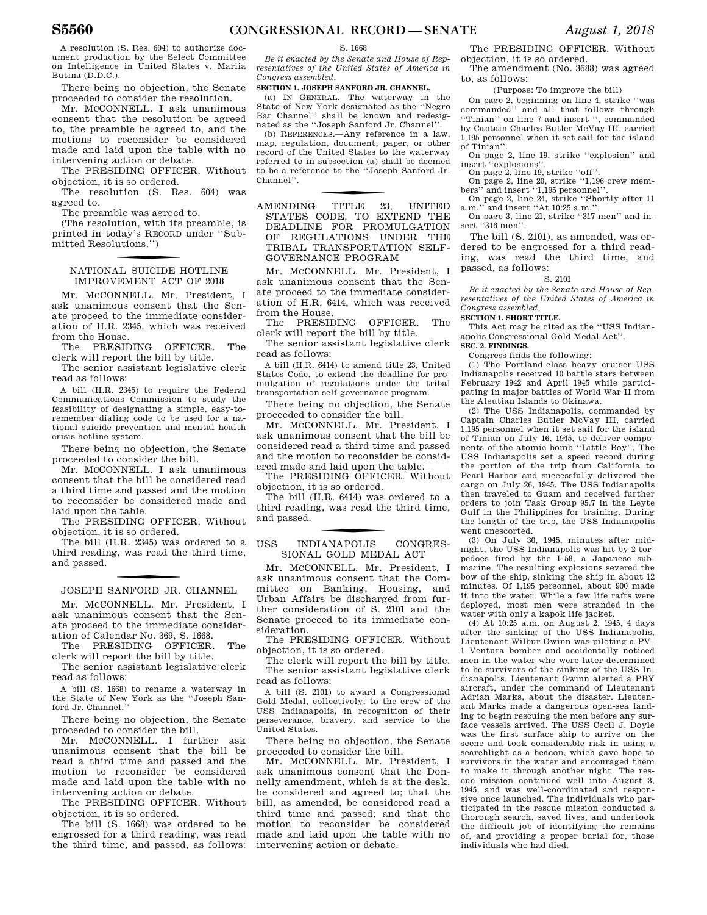A resolution (S. Res. 604) to authorize document production by the Select Committee on Intelligence in United States v. Mariia Butina (D.D.C.).

There being no objection, the Senate proceeded to consider the resolution.

Mr. McCONNELL. I ask unanimous consent that the resolution be agreed to, the preamble be agreed to, and the motions to reconsider be considered made and laid upon the table with no intervening action or debate.

The PRESIDING OFFICER. Without objection, it is so ordered.

The resolution (S. Res. 604) was agreed to.

The preamble was agreed to.

(The resolution, with its preamble, is printed in today's RECORD under ''Submitted Resolutions.'')

## NATIONAL SUICIDE HOTLINE IMPROVEMENT ACT OF 2018

Mr. McCONNELL. Mr. President, I ask unanimous consent that the Senate proceed to the immediate consideration of H.R. 2345, which was received from the House.

The PRESIDING OFFICER. The clerk will report the bill by title.

The senior assistant legislative clerk read as follows:

A bill (H.R. 2345) to require the Federal Communications Commission to study the feasibility of designating a simple, easy-to-remember dialing code to be used for a national suicide prevention and mental health crisis hotline system.

There being no objection, the Senate proceeded to consider the bill.

Mr. McCONNELL. I ask unanimous consent that the bill be considered read a third time and passed and the motion to reconsider be considered made and laid upon the table.

The PRESIDING OFFICER. Without objection, it is so ordered.

The bill (H.R. 2345) was ordered to a third reading, was read the third time, and passed.

## JOSEPH SANFORD JR. CHANNEL

Mr. McCONNELL. Mr. President, I ask unanimous consent that the Senate proceed to the immediate consideration of Calendar No. 369, S. 1668.

The PRESIDING OFFICER. The clerk will report the bill by title.

The senior assistant legislative clerk read as follows:

A bill (S. 1668) to rename a waterway in the State of New York as the ''Joseph Sanford Jr. Channel.''

There being no objection, the Senate proceeded to consider the bill.

Mr. McCONNELL. I further ask unanimous consent that the bill be read a third time and passed and the motion to reconsider be considered made and laid upon the table with no intervening action or debate.

The PRESIDING OFFICER. Without objection, it is so ordered.

The bill (S. 1668) was ordered to be engrossed for a third reading, was read the third time, and passed, as follows:

S. 1668

*Be it enacted by the Senate and House of Representatives of the United States of America in Congress assembled,*

**SECTION 1. JOSEPH SANFORD JR. CHANNEL.**

(a) IN GENERAL.—The waterway in the State of New York designated as the ''Negro Bar Channel'' shall be known and redesignated as the ''Joseph Sanford Jr. Channel''.

(b) REFERENCES.—Any reference in a law, map, regulation, document, paper, or other record of the United States to the waterway referred to in subsection (a) shall be deemed to be a reference to the ''Joseph Sanford Jr. Channel''.

## AMENDING TITLE 23, UNITED STATES CODE, TO EXTEND THE DEADLINE FOR PROMULGATION OF REGULATIONS UNDER THE TRIBAL TRANSPORTATION SELF-GOVERNANCE PROGRAM

Mr. McCONNELL. Mr. President, I ask unanimous consent that the Senate proceed to the immediate consideration of H.R. 6414, which was received from the House.

The PRESIDING OFFICER. The clerk will report the bill by title.

The senior assistant legislative clerk read as follows:

A bill (H.R. 6414) to amend title 23, United States Code, to extend the deadline for promulgation of regulations under the tribal transportation self-governance program.

There being no objection, the Senate proceeded to consider the bill.

Mr. McCONNELL. Mr. President, I ask unanimous consent that the bill be considered read a third time and passed and the motion to reconsider be considered made and laid upon the table.

The PRESIDING OFFICER. Without objection, it is so ordered.

The bill (H.R. 6414) was ordered to a third reading, was read the third time, and passed.

## USS INDIANAPOLIS CONGRESSIONAL GOLD MEDAL ACT

Mr. McCONNELL. Mr. President, I ask unanimous consent that the Committee on Banking, Housing, and Urban Affairs be discharged from further consideration of S. 2101 and the Senate proceed to its immediate consideration.

The PRESIDING OFFICER. Without objection, it is so ordered.

The clerk will report the bill by title.

The senior assistant legislative clerk read as follows:

A bill (S. 2101) to award a Congressional Gold Medal, collectively, to the crew of the USS Indianapolis, in recognition of their perseverance, bravery, and service to the United States.

There being no objection, the Senate proceeded to consider the bill.

Mr. McCONNELL. Mr. President, I ask unanimous consent that the Donnelly amendment, which is at the desk, be considered and agreed to; that the bill, as amended, be considered read a third time and passed; and that the motion to reconsider be considered made and laid upon the table with no intervening action or debate.

The PRESIDING OFFICER. Without objection, it is so ordered.

The amendment (No. 3688) was agreed to, as follows:

(Purpose: To improve the bill)

On page 2, beginning on line 4, strike ''was commanded'' and all that follows through ''Tinian'' on line 7 and insert '', commanded by Captain Charles Butler McVay III, carried 1,195 personnel when it set sail for the island of Tinian''.

On page 2, line 19, strike ''explosion'' and insert ''explosions''.

On page 2, line 19, strike ''off''.

On page 2, line 20, strike ''1,196 crew members'' and insert ''1,195 personnel''.

On page 2, line 24, strike ''Shortly after 11 a.m.'' and insert ''At 10:25 a.m.''.

On page 3, line 21, strike ''317 men'' and insert ''316 men''.

The bill (S. 2101), as amended, was ordered to be engrossed for a third reading, was read the third time, and passed, as follows:

S. 2101

*Be it enacted by the Senate and House of Representatives of the United States of America in Congress assembled,*

**SECTION 1. SHORT TITLE.**

This Act may be cited as the ''USS Indianapolis Congressional Gold Medal Act''.

**SEC. 2. FINDINGS.**

Congress finds the following:

(1) The Portland-class heavy cruiser USS Indianapolis received 10 battle stars between February 1942 and April 1945 while participating in major battles of World War II from the Aleutian Islands to Okinawa.

(2) The USS Indianapolis, commanded by Captain Charles Butler McVay III, carried 1,195 personnel when it set sail for the island of Tinian on July 16, 1945, to deliver components of the atomic bomb ''Little Boy''. The USS Indianapolis set a speed record during the portion of the trip from California to Pearl Harbor and successfully delivered the cargo on July 26, 1945. The USS Indianapolis then traveled to Guam and received further orders to join Task Group 95.7 in the Leyte Gulf in the Philippines for training. During the length of the trip, the USS Indianapolis went unescorted.

(3) On July 30, 1945, minutes after midnight, the USS Indianapolis was hit by 2 torpedoes fired by the I–58, a Japanese submarine. The resulting explosions severed the bow of the ship, sinking the ship in about 12 minutes. Of 1,195 personnel, about 900 made it into the water. While a few life rafts were deployed, most men were stranded in the water with only a kapok life jacket.

(4) At 10:25 a.m. on August 2, 1945, 4 days after the sinking of the USS Indianapolis, Lieutenant Wilbur Gwinn was piloting a PV–1 Ventura bomber and accidentally noticed men in the water who were later determined to be survivors of the sinking of the USS Indianapolis. Lieutenant Gwinn alerted a PBY aircraft, under the command of Lieutenant Adrian Marks, about the disaster. Lieutenant Marks made a dangerous open-sea landing to begin rescuing the men before any surface vessels arrived. The USS Cecil J. Doyle was the first surface ship to arrive on the scene and took considerable risk in using a searchlight as a beacon, which gave hope to survivors in the water and encouraged them to make it through another night. The rescue mission continued well into August 3, 1945, and was well-coordinated and responsive once launched. The individuals who participated in the rescue mission conducted a thorough search, saved lives, and undertook the difficult job of identifying the remains of, and providing a proper burial for, those individuals who had died.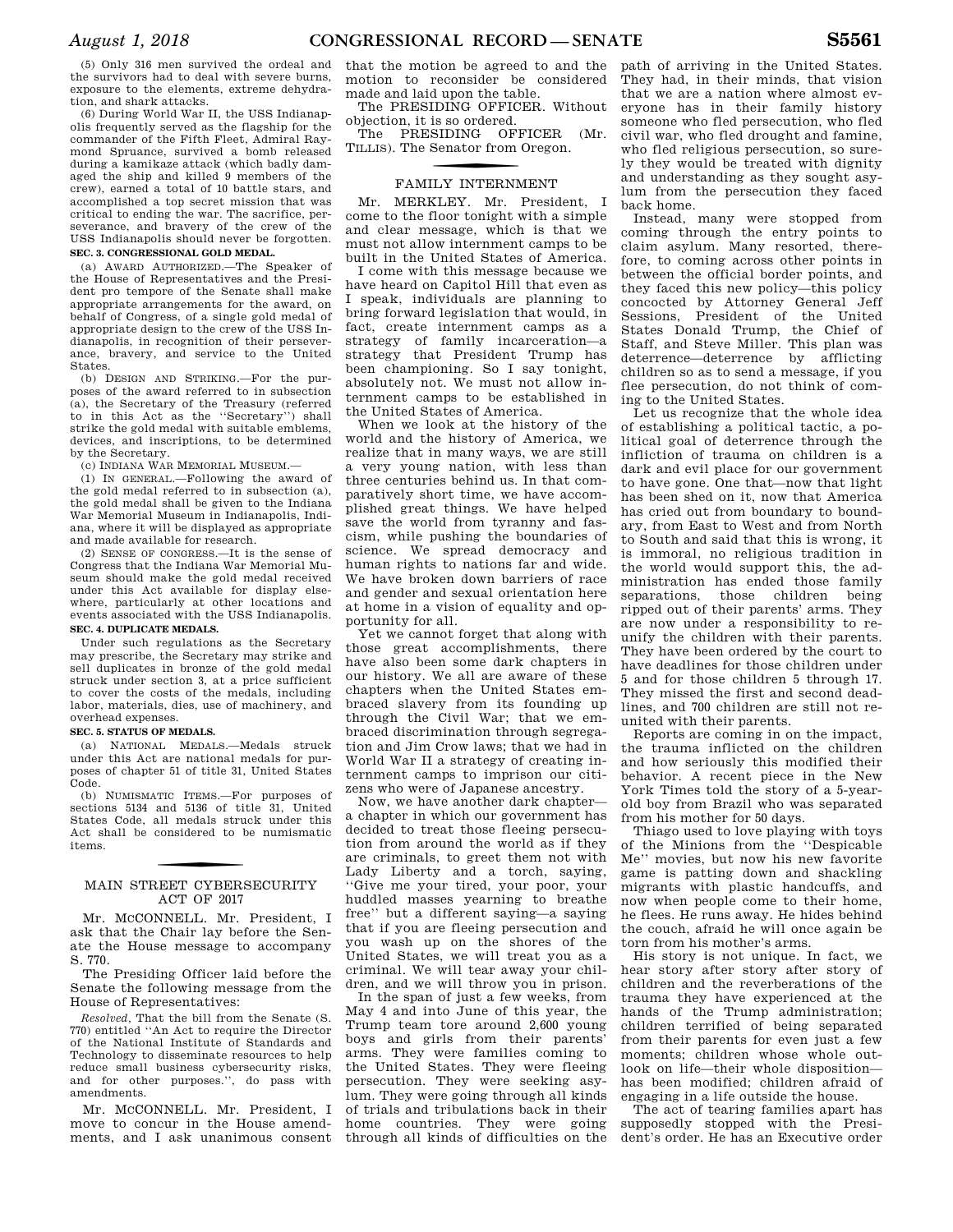(5) Only 316 men survived the ordeal and the survivors had to deal with severe burns, exposure to the elements, extreme dehydration, and shark attacks.

(6) During World War II, the USS Indianapolis frequently served as the flagship for the commander of the Fifth Fleet, Admiral Raymond Spruance, survived a bomb released during a kamikaze attack (which badly damaged the ship and killed 9 members of the crew), earned a total of 10 battle stars, and accomplished a top secret mission that was critical to ending the war. The sacrifice, perseverance, and bravery of the crew of the USS Indianapolis should never be forgotten.

**SEC. 3. CONGRESSIONAL GOLD MEDAL.**

(a) AWARD AUTHORIZED.—The Speaker of the House of Representatives and the President pro tempore of the Senate shall make appropriate arrangements for the award, on behalf of Congress, of a single gold medal of appropriate design to the crew of the USS Indianapolis, in recognition of their perseverance, bravery, and service to the United States.

(b) DESIGN AND STRIKING.—For the purposes of the award referred to in subsection (a), the Secretary of the Treasury (referred to in this Act as the ''Secretary'') shall strike the gold medal with suitable emblems, devices, and inscriptions, to be determined by the Secretary.

(c) INDIANA WAR MEMORIAL MUSEUM.—

(1) IN GENERAL.—Following the award of the gold medal referred to in subsection (a), the gold medal shall be given to the Indiana War Memorial Museum in Indianapolis, Indiana, where it will be displayed as appropriate and made available for research.

(2) SENSE OF CONGRESS.—It is the sense of Congress that the Indiana War Memorial Museum should make the gold medal received under this Act available for display elsewhere, particularly at other locations and events associated with the USS Indianapolis.

**SEC. 4. DUPLICATE MEDALS.**

Under such regulations as the Secretary may prescribe, the Secretary may strike and sell duplicates in bronze of the gold medal struck under section 3, at a price sufficient to cover the costs of the medals, including labor, materials, dies, use of machinery, and overhead expenses.

**SEC. 5. STATUS OF MEDALS.**

(a) NATIONAL MEDALS.—Medals struck under this Act are national medals for purposes of chapter 51 of title 31, United States Code.

(b) NUMISMATIC ITEMS.—For purposes of sections 5134 and 5136 of title 31, United States Code, all medals struck under this Act shall be considered to be numismatic items.

## MAIN STREET CYBERSECURITY ACT OF 2017

Mr. MCCONNELL. Mr. President, I ask that the Chair lay before the Senate the House message to accompany S. 770.

The Presiding Officer laid before the Senate the following message from the House of Representatives:

*Resolved*, That the bill from the Senate (S. 770) entitled ''An Act to require the Director of the National Institute of Standards and Technology to disseminate resources to help reduce small business cybersecurity risks, and for other purposes.'', do pass with amendments.

Mr. MCCONNELL. Mr. President, I move to concur in the House amendments, and I ask unanimous consent that the motion be agreed to and the motion to reconsider be considered made and laid upon the table.

The PRESIDING OFFICER. Without objection, it is so ordered.

The PRESIDING OFFICER (Mr. TILLIS). The Senator from Oregon.

## FAMILY INTERNMENT

Mr. MERKLEY. Mr. President, I come to the floor tonight with a simple and clear message, which is that we must not allow internment camps to be built in the United States of America.

I come with this message because we have heard on Capitol Hill that even as I speak, individuals are planning to bring forward legislation that would, in fact, create internment camps as a strategy of family incarceration—a strategy that President Trump has been championing. So I say tonight, absolutely not. We must not allow internment camps to be established in the United States of America.

When we look at the history of the world and the history of America, we realize that in many ways, we are still a very young nation, with less than three centuries behind us. In that comparatively short time, we have accomplished great things. We have helped save the world from tyranny and fascism, while pushing the boundaries of science. We spread democracy and human rights to nations far and wide. We have broken down barriers of race and gender and sexual orientation here at home in a vision of equality and opportunity for all.

Yet we cannot forget that along with those great accomplishments, there have also been some dark chapters in our history. We all are aware of these chapters when the United States embraced slavery from its founding up through the Civil War; that we embraced discrimination through segregation and Jim Crow laws; that we had in World War II a strategy of creating internment camps to imprison our citizens who were of Japanese ancestry.

Now, we have another dark chapter—a chapter in which our government has decided to treat those fleeing persecution from around the world as if they are criminals, to greet them not with Lady Liberty and a torch, saying, ''Give me your tired, your poor, your huddled masses yearning to breathe free'' but a different saying—a saying that if you are fleeing persecution and you wash up on the shores of the United States, we will treat you as a criminal. We will tear away your children, and we will throw you in prison.

In the span of just a few weeks, from May 4 and into June of this year, the Trump team tore around 2,600 young boys and girls from their parents' arms. They were families coming to the United States. They were fleeing persecution. They were seeking asylum. They were going through all kinds of trials and tribulations back in their home countries. They were going through all kinds of difficulties on the path of arriving in the United States. They had, in their minds, that vision that we are a nation where almost everyone has in their family history someone who fled persecution, who fled civil war, who fled drought and famine, who fled religious persecution, so surely they would be treated with dignity and understanding as they sought asylum from the persecution they faced back home.

Instead, many were stopped from coming through the entry points to claim asylum. Many resorted, therefore, to coming across other points in between the official border points, and they faced this new policy—this policy concocted by Attorney General Jeff Sessions, President of the United States Donald Trump, the Chief of Staff, and Steve Miller. This plan was deterrence—deterrence by afflicting children so as to send a message, if you flee persecution, do not think of coming to the United States.

Let us recognize that the whole idea of establishing a political tactic, a political goal of deterrence through the infliction of trauma on children is a dark and evil place for our government to have gone. One that—now that light has been shed on it, now that America has cried out from boundary to boundary, from East to West and from North to South and said that this is wrong, it is immoral, no religious tradition in the world would support this, the administration has ended those family separations, those children being ripped out of their parents' arms. They are now under a responsibility to reunify the children with their parents. They have been ordered by the court to have deadlines for those children under 5 and for those children 5 through 17. They missed the first and second deadlines, and 700 children are still not reunited with their parents.

Reports are coming in on the impact, the trauma inflicted on the children and how seriously this modified their behavior. A recent piece in the New York Times told the story of a 5-year-old boy from Brazil who was separated from his mother for 50 days.

Thiago used to love playing with toys of the Minions from the ''Despicable Me'' movies, but now his new favorite game is patting down and shackling migrants with plastic handcuffs, and now when people come to their home, he flees. He runs away. He hides behind the couch, afraid he will once again be torn from his mother's arms.

His story is not unique. In fact, we hear story after story after story of children and the reverberations of the trauma they have experienced at the hands of the Trump administration; children terrified of being separated from their parents for even just a few moments; children whose whole outlook on life—their whole disposition—has been modified; children afraid of engaging in a life outside the house.

The act of tearing families apart has supposedly stopped with the President's order. He has an Executive order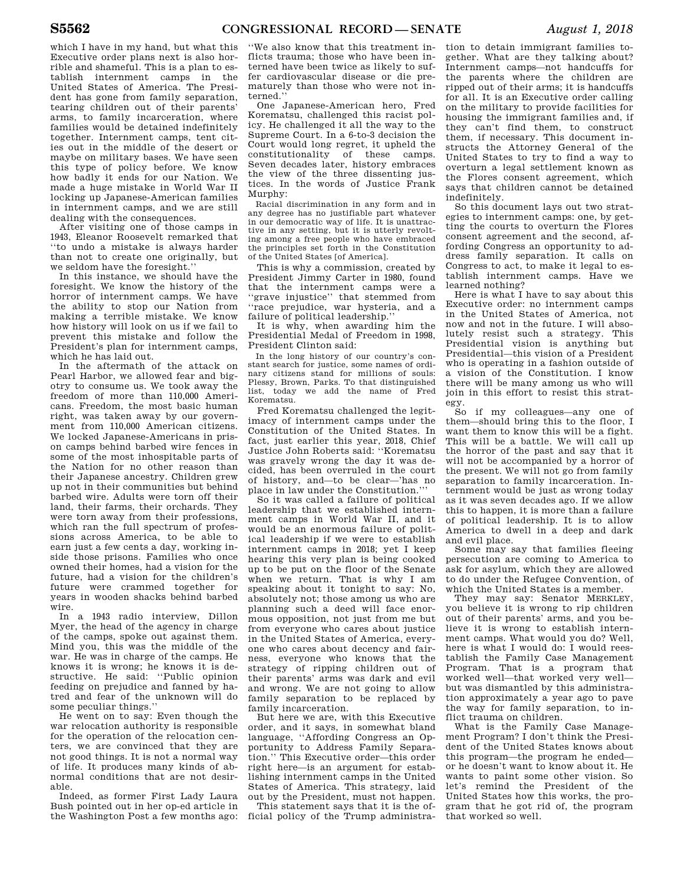which I have in my hand, but what this Executive order plans next is also horrible and shameful. This is a plan to establish internment camps in the United States of America. The President has gone from family separation, tearing children out of their parents' arms, to family incarceration, where families would be detained indefinitely together. Internment camps, tent cities out in the middle of the desert or maybe on military bases. We have seen this type of policy before. We know how badly it ends for our Nation. We made a huge mistake in World War II locking up Japanese-American families in internment camps, and we are still dealing with the consequences.

After visiting one of those camps in 1943, Eleanor Roosevelt remarked that "to undo a mistake is always harder than not to create one originally, but we seldom have the foresight."

In this instance, we should have the foresight. We know the history of the horror of internment camps. We have the ability to stop our Nation from making a terrible mistake. We know how history will look on us if we fail to prevent this mistake and follow the President's plan for internment camps, which he has laid out.

In the aftermath of the attack on Pearl Harbor, we allowed fear and bigotry to consume us. We took away the freedom of more than 110,000 Americans. Freedom, the most basic human right, was taken away by our government from 110,000 American citizens. We locked Japanese-Americans in prison camps behind barbed wire fences in some of the most inhospitable parts of the Nation for no other reason than their Japanese ancestry. Children grew up not in their communities but behind barbed wire. Adults were torn off their land, their farms, their orchards. They were torn away from their professions, which ran the full spectrum of professions across America, to be able to earn just a few cents a day, working inside those prisons. Families who once owned their homes, had a vision for the future, had a vision for the children's future were crammed together for years in wooden shacks behind barbed wire.

In a 1943 radio interview, Dillon Myer, the head of the agency in charge of the camps, spoke out against them. Mind you, this was the middle of the war. He was in charge of the camps. He knows it is wrong; he knows it is destructive. He said: "Public opinion feeding on prejudice and fanned by hatred and fear of the unknown will do some peculiar things."

He went on to say: Even though the war relocation authority is responsible for the operation of the relocation centers, we are convinced that they are not good things. It is not a normal way of life. It produces many kinds of abnormal conditions that are not desirable.

Indeed, as former First Lady Laura Bush pointed out in her op-ed article in the Washington Post a few months ago: "We also know that this treatment inflicts trauma; those who have been interned have been twice as likely to suffer cardiovascular disease or die prematurely than those who were not interned."

One Japanese-American hero, Fred Korematsu, challenged this racist policy. He challenged it all the way to the Supreme Court. In a 6-to-3 decision the Court would long regret, it upheld the constitutionality of these camps. Seven decades later, history embraces the view of the three dissenting justices. In the words of Justice Frank Murphy:

> Racial discrimination in any form and in any degree has no justifiable part whatever in our democratic way of life. It is unattractive in any setting, but it is utterly revolting among a free people who have embraced the principles set forth in the Constitution of the United States [of America].

This is why a commission, created by President Jimmy Carter in 1980, found that the internment camps were a "grave injustice" that stemmed from "race prejudice, war hysteria, and a failure of political leadership."

It is why, when awarding him the Presidential Medal of Freedom in 1998, President Clinton said:

> In the long history of our country's constant search for justice, some names of ordinary citizens stand for millions of souls: Plessy, Brown, Parks. To that distinguished list, today we add the name of Fred Korematsu.

Fred Korematsu challenged the legitimacy of internment camps under the Constitution of the United States. In fact, just earlier this year, 2018, Chief Justice John Roberts said: "Korematsu was gravely wrong the day it was decided, has been overruled in the court of history, and—to be clear—'has no place in law under the Constitution.'"

So it was called a failure of political leadership that we established internment camps in World War II, and it would be an enormous failure of political leadership if we were to establish internment camps in 2018; yet I keep hearing this very plan is being cooked up to be put on the floor of the Senate when we return. That is why I am speaking about it tonight to say: No, absolutely not; those among us who are planning such a deed will face enormous opposition, not just from me but from everyone who cares about justice in the United States of America, everyone who cares about decency and fairness, everyone who knows that the strategy of ripping children out of their parents' arms was dark and evil and wrong. We are not going to allow family separation to be replaced by family incarceration.

But here we are, with this Executive order, and it says, in somewhat bland language, "Affording Congress an Opportunity to Address Family Separation." This Executive order—this order right here—is an argument for establishing internment camps in the United States of America. This strategy, laid out by the President, must not happen.

This statement says that it is the official policy of the Trump administration to detain immigrant families together. What are they talking about? Internment camps—not handcuffs for the parents where the children are ripped out of their arms; it is handcuffs for all. It is an Executive order calling on the military to provide facilities for housing the immigrant families and, if they can't find them, to construct them, if necessary. This document instructs the Attorney General of the United States to try to find a way to overturn a legal settlement known as the Flores consent agreement, which says that children cannot be detained indefinitely.

So this document lays out two strategies to internment camps: one, by getting the courts to overturn the Flores consent agreement and the second, affording Congress an opportunity to address family separation. It calls on Congress to act, to make it legal to establish internment camps. Have we learned nothing?

Here is what I have to say about this Executive order: no internment camps in the United States of America, not now and not in the future. I will absolutely resist such a strategy. This Presidential vision is anything but Presidential—this vision of a President who is operating in a fashion outside of a vision of the Constitution. I know there will be many among us who will join in this effort to resist this strategy.

So if my colleagues—any one of them—should bring this to the floor, I want them to know this will be a fight. This will be a battle. We will call up the horror of the past and say that it will not be accompanied by a horror of the present. We will not go from family separation to family incarceration. Internment would be just as wrong today as it was seven decades ago. If we allow this to happen, it is more than a failure of political leadership. It is to allow America to dwell in a deep and dark and evil place.

Some may say that families fleeing persecution are coming to America to ask for asylum, which they are allowed to do under the Refugee Convention, of which the United States is a member.

They may say: Senator MERKLEY, you believe it is wrong to rip children out of their parents' arms, and you believe it is wrong to establish internment camps. What would you do? Well, here is what I would do: I would reestablish the Family Case Management Program. That is a program that worked well—that worked very well—but was dismantled by this administration approximately a year ago to pave the way for family separation, to inflict trauma on children.

What is the Family Case Management Program? I don't think the President of the United States knows about this program—the program he ended—or he doesn't want to know about it. He wants to paint some other vision. So let's remind the President of the United States how this works, the program that he got rid of, the program that worked so well.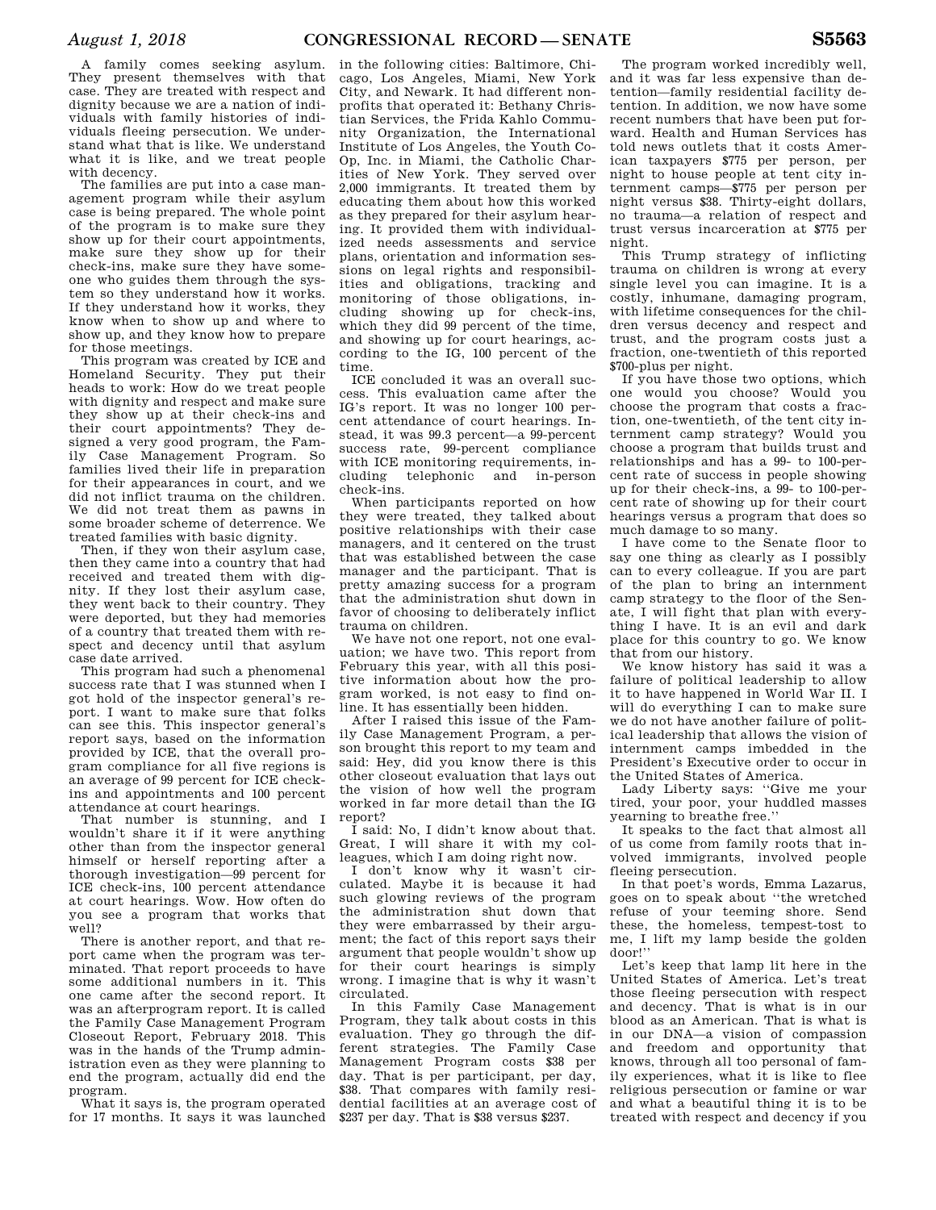A family comes seeking asylum. They present themselves with that case. They are treated with respect and dignity because we are a nation of individuals with family histories of individuals fleeing persecution. We understand what that is like. We understand what it is like, and we treat people with decency.

The families are put into a case management program while their asylum case is being prepared. The whole point of the program is to make sure they show up for their court appointments, make sure they show up for their check-ins, make sure they have someone who guides them through the system so they understand how it works. If they understand how it works, they know when to show up and where to show up, and they know how to prepare for those meetings.

This program was created by ICE and Homeland Security. They put their heads to work: How do we treat people with dignity and respect and make sure they show up at their check-ins and their court appointments? They designed a very good program, the Family Case Management Program. So families lived their life in preparation for their appearances in court, and we did not inflict trauma on the children. We did not treat them as pawns in some broader scheme of deterrence. We treated families with basic dignity.

Then, if they won their asylum case, then they came into a country that had received and treated them with dignity. If they lost their asylum case, they went back to their country. They were deported, but they had memories of a country that treated them with respect and decency until that asylum case date arrived.

This program had such a phenomenal success rate that I was stunned when I got hold of the inspector general's report. I want to make sure that folks can see this. This inspector general's report says, based on the information provided by ICE, that the overall program compliance for all five regions is an average of 99 percent for ICE check-ins and appointments and 100 percent attendance at court hearings.

That number is stunning, and I wouldn't share it if it were anything other than from the inspector general himself or herself reporting after a thorough investigation—99 percent for ICE check-ins, 100 percent attendance at court hearings. Wow. How often do you see a program that works that well?

There is another report, and that report came when the program was terminated. That report proceeds to have some additional numbers in it. This one came after the second report. It was an afterprogram report. It is called the Family Case Management Program Closeout Report, February 2018. This was in the hands of the Trump administration even as they were planning to end the program, actually did end the program.

What it says is, the program operated for 17 months. It says it was launched in the following cities: Baltimore, Chicago, Los Angeles, Miami, New York City, and Newark. It had different nonprofits that operated it: Bethany Christian Services, the Frida Kahlo Community Organization, the International Institute of Los Angeles, the Youth Co-Op, Inc. in Miami, the Catholic Charities of New York. They served over 2,000 immigrants. It treated them by educating them about how this worked as they prepared for their asylum hearing. It provided them with individualized needs assessments and service plans, orientation and information sessions on legal rights and responsibilities and obligations, tracking and monitoring of those obligations, including showing up for check-ins, which they did 99 percent of the time, and showing up for court hearings, according to the IG, 100 percent of the time.

ICE concluded it was an overall success. This evaluation came after the IG's report. It was no longer 100 percent attendance of court hearings. Instead, it was 99.3 percent—a 99-percent success rate, 99-percent compliance with ICE monitoring requirements, including telephonic and in-person check-ins.

When participants reported on how they were treated, they talked about positive relationships with their case managers, and it centered on the trust that was established between the case manager and the participant. That is pretty amazing success for a program that the administration shut down in favor of choosing to deliberately inflict trauma on children.

We have not one report, not one evaluation; we have two. This report from February this year, with all this positive information about how the program worked, is not easy to find online. It has essentially been hidden.

After I raised this issue of the Family Case Management Program, a person brought this report to my team and said: Hey, did you know there is this other closeout evaluation that lays out the vision of how well the program worked in far more detail than the IG report?

I said: No, I didn't know about that. Great, I will share it with my colleagues, which I am doing right now.

I don't know why it wasn't circulated. Maybe it is because it had such glowing reviews of the program the administration shut down that they were embarrassed by their argument; the fact of this report says their argument that people wouldn't show up for their court hearings is simply wrong. I imagine that is why it wasn't circulated.

In this Family Case Management Program, they talk about costs in this evaluation. They go through the different strategies. The Family Case Management Program costs $38 per day. That is per participant, per day, $38. That compares with family residential facilities at an average cost of $237 per day. That is $38 versus $237.

The program worked incredibly well, and it was far less expensive than detention—family residential facility detention. In addition, we now have some recent numbers that have been put forward. Health and Human Services has told news outlets that it costs American taxpayers $775 per person, per night to house people at tent city internment camps—$775 per person per night versus $38. Thirty-eight dollars, no trauma—a relation of respect and trust versus incarceration at $775 per night.

This Trump strategy of inflicting trauma on children is wrong at every single level you can imagine. It is a costly, inhumane, damaging program, with lifetime consequences for the children versus decency and respect and trust, and the program costs just a fraction, one-twentieth of this reported $700-plus per night.

If you have those two options, which one would you choose? Would you choose the program that costs a fraction, one-twentieth, of the tent city internment camp strategy? Would you choose a program that builds trust and relationships and has a 99- to 100-percent rate of success in people showing up for their check-ins, a 99- to 100-percent rate of showing up for their court hearings versus a program that does so much damage to so many.

I have come to the Senate floor to say one thing as clearly as I possibly can to every colleague. If you are part of the plan to bring an internment camp strategy to the floor of the Senate, I will fight that plan with everything I have. It is an evil and dark place for this country to go. We know that from our history.

We know history has said it was a failure of political leadership to allow it to have happened in World War II. I will do everything I can to make sure we do not have another failure of political leadership that allows the vision of internment camps imbedded in the President's Executive order to occur in the United States of America.

Lady Liberty says: "Give me your tired, your poor, your huddled masses yearning to breathe free."

It speaks to the fact that almost all of us come from family roots that involved immigrants, involved people fleeing persecution.

In that poet's words, Emma Lazarus, goes on to speak about "the wretched refuse of your teeming shore. Send these, the homeless, tempest-tost to me, I lift my lamp beside the golden door!"

Let's keep that lamp lit here in the United States of America. Let's treat those fleeing persecution with respect and decency. That is what is in our blood as an American. That is what is in our DNA—a vision of compassion and freedom and opportunity that knows, through all too personal of family experiences, what it is like to flee religious persecution or famine or war and what a beautiful thing it is to be treated with respect and decency if you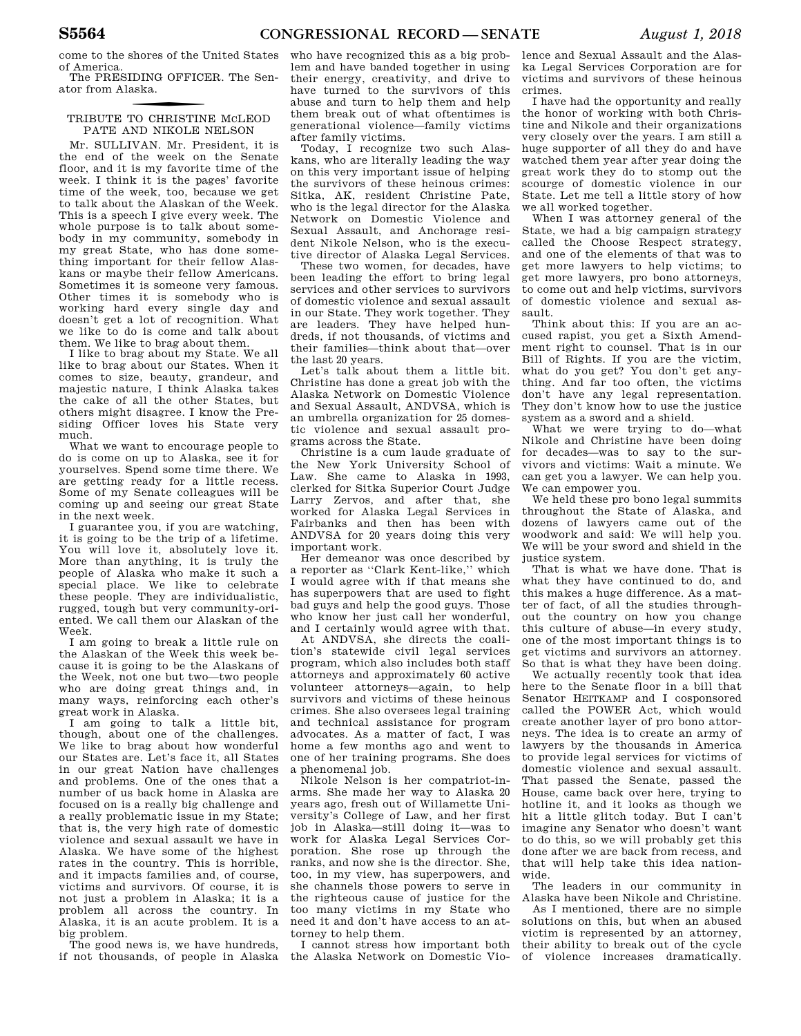come to the shores of the United States of America.

The PRESIDING OFFICER. The Senator from Alaska.

## TRIBUTE TO CHRISTINE McLEOD PATE AND NIKOLE NELSON

Mr. SULLIVAN. Mr. President, it is the end of the week on the Senate floor, and it is my favorite time of the week. I think it is the pages' favorite time of the week, too, because we get to talk about the Alaskan of the Week. This is a speech I give every week. The whole purpose is to talk about somebody in my community, somebody in my great State, who has done something important for their fellow Alaskans or maybe their fellow Americans. Sometimes it is someone very famous. Other times it is somebody who is working hard every single day and doesn't get a lot of recognition. What we like to do is come and talk about them. We like to brag about them.

I like to brag about my State. We all like to brag about our States. When it comes to size, beauty, grandeur, and majestic nature, I think Alaska takes the cake of all the other States, but others might disagree. I know the Presiding Officer loves his State very much.

What we want to encourage people to do is come on up to Alaska, see it for yourselves. Spend some time there. We are getting ready for a little recess. Some of my Senate colleagues will be coming up and seeing our great State in the next week.

I guarantee you, if you are watching, it is going to be the trip of a lifetime. You will love it, absolutely love it. More than anything, it is truly the people of Alaska who make it such a special place. We like to celebrate these people. They are individualistic, rugged, tough but very community-oriented. We call them our Alaskan of the Week.

I am going to break a little rule on the Alaskan of the Week this week because it is going to be the Alaskans of the Week, not one but two—two people who are doing great things and, in many ways, reinforcing each other's great work in Alaska.

I am going to talk a little bit, though, about one of the challenges. We like to brag about how wonderful our States are. Let's face it, all States in our great Nation have challenges and problems. One of the ones that a number of us back home in Alaska are focused on is a really big challenge and a really problematic issue in my State; that is, the very high rate of domestic violence and sexual assault we have in Alaska. We have some of the highest rates in the country. This is horrible, and it impacts families and, of course, victims and survivors. Of course, it is not just a problem in Alaska; it is a problem all across the country. In Alaska, it is an acute problem. It is a big problem.

The good news is, we have hundreds, if not thousands, of people in Alaska who have recognized this as a big problem and have banded together in using their energy, creativity, and drive to have turned to the survivors of this abuse and turn to help them and help them break out of what oftentimes is generational violence—family victims after family victims.

Today, I recognize two such Alaskans, who are literally leading the way on this very important issue of helping the survivors of these heinous crimes: Sitka, AK, resident Christine Pate, who is the legal director for the Alaska Network on Domestic Violence and Sexual Assault, and Anchorage resident Nikole Nelson, who is the executive director of Alaska Legal Services.

These two women, for decades, have been leading the effort to bring legal services and other services to survivors of domestic violence and sexual assault in our State. They work together. They are leaders. They have helped hundreds, if not thousands, of victims and their families—think about that—over the last 20 years.

Let's talk about them a little bit. Christine has done a great job with the Alaska Network on Domestic Violence and Sexual Assault, ANDVSA, which is an umbrella organization for 25 domestic violence and sexual assault programs across the State.

Christine is a cum laude graduate of the New York University School of Law. She came to Alaska in 1993, clerked for Sitka Superior Court Judge Larry Zervos, and after that, she worked for Alaska Legal Services in Fairbanks and then has been with ANDVSA for 20 years doing this very important work.

Her demeanor was once described by a reporter as "Clark Kent-like," which I would agree with if that means she has superpowers that are used to fight bad guys and help the good guys. Those who know her just call her wonderful, and I certainly would agree with that.

At ANDVSA, she directs the coalition's statewide civil legal services program, which also includes both staff attorneys and approximately 60 active volunteer attorneys—again, to help survivors and victims of these heinous crimes. She also oversees legal training and technical assistance for program advocates. As a matter of fact, I was home a few months ago and went to one of her training programs. She does a phenomenal job.

Nikole Nelson is her compatriot-in-arms. She made her way to Alaska 20 years ago, fresh out of Willamette University's College of Law, and her first job in Alaska—still doing it—was to work for Alaska Legal Services Corporation. She rose up through the ranks, and now she is the director. She, too, in my view, has superpowers, and she channels those powers to serve in the righteous cause of justice for the too many victims in my State who need it and don't have access to an attorney to help them.

I cannot stress how important both the Alaska Network on Domestic Violence and Sexual Assault and the Alaska Legal Services Corporation are for victims and survivors of these heinous crimes.

I have had the opportunity and really the honor of working with both Christine and Nikole and their organizations very closely over the years. I am still a huge supporter of all they do and have watched them year after year doing the great work they do to stomp out the scourge of domestic violence in our State. Let me tell a little story of how we all worked together.

When I was attorney general of the State, we had a big campaign strategy called the Choose Respect strategy, and one of the elements of that was to get more lawyers to help victims; to get more lawyers, pro bono attorneys, to come out and help victims, survivors of domestic violence and sexual assault.

Think about this: If you are an accused rapist, you get a Sixth Amendment right to counsel. That is in our Bill of Rights. If you are the victim, what do you get? You don't get anything. And far too often, the victims don't have any legal representation. They don't know how to use the justice system as a sword and a shield.

What we were trying to do—what Nikole and Christine have been doing for decades—was to say to the survivors and victims: Wait a minute. We can get you a lawyer. We can help you. We can empower you.

We held these pro bono legal summits throughout the State of Alaska, and dozens of lawyers came out of the woodwork and said: We will help you. We will be your sword and shield in the justice system.

That is what we have done. That is what they have continued to do, and this makes a huge difference. As a matter of fact, of all the studies throughout the country on how you change this culture of abuse—in every study, one of the most important things is to get victims and survivors an attorney. So that is what they have been doing.

We actually recently took that idea here to the Senate floor in a bill that Senator HEITKAMP and I cosponsored called the POWER Act, which would create another layer of pro bono attorneys. The idea is to create an army of lawyers by the thousands in America to provide legal services for victims of domestic violence and sexual assault. That passed the Senate, passed the House, came back over here, trying to hotline it, and it looks as though we hit a little glitch today. But I can't imagine any Senator who doesn't want to do this, so we will probably get this done after we are back from recess, and that will help take this idea nationwide.

The leaders in our community in Alaska have been Nikole and Christine.

As I mentioned, there are no simple solutions on this, but when an abused victim is represented by an attorney, their ability to break out of the cycle of violence increases dramatically.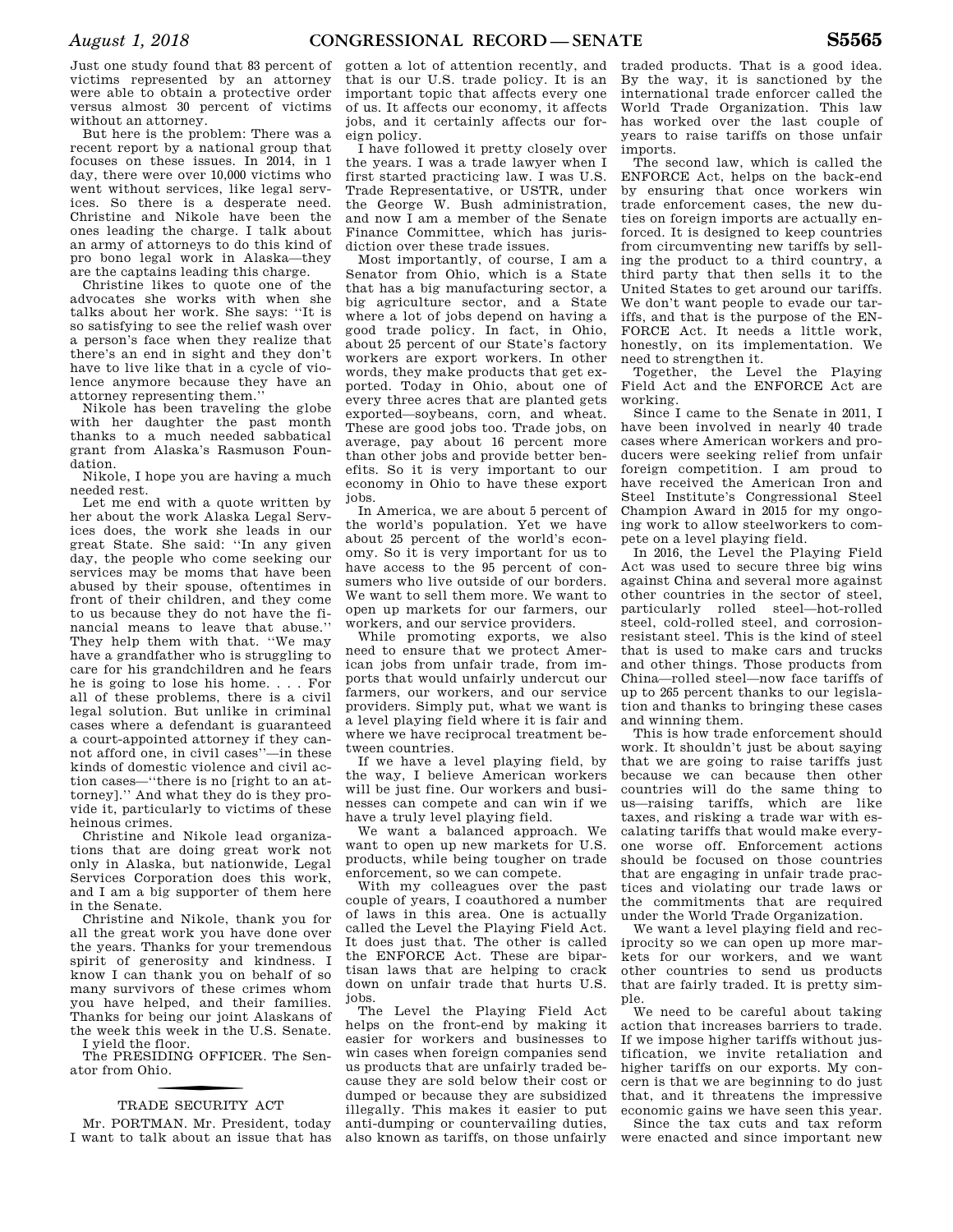Just one study found that 83 percent of victims represented by an attorney were able to obtain a protective order versus almost 30 percent of victims without an attorney.

But here is the problem: There was a recent report by a national group that focuses on these issues. In 2014, in 1 day, there were over 10,000 victims who went without services, like legal services. So there is a desperate need. Christine and Nikole have been the ones leading the charge. I talk about an army of attorneys to do this kind of pro bono legal work in Alaska—they are the captains leading this charge.

Christine likes to quote one of the advocates she works with when she talks about her work. She says: "It is so satisfying to see the relief wash over a person's face when they realize that there's an end in sight and they don't have to live like that in a cycle of violence anymore because they have an attorney representing them."

Nikole has been traveling the globe with her daughter the past month thanks to a much needed sabbatical grant from Alaska's Rasmuson Foundation.

Nikole, I hope you are having a much needed rest.

Let me end with a quote written by her about the work Alaska Legal Services does, the work she leads in our great State. She said: "In any given day, the people who come seeking our services may be moms that have been abused by their spouse, oftentimes in front of their children, and they come to us because they do not have the financial means to leave that abuse." They help them with that. "We may have a grandfather who is struggling to care for his grandchildren and he fears he is going to lose his home. . . . For all of these problems, there is a civil legal solution. But unlike in criminal cases where a defendant is guaranteed a court-appointed attorney if they cannot afford one, in civil cases"—in these kinds of domestic violence and civil action cases—"there is no [right to an attorney]." And what they do is they provide it, particularly to victims of these heinous crimes.

Christine and Nikole lead organizations that are doing great work not only in Alaska, but nationwide, Legal Services Corporation does this work, and I am a big supporter of them here in the Senate.

Christine and Nikole, thank you for all the great work you have done over the years. Thanks for your tremendous spirit of generosity and kindness. I know I can thank you on behalf of so many survivors of these crimes whom you have helped, and their families. Thanks for being our joint Alaskans of the week this week in the U.S. Senate.

I yield the floor.

The PRESIDING OFFICER. The Senator from Ohio.

## TRADE SECURITY ACT

Mr. PORTMAN. Mr. President, today I want to talk about an issue that has gotten a lot of attention recently, and that is our U.S. trade policy. It is an important topic that affects every one of us. It affects our economy, it affects jobs, and it certainly affects our foreign policy.

I have followed it pretty closely over the years. I was a trade lawyer when I first started practicing law. I was U.S. Trade Representative, or USTR, under the George W. Bush administration, and now I am a member of the Senate Finance Committee, which has jurisdiction over these trade issues.

Most importantly, of course, I am a Senator from Ohio, which is a State that has a big manufacturing sector, a big agriculture sector, and a State where a lot of jobs depend on having a good trade policy. In fact, in Ohio, about 25 percent of our State's factory workers are export workers. In other words, they make products that get exported. Today in Ohio, about one of every three acres that are planted gets exported—soybeans, corn, and wheat. These are good jobs too. Trade jobs, on average, pay about 16 percent more than other jobs and provide better benefits. So it is very important to our economy in Ohio to have these export jobs.

In America, we are about 5 percent of the world's population. Yet we have about 25 percent of the world's economy. So it is very important for us to have access to the 95 percent of consumers who live outside of our borders. We want to sell them more. We want to open up markets for our farmers, our workers, and our service providers.

While promoting exports, we also need to ensure that we protect American jobs from unfair trade, from imports that would unfairly undercut our farmers, our workers, and our service providers. Simply put, what we want is a level playing field where it is fair and where we have reciprocal treatment between countries.

If we have a level playing field, by the way, I believe American workers will be just fine. Our workers and businesses can compete and can win if we have a truly level playing field.

We want a balanced approach. We want to open up new markets for U.S. products, while being tougher on trade enforcement, so we can compete.

With my colleagues over the past couple of years, I coauthored a number of laws in this area. One is actually called the Level the Playing Field Act. It does just that. The other is called the ENFORCE Act. These are bipartisan laws that are helping to crack down on unfair trade that hurts U.S. jobs.

The Level the Playing Field Act helps on the front-end by making it easier for workers and businesses to win cases when foreign companies send us products that are unfairly traded because they are sold below their cost or dumped or because they are subsidized illegally. This makes it easier to put anti-dumping or countervailing duties, also known as tariffs, on those unfairly traded products. That is a good idea. By the way, it is sanctioned by the international trade enforcer called the World Trade Organization. This law has worked over the last couple of years to raise tariffs on those unfair imports.

The second law, which is called the ENFORCE Act, helps on the back-end by ensuring that once workers win trade enforcement cases, the new duties on foreign imports are actually enforced. It is designed to keep countries from circumventing new tariffs by selling the product to a third country, a third party that then sells it to the United States to get around our tariffs. We don't want people to evade our tariffs, and that is the purpose of the ENFORCE Act. It needs a little work, honestly, on its implementation. We need to strengthen it.

Together, the Level the Playing Field Act and the ENFORCE Act are working.

Since I came to the Senate in 2011, I have been involved in nearly 40 trade cases where American workers and producers were seeking relief from unfair foreign competition. I am proud to have received the American Iron and Steel Institute's Congressional Steel Champion Award in 2015 for my ongoing work to allow steelworkers to compete on a level playing field.

In 2016, the Level the Playing Field Act was used to secure three big wins against China and several more against other countries in the sector of steel, particularly rolled steel—hot-rolled steel, cold-rolled steel, and corrosion-resistant steel. This is the kind of steel that is used to make cars and trucks and other things. Those products from China—rolled steel—now face tariffs of up to 265 percent thanks to our legislation and thanks to bringing these cases and winning them.

This is how trade enforcement should work. It shouldn't just be about saying that we are going to raise tariffs just because we can because then other countries will do the same thing to us—raising tariffs, which are like taxes, and risking a trade war with escalating tariffs that would make everyone worse off. Enforcement actions should be focused on those countries that are engaging in unfair trade practices and violating our trade laws or the commitments that are required under the World Trade Organization.

We want a level playing field and reciprocity so we can open up more markets for our workers, and we want other countries to send us products that are fairly traded. It is pretty simple.

We need to be careful about taking action that increases barriers to trade. If we impose higher tariffs without justification, we invite retaliation and higher tariffs on our exports. My concern is that we are beginning to do just that, and it threatens the impressive economic gains we have seen this year.

Since the tax cuts and tax reform were enacted and since important new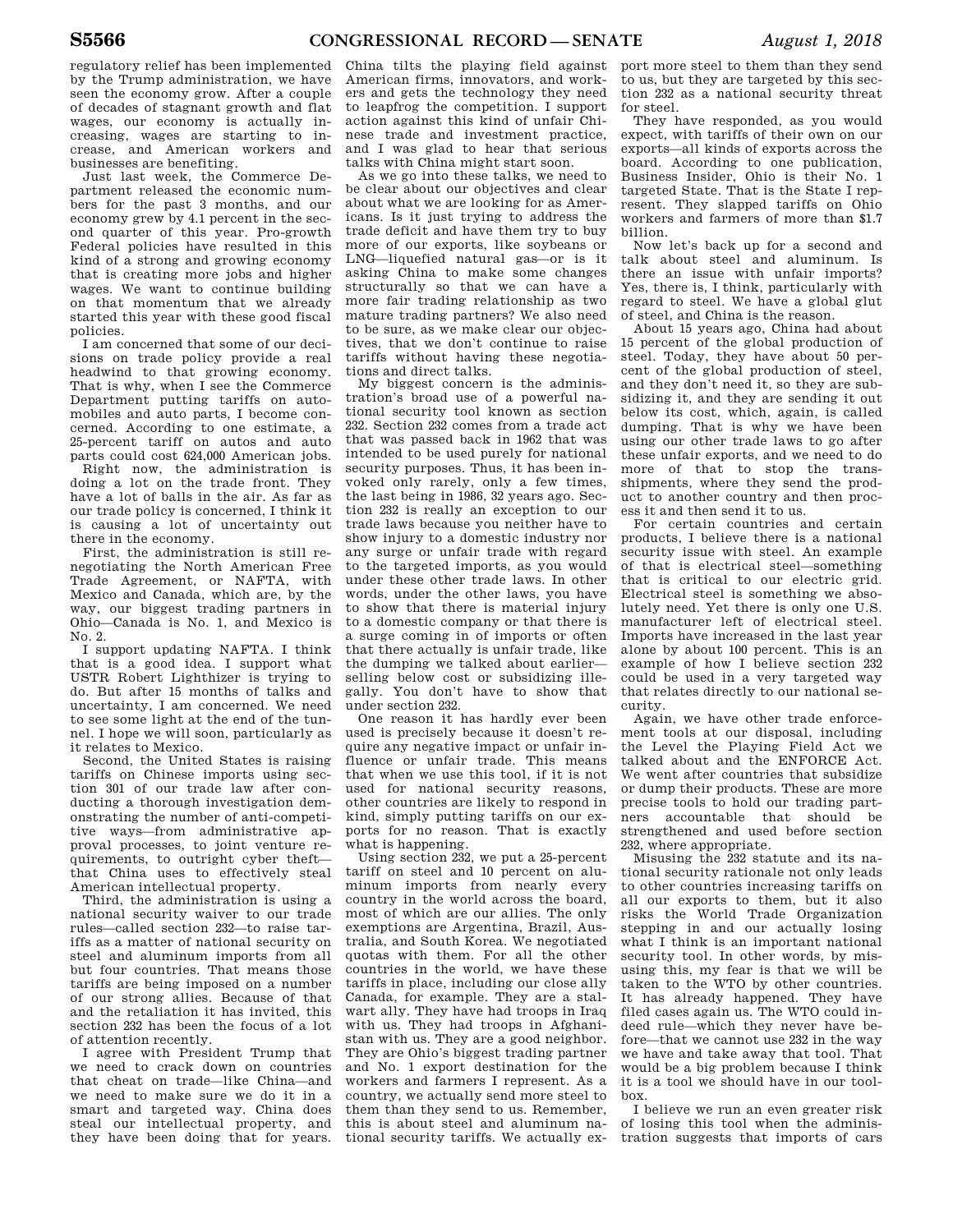regulatory relief has been implemented by the Trump administration, we have seen the economy grow. After a couple of decades of stagnant growth and flat wages, our economy is actually increasing, wages are starting to increase, and American workers and businesses are benefiting.

Just last week, the Commerce Department released the economic numbers for the past 3 months, and our economy grew by 4.1 percent in the second quarter of this year. Pro-growth Federal policies have resulted in this kind of a strong and growing economy that is creating more jobs and higher wages. We want to continue building on that momentum that we already started this year with these good fiscal policies.

I am concerned that some of our decisions on trade policy provide a real headwind to that growing economy. That is why, when I see the Commerce Department putting tariffs on automobiles and auto parts, I become concerned. According to one estimate, a 25-percent tariff on autos and auto parts could cost 624,000 American jobs.

Right now, the administration is doing a lot on the trade front. They have a lot of balls in the air. As far as our trade policy is concerned, I think it is causing a lot of uncertainty out there in the economy.

First, the administration is still renegotiating the North American Free Trade Agreement, or NAFTA, with Mexico and Canada, which are, by the way, our biggest trading partners in Ohio—Canada is No. 1, and Mexico is No. 2.

I support updating NAFTA. I think that is a good idea. I support what USTR Robert Lighthizer is trying to do. But after 15 months of talks and uncertainty, I am concerned. We need to see some light at the end of the tunnel. I hope we will soon, particularly as it relates to Mexico.

Second, the United States is raising tariffs on Chinese imports using section 301 of our trade law after conducting a thorough investigation demonstrating the number of anti-competitive ways—from administrative approval processes, to joint venture requirements, to outright cyber theft—that China uses to effectively steal American intellectual property.

Third, the administration is using a national security waiver to our trade rules—called section 232—to raise tariffs as a matter of national security on steel and aluminum imports from all but four countries. That means those tariffs are being imposed on a number of our strong allies. Because of that and the retaliation it has invited, this section 232 has been the focus of a lot of attention recently.

I agree with President Trump that we need to crack down on countries that cheat on trade—like China—and we need to make sure we do it in a smart and targeted way. China does steal our intellectual property, and they have been doing that for years. China tilts the playing field against American firms, innovators, and workers and gets the technology they need to leapfrog the competition. I support action against this kind of unfair Chinese trade and investment practice, and I was glad to hear that serious talks with China might start soon.

As we go into these talks, we need to be clear about our objectives and clear about what we are looking for as Americans. Is it just trying to address the trade deficit and have them try to buy more of our exports, like soybeans or LNG—liquefied natural gas—or is it asking China to make some changes structurally so that we can have a more fair trading relationship as two mature trading partners? We also need to be sure, as we make clear our objectives, that we don't continue to raise tariffs without having these negotiations and direct talks.

My biggest concern is the administration's broad use of a powerful national security tool known as section 232. Section 232 comes from a trade act that was passed back in 1962 that was intended to be used purely for national security purposes. Thus, it has been invoked only rarely, only a few times, the last being in 1986, 32 years ago. Section 232 is really an exception to our trade laws because you neither have to show injury to a domestic industry nor any surge or unfair trade with regard to the targeted imports, as you would under these other trade laws. In other words, under the other laws, you have to show that there is material injury to a domestic company or that there is a surge coming in of imports or often that there actually is unfair trade, like the dumping we talked about earlier—selling below cost or subsidizing illegally. You don't have to show that under section 232.

One reason it has hardly ever been used is precisely because it doesn't require any negative impact or unfair influence or unfair trade. This means that when we use this tool, if it is not used for national security reasons, other countries are likely to respond in kind, simply putting tariffs on our exports for no reason. That is exactly what is happening.

Using section 232, we put a 25-percent tariff on steel and 10 percent on aluminum imports from nearly every country in the world across the board, most of which are our allies. The only exemptions are Argentina, Brazil, Australia, and South Korea. We negotiated quotas with them. For all the other countries in the world, we have these tariffs in place, including our close ally Canada, for example. They are a stalwart ally. They have had troops in Iraq with us. They had troops in Afghanistan with us. They are a good neighbor. They are Ohio's biggest trading partner and No. 1 export destination for the workers and farmers I represent. As a country, we actually send more steel to them than they send to us. Remember, this is about steel and aluminum national security tariffs. We actually export more steel to them than they send to us, but they are targeted by this section 232 as a national security threat for steel.

They have responded, as you would expect, with tariffs of their own on our exports—all kinds of exports across the board. According to one publication, Business Insider, Ohio is their No. 1 targeted State. That is the State I represent. They slapped tariffs on Ohio workers and farmers of more than $1.7 billion.

Now let's back up for a second and talk about steel and aluminum. Is there an issue with unfair imports? Yes, there is, I think, particularly with regard to steel. We have a global glut of steel, and China is the reason.

About 15 years ago, China had about 15 percent of the global production of steel. Today, they have about 50 percent of the global production of steel, and they don't need it, so they are subsidizing it, and they are sending it out below its cost, which, again, is called dumping. That is why we have been using our other trade laws to go after these unfair exports, and we need to do more of that to stop the transshipments, where they send the product to another country and then process it and then send it to us.

For certain countries and certain products, I believe there is a national security issue with steel. An example of that is electrical steel—something that is critical to our electric grid. Electrical steel is something we absolutely need. Yet there is only one U.S. manufacturer left of electrical steel. Imports have increased in the last year alone by about 100 percent. This is an example of how I believe section 232 could be used in a very targeted way that relates directly to our national security.

Again, we have other trade enforcement tools at our disposal, including the Level the Playing Field Act we talked about and the ENFORCE Act. We went after countries that subsidize or dump their products. These are more precise tools to hold our trading partners accountable that should be strengthened and used before section 232, where appropriate.

Misusing the 232 statute and its national security rationale not only leads to other countries increasing tariffs on all our exports to them, but it also risks the World Trade Organization stepping in and our actually losing what I think is an important national security tool. In other words, by misusing this, my fear is that we will be taken to the WTO by other countries. It has already happened. They have filed cases again us. The WTO could indeed rule—which they never have before—that we cannot use 232 in the way we have and take away that tool. That would be a big problem because I think it is a tool we should have in our toolbox.

I believe we run an even greater risk of losing this tool when the administration suggests that imports of cars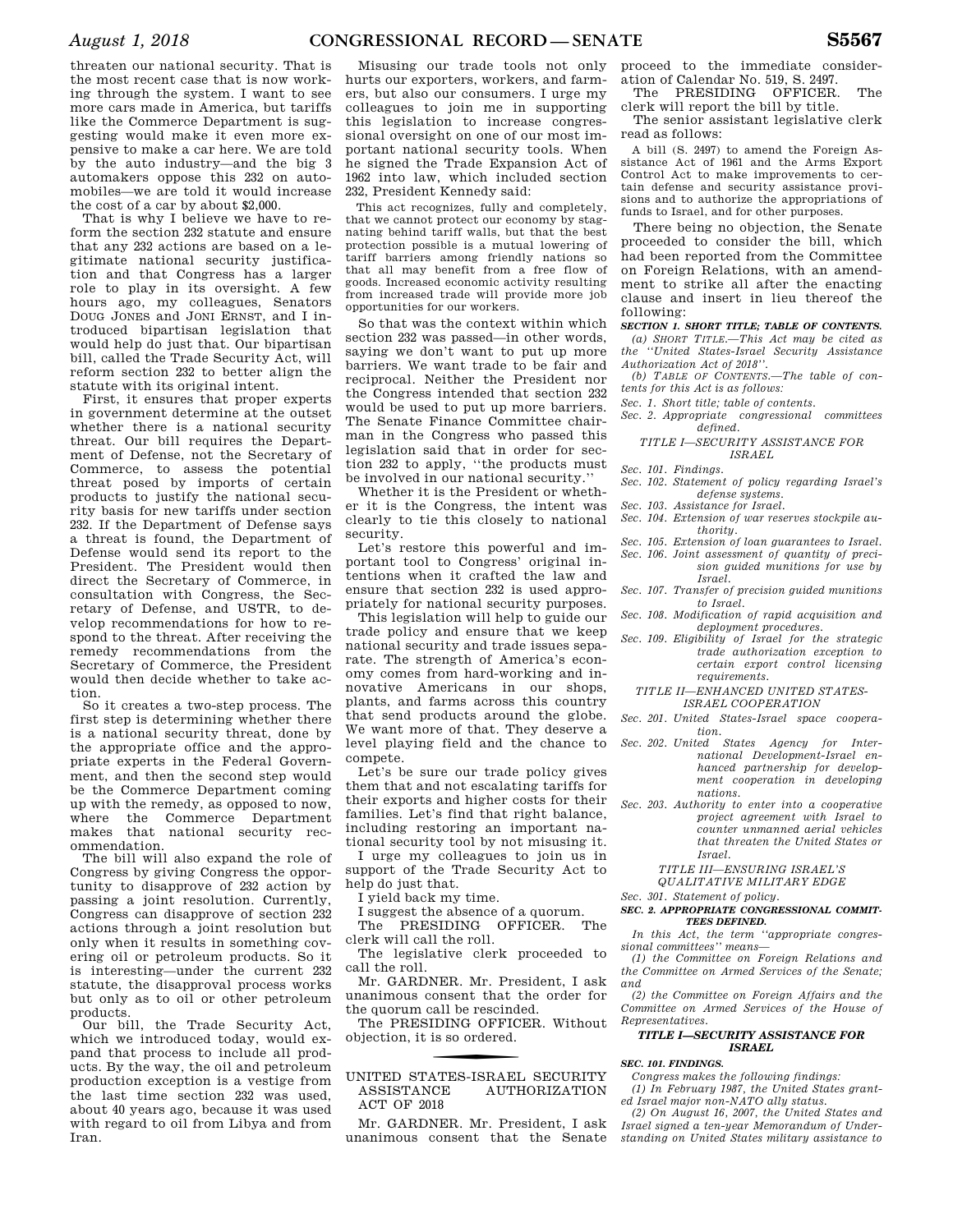threaten our national security. That is the most recent case that is now working through the system. I want to see more cars made in America, but tariffs like the Commerce Department is suggesting would make it even more expensive to make a car here. We are told by the auto industry—and the big 3 automakers oppose this 232 on automobiles—we are told it would increase the cost of a car by about $2,000.

That is why I believe we have to reform the section 232 statute and ensure that any 232 actions are based on a legitimate national security justification and that Congress has a larger role to play in its oversight. A few hours ago, my colleagues, Senators DOUG JONES and JONI ERNST, and I introduced bipartisan legislation that would help do just that. Our bipartisan bill, called the Trade Security Act, will reform section 232 to better align the statute with its original intent.

First, it ensures that proper experts in government determine at the outset whether there is a national security threat. Our bill requires the Department of Defense, not the Secretary of Commerce, to assess the potential threat posed by imports of certain products to justify the national security basis for new tariffs under section 232. If the Department of Defense says a threat is found, the Department of Defense would send its report to the President. The President would then direct the Secretary of Commerce, in consultation with Congress, the Secretary of Defense, and USTR, to develop recommendations for how to respond to the threat. After receiving the remedy recommendations from the Secretary of Commerce, the President would then decide whether to take action.

So it creates a two-step process. The first step is determining whether there is a national security threat, done by the appropriate office and the appropriate experts in the Federal Government, and then the second step would be the Commerce Department coming up with the remedy, as opposed to now, where the Commerce Department makes that national security recommendation.

The bill will also expand the role of Congress by giving Congress the opportunity to disapprove of 232 action by passing a joint resolution. Currently, Congress can disapprove of section 232 actions through a joint resolution but only when it results in something covering oil or petroleum products. So it is interesting—under the current 232 statute, the disapproval process works but only as to oil or other petroleum products.

Our bill, the Trade Security Act, which we introduced today, would expand that process to include all products. By the way, the oil and petroleum production exception is a vestige from the last time section 232 was used, about 40 years ago, because it was used with regard to oil from Libya and from Iran.

Misusing our trade tools not only hurts our exporters, workers, and farmers, but also our consumers. I urge my colleagues to join me in supporting this legislation to increase congressional oversight on one of our most important national security tools. When he signed the Trade Expansion Act of 1962 into law, which included section 232, President Kennedy said:

> This act recognizes, fully and completely, that we cannot protect our economy by stagnating behind tariff walls, but that the best protection possible is a mutual lowering of tariff barriers among friendly nations so that all may benefit from a free flow of goods. Increased economic activity resulting from increased trade will provide more job opportunities for our workers.

So that was the context within which section 232 was passed—in other words, saying we don't want to put up more barriers. We want trade to be fair and reciprocal. Neither the President nor the Congress intended that section 232 would be used to put up more barriers. The Senate Finance Committee chairman in the Congress who passed this legislation said that in order for section 232 to apply, "the products must be involved in our national security."

Whether it is the President or whether it is the Congress, the intent was clearly to tie this closely to national security.

Let's restore this powerful and important tool to Congress' original intentions when it crafted the law and ensure that section 232 is used appropriately for national security purposes.

This legislation will help to guide our trade policy and ensure that we keep national security and trade issues separate. The strength of America's economy comes from hard-working and innovative Americans in our shops, plants, and farms across this country that send products around the globe. We want more of that. They deserve a level playing field and the chance to compete.

Let's be sure our trade policy gives them that and not escalating tariffs for their exports and higher costs for their families. Let's find that right balance, including restoring an important national security tool by not misusing it.

I urge my colleagues to join us in support of the Trade Security Act to help do just that.

I yield back my time.

I suggest the absence of a quorum.

The PRESIDING OFFICER. The clerk will call the roll.

The legislative clerk proceeded to call the roll.

Mr. GARDNER. Mr. President, I ask unanimous consent that the order for the quorum call be rescinded.

The PRESIDING OFFICER. Without objection, it is so ordered.

## UNITED STATES-ISRAEL SECURITY ASSISTANCE AUTHORIZATION ACT OF 2018

Mr. GARDNER. Mr. President, I ask unanimous consent that the Senate proceed to the immediate consideration of Calendar No. 519, S. 2497.

The PRESIDING OFFICER. The clerk will report the bill by title.

The senior assistant legislative clerk read as follows:

> A bill (S. 2497) to amend the Foreign Assistance Act of 1961 and the Arms Export Control Act to make improvements to certain defense and security assistance provisions and to authorize the appropriations of funds to Israel, and for other purposes.

There being no objection, the Senate proceeded to consider the bill, which had been reported from the Committee on Foreign Relations, with an amendment to strike all after the enacting clause and insert in lieu thereof the following:

***SECTION 1. SHORT TITLE; TABLE OF CONTENTS.***

*(a) SHORT TITLE.—This Act may be cited as the ''United States-Israel Security Assistance Authorization Act of 2018''.*

*(b) TABLE OF CONTENTS.—The table of contents for this Act is as follows:*

*Sec. 1. Short title; table of contents.*
*Sec. 2. Appropriate congressional committees defined.*

*TITLE I—SECURITY ASSISTANCE FOR ISRAEL*

*Sec. 101. Findings.*
*Sec. 102. Statement of policy regarding Israel's defense systems.*
*Sec. 103. Assistance for Israel.*
*Sec. 104. Extension of war reserves stockpile authority.*
*Sec. 105. Extension of loan guarantees to Israel.*
*Sec. 106. Joint assessment of quantity of precision guided munitions for use by Israel.*
*Sec. 107. Transfer of precision guided munitions to Israel.*
*Sec. 108. Modification of rapid acquisition and deployment procedures.*
*Sec. 109. Eligibility of Israel for the strategic trade authorization exception to certain export control licensing requirements.*

*TITLE II—ENHANCED UNITED STATES-ISRAEL COOPERATION*

*Sec. 201. United States-Israel space cooperation.*
*Sec. 202. United States Agency for International Development-Israel enhanced partnership for development cooperation in developing nations.*
*Sec. 203. Authority to enter into a cooperative project agreement with Israel to counter unmanned aerial vehicles that threaten the United States or Israel.*

*TITLE III—ENSURING ISRAEL'S QUALITATIVE MILITARY EDGE*

*Sec. 301. Statement of policy.*

***SEC. 2. APPROPRIATE CONGRESSIONAL COMMITTEES DEFINED.***

*In this Act, the term ''appropriate congressional committees'' means—*

*(1) the Committee on Foreign Relations and the Committee on Armed Services of the Senate; and*

*(2) the Committee on Foreign Affairs and the Committee on Armed Services of the House of Representatives.*

***TITLE I—SECURITY ASSISTANCE FOR ISRAEL***

***SEC. 101. FINDINGS.***

*Congress makes the following findings:*

*(1) In February 1987, the United States granted Israel major non-NATO ally status.*

*(2) On August 16, 2007, the United States and Israel signed a ten-year Memorandum of Understanding on United States military assistance to*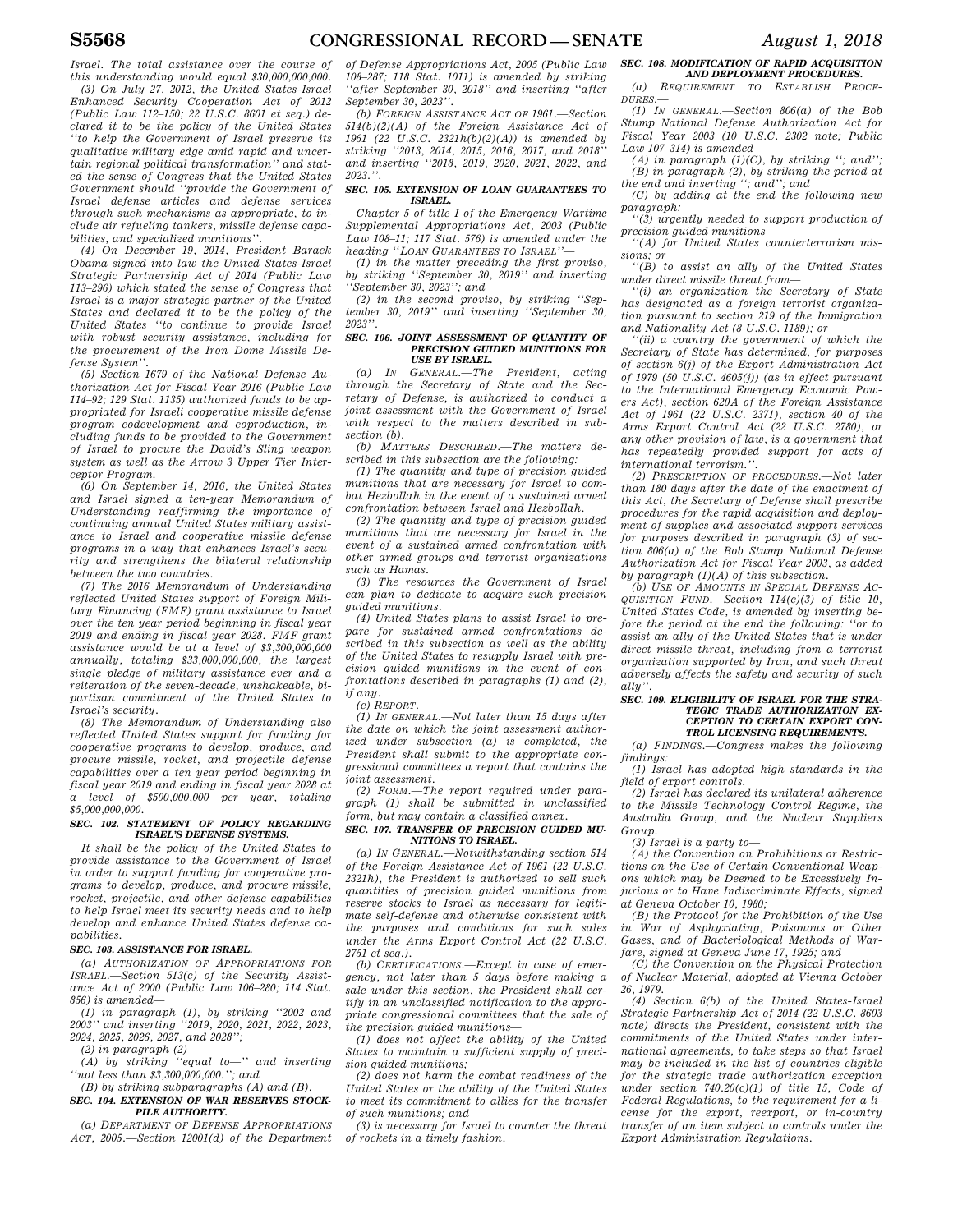*Israel. The total assistance over the course of this understanding would equal $30,000,000,000.*

*(3) On July 27, 2012, the United States-Israel Enhanced Security Cooperation Act of 2012 (Public Law 112–150; 22 U.S.C. 8601 et seq.) declared it to be the policy of the United States ''to help the Government of Israel preserve its qualitative military edge amid rapid and uncertain regional political transformation'' and stated the sense of Congress that the United States Government should ''provide the Government of Israel defense articles and defense services through such mechanisms as appropriate, to include air refueling tankers, missile defense capabilities, and specialized munitions''.*

*(4) On December 19, 2014, President Barack Obama signed into law the United States-Israel Strategic Partnership Act of 2014 (Public Law 113–296) which stated the sense of Congress that Israel is a major strategic partner of the United States and declared it to be the policy of the United States ''to continue to provide Israel with robust security assistance, including for the procurement of the Iron Dome Missile Defense System''.*

*(5) Section 1679 of the National Defense Authorization Act for Fiscal Year 2016 (Public Law 114–92; 129 Stat. 1135) authorized funds to be appropriated for Israeli cooperative missile defense program codevelopment and coproduction, including funds to be provided to the Government of Israel to procure the David's Sling weapon system as well as the Arrow 3 Upper Tier Interceptor Program.*

*(6) On September 14, 2016, the United States and Israel signed a ten-year Memorandum of Understanding reaffirming the importance of continuing annual United States military assistance to Israel and cooperative missile defense programs in a way that enhances Israel's security and strengthens the bilateral relationship between the two countries.*

*(7) The 2016 Memorandum of Understanding reflected United States support of Foreign Military Financing (FMF) grant assistance to Israel over the ten year period beginning in fiscal year 2019 and ending in fiscal year 2028. FMF grant assistance would be at a level of $3,300,000,000 annually, totaling $33,000,000,000, the largest single pledge of military assistance ever and a reiteration of the seven-decade, unshakeable, bipartisan commitment of the United States to Israel's security.*

*(8) The Memorandum of Understanding also reflected United States support for funding for cooperative programs to develop, produce, and procure missile, rocket, and projectile defense capabilities over a ten year period beginning in fiscal year 2019 and ending in fiscal year 2028 at a level of $500,000,000 per year, totaling $5,000,000,000.*

**SEC. 102. STATEMENT OF POLICY REGARDING ISRAEL'S DEFENSE SYSTEMS.**

*It shall be the policy of the United States to provide assistance to the Government of Israel in order to support funding for cooperative programs to develop, produce, and procure missile, rocket, projectile, and other defense capabilities to help Israel meet its security needs and to help develop and enhance United States defense capabilities.*

**SEC. 103. ASSISTANCE FOR ISRAEL.**

*(a) AUTHORIZATION OF APPROPRIATIONS FOR ISRAEL.—Section 513(c) of the Security Assistance Act of 2000 (Public Law 106–280; 114 Stat. 856) is amended—*

*(1) in paragraph (1), by striking ''2002 and 2003'' and inserting ''2019, 2020, 2021, 2022, 2023, 2024, 2025, 2026, 2027, and 2028'';*

*(2) in paragraph (2)—*

*(A) by striking ''equal to—'' and inserting ''not less than $3,300,000,000.''; and*

*(B) by striking subparagraphs (A) and (B).*

**SEC. 104. EXTENSION OF WAR RESERVES STOCKPILE AUTHORITY.**

*(a) DEPARTMENT OF DEFENSE APPROPRIATIONS ACT, 2005.—Section 12001(d) of the Department of Defense Appropriations Act, 2005 (Public Law 108–287; 118 Stat. 1011) is amended by striking ''after September 30, 2018'' and inserting ''after September 30, 2023''.*

*(b) FOREIGN ASSISTANCE ACT OF 1961.—Section 514(b)(2)(A) of the Foreign Assistance Act of 1961 (22 U.S.C. 2321h(b)(2)(A)) is amended by striking ''2013, 2014, 2015, 2016, 2017, and 2018'' and inserting ''2018, 2019, 2020, 2021, 2022, and 2023.''.*

**SEC. 105. EXTENSION OF LOAN GUARANTEES TO ISRAEL.**

*Chapter 5 of title I of the Emergency Wartime Supplemental Appropriations Act, 2003 (Public Law 108–11; 117 Stat. 576) is amended under the heading ''LOAN GUARANTEES TO ISRAEL''—*

*(1) in the matter preceding the first proviso, by striking ''September 30, 2019'' and inserting ''September 30, 2023''; and*

*(2) in the second proviso, by striking ''September 30, 2019'' and inserting ''September 30, 2023''.*

**SEC. 106. JOINT ASSESSMENT OF QUANTITY OF PRECISION GUIDED MUNITIONS FOR USE BY ISRAEL.**

*(a) IN GENERAL.—The President, acting through the Secretary of State and the Secretary of Defense, is authorized to conduct a joint assessment with the Government of Israel with respect to the matters described in subsection (b).*

*(b) MATTERS DESCRIBED.—The matters described in this subsection are the following:*

*(1) The quantity and type of precision guided munitions that are necessary for Israel to combat Hezbollah in the event of a sustained armed confrontation between Israel and Hezbollah.*

*(2) The quantity and type of precision guided munitions that are necessary for Israel in the event of a sustained armed confrontation with other armed groups and terrorist organizations such as Hamas.*

*(3) The resources the Government of Israel can plan to dedicate to acquire such precision guided munitions.*

*(4) United States plans to assist Israel to prepare for sustained armed confrontations described in this subsection as well as the ability of the United States to resupply Israel with precision guided munitions in the event of confrontations described in paragraphs (1) and (2), if any.*

*(c) REPORT.—*

*(1) IN GENERAL.—Not later than 15 days after the date on which the joint assessment authorized under subsection (a) is completed, the President shall submit to the appropriate congressional committees a report that contains the joint assessment.*

*(2) FORM.—The report required under paragraph (1) shall be submitted in unclassified form, but may contain a classified annex.*

**SEC. 107. TRANSFER OF PRECISION GUIDED MUNITIONS TO ISRAEL.**

*(a) IN GENERAL.—Notwithstanding section 514 of the Foreign Assistance Act of 1961 (22 U.S.C. 2321h), the President is authorized to sell such quantities of precision guided munitions from reserve stocks to Israel as necessary for legitimate self-defense and otherwise consistent with the purposes and conditions for such sales under the Arms Export Control Act (22 U.S.C. 2751 et seq.).*

*(b) CERTIFICATIONS.—Except in case of emergency, not later than 5 days before making a sale under this section, the President shall certify in an unclassified notification to the appropriate congressional committees that the sale of the precision guided munitions—*

*(1) does not affect the ability of the United States to maintain a sufficient supply of precision guided munitions;*

*(2) does not harm the combat readiness of the United States or the ability of the United States to meet its commitment to allies for the transfer of such munitions; and*

*(3) is necessary for Israel to counter the threat of rockets in a timely fashion.*

**SEC. 108. MODIFICATION OF RAPID ACQUISITION AND DEPLOYMENT PROCEDURES.**

*(a) REQUIREMENT TO ESTABLISH PROCEDURES.—*

*(1) IN GENERAL.—Section 806(a) of the Bob Stump National Defense Authorization Act for Fiscal Year 2003 (10 U.S.C. 2302 note; Public Law 107–314) is amended—*

*(A) in paragraph (1)(C), by striking ''; and'';*

*(B) in paragraph (2), by striking the period at the end and inserting ''; and''; and*

*(C) by adding at the end the following new paragraph:*

*''(3) urgently needed to support production of precision guided munitions—*

*''(A) for United States counterterrorism missions; or*

*''(B) to assist an ally of the United States under direct missile threat from—*

*''(i) an organization the Secretary of State has designated as a foreign terrorist organization pursuant to section 219 of the Immigration and Nationality Act (8 U.S.C. 1189); or*

*''(ii) a country the government of which the Secretary of State has determined, for purposes of section 6(j) of the Export Administration Act of 1979 (50 U.S.C. 4605(j)) (as in effect pursuant to the International Emergency Economic Powers Act), section 620A of the Foreign Assistance Act of 1961 (22 U.S.C. 2371), section 40 of the Arms Export Control Act (22 U.S.C. 2780), or any other provision of law, is a government that has repeatedly provided support for acts of international terrorism.''.*

*(2) PRESCRIPTION OF PROCEDURES.—Not later than 180 days after the date of the enactment of this Act, the Secretary of Defense shall prescribe procedures for the rapid acquisition and deployment of supplies and associated support services for purposes described in paragraph (3) of section 806(a) of the Bob Stump National Defense Authorization Act for Fiscal Year 2003, as added by paragraph (1)(A) of this subsection.*

*(b) USE OF AMOUNTS IN SPECIAL DEFENSE ACQUISITION FUND.—Section 114(c)(3) of title 10, United States Code, is amended by inserting before the period at the end the following: ''or to assist an ally of the United States that is under direct missile threat, including from a terrorist organization supported by Iran, and such threat adversely affects the safety and security of such ally''.*

**SEC. 109. ELIGIBILITY OF ISRAEL FOR THE STRATEGIC TRADE AUTHORIZATION EXCEPTION TO CERTAIN EXPORT CONTROL LICENSING REQUIREMENTS.**

*(a) FINDINGS.—Congress makes the following findings:*

*(1) Israel has adopted high standards in the field of export controls.*

*(2) Israel has declared its unilateral adherence to the Missile Technology Control Regime, the Australia Group, and the Nuclear Suppliers Group.*

*(3) Israel is a party to—*

*(A) the Convention on Prohibitions or Restrictions on the Use of Certain Conventional Weapons which may be Deemed to be Excessively Injurious or to Have Indiscriminate Effects, signed at Geneva October 10, 1980;*

*(B) the Protocol for the Prohibition of the Use in War of Asphyxiating, Poisonous or Other Gases, and of Bacteriological Methods of Warfare, signed at Geneva June 17, 1925; and*

*(C) the Convention on the Physical Protection of Nuclear Material, adopted at Vienna October 26, 1979.*

*(4) Section 6(b) of the United States-Israel Strategic Partnership Act of 2014 (22 U.S.C. 8603 note) directs the President, consistent with the commitments of the United States under international agreements, to take steps so that Israel may be included in the list of countries eligible for the strategic trade authorization exception under section 740.20(c)(1) of title 15, Code of Federal Regulations, to the requirement for a license for the export, reexport, or in-country transfer of an item subject to controls under the Export Administration Regulations.*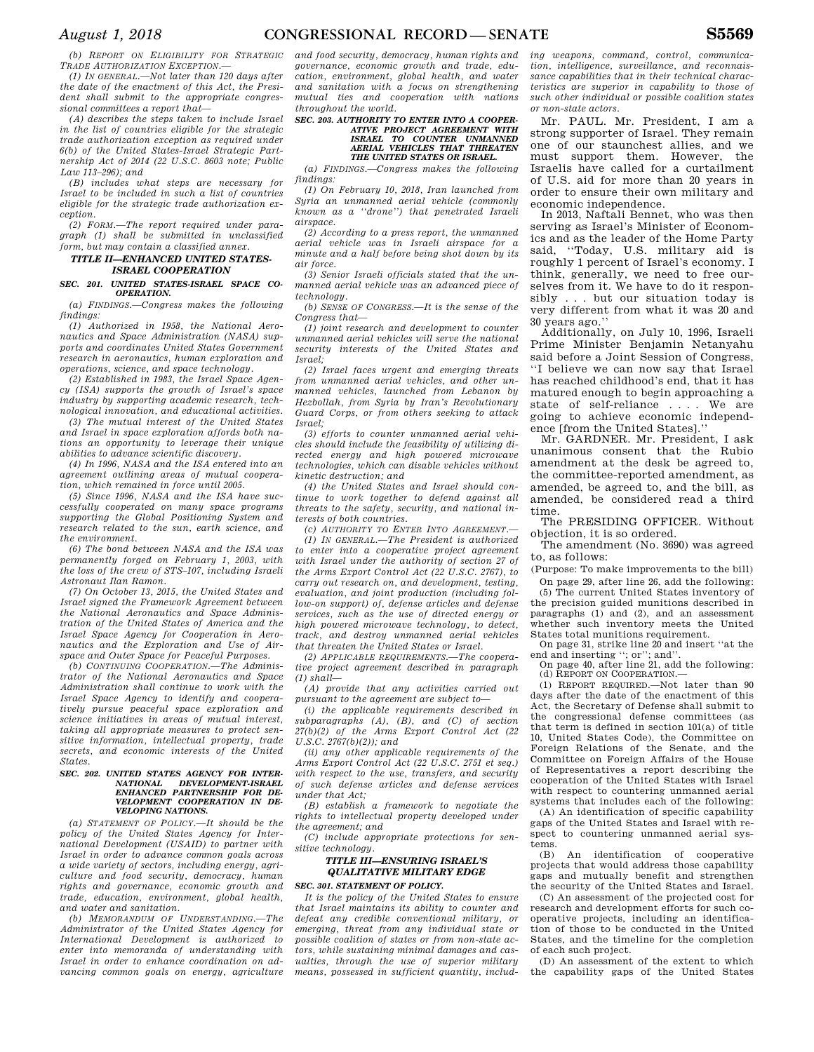*(b) REPORT ON ELIGIBILITY FOR STRATEGIC TRADE AUTHORIZATION EXCEPTION.—*

*(1) IN GENERAL.—Not later than 120 days after the date of the enactment of this Act, the President shall submit to the appropriate congressional committees a report that—*

*(A) describes the steps taken to include Israel in the list of countries eligible for the strategic trade authorization exception as required under 6(b) of the United States-Israel Strategic Partnership Act of 2014 (22 U.S.C. 8603 note; Public Law 113–296); and*

*(B) includes what steps are necessary for Israel to be included in such a list of countries eligible for the strategic trade authorization exception.*

*(2) FORM.—The report required under paragraph (1) shall be submitted in unclassified form, but may contain a classified annex.*

***TITLE II—ENHANCED UNITED STATES-ISRAEL COOPERATION***

***SEC. 201. UNITED STATES-ISRAEL SPACE COOPERATION.***

*(a) FINDINGS.—Congress makes the following findings:*

*(1) Authorized in 1958, the National Aeronautics and Space Administration (NASA) supports and coordinates United States Government research in aeronautics, human exploration and operations, science, and space technology.*

*(2) Established in 1983, the Israel Space Agency (ISA) supports the growth of Israel's space industry by supporting academic research, technological innovation, and educational activities.*

*(3) The mutual interest of the United States and Israel in space exploration affords both nations an opportunity to leverage their unique abilities to advance scientific discovery.*

*(4) In 1996, NASA and the ISA entered into an agreement outlining areas of mutual cooperation, which remained in force until 2005.*

*(5) Since 1996, NASA and the ISA have successfully cooperated on many space programs supporting the Global Positioning System and research related to the sun, earth science, and the environment.*

*(6) The bond between NASA and the ISA was permanently forged on February 1, 2003, with the loss of the crew of STS–107, including Israeli Astronaut Ilan Ramon.*

*(7) On October 13, 2015, the United States and Israel signed the Framework Agreement between the National Aeronautics and Space Administration of the United States of America and the Israel Space Agency for Cooperation in Aeronautics and the Exploration and Use of Airspace and Outer Space for Peaceful Purposes.*

*(b) CONTINUING COOPERATION.—The Administrator of the National Aeronautics and Space Administration shall continue to work with the Israel Space Agency to identify and cooperatively pursue peaceful space exploration and science initiatives in areas of mutual interest, taking all appropriate measures to protect sensitive information, intellectual property, trade secrets, and economic interests of the United States.*

***SEC. 202. UNITED STATES AGENCY FOR INTERNATIONAL DEVELOPMENT-ISRAEL ENHANCED PARTNERSHIP FOR DEVELOPMENT COOPERATION IN DEVELOPING NATIONS.***

*(a) STATEMENT OF POLICY.—It should be the policy of the United States Agency for International Development (USAID) to partner with Israel in order to advance common goals across a wide variety of sectors, including energy, agriculture and food security, democracy, human rights and governance, economic growth and trade, education, environment, global health, and water and sanitation.*

*(b) MEMORANDUM OF UNDERSTANDING.—The Administrator of the United States Agency for International Development is authorized to enter into memoranda of understanding with Israel in order to enhance coordination on advancing common goals on energy, agriculture and food security, democracy, human rights and governance, economic growth and trade, education, environment, global health, and water and sanitation with a focus on strengthening mutual ties and cooperation with nations throughout the world.*

***SEC. 203. AUTHORITY TO ENTER INTO A COOPERATIVE PROJECT AGREEMENT WITH ISRAEL TO COUNTER UNMANNED AERIAL VEHICLES THAT THREATEN THE UNITED STATES OR ISRAEL.***

*(a) FINDINGS.—Congress makes the following findings:*

*(1) On February 10, 2018, Iran launched from Syria an unmanned aerial vehicle (commonly known as a "drone") that penetrated Israeli airspace.*

*(2) According to a press report, the unmanned aerial vehicle was in Israeli airspace for a minute and a half before being shot down by its air force.*

*(3) Senior Israeli officials stated that the unmanned aerial vehicle was an advanced piece of technology.*

*(b) SENSE OF CONGRESS.—It is the sense of the Congress that—*

*(1) joint research and development to counter unmanned aerial vehicles will serve the national security interests of the United States and Israel;*

*(2) Israel faces urgent and emerging threats from unmanned aerial vehicles, and other unmanned vehicles, launched from Lebanon by Hezbollah, from Syria by Iran's Revolutionary Guard Corps, or from others seeking to attack Israel;*

*(3) efforts to counter unmanned aerial vehicles should include the feasibility of utilizing directed energy and high powered microwave technologies, which can disable vehicles without kinetic destruction; and*

*(4) the United States and Israel should continue to work together to defend against all threats to the safety, security, and national interests of both countries.*

*(c) AUTHORITY TO ENTER INTO AGREEMENT.—*

*(1) IN GENERAL.—The President is authorized to enter into a cooperative project agreement with Israel under the authority of section 27 of the Arms Export Control Act (22 U.S.C. 2767), to carry out research on, and development, testing, evaluation, and joint production (including follow-on support) of, defense articles and defense services, such as the use of directed energy or high powered microwave technology, to detect, track, and destroy unmanned aerial vehicles that threaten the United States or Israel.*

*(2) APPLICABLE REQUIREMENTS.—The cooperative project agreement described in paragraph (1) shall—*

*(A) provide that any activities carried out pursuant to the agreement are subject to—*

*(i) the applicable requirements described in subparagraphs (A), (B), and (C) of section 27(b)(2) of the Arms Export Control Act (22 U.S.C. 2767(b)(2)); and*

*(ii) any other applicable requirements of the Arms Export Control Act (22 U.S.C. 2751 et seq.) with respect to the use, transfers, and security of such defense articles and defense services under that Act;*

*(B) establish a framework to negotiate the rights to intellectual property developed under the agreement; and*

*(C) include appropriate protections for sensitive technology.*

***TITLE III—ENSURING ISRAEL'S QUALITATIVE MILITARY EDGE***

***SEC. 301. STATEMENT OF POLICY.***

*It is the policy of the United States to ensure that Israel maintains its ability to counter and defeat any credible conventional military, or emerging, threat from any individual state or possible coalition of states or from non-state actors, while sustaining minimal damages and casualties, through the use of superior military means, possessed in sufficient quantity, including weapons, command, control, communication, intelligence, surveillance, and reconnaissance capabilities that in their technical characteristics are superior in capability to those of such other individual or possible coalition states or non-state actors.*

Mr. PAUL. Mr. President, I am a strong supporter of Israel. They remain one of our staunchest allies, and we must support them. However, the Israelis have called for a curtailment of U.S. aid for more than 20 years in order to ensure their own military and economic independence.

In 2013, Naftali Bennet, who was then serving as Israel's Minister of Economics and as the leader of the Home Party said, "Today, U.S. military aid is roughly 1 percent of Israel's economy. I think, generally, we need to free ourselves from it. We have to do it responsibly . . . but our situation today is very different from what it was 20 and 30 years ago."

Additionally, on July 10, 1996, Israeli Prime Minister Benjamin Netanyahu said before a Joint Session of Congress, "I believe we can now say that Israel has reached childhood's end, that it has matured enough to begin approaching a state of self-reliance . . . . We are going to achieve economic independence [from the United States]."

Mr. GARDNER. Mr. President, I ask unanimous consent that the Rubio amendment at the desk be agreed to, the committee-reported amendment, as amended, be agreed to, and the bill, as amended, be considered read a third time.

The PRESIDING OFFICER. Without objection, it is so ordered.

The amendment (No. 3690) was agreed to, as follows:

(Purpose: To make improvements to the bill)

On page 29, after line 26, add the following:

(5) The current United States inventory of the precision guided munitions described in paragraphs (1) and (2), and an assessment whether such inventory meets the United States total munitions requirement.

On page 31, strike line 20 and insert "at the end and inserting "; or"; and".

On page 40, after line 21, add the following:

(d) REPORT ON COOPERATION.—

(1) REPORT REQUIRED.—Not later than 90 days after the date of the enactment of this Act, the Secretary of Defense shall submit to the congressional defense committees (as that term is defined in section 101(a) of title 10, United States Code), the Committee on Foreign Relations of the Senate, and the Committee on Foreign Affairs of the House of Representatives a report describing the cooperation of the United States with Israel with respect to countering unmanned aerial systems that includes each of the following:

(A) An identification of specific capability gaps of the United States and Israel with respect to countering unmanned aerial systems.

(B) An identification of cooperative projects that would address those capability gaps and mutually benefit and strengthen the security of the United States and Israel.

(C) An assessment of the projected cost for research and development efforts for such cooperative projects, including an identification of those to be conducted in the United States, and the timeline for the completion of each such project.

(D) An assessment of the extent to which the capability gaps of the United States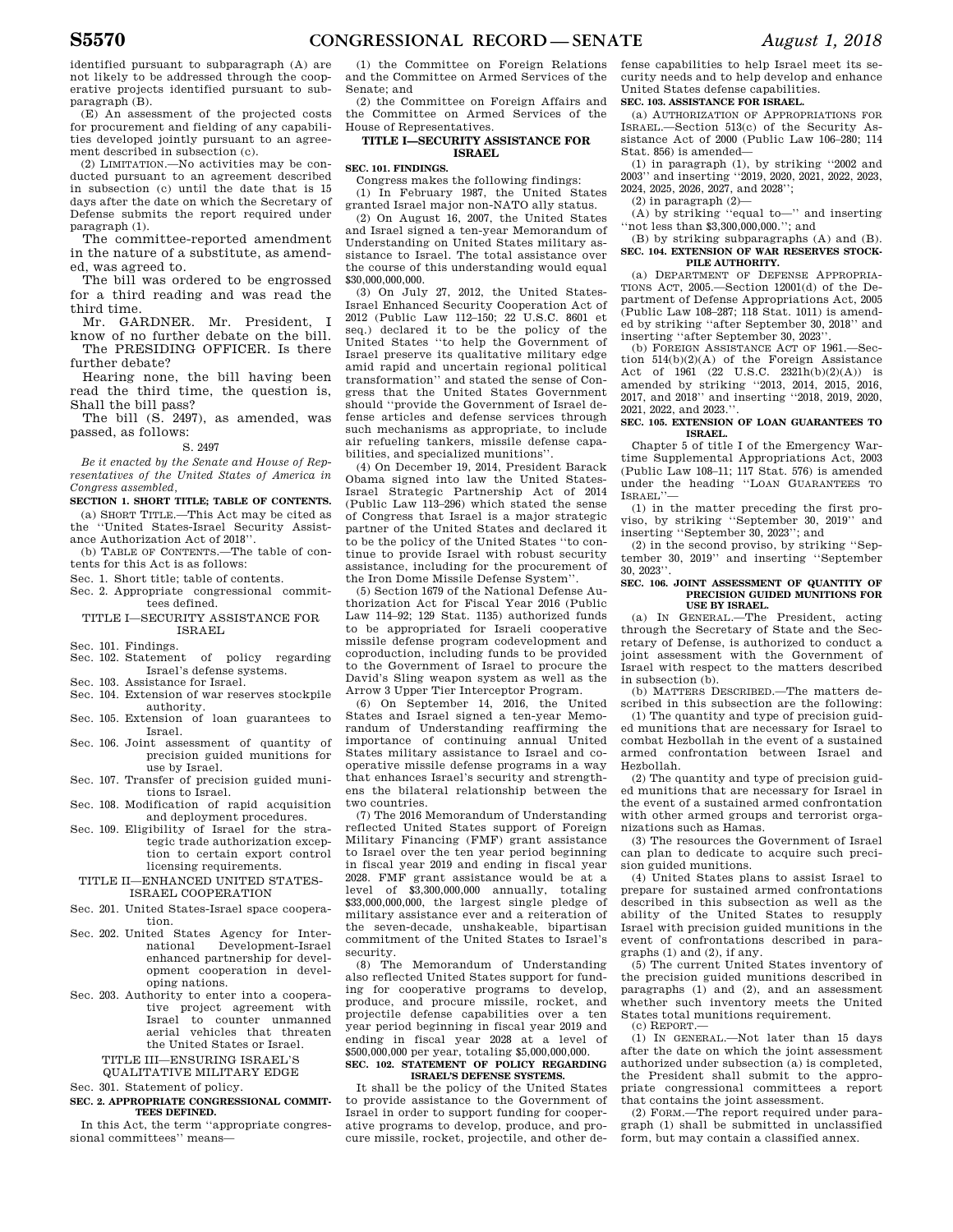identified pursuant to subparagraph (A) are not likely to be addressed through the cooperative projects identified pursuant to subparagraph (B).

(E) An assessment of the projected costs for procurement and fielding of any capabilities developed jointly pursuant to an agreement described in subsection (c).

(2) LIMITATION.—No activities may be conducted pursuant to an agreement described in subsection (c) until the date that is 15 days after the date on which the Secretary of Defense submits the report required under paragraph (1).

The committee-reported amendment in the nature of a substitute, as amended, was agreed to.

The bill was ordered to be engrossed for a third reading and was read the third time.

Mr. GARDNER. Mr. President, I know of no further debate on the bill.

The PRESIDING OFFICER. Is there further debate?

Hearing none, the bill having been read the third time, the question is, Shall the bill pass?

The bill (S. 2497), as amended, was passed, as follows:

S. 2497

*Be it enacted by the Senate and House of Representatives of the United States of America in Congress assembled,*

**SECTION 1. SHORT TITLE; TABLE OF CONTENTS.**

(a) SHORT TITLE.—This Act may be cited as the ''United States-Israel Security Assistance Authorization Act of 2018''.

(b) TABLE OF CONTENTS.—The table of contents for this Act is as follows:

Sec. 1. Short title; table of contents.
Sec. 2. Appropriate congressional committees defined.

TITLE I—SECURITY ASSISTANCE FOR ISRAEL

Sec. 101. Findings.
Sec. 102. Statement of policy regarding Israel's defense systems.
Sec. 103. Assistance for Israel.
Sec. 104. Extension of war reserves stockpile authority.
Sec. 105. Extension of loan guarantees to Israel.
Sec. 106. Joint assessment of quantity of precision guided munitions for use by Israel.
Sec. 107. Transfer of precision guided munitions to Israel.
Sec. 108. Modification of rapid acquisition and deployment procedures.
Sec. 109. Eligibility of Israel for the strategic trade authorization exception to certain export control licensing requirements.

TITLE II—ENHANCED UNITED STATES-ISRAEL COOPERATION

Sec. 201. United States-Israel space cooperation.
Sec. 202. United States Agency for International Development-Israel enhanced partnership for development cooperation in developing nations.
Sec. 203. Authority to enter into a cooperative project agreement with Israel to counter unmanned aerial vehicles that threaten the United States or Israel.

TITLE III—ENSURING ISRAEL'S QUALITATIVE MILITARY EDGE

Sec. 301. Statement of policy.

**SEC. 2. APPROPRIATE CONGRESSIONAL COMMITTEES DEFINED.**

In this Act, the term ''appropriate congressional committees'' means—

(1) the Committee on Foreign Relations and the Committee on Armed Services of the Senate; and

(2) the Committee on Foreign Affairs and the Committee on Armed Services of the House of Representatives.

**TITLE I—SECURITY ASSISTANCE FOR ISRAEL**

**SEC. 101. FINDINGS.**

Congress makes the following findings:

(1) In February 1987, the United States granted Israel major non-NATO ally status.

(2) On August 16, 2007, the United States and Israel signed a ten-year Memorandum of Understanding on United States military assistance to Israel. The total assistance over the course of this understanding would equal $30,000,000,000.

(3) On July 27, 2012, the United States-Israel Enhanced Security Cooperation Act of 2012 (Public Law 112–150; 22 U.S.C. 8601 et seq.) declared it to be the policy of the United States ''to help the Government of Israel preserve its qualitative military edge amid rapid and uncertain regional political transformation'' and stated the sense of Congress that the United States Government should ''provide the Government of Israel defense articles and defense services through such mechanisms as appropriate, to include air refueling tankers, missile defense capabilities, and specialized munitions''.

(4) On December 19, 2014, President Barack Obama signed into law the United States-Israel Strategic Partnership Act of 2014 (Public Law 113–296) which stated the sense of Congress that Israel is a major strategic partner of the United States and declared it to be the policy of the United States ''to continue to provide Israel with robust security assistance, including for the procurement of the Iron Dome Missile Defense System''.

(5) Section 1679 of the National Defense Authorization Act for Fiscal Year 2016 (Public Law 114–92; 129 Stat. 1135) authorized funds to be appropriated for Israeli cooperative missile defense program codevelopment and coproduction, including funds to be provided to the Government of Israel to procure the David's Sling weapon system as well as the Arrow 3 Upper Tier Interceptor Program.

(6) On September 14, 2016, the United States and Israel signed a ten-year Memorandum of Understanding reaffirming the importance of continuing annual United States military assistance to Israel and cooperative missile defense programs in a way that enhances Israel's security and strengthens the bilateral relationship between the two countries.

(7) The 2016 Memorandum of Understanding reflected United States support of Foreign Military Financing (FMF) grant assistance to Israel over the ten year period beginning in fiscal year 2019 and ending in fiscal year 2028. FMF grant assistance would be at a level of $3,300,000,000 annually, totaling $33,000,000,000, the largest single pledge of military assistance ever and a reiteration of the seven-decade, unshakeable, bipartisan commitment of the United States to Israel's security.

(8) The Memorandum of Understanding also reflected United States support for funding for cooperative programs to develop, produce, and procure missile, rocket, and projectile defense capabilities over a ten year period beginning in fiscal year 2019 and ending in fiscal year 2028 at a level of $500,000,000 per year, totaling $5,000,000,000.

**SEC. 102. STATEMENT OF POLICY REGARDING ISRAEL'S DEFENSE SYSTEMS.**

It shall be the policy of the United States to provide assistance to the Government of Israel in order to support funding for cooperative programs to develop, produce, and procure missile, rocket, projectile, and other defense capabilities to help Israel meet its security needs and to help develop and enhance United States defense capabilities.

**SEC. 103. ASSISTANCE FOR ISRAEL.**

(a) AUTHORIZATION OF APPROPRIATIONS FOR ISRAEL.—Section 513(c) of the Security Assistance Act of 2000 (Public Law 106–280; 114 Stat. 856) is amended—

(1) in paragraph (1), by striking ''2002 and 2003'' and inserting ''2019, 2020, 2021, 2022, 2023, 2024, 2025, 2026, 2027, and 2028'';

(2) in paragraph (2)—

(A) by striking ''equal to—'' and inserting ''not less than $3,300,000,000.''; and

(B) by striking subparagraphs (A) and (B).

**SEC. 104. EXTENSION OF WAR RESERVES STOCKPILE AUTHORITY.**

(a) DEPARTMENT OF DEFENSE APPROPRIATIONS ACT, 2005.—Section 12001(d) of the Department of Defense Appropriations Act, 2005 (Public Law 108–287; 118 Stat. 1011) is amended by striking ''after September 30, 2018'' and inserting ''after September 30, 2023''.

(b) FOREIGN ASSISTANCE ACT OF 1961.—Section 514(b)(2)(A) of the Foreign Assistance Act of 1961 (22 U.S.C. 2321h(b)(2)(A)) is amended by striking ''2013, 2014, 2015, 2016, 2017, and 2018'' and inserting ''2018, 2019, 2020, 2021, 2022, and 2023.''.

**SEC. 105. EXTENSION OF LOAN GUARANTEES TO ISRAEL.**

Chapter 5 of title I of the Emergency Wartime Supplemental Appropriations Act, 2003 (Public Law 108–11; 117 Stat. 576) is amended under the heading ''LOAN GUARANTEES TO ISRAEL''—

(1) in the matter preceding the first proviso, by striking ''September 30, 2019'' and inserting ''September 30, 2023''; and

(2) in the second proviso, by striking ''September 30, 2019'' and inserting ''September 30, 2023''.

**SEC. 106. JOINT ASSESSMENT OF QUANTITY OF PRECISION GUIDED MUNITIONS FOR USE BY ISRAEL.**

(a) IN GENERAL.—The President, acting through the Secretary of State and the Secretary of Defense, is authorized to conduct a joint assessment with the Government of Israel with respect to the matters described in subsection (b).

(b) MATTERS DESCRIBED.—The matters described in this subsection are the following:

(1) The quantity and type of precision guided munitions that are necessary for Israel to combat Hezbollah in the event of a sustained armed confrontation between Israel and Hezbollah.

(2) The quantity and type of precision guided munitions that are necessary for Israel in the event of a sustained armed confrontation with other armed groups and terrorist organizations such as Hamas.

(3) The resources the Government of Israel can plan to dedicate to acquire such precision guided munitions.

(4) United States plans to assist Israel to prepare for sustained armed confrontations described in this subsection as well as the ability of the United States to resupply Israel with precision guided munitions in the event of confrontations described in paragraphs (1) and (2), if any.

(5) The current United States inventory of the precision guided munitions described in paragraphs (1) and (2), and an assessment whether such inventory meets the United States total munitions requirement.

(c) REPORT.—

(1) IN GENERAL.—Not later than 15 days after the date on which the joint assessment authorized under subsection (a) is completed, the President shall submit to the appropriate congressional committees a report that contains the joint assessment.

(2) FORM.—The report required under paragraph (1) shall be submitted in unclassified form, but may contain a classified annex.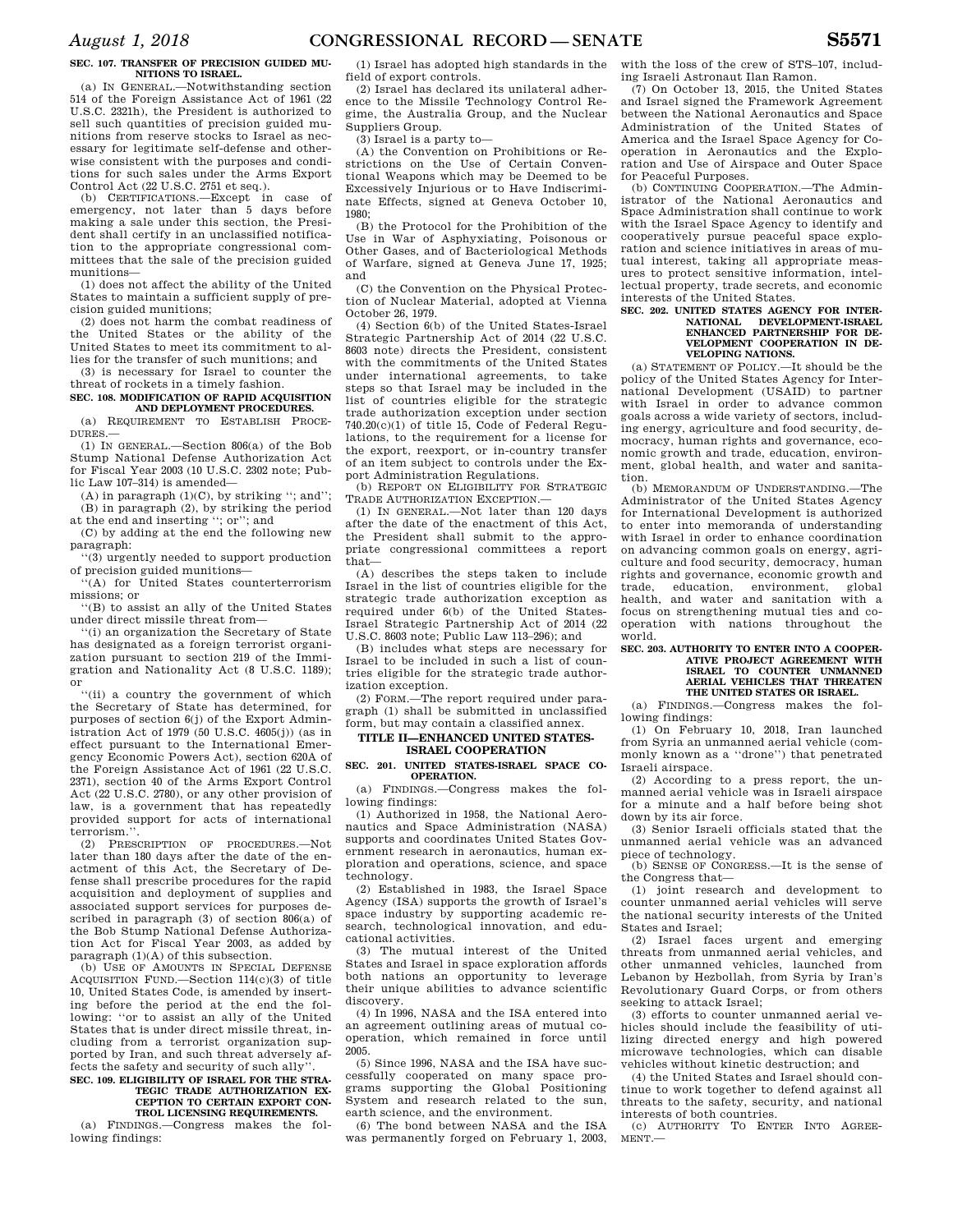**SEC. 107. TRANSFER OF PRECISION GUIDED MUNITIONS TO ISRAEL.**

(a) IN GENERAL.—Notwithstanding section 514 of the Foreign Assistance Act of 1961 (22 U.S.C. 2321h), the President is authorized to sell such quantities of precision guided munitions from reserve stocks to Israel as necessary for legitimate self-defense and otherwise consistent with the purposes and conditions for such sales under the Arms Export Control Act (22 U.S.C. 2751 et seq.).

(b) CERTIFICATIONS.—Except in case of emergency, not later than 5 days before making a sale under this section, the President shall certify in an unclassified notification to the appropriate congressional committees that the sale of the precision guided munitions—

(1) does not affect the ability of the United States to maintain a sufficient supply of precision guided munitions;

(2) does not harm the combat readiness of the United States or the ability of the United States to meet its commitment to allies for the transfer of such munitions; and

(3) is necessary for Israel to counter the threat of rockets in a timely fashion.

**SEC. 108. MODIFICATION OF RAPID ACQUISITION AND DEPLOYMENT PROCEDURES.**

(a) REQUIREMENT TO ESTABLISH PROCEDURES.—

(1) IN GENERAL.—Section 806(a) of the Bob Stump National Defense Authorization Act for Fiscal Year 2003 (10 U.S.C. 2302 note; Public Law 107–314) is amended—

(A) in paragraph (1)(C), by striking ''; and'';

(B) in paragraph (2), by striking the period at the end and inserting ''; or''; and

(C) by adding at the end the following new paragraph:

''(3) urgently needed to support production of precision guided munitions—

''(A) for United States counterterrorism missions; or

''(B) to assist an ally of the United States under direct missile threat from—

''(i) an organization the Secretary of State has designated as a foreign terrorist organization pursuant to section 219 of the Immigration and Nationality Act (8 U.S.C. 1189); or

''(ii) a country the government of which the Secretary of State has determined, for purposes of section 6(j) of the Export Administration Act of 1979 (50 U.S.C. 4605(j)) (as in effect pursuant to the International Emergency Economic Powers Act), section 620A of the Foreign Assistance Act of 1961 (22 U.S.C. 2371), section 40 of the Arms Export Control Act (22 U.S.C. 2780), or any other provision of law, is a government that has repeatedly provided support for acts of international terrorism.''.

(2) PRESCRIPTION OF PROCEDURES.—Not later than 180 days after the date of the enactment of this Act, the Secretary of Defense shall prescribe procedures for the rapid acquisition and deployment of supplies and associated support services for purposes described in paragraph (3) of section 806(a) of the Bob Stump National Defense Authorization Act for Fiscal Year 2003, as added by paragraph (1)(A) of this subsection.

(b) USE OF AMOUNTS IN SPECIAL DEFENSE ACQUISITION FUND.—Section 114(c)(3) of title 10, United States Code, is amended by inserting before the period at the end the following: ''or to assist an ally of the United States that is under direct missile threat, including from a terrorist organization supported by Iran, and such threat adversely affects the safety and security of such ally''.

**SEC. 109. ELIGIBILITY OF ISRAEL FOR THE STRATEGIC TRADE AUTHORIZATION EXCEPTION TO CERTAIN EXPORT CONTROL LICENSING REQUIREMENTS.**

(a) FINDINGS.—Congress makes the following findings:

(1) Israel has adopted high standards in the field of export controls.

(2) Israel has declared its unilateral adherence to the Missile Technology Control Regime, the Australia Group, and the Nuclear Suppliers Group.

(3) Israel is a party to—

(A) the Convention on Prohibitions or Restrictions on the Use of Certain Conventional Weapons which may be Deemed to be Excessively Injurious or to Have Indiscriminate Effects, signed at Geneva October 10, 1980;

(B) the Protocol for the Prohibition of the Use in War of Asphyxiating, Poisonous or Other Gases, and of Bacteriological Methods of Warfare, signed at Geneva June 17, 1925; and

(C) the Convention on the Physical Protection of Nuclear Material, adopted at Vienna October 26, 1979.

(4) Section 6(b) of the United States-Israel Strategic Partnership Act of 2014 (22 U.S.C. 8603 note) directs the President, consistent with the commitments of the United States under international agreements, to take steps so that Israel may be included in the list of countries eligible for the strategic trade authorization exception under section 740.20(c)(1) of title 15, Code of Federal Regulations, to the requirement for a license for the export, reexport, or in-country transfer of an item subject to controls under the Export Administration Regulations.

(b) REPORT ON ELIGIBILITY FOR STRATEGIC TRADE AUTHORIZATION EXCEPTION.—

(1) IN GENERAL.—Not later than 120 days after the date of the enactment of this Act, the President shall submit to the appropriate congressional committees a report that—

(A) describes the steps taken to include Israel in the list of countries eligible for the strategic trade authorization exception as required under 6(b) of the United States-Israel Strategic Partnership Act of 2014 (22 U.S.C. 8603 note; Public Law 113–296); and

(B) includes what steps are necessary for Israel to be included in such a list of countries eligible for the strategic trade authorization exception.

(2) FORM.—The report required under paragraph (1) shall be submitted in unclassified form, but may contain a classified annex.

## TITLE II—ENHANCED UNITED STATES-ISRAEL COOPERATION

**SEC. 201. UNITED STATES-ISRAEL SPACE COOPERATION.**

(a) FINDINGS.—Congress makes the following findings:

(1) Authorized in 1958, the National Aeronautics and Space Administration (NASA) supports and coordinates United States Government research in aeronautics, human exploration and operations, science, and space technology.

(2) Established in 1983, the Israel Space Agency (ISA) supports the growth of Israel's space industry by supporting academic research, technological innovation, and educational activities.

(3) The mutual interest of the United States and Israel in space exploration affords both nations an opportunity to leverage their unique abilities to advance scientific discovery.

(4) In 1996, NASA and the ISA entered into an agreement outlining areas of mutual cooperation, which remained in force until 2005.

(5) Since 1996, NASA and the ISA have successfully cooperated on many space programs supporting the Global Positioning System and research related to the sun, earth science, and the environment.

(6) The bond between NASA and the ISA was permanently forged on February 1, 2003, with the loss of the crew of STS–107, including Israeli Astronaut Ilan Ramon.

(7) On October 13, 2015, the United States and Israel signed the Framework Agreement between the National Aeronautics and Space Administration of the United States of America and the Israel Space Agency for Cooperation in Aeronautics and the Exploration and Use of Airspace and Outer Space for Peaceful Purposes.

(b) CONTINUING COOPERATION.—The Administrator of the National Aeronautics and Space Administration shall continue to work with the Israel Space Agency to identify and cooperatively pursue peaceful space exploration and science initiatives in areas of mutual interest, taking all appropriate measures to protect sensitive information, intellectual property, trade secrets, and economic interests of the United States.

**SEC. 202. UNITED STATES AGENCY FOR INTERNATIONAL DEVELOPMENT-ISRAEL ENHANCED PARTNERSHIP FOR DEVELOPMENT COOPERATION IN DEVELOPING NATIONS.**

(a) STATEMENT OF POLICY.—It should be the policy of the United States Agency for International Development (USAID) to partner with Israel in order to advance common goals across a wide variety of sectors, including energy, agriculture and food security, democracy, human rights and governance, economic growth and trade, education, environment, global health, and water and sanitation.

(b) MEMORANDUM OF UNDERSTANDING.—The Administrator of the United States Agency for International Development is authorized to enter into memoranda of understanding with Israel in order to enhance coordination on advancing common goals on energy, agriculture and food security, democracy, human rights and governance, economic growth and trade, education, environment, global health, and water and sanitation with a focus on strengthening mutual ties and cooperation with nations throughout the world.

**SEC. 203. AUTHORITY TO ENTER INTO A COOPERATIVE PROJECT AGREEMENT WITH ISRAEL TO COUNTER UNMANNED AERIAL VEHICLES THAT THREATEN THE UNITED STATES OR ISRAEL.**

(a) FINDINGS.—Congress makes the following findings:

(1) On February 10, 2018, Iran launched from Syria an unmanned aerial vehicle (commonly known as a ''drone'') that penetrated Israeli airspace.

(2) According to a press report, the unmanned aerial vehicle was in Israeli airspace for a minute and a half before being shot down by its air force.

(3) Senior Israeli officials stated that the unmanned aerial vehicle was an advanced piece of technology.

(b) SENSE OF CONGRESS.—It is the sense of the Congress that—

(1) joint research and development to counter unmanned aerial vehicles will serve the national security interests of the United States and Israel;

(2) Israel faces urgent and emerging threats from unmanned aerial vehicles, and other unmanned vehicles, launched from Lebanon by Hezbollah, from Syria by Iran's Revolutionary Guard Corps, or from others seeking to attack Israel;

(3) efforts to counter unmanned aerial vehicles should include the feasibility of utilizing directed energy and high powered microwave technologies, which can disable vehicles without kinetic destruction; and

(4) the United States and Israel should continue to work together to defend against all threats to the safety, security, and national interests of both countries.

(c) AUTHORITY TO ENTER INTO AGREEMENT.—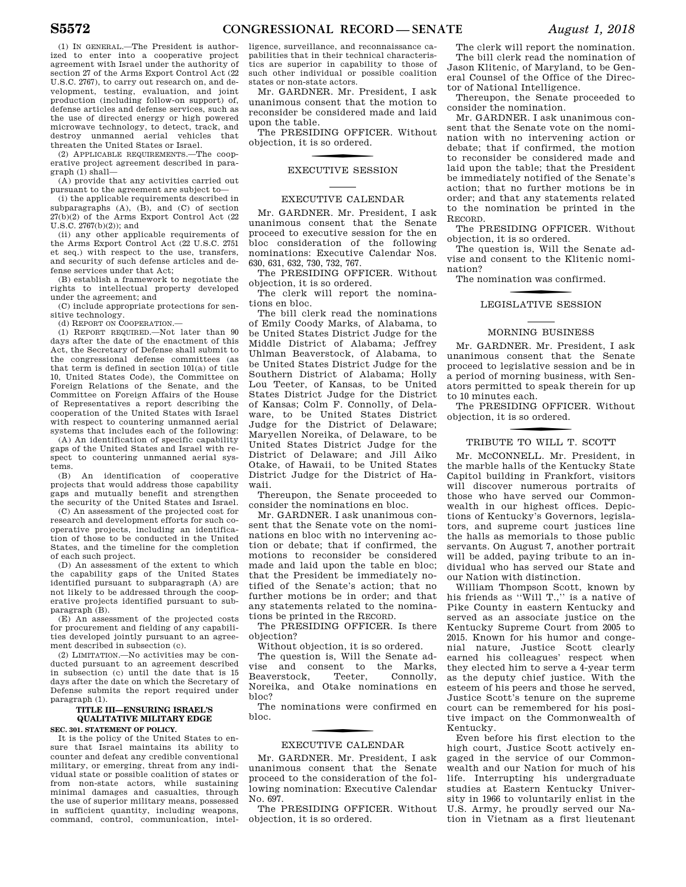(1) IN GENERAL.—The President is authorized to enter into a cooperative project agreement with Israel under the authority of section 27 of the Arms Export Control Act (22 U.S.C. 2767), to carry out research on, and development, testing, evaluation, and joint production (including follow-on support) of, defense articles and defense services, such as the use of directed energy or high powered microwave technology, to detect, track, and destroy unmanned aerial vehicles that threaten the United States or Israel.

(2) APPLICABLE REQUIREMENTS.—The cooperative project agreement described in paragraph (1) shall—

(A) provide that any activities carried out pursuant to the agreement are subject to—

(i) the applicable requirements described in subparagraphs (A), (B), and (C) of section 27(b)(2) of the Arms Export Control Act (22 U.S.C. 2767(b)(2)); and

(ii) any other applicable requirements of the Arms Export Control Act (22 U.S.C. 2751 et seq.) with respect to the use, transfers, and security of such defense articles and defense services under that Act;

(B) establish a framework to negotiate the rights to intellectual property developed under the agreement; and

(C) include appropriate protections for sensitive technology.

(d) REPORT ON COOPERATION.—

(1) REPORT REQUIRED.—Not later than 90 days after the date of the enactment of this Act, the Secretary of Defense shall submit to the congressional defense committees (as that term is defined in section 101(a) of title 10, United States Code), the Committee on Foreign Relations of the Senate, and the Committee on Foreign Affairs of the House of Representatives a report describing the cooperation of the United States with Israel with respect to countering unmanned aerial systems that includes each of the following:

(A) An identification of specific capability gaps of the United States and Israel with respect to countering unmanned aerial systems.

(B) An identification of cooperative projects that would address those capability gaps and mutually benefit and strengthen the security of the United States and Israel.

(C) An assessment of the projected cost for research and development efforts for such cooperative projects, including an identification of those to be conducted in the United States, and the timeline for the completion of each such project.

(D) An assessment of the extent to which the capability gaps of the United States identified pursuant to subparagraph (A) are not likely to be addressed through the cooperative projects identified pursuant to subparagraph (B).

(E) An assessment of the projected costs for procurement and fielding of any capabilities developed jointly pursuant to an agreement described in subsection (c).

(2) LIMITATION.—No activities may be conducted pursuant to an agreement described in subsection (c) until the date that is 15 days after the date on which the Secretary of Defense submits the report required under paragraph (1).

**TITLE III—ENSURING ISRAEL'S QUALITATIVE MILITARY EDGE**

**SEC. 301. STATEMENT OF POLICY.**

It is the policy of the United States to ensure that Israel maintains its ability to counter and defeat any credible conventional military, or emerging, threat from any individual state or possible coalition of states or from non-state actors, while sustaining minimal damages and casualties, through the use of superior military means, possessed in sufficient quantity, including weapons, command, control, communication, intelligence, surveillance, and reconnaissance capabilities that in their technical characteristics are superior in capability to those of such other individual or possible coalition states or non-state actors.

Mr. GARDNER. Mr. President, I ask unanimous consent that the motion to reconsider be considered made and laid upon the table.

The PRESIDING OFFICER. Without objection, it is so ordered.

## EXECUTIVE SESSION

## EXECUTIVE CALENDAR

Mr. GARDNER. Mr. President, I ask unanimous consent that the Senate proceed to executive session for the en bloc consideration of the following nominations: Executive Calendar Nos. 630, 631, 632, 730, 732, 767.

The PRESIDING OFFICER. Without objection, it is so ordered.

The clerk will report the nominations en bloc.

The bill clerk read the nominations of Emily Coody Marks, of Alabama, to be United States District Judge for the Middle District of Alabama; Jeffrey Uhlman Beaverstock, of Alabama, to be United States District Judge for the Southern District of Alabama; Holly Lou Teeter, of Kansas, to be United States District Judge for the District of Kansas; Colm F. Connolly, of Delaware, to be United States District Judge for the District of Delaware; Maryellen Noreika, of Delaware, to be United States District Judge for the District of Delaware; and Jill Aiko Otake, of Hawaii, to be United States District Judge for the District of Hawaii.

Thereupon, the Senate proceeded to consider the nominations en bloc.

Mr. GARDNER. I ask unanimous consent that the Senate vote on the nominations en bloc with no intervening action or debate; that if confirmed, the motions to reconsider be considered made and laid upon the table en bloc; that the President be immediately notified of the Senate's action; that no further motions be in order; and that any statements related to the nominations be printed in the RECORD.

The PRESIDING OFFICER. Is there objection?

Without objection, it is so ordered.

The question is, Will the Senate advise and consent to the Marks, Beaverstock, Teeter, Connolly, Noreika, and Otake nominations en bloc?

The nominations were confirmed en bloc.

## EXECUTIVE CALENDAR

Mr. GARDNER. Mr. President, I ask unanimous consent that the Senate proceed to the consideration of the following nomination: Executive Calendar No. 697.

The PRESIDING OFFICER. Without objection, it is so ordered.

The clerk will report the nomination.

The bill clerk read the nomination of Jason Klitenic, of Maryland, to be General Counsel of the Office of the Director of National Intelligence.

Thereupon, the Senate proceeded to consider the nomination.

Mr. GARDNER. I ask unanimous consent that the Senate vote on the nomination with no intervening action or debate; that if confirmed, the motion to reconsider be considered made and laid upon the table; that the President be immediately notified of the Senate's action; that no further motions be in order; and that any statements related to the nomination be printed in the RECORD.

The PRESIDING OFFICER. Without objection, it is so ordered.

The question is, Will the Senate advise and consent to the Klitenic nomination?

The nomination was confirmed.

## LEGISLATIVE SESSION

## MORNING BUSINESS

Mr. GARDNER. Mr. President, I ask unanimous consent that the Senate proceed to legislative session and be in a period of morning business, with Senators permitted to speak therein for up to 10 minutes each.

The PRESIDING OFFICER. Without objection, it is so ordered.

## TRIBUTE TO WILL T. SCOTT

Mr. McCONNELL. Mr. President, in the marble halls of the Kentucky State Capitol building in Frankfort, visitors will discover numerous portraits of those who have served our Commonwealth in our highest offices. Depictions of Kentucky's Governors, legislators, and supreme court justices line the halls as memorials to those public servants. On August 7, another portrait will be added, paying tribute to an individual who has served our State and our Nation with distinction.

William Thompson Scott, known by his friends as "Will T.," is a native of Pike County in eastern Kentucky and served as an associate justice on the Kentucky Supreme Court from 2005 to 2015. Known for his humor and congenial nature, Justice Scott clearly earned his colleagues' respect when they elected him to serve a 4-year term as the deputy chief justice. With the esteem of his peers and those he served, Justice Scott's tenure on the supreme court can be remembered for his positive impact on the Commonwealth of Kentucky.

Even before his first election to the high court, Justice Scott actively engaged in the service of our Commonwealth and our Nation for much of his life. Interrupting his undergraduate studies at Eastern Kentucky University in 1966 to voluntarily enlist in the U.S. Army, he proudly served our Nation in Vietnam as a first lieutenant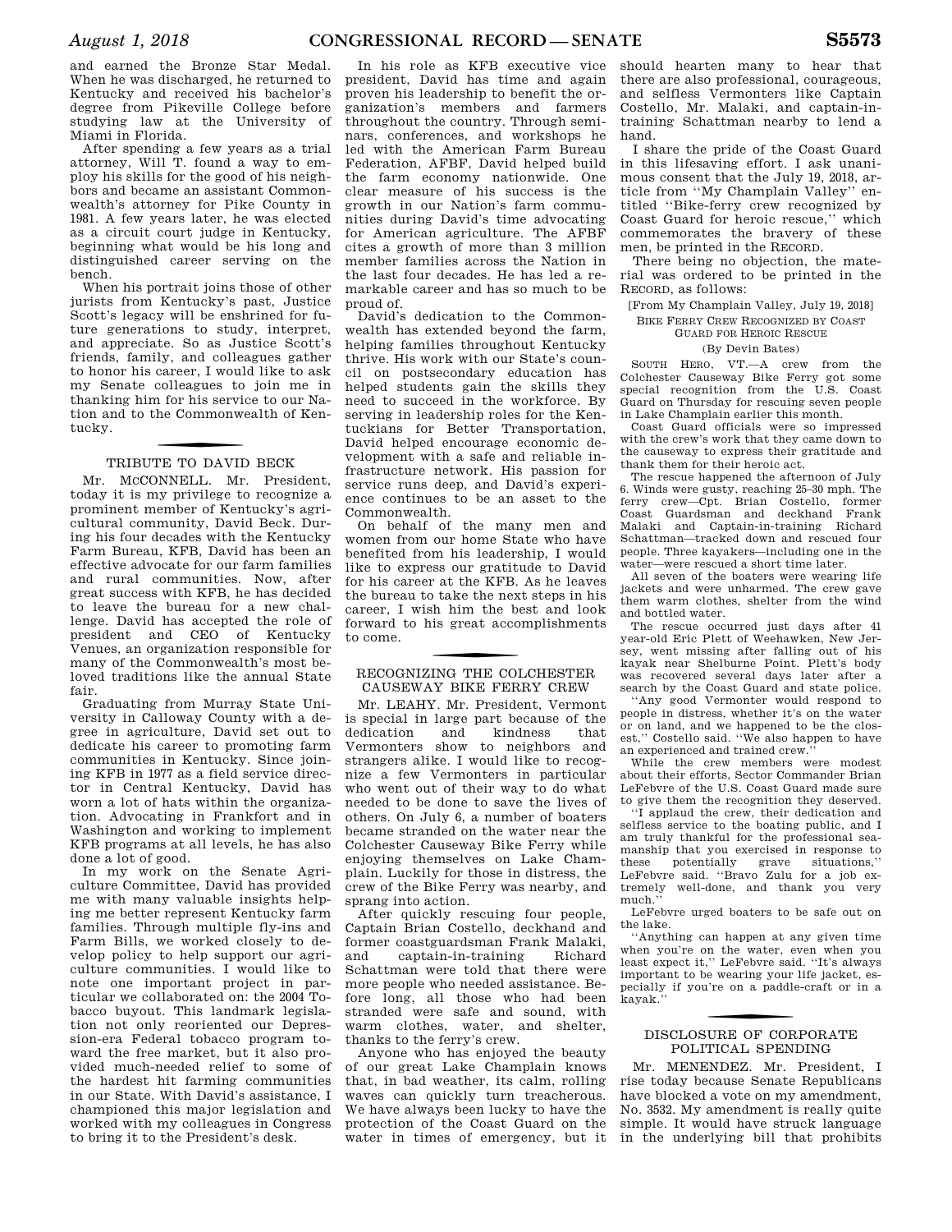and earned the Bronze Star Medal. When he was discharged, he returned to Kentucky and received his bachelor's degree from Pikeville College before studying law at the University of Miami in Florida.

After spending a few years as a trial attorney, Will T. found a way to employ his skills for the good of his neighbors and became an assistant Commonwealth's attorney for Pike County in 1981. A few years later, he was elected as a circuit court judge in Kentucky, beginning what would be his long and distinguished career serving on the bench.

When his portrait joins those of other jurists from Kentucky's past, Justice Scott's legacy will be enshrined for future generations to study, interpret, and appreciate. So as Justice Scott's friends, family, and colleagues gather to honor his career, I would like to ask my Senate colleagues to join me in thanking him for his service to our Nation and to the Commonwealth of Kentucky.

## TRIBUTE TO DAVID BECK

Mr. McCONNELL. Mr. President, today it is my privilege to recognize a prominent member of Kentucky's agricultural community, David Beck. During his four decades with the Kentucky Farm Bureau, KFB, David has been an effective advocate for our farm families and rural communities. Now, after great success with KFB, he has decided to leave the bureau for a new challenge. David has accepted the role of president and CEO of Kentucky Venues, an organization responsible for many of the Commonwealth's most beloved traditions like the annual State fair.

Graduating from Murray State University in Calloway County with a degree in agriculture, David set out to dedicate his career to promoting farm communities in Kentucky. Since joining KFB in 1977 as a field service director in Central Kentucky, David has worn a lot of hats within the organization. Advocating in Frankfort and in Washington and working to implement KFB programs at all levels, he has also done a lot of good.

In my work on the Senate Agriculture Committee, David has provided me with many valuable insights helping me better represent Kentucky farm families. Through multiple fly-ins and Farm Bills, we worked closely to develop policy to help support our agriculture communities. I would like to note one important project in particular we collaborated on: the 2004 Tobacco buyout. This landmark legislation not only reoriented our Depression-era Federal tobacco program toward the free market, but it also provided much-needed relief to some of the hardest hit farming communities in our State. With David's assistance, I championed this major legislation and worked with my colleagues in Congress to bring it to the President's desk.

In his role as KFB executive vice president, David has time and again proven his leadership to benefit the organization's members and farmers throughout the country. Through seminars, conferences, and workshops he led with the American Farm Bureau Federation, AFBF, David helped build the farm economy nationwide. One clear measure of his success is the growth in our Nation's farm communities during David's time advocating for American agriculture. The AFBF cites a growth of more than 3 million member families across the Nation in the last four decades. He has led a remarkable career and has so much to be proud of.

David's dedication to the Commonwealth has extended beyond the farm, helping families throughout Kentucky thrive. His work with our State's council on postsecondary education has helped students gain the skills they need to succeed in the workforce. By serving in leadership roles for the Kentuckians for Better Transportation, David helped encourage economic development with a safe and reliable infrastructure network. His passion for service runs deep, and David's experience continues to be an asset to the Commonwealth.

On behalf of the many men and women from our home State who have benefited from his leadership, I would like to express our gratitude to David for his career at the KFB. As he leaves the bureau to take the next steps in his career, I wish him the best and look forward to his great accomplishments to come.

## RECOGNIZING THE COLCHESTER CAUSEWAY BIKE FERRY CREW

Mr. LEAHY. Mr. President, Vermont is special in large part because of the dedication and kindness that Vermonters show to neighbors and strangers alike. I would like to recognize a few Vermonters in particular who went out of their way to do what needed to be done to save the lives of others. On July 6, a number of boaters became stranded on the water near the Colchester Causeway Bike Ferry while enjoying themselves on Lake Champlain. Luckily for those in distress, the crew of the Bike Ferry was nearby, and sprang into action.

After quickly rescuing four people, Captain Brian Costello, deckhand and former coastguardsman Frank Malaki, and captain-in-training Richard Schattman were told that there were more people who needed assistance. Before long, all those who had been stranded were safe and sound, with warm clothes, water, and shelter, thanks to the ferry's crew.

Anyone who has enjoyed the beauty of our great Lake Champlain knows that, in bad weather, its calm, rolling waves can quickly turn treacherous. We have always been lucky to have the protection of the Coast Guard on the water in times of emergency, but it should hearten many to hear that there are also professional, courageous, and selfless Vermonters like Captain Costello, Mr. Malaki, and captain-in-training Schattman nearby to lend a hand.

I share the pride of the Coast Guard in this lifesaving effort. I ask unanimous consent that the July 19, 2018, article from "My Champlain Valley" entitled "Bike-ferry crew recognized by Coast Guard for heroic rescue," which commemorates the bravery of these men, be printed in the RECORD.

There being no objection, the material was ordered to be printed in the RECORD, as follows:

[From My Champlain Valley, July 19, 2018]

### BIKE FERRY CREW RECOGNIZED BY COAST GUARD FOR HEROIC RESCUE

(By Devin Bates)

SOUTH HERO, VT.—A crew from the Colchester Causeway Bike Ferry got some special recognition from the U.S. Coast Guard on Thursday for rescuing seven people in Lake Champlain earlier this month.

Coast Guard officials were so impressed with the crew's work that they came down to the causeway to express their gratitude and thank them for their heroic act.

The rescue happened the afternoon of July 6. Winds were gusty, reaching 25–30 mph. The ferry crew—Cpt. Brian Costello, former Coast Guardsman and deckhand Frank Malaki and Captain-in-training Richard Schattman—tracked down and rescued four people. Three kayakers—including one in the water—were rescued a short time later.

All seven of the boaters were wearing life jackets and were unharmed. The crew gave them warm clothes, shelter from the wind and bottled water.

The rescue occurred just days after 41 year-old Eric Plett of Weehawken, New Jersey, went missing after falling out of his kayak near Shelburne Point. Plett's body was recovered several days later after a search by the Coast Guard and state police.

"Any good Vermonter would respond to people in distress, whether it's on the water or on land, and we happened to be the closest," Costello said. "We also happen to have an experienced and trained crew."

While the crew members were modest about their efforts, Sector Commander Brian LeFebvre of the U.S. Coast Guard made sure to give them the recognition they deserved.

"I applaud the crew, their dedication and selfless service to the boating public, and I am truly thankful for the professional seamanship that you exercised in response to these potentially grave situations," LeFebvre said. "Bravo Zulu for a job extremely well-done, and thank you very much."

LeFebvre urged boaters to be safe out on the lake.

"Anything can happen at any given time when you're on the water, even when you least expect it," LeFebvre said. "It's always important to be wearing your life jacket, especially if you're on a paddle-craft or in a kayak."

## DISCLOSURE OF CORPORATE POLITICAL SPENDING

Mr. MENENDEZ. Mr. President, I rise today because Senate Republicans have blocked a vote on my amendment, No. 3532. My amendment is really quite simple. It would have struck language in the underlying bill that prohibits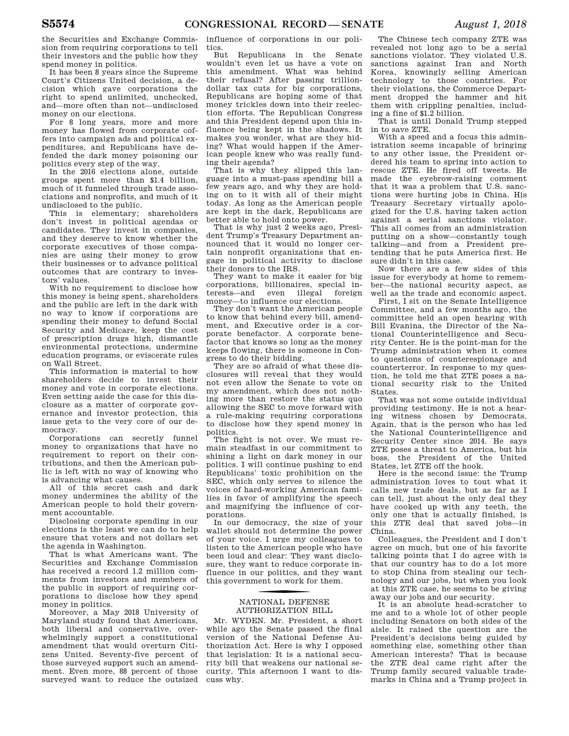the Securities and Exchange Commission from requiring corporations to tell their investors and the public how they spend money in politics.

It has been 8 years since the Supreme Court's Citizens United decision, a decision which gave corporations the right to spend unlimited, unchecked, and—more often than not—undisclosed money on our elections.

For 8 long years, more and more money has flowed from corporate coffers into campaign ads and political expenditures, and Republicans have defended the dark money poisoning our politics every step of the way.

In the 2016 elections alone, outside groups spent more than $1.4 billion, much of it funneled through trade associations and nonprofits, and much of it undisclosed to the public.

This is elementary; shareholders don't invest in political agendas or candidates. They invest in companies, and they deserve to know whether the corporate executives of those companies are using their money to grow their businesses or to advance political outcomes that are contrary to investors' values.

With no requirement to disclose how this money is being spent, shareholders and the public are left in the dark with no way to know if corporations are spending their money to defund Social Security and Medicare, keep the cost of prescription drugs high, dismantle environmental protections, undermine education programs, or eviscerate rules on Wall Street.

This information is material to how shareholders decide to invest their money and vote in corporate elections. Even setting aside the case for this disclosure as a matter of corporate governance and investor protection, this issue gets to the very core of our democracy.

Corporations can secretly funnel money to organizations that have no requirement to report on their contributions, and then the American public is left with no way of knowing who is advancing what causes.

All of this secret cash and dark money undermines the ability of the American people to hold their government accountable.

Disclosing corporate spending in our elections is the least we can do to help ensure that voters and not dollars set the agenda in Washington.

That is what Americans want. The Securities and Exchange Commission has received a record 1.2 million comments from investors and members of the public in support of requiring corporations to disclose how they spend money in politics.

Moreover, a May 2018 University of Maryland study found that Americans, both liberal and conservative, overwhelmingly support a constitutional amendment that would overturn Citizens United. Seventy-five percent of those surveyed support such an amendment. Even more, 88 percent of those surveyed want to reduce the outsized influence of corporations in our politics.

But Republicans in the Senate wouldn't even let us have a vote on this amendment. What was behind their refusal? After passing trillion-dollar tax cuts for big corporations, Republicans are hoping some of that money trickles down into their reelection efforts. The Republican Congress and this President depend upon this influence being kept in the shadows. It makes you wonder, what are they hiding? What would happen if the American people knew who was really funding their agenda?

That is why they slipped this language into a must-pass spending bill a few years ago, and why they are holding on to it with all of their might today. As long as the American people are kept in the dark, Republicans are better able to hold onto power.

That is why just 2 weeks ago, President Trump's Treasury Department announced that it would no longer certain nonprofit organizations that engage in political activity to disclose their donors to the IRS.

They want to make it easier for big corporations, billionaires, special interests—and even illegal foreign money—to influence our elections.

They don't want the American people to know that behind every bill, amendment, and Executive order is a corporate benefactor. A corporate benefactor that knows so long as the money keeps flowing, there is someone in Congress to do their bidding.

They are so afraid of what these disclosures will reveal that they would not even allow the Senate to vote on my amendment, which does not nothing more than restore the status quo allowing the SEC to move forward with a rule-making requiring corporations to disclose how they spend money in politics.

The fight is not over. We must remain steadfast in our commitment to shining a light on dark money in our politics. I will continue pushing to end Republicans' toxic prohibition on the SEC, which only serves to silence the voices of hard-working American families in favor of amplifying the speech and magnifying the influence of corporations.

In our democracy, the size of your wallet should not determine the power of your voice. I urge my colleagues to listen to the American people who have been loud and clear: They want disclosure, they want to reduce corporate influence in our politics, and they want this government to work for them.

## NATIONAL DEFENSE AUTHORIZATION BILL

Mr. WYDEN. Mr. President, a short while ago the Senate passed the final version of the National Defense Authorization Act. Here is why I opposed that legislation: It is a national security bill that weakens our national security. This afternoon I want to discuss why.

The Chinese tech company ZTE was revealed not long ago to be a serial sanctions violator. They violated U.S. sanctions against Iran and North Korea, knowingly selling American technology to those countries. For their violations, the Commerce Department dropped the hammer and hit them with crippling penalties, including a fine of $1.2 billion.

That is until Donald Trump stepped in to save ZTE.

With a speed and a focus this administration seems incapable of bringing to any other issue, the President ordered his team to spring into action to rescue ZTE. He fired off tweets. He made the eyebrow-raising comment that it was a problem that U.S. sanctions were hurting jobs in China. His Treasury Secretary virtually apologized for the U.S. having taken action against a serial sanctions violator. This all comes from an administration putting on a show—constantly tough talking—and from a President pretending that he puts America first. He sure didn't in this case.

Now there are a few sides of this issue for everybody at home to remember—the national security aspect, as well as the trade and economic aspect.

First, I sit on the Senate Intelligence Committee, and a few months ago, the committee held an open hearing with Bill Evanina, the Director of the National Counterintelligence and Security Center. He is the point-man for the Trump administration when it comes to questions of counterespionage and counterterror. In response to my question, he told me that ZTE poses a national security risk to the United States.

That was not some outside individual providing testimony. He is not a hearing witness chosen by Democrats. Again, that is the person who has led the National Counterintelligence and Security Center since 2014. He says ZTE poses a threat to America, but his boss, the President of the United States, let ZTE off the hook.

Here is the second issue: the Trump administration loves to tout what it calls new trade deals, but as far as I can tell, just about the only deal they have cooked up with any teeth, the only one that is actually finished, is this ZTE deal that saved jobs—in China.

Colleagues, the President and I don't agree on much, but one of his favorite talking points that I do agree with is that our country has to do a lot more to stop China from stealing our technology and our jobs, but when you look at this ZTE case, he seems to be giving away our jobs and our security.

It is an absolute head-scratcher to me and to a whole lot of other people including Senators on both sides of the aisle. It raised the question are the President's decisions being guided by something else, something other than American interests? That is because the ZTE deal came right after the Trump family secured valuable trademarks in China and a Trump project in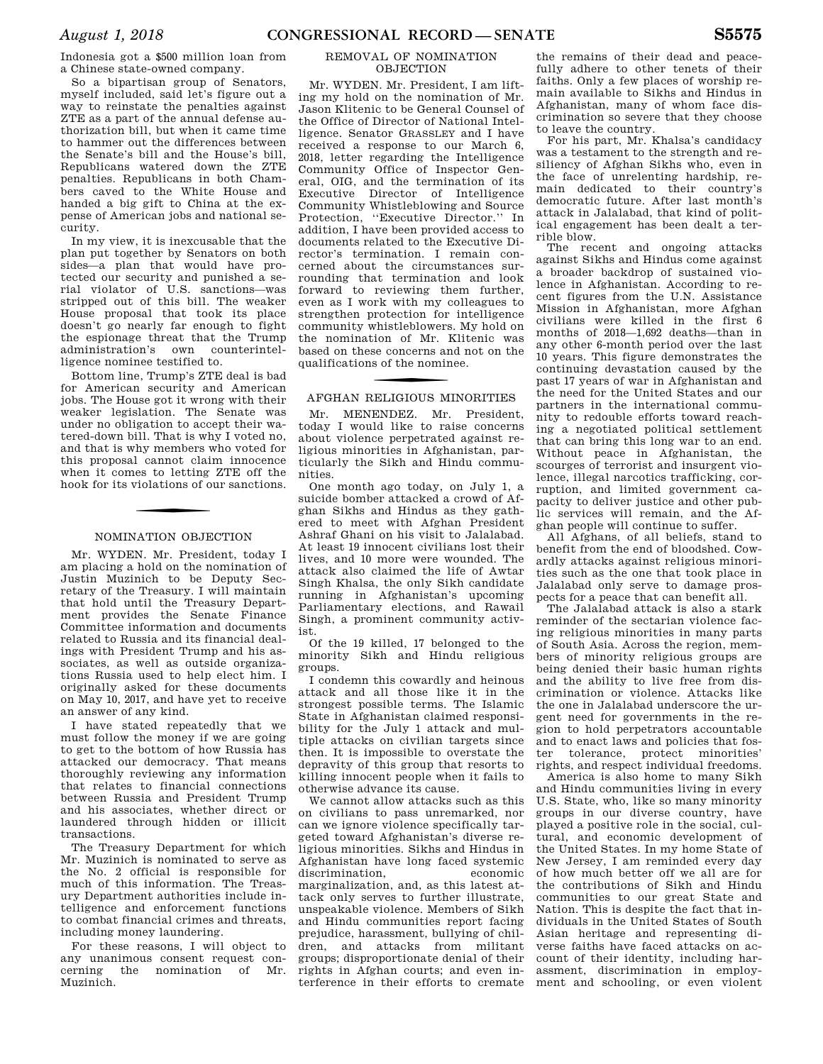Indonesia got a $500 million loan from a Chinese state-owned company.

So a bipartisan group of Senators, myself included, said let's figure out a way to reinstate the penalties against ZTE as a part of the annual defense authorization bill, but when it came time to hammer out the differences between the Senate's bill and the House's bill, Republicans watered down the ZTE penalties. Republicans in both Chambers caved to the White House and handed a big gift to China at the expense of American jobs and national security.

In my view, it is inexcusable that the plan put together by Senators on both sides—a plan that would have protected our security and punished a serial violator of U.S. sanctions—was stripped out of this bill. The weaker House proposal that took its place doesn't go nearly far enough to fight the espionage threat that the Trump administration's own counterintelligence nominee testified to.

Bottom line, Trump's ZTE deal is bad for American security and American jobs. The House got it wrong with their weaker legislation. The Senate was under no obligation to accept their watered-down bill. That is why I voted no, and that is why members who voted for this proposal cannot claim innocence when it comes to letting ZTE off the hook for its violations of our sanctions.

## NOMINATION OBJECTION

Mr. WYDEN. Mr. President, today I am placing a hold on the nomination of Justin Muzinich to be Deputy Secretary of the Treasury. I will maintain that hold until the Treasury Department provides the Senate Finance Committee information and documents related to Russia and its financial dealings with President Trump and his associates, as well as outside organizations Russia used to help elect him. I originally asked for these documents on May 10, 2017, and have yet to receive an answer of any kind.

I have stated repeatedly that we must follow the money if we are going to get to the bottom of how Russia has attacked our democracy. That means thoroughly reviewing any information that relates to financial connections between Russia and President Trump and his associates, whether direct or laundered through hidden or illicit transactions.

The Treasury Department for which Mr. Muzinich is nominated to serve as the No. 2 official is responsible for much of this information. The Treasury Department authorities include intelligence and enforcement functions to combat financial crimes and threats, including money laundering.

For these reasons, I will object to any unanimous consent request concerning the nomination of Mr. Muzinich.

## REMOVAL OF NOMINATION OBJECTION

Mr. WYDEN. Mr. President, I am lifting my hold on the nomination of Mr. Jason Klitenic to be General Counsel of the Office of Director of National Intelligence. Senator GRASSLEY and I have received a response to our March 6, 2018, letter regarding the Intelligence Community Office of Inspector General, OIG, and the termination of its Executive Director of Intelligence Community Whistleblowing and Source Protection, "Executive Director." In addition, I have been provided access to documents related to the Executive Director's termination. I remain concerned about the circumstances surrounding that termination and look forward to reviewing them further, even as I work with my colleagues to strengthen protection for intelligence community whistleblowers. My hold on the nomination of Mr. Klitenic was based on these concerns and not on the qualifications of the nominee.

## AFGHAN RELIGIOUS MINORITIES

Mr. MENENDEZ. Mr. President, today I would like to raise concerns about violence perpetrated against religious minorities in Afghanistan, particularly the Sikh and Hindu communities.

One month ago today, on July 1, a suicide bomber attacked a crowd of Afghan Sikhs and Hindus as they gathered to meet with Afghan President Ashraf Ghani on his visit to Jalalabad. At least 19 innocent civilians lost their lives, and 10 more were wounded. The attack also claimed the life of Awtar Singh Khalsa, the only Sikh candidate running in Afghanistan's upcoming Parliamentary elections, and Rawail Singh, a prominent community activist.

Of the 19 killed, 17 belonged to the minority Sikh and Hindu religious groups.

I condemn this cowardly and heinous attack and all those like it in the strongest possible terms. The Islamic State in Afghanistan claimed responsibility for the July 1 attack and multiple attacks on civilian targets since then. It is impossible to overstate the depravity of this group that resorts to killing innocent people when it fails to otherwise advance its cause.

We cannot allow attacks such as this on civilians to pass unremarked, nor can we ignore violence specifically targeted toward Afghanistan's diverse religious minorities. Sikhs and Hindus in Afghanistan have long faced systemic discrimination, economic marginalization, and, as this latest attack only serves to further illustrate, unspeakable violence. Members of Sikh and Hindu communities report facing prejudice, harassment, bullying of children, and attacks from militant groups; disproportionate denial of their rights in Afghan courts; and even interference in their efforts to cremate the remains of their dead and peacefully adhere to other tenets of their faiths. Only a few places of worship remain available to Sikhs and Hindus in Afghanistan, many of whom face discrimination so severe that they choose to leave the country.

For his part, Mr. Khalsa's candidacy was a testament to the strength and resiliency of Afghan Sikhs who, even in the face of unrelenting hardship, remain dedicated to their country's democratic future. After last month's attack in Jalalabad, that kind of political engagement has been dealt a terrible blow.

The recent and ongoing attacks against Sikhs and Hindus come against a broader backdrop of sustained violence in Afghanistan. According to recent figures from the U.N. Assistance Mission in Afghanistan, more Afghan civilians were killed in the first 6 months of 2018—1,692 deaths—than in any other 6-month period over the last 10 years. This figure demonstrates the continuing devastation caused by the past 17 years of war in Afghanistan and the need for the United States and our partners in the international community to redouble efforts toward reaching a negotiated political settlement that can bring this long war to an end. Without peace in Afghanistan, the scourges of terrorist and insurgent violence, illegal narcotics trafficking, corruption, and limited government capacity to deliver justice and other public services will remain, and the Afghan people will continue to suffer.

All Afghans, of all beliefs, stand to benefit from the end of bloodshed. Cowardly attacks against religious minorities such as the one that took place in Jalalabad only serve to damage prospects for a peace that can benefit all.

The Jalalabad attack is also a stark reminder of the sectarian violence facing religious minorities in many parts of South Asia. Across the region, members of minority religious groups are being denied their basic human rights and the ability to live free from discrimination or violence. Attacks like the one in Jalalabad underscore the urgent need for governments in the region to hold perpetrators accountable and to enact laws and policies that foster tolerance, protect minorities' rights, and respect individual freedoms.

America is also home to many Sikh and Hindu communities living in every U.S. State, who, like so many minority groups in our diverse country, have played a positive role in the social, cultural, and economic development of the United States. In my home State of New Jersey, I am reminded every day of how much better off we all are for the contributions of Sikh and Hindu communities to our great State and Nation. This is despite the fact that individuals in the United States of South Asian heritage and representing diverse faiths have faced attacks on account of their identity, including harassment, discrimination in employment and schooling, or even violent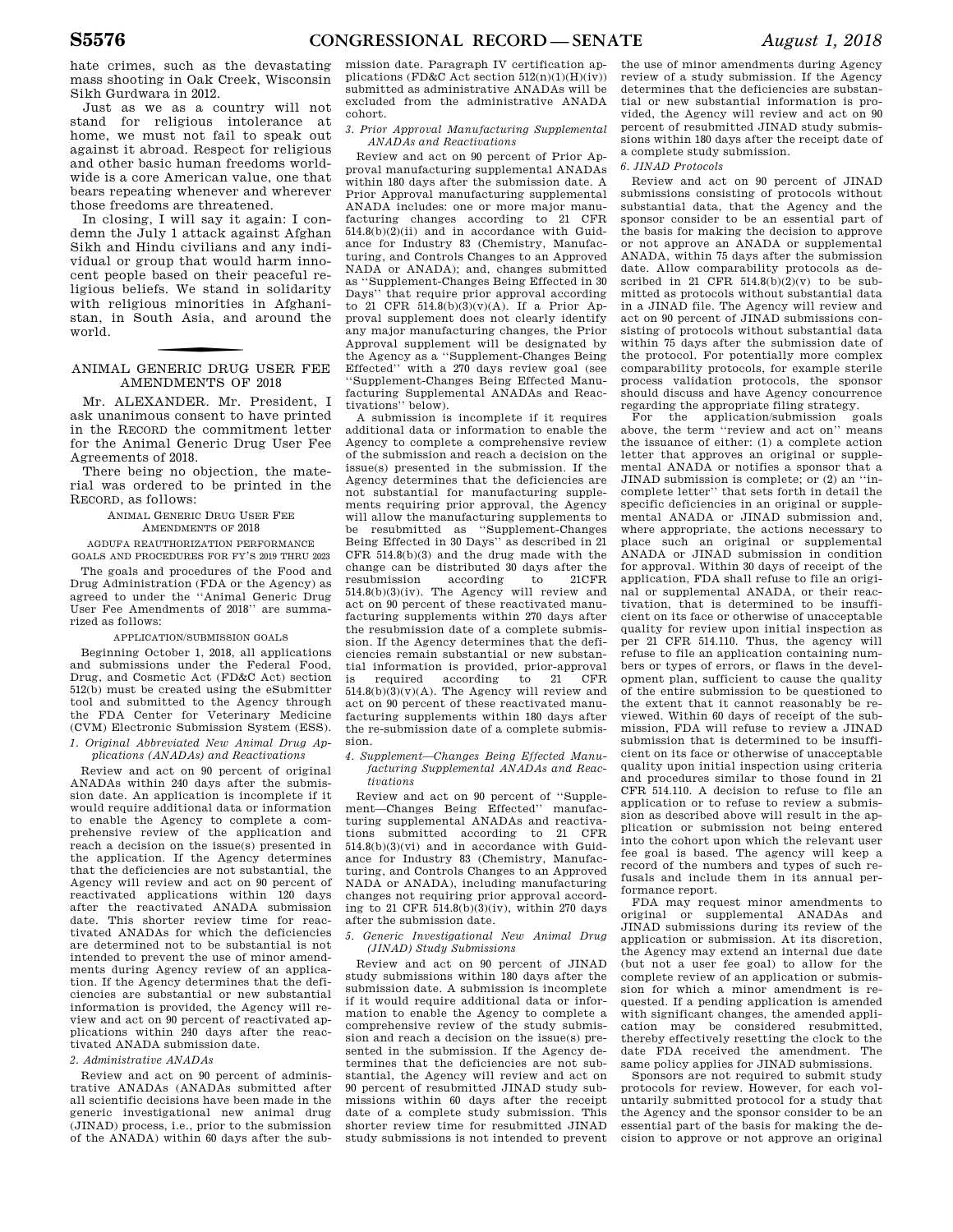hate crimes, such as the devastating mass shooting in Oak Creek, Wisconsin Sikh Gurdwara in 2012.

Just as we as a country will not stand for religious intolerance at home, we must not fail to speak out against it abroad. Respect for religious and other basic human freedoms worldwide is a core American value, one that bears repeating whenever and wherever those freedoms are threatened.

In closing, I will say it again: I condemn the July 1 attack against Afghan Sikh and Hindu civilians and any individual or group that would harm innocent people based on their peaceful religious beliefs. We stand in solidarity with religious minorities in Afghanistan, in South Asia, and around the world.

---

## ANIMAL GENERIC DRUG USER FEE AMENDMENTS OF 2018

Mr. ALEXANDER. Mr. President, I ask unanimous consent to have printed in the RECORD the commitment letter for the Animal Generic Drug User Fee Agreements of 2018.

There being no objection, the material was ordered to be printed in the RECORD, as follows:

ANIMAL GENERIC DRUG USER FEE AMENDMENTS OF 2018

AGDUFA REAUTHORIZATION PERFORMANCE GOALS AND PROCEDURES FOR FY'S 2019 THRU 2023

The goals and procedures of the Food and Drug Administration (FDA or the Agency) as agreed to under the ''Animal Generic Drug User Fee Amendments of 2018'' are summarized as follows:

APPLICATION/SUBMISSION GOALS

Beginning October 1, 2018, all applications and submissions under the Federal Food, Drug, and Cosmetic Act (FD&C Act) section 512(b) must be created using the eSubmitter tool and submitted to the Agency through the FDA Center for Veterinary Medicine (CVM) Electronic Submission System (ESS).

*1. Original Abbreviated New Animal Drug Applications (ANADAs) and Reactivations*

Review and act on 90 percent of original ANADAs within 240 days after the submission date. An application is incomplete if it would require additional data or information to enable the Agency to complete a comprehensive review of the application and reach a decision on the issue(s) presented in the application. If the Agency determines that the deficiencies are not substantial, the Agency will review and act on 90 percent of reactivated applications within 120 days after the reactivated ANADA submission date. This shorter review time for reactivated ANADAs for which the deficiencies are determined not to be substantial is not intended to prevent the use of minor amendments during Agency review of an application. If the Agency determines that the deficiencies are substantial or new substantial information is provided, the Agency will review and act on 90 percent of reactivated applications within 240 days after the reactivated ANADA submission date.

*2. Administrative ANADAs*

Review and act on 90 percent of administrative ANADAs (ANADAs submitted after all scientific decisions have been made in the generic investigational new animal drug (JINAD) process, i.e., prior to the submission of the ANADA) within 60 days after the submission date. Paragraph IV certification applications (FD&C Act section 512(n)(1)(H)(iv)) submitted as administrative ANADAs will be excluded from the administrative ANADA cohort.

*3. Prior Approval Manufacturing Supplemental ANADAs and Reactivations*

Review and act on 90 percent of Prior Approval manufacturing supplemental ANADAs within 180 days after the submission date. A Prior Approval manufacturing supplemental ANADA includes: one or more major manufacturing changes according to 21 CFR 514.8(b)(2)(ii) and in accordance with Guidance for Industry 83 (Chemistry, Manufacturing, and Controls Changes to an Approved NADA or ANADA); and, changes submitted as ''Supplement-Changes Being Effected in 30 Days'' that require prior approval according to 21 CFR 514.8(b)(3)(v)(A). If a Prior Approval supplement does not clearly identify any major manufacturing changes, the Prior Approval supplement will be designated by the Agency as a ''Supplement-Changes Being Effected'' with a 270 days review goal (see ''Supplement-Changes Being Effected Manufacturing Supplemental ANADAs and Reactivations'' below).

A submission is incomplete if it requires additional data or information to enable the Agency to complete a comprehensive review of the submission and reach a decision on the issue(s) presented in the submission. If the Agency determines that the deficiencies are not substantial for manufacturing supplements requiring prior approval, the Agency will allow the manufacturing supplements to be resubmitted as ''Supplement-Changes Being Effected in 30 Days'' as described in 21 CFR 514.8(b)(3) and the drug made with the change can be distributed 30 days after the resubmission according to 21CFR 514.8(b)(3)(iv). The Agency will review and act on 90 percent of these reactivated manufacturing supplements within 270 days after the resubmission date of a complete submission. If the Agency determines that the deficiencies remain substantial or new substantial information is provided, prior-approval is required according to 21 CFR 514.8(b)(3)(v)(A). The Agency will review and act on 90 percent of these reactivated manufacturing supplements within 180 days after the re-submission date of a complete submission.

*4. Supplement—Changes Being Effected Manufacturing Supplemental ANADAs and Reactivations*

Review and act on 90 percent of ''Supplement—Changes Being Effected'' manufacturing supplemental ANADAs and reactivations submitted according to 21 CFR 514.8(b)(3)(vi) and in accordance with Guidance for Industry 83 (Chemistry, Manufacturing, and Controls Changes to an Approved NADA or ANADA), including manufacturing changes not requiring prior approval according to 21 CFR 514.8(b)(3)(iv), within 270 days after the submission date.

*5. Generic Investigational New Animal Drug (JINAD) Study Submissions*

Review and act on 90 percent of JINAD study submissions within 180 days after the submission date. A submission is incomplete if it would require additional data or information to enable the Agency to complete a comprehensive review of the study submission and reach a decision on the issue(s) presented in the submission. If the Agency determines that the deficiencies are not substantial, the Agency will review and act on 90 percent of resubmitted JINAD study submissions within 60 days after the receipt date of a complete study submission. This shorter review time for resubmitted JINAD study submissions is not intended to prevent the use of minor amendments during Agency review of a study submission. If the Agency determines that the deficiencies are substantial or new substantial information is provided, the Agency will review and act on 90 percent of resubmitted JINAD study submissions within 180 days after the receipt date of a complete study submission.

*6. JINAD Protocols*

Review and act on 90 percent of JINAD submissions consisting of protocols without substantial data, that the Agency and the sponsor consider to be an essential part of the basis for making the decision to approve or not approve an ANADA or supplemental ANADA, within 75 days after the submission date. Allow comparability protocols as described in 21 CFR 514.8(b)(2)(v) to be submitted as protocols without substantial data in a JINAD file. The Agency will review and act on 90 percent of JINAD submissions consisting of protocols without substantial data within 75 days after the submission date of the protocol. For potentially more complex comparability protocols, for example sterile process validation protocols, the sponsor should discuss and have Agency concurrence regarding the appropriate filing strategy.

For the application/submission goals above, the term ''review and act on'' means the issuance of either: (1) a complete action letter that approves an original or supplemental ANADA or notifies a sponsor that a JINAD submission is complete; or (2) an ''incomplete letter'' that sets forth in detail the specific deficiencies in an original or supplemental ANADA or JINAD submission and, where appropriate, the actions necessary to place such an original or supplemental ANADA or JINAD submission in condition for approval. Within 30 days of receipt of the application, FDA shall refuse to file an original or supplemental ANADA, or their reactivation, that is determined to be insufficient on its face or otherwise of unacceptable quality for review upon initial inspection as per 21 CFR 514.110. Thus, the agency will refuse to file an application containing numbers or types of errors, or flaws in the development plan, sufficient to cause the quality of the entire submission to be questioned to the extent that it cannot reasonably be reviewed. Within 60 days of receipt of the submission, FDA will refuse to review a JINAD submission that is determined to be insufficient on its face or otherwise of unacceptable quality upon initial inspection using criteria and procedures similar to those found in 21 CFR 514.110. A decision to refuse to file an application or to refuse to review a submission as described above will result in the application or submission not being entered into the cohort upon which the relevant user fee goal is based. The agency will keep a record of the numbers and types of such refusals and include them in its annual performance report.

FDA may request minor amendments to original or supplemental ANADAs and JINAD submissions during its review of the application or submission. At its discretion, the Agency may extend an internal due date (but not a user fee goal) to allow for the complete review of an application or submission for which a minor amendment is requested. If a pending application is amended with significant changes, the amended application may be considered resubmitted, thereby effectively resetting the clock to the date FDA received the amendment. The same policy applies for JINAD submissions.

Sponsors are not required to submit study protocols for review. However, for each voluntarily submitted protocol for a study that the Agency and the sponsor consider to be an essential part of the basis for making the decision to approve or not approve an original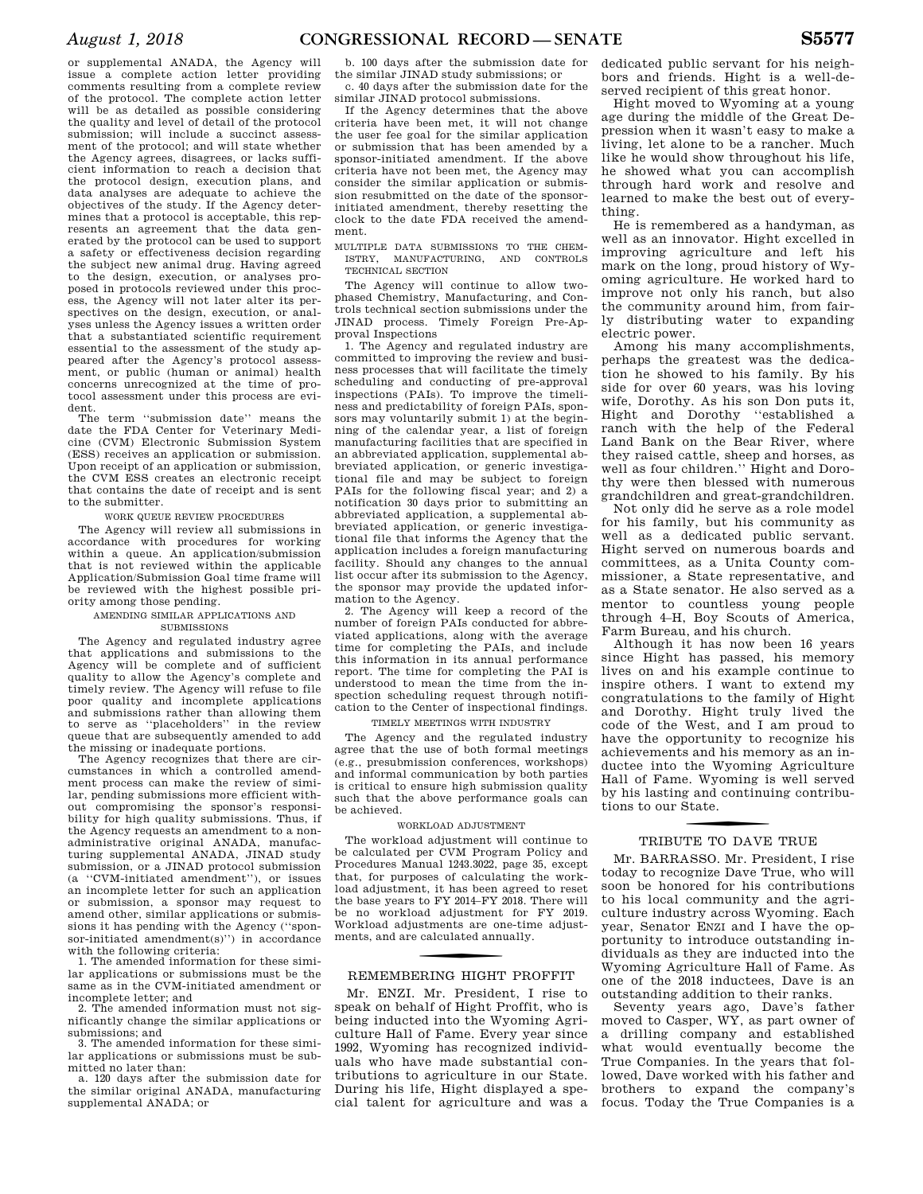or supplemental ANADA, the Agency will issue a complete action letter providing comments resulting from a complete review of the protocol. The complete action letter will be as detailed as possible considering the quality and level of detail of the protocol submission; will include a succinct assessment of the protocol; and will state whether the Agency agrees, disagrees, or lacks sufficient information to reach a decision that the protocol design, execution plans, and data analyses are adequate to achieve the objectives of the study. If the Agency determines that a protocol is acceptable, this represents an agreement that the data generated by the protocol can be used to support a safety or effectiveness decision regarding the subject new animal drug. Having agreed to the design, execution, or analyses proposed in protocols reviewed under this process, the Agency will not later alter its perspectives on the design, execution, or analyses unless the Agency issues a written order that a substantiated scientific requirement essential to the assessment of the study appeared after the Agency's protocol assessment, or public (human or animal) health concerns unrecognized at the time of protocol assessment under this process are evident.

The term ''submission date'' means the date the FDA Center for Veterinary Medicine (CVM) Electronic Submission System (ESS) receives an application or submission. Upon receipt of an application or submission, the CVM ESS creates an electronic receipt that contains the date of receipt and is sent to the submitter.

WORK QUEUE REVIEW PROCEDURES

The Agency will review all submissions in accordance with procedures for working within a queue. An application/submission that is not reviewed within the applicable Application/Submission Goal time frame will be reviewed with the highest possible priority among those pending.

AMENDING SIMILAR APPLICATIONS AND SUBMISSIONS

The Agency and regulated industry agree that applications and submissions to the Agency will be complete and of sufficient quality to allow the Agency's complete and timely review. The Agency will refuse to file poor quality and incomplete applications and submissions rather than allowing them to serve as ''placeholders'' in the review queue that are subsequently amended to add the missing or inadequate portions.

The Agency recognizes that there are circumstances in which a controlled amendment process can make the review of similar, pending submissions more efficient without compromising the sponsor's responsibility for high quality submissions. Thus, if the Agency requests an amendment to a non-administrative original ANADA, manufacturing supplemental ANADA, JINAD study submission, or a JINAD protocol submission (a ''CVM-initiated amendment''), or issues an incomplete letter for such an application or submission, a sponsor may request to amend other, similar applications or submissions it has pending with the Agency (''sponsor-initiated amendment(s)'') in accordance with the following criteria:

1. The amended information for these similar applications or submissions must be the same as in the CVM-initiated amendment or incomplete letter; and

2. The amended information must not significantly change the similar applications or submissions; and

3. The amended information for these similar applications or submissions must be submitted no later than:

a. 120 days after the submission date for the similar original ANADA, manufacturing supplemental ANADA; or

b. 100 days after the submission date for the similar JINAD study submissions; or

c. 40 days after the submission date for the similar JINAD protocol submissions.

If the Agency determines that the above criteria have been met, it will not change the user fee goal for the similar application or submission that has been amended by a sponsor-initiated amendment. If the above criteria have not been met, the Agency may consider the similar application or submission resubmitted on the date of the sponsor-initiated amendment, thereby resetting the clock to the date FDA received the amendment.

MULTIPLE DATA SUBMISSIONS TO THE CHEMISTRY, MANUFACTURING, AND CONTROLS TECHNICAL SECTION

The Agency will continue to allow two-phased Chemistry, Manufacturing, and Controls technical section submissions under the JINAD process. Timely Foreign Pre-Approval Inspections

1. The Agency and regulated industry are committed to improving the review and business processes that will facilitate the timely scheduling and conducting of pre-approval inspections (PAIs). To improve the timeliness and predictability of foreign PAIs, sponsors may voluntarily submit 1) at the beginning of the calendar year, a list of foreign manufacturing facilities that are specified in an abbreviated application, supplemental abbreviated application, or generic investigational file and may be subject to foreign PAIs for the following fiscal year; and 2) a notification 30 days prior to submitting an abbreviated application, a supplemental abbreviated application, or generic investigational file that informs the Agency that the application includes a foreign manufacturing facility. Should any changes to the annual list occur after its submission to the Agency, the sponsor may provide the updated information to the Agency.

2. The Agency will keep a record of the number of foreign PAIs conducted for abbreviated applications, along with the average time for completing the PAIs, and include this information in its annual performance report. The time for completing the PAI is understood to mean the time from the inspection scheduling request through notification to the Center of inspectional findings.

TIMELY MEETINGS WITH INDUSTRY

The Agency and the regulated industry agree that the use of both formal meetings (e.g., presubmission conferences, workshops) and informal communication by both parties is critical to ensure high submission quality such that the above performance goals can be achieved.

WORKLOAD ADJUSTMENT

The workload adjustment will continue to be calculated per CVM Program Policy and Procedures Manual 1243.3022, page 35, except that, for purposes of calculating the workload adjustment, it has been agreed to reset the base years to FY 2014–FY 2018. There will be no workload adjustment for FY 2019. Workload adjustments are one-time adjustments, and are calculated annually.

## REMEMBERING HIGHT PROFFIT

Mr. ENZI. Mr. President, I rise to speak on behalf of Hight Proffit, who is being inducted into the Wyoming Agriculture Hall of Fame. Every year since 1992, Wyoming has recognized individuals who have made substantial contributions to agriculture in our State. During his life, Hight displayed a special talent for agriculture and was a dedicated public servant for his neighbors and friends. Hight is a well-deserved recipient of this great honor.

Hight moved to Wyoming at a young age during the middle of the Great Depression when it wasn't easy to make a living, let alone to be a rancher. Much like he would show throughout his life, he showed what you can accomplish through hard work and resolve and learned to make the best out of everything.

He is remembered as a handyman, as well as an innovator. Hight excelled in improving agriculture and left his mark on the long, proud history of Wyoming agriculture. He worked hard to improve not only his ranch, but also the community around him, from fairly distributing water to expanding electric power.

Among his many accomplishments, perhaps the greatest was the dedication he showed to his family. By his side for over 60 years, was his loving wife, Dorothy. As his son Don puts it, Hight and Dorothy ''established a ranch with the help of the Federal Land Bank on the Bear River, where they raised cattle, sheep and horses, as well as four children.'' Hight and Dorothy were then blessed with numerous grandchildren and great-grandchildren.

Not only did he serve as a role model for his family, but his community as well as a dedicated public servant. Hight served on numerous boards and committees, as a Unita County commissioner, a State representative, and as a State senator. He also served as a mentor to countless young people through 4–H, Boy Scouts of America, Farm Bureau, and his church.

Although it has now been 16 years since Hight has passed, his memory lives on and his example continue to inspire others. I want to extend my congratulations to the family of Hight and Dorothy. Hight truly lived the code of the West, and I am proud to have the opportunity to recognize his achievements and his memory as an inductee into the Wyoming Agriculture Hall of Fame. Wyoming is well served by his lasting and continuing contributions to our State.

## TRIBUTE TO DAVE TRUE

Mr. BARRASSO. Mr. President, I rise today to recognize Dave True, who will soon be honored for his contributions to his local community and the agriculture industry across Wyoming. Each year, Senator ENZI and I have the opportunity to introduce outstanding individuals as they are inducted into the Wyoming Agriculture Hall of Fame. As one of the 2018 inductees, Dave is an outstanding addition to their ranks.

Seventy years ago, Dave's father moved to Casper, WY, as part owner of a drilling company and established what would eventually become the True Companies. In the years that followed, Dave worked with his father and brothers to expand the company's focus. Today the True Companies is a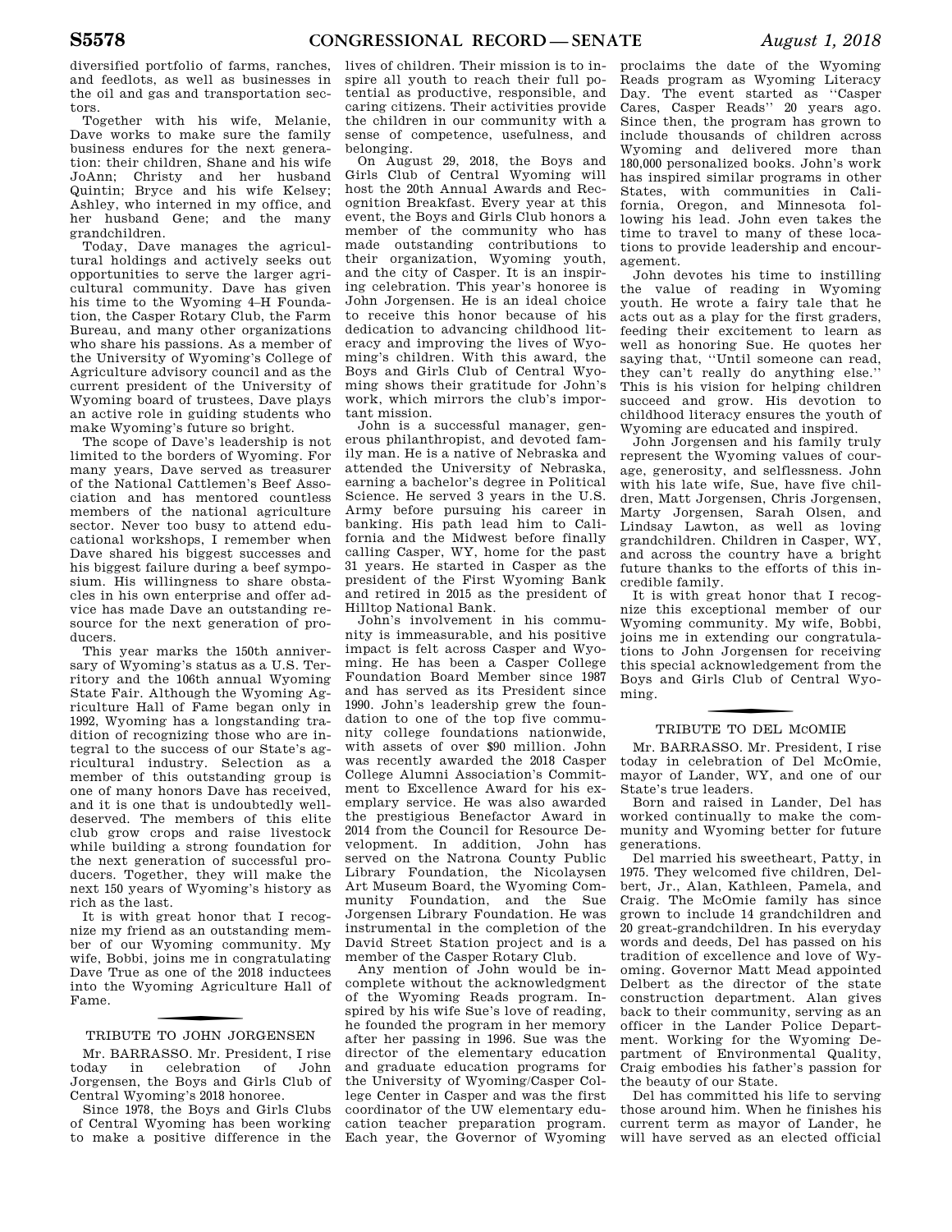diversified portfolio of farms, ranches, and feedlots, as well as businesses in the oil and gas and transportation sectors.

Together with his wife, Melanie, Dave works to make sure the family business endures for the next generation: their children, Shane and his wife JoAnn; Christy and her husband Quintin; Bryce and his wife Kelsey; Ashley, who interned in my office, and her husband Gene; and the many grandchildren.

Today, Dave manages the agricultural holdings and actively seeks out opportunities to serve the larger agricultural community. Dave has given his time to the Wyoming 4–H Foundation, the Casper Rotary Club, the Farm Bureau, and many other organizations who share his passions. As a member of the University of Wyoming's College of Agriculture advisory council and as the current president of the University of Wyoming board of trustees, Dave plays an active role in guiding students who make Wyoming's future so bright.

The scope of Dave's leadership is not limited to the borders of Wyoming. For many years, Dave served as treasurer of the National Cattlemen's Beef Association and has mentored countless members of the national agriculture sector. Never too busy to attend educational workshops, I remember when Dave shared his biggest successes and his biggest failure during a beef symposium. His willingness to share obstacles in his own enterprise and offer advice has made Dave an outstanding resource for the next generation of producers.

This year marks the 150th anniversary of Wyoming's status as a U.S. Territory and the 106th annual Wyoming State Fair. Although the Wyoming Agriculture Hall of Fame began only in 1992, Wyoming has a longstanding tradition of recognizing those who are integral to the success of our State's agricultural industry. Selection as a member of this outstanding group is one of many honors Dave has received, and it is one that is undoubtedly well-deserved. The members of this elite club grow crops and raise livestock while building a strong foundation for the next generation of successful producers. Together, they will make the next 150 years of Wyoming's history as rich as the last.

It is with great honor that I recognize my friend as an outstanding member of our Wyoming community. My wife, Bobbi, joins me in congratulating Dave True as one of the 2018 inductees into the Wyoming Agriculture Hall of Fame.

## TRIBUTE TO JOHN JORGENSEN

Mr. BARRASSO. Mr. President, I rise today in celebration of John Jorgensen, the Boys and Girls Club of Central Wyoming's 2018 honoree.

Since 1978, the Boys and Girls Clubs of Central Wyoming has been working to make a positive difference in the lives of children. Their mission is to inspire all youth to reach their full potential as productive, responsible, and caring citizens. Their activities provide the children in our community with a sense of competence, usefulness, and belonging.

On August 29, 2018, the Boys and Girls Club of Central Wyoming will host the 20th Annual Awards and Recognition Breakfast. Every year at this event, the Boys and Girls Club honors a member of the community who has made outstanding contributions to their organization, Wyoming youth, and the city of Casper. It is an inspiring celebration. This year's honoree is John Jorgensen. He is an ideal choice to receive this honor because of his dedication to advancing childhood literacy and improving the lives of Wyoming's children. With this award, the Boys and Girls Club of Central Wyoming shows their gratitude for John's work, which mirrors the club's important mission.

John is a successful manager, generous philanthropist, and devoted family man. He is a native of Nebraska and attended the University of Nebraska, earning a bachelor's degree in Political Science. He served 3 years in the U.S. Army before pursuing his career in banking. His path lead him to California and the Midwest before finally calling Casper, WY, home for the past 31 years. He started in Casper as the president of the First Wyoming Bank and retired in 2015 as the president of Hilltop National Bank.

John's involvement in his community is immeasurable, and his positive impact is felt across Casper and Wyoming. He has been a Casper College Foundation Board Member since 1987 and has served as its President since 1990. John's leadership grew the foundation to one of the top five community college foundations nationwide, with assets of over $90 million. John was recently awarded the 2018 Casper College Alumni Association's Commitment to Excellence Award for his exemplary service. He was also awarded the prestigious Benefactor Award in 2014 from the Council for Resource Development. In addition, John has served on the Natrona County Public Library Foundation, the Nicolaysen Art Museum Board, the Wyoming Community Foundation, and the Sue Jorgensen Library Foundation. He was instrumental in the completion of the David Street Station project and is a member of the Casper Rotary Club.

Any mention of John would be incomplete without the acknowledgment of the Wyoming Reads program. Inspired by his wife Sue's love of reading, he founded the program in her memory after her passing in 1996. Sue was the director of the elementary education and graduate education programs for the University of Wyoming/Casper College Center in Casper and was the first coordinator of the UW elementary education teacher preparation program. Each year, the Governor of Wyoming proclaims the date of the Wyoming Reads program as Wyoming Literacy Day. The event started as ''Casper Cares, Casper Reads'' 20 years ago. Since then, the program has grown to include thousands of children across Wyoming and delivered more than 180,000 personalized books. John's work has inspired similar programs in other States, with communities in California, Oregon, and Minnesota following his lead. John even takes the time to travel to many of these locations to provide leadership and encouragement.

John devotes his time to instilling the value of reading in Wyoming youth. He wrote a fairy tale that he acts out as a play for the first graders, feeding their excitement to learn as well as honoring Sue. He quotes her saying that, ''Until someone can read, they can't really do anything else.'' This is his vision for helping children succeed and grow. His devotion to childhood literacy ensures the youth of Wyoming are educated and inspired.

John Jorgensen and his family truly represent the Wyoming values of courage, generosity, and selflessness. John with his late wife, Sue, have five children, Matt Jorgensen, Chris Jorgensen, Marty Jorgensen, Sarah Olsen, and Lindsay Lawton, as well as loving grandchildren. Children in Casper, WY, and across the country have a bright future thanks to the efforts of this incredible family.

It is with great honor that I recognize this exceptional member of our Wyoming community. My wife, Bobbi, joins me in extending our congratulations to John Jorgensen for receiving this special acknowledgement from the Boys and Girls Club of Central Wyoming.

## TRIBUTE TO DEL McOMIE

Mr. BARRASSO. Mr. President, I rise today in celebration of Del McOmie, mayor of Lander, WY, and one of our State's true leaders.

Born and raised in Lander, Del has worked continually to make the community and Wyoming better for future generations.

Del married his sweetheart, Patty, in 1975. They welcomed five children, Delbert, Jr., Alan, Kathleen, Pamela, and Craig. The McOmie family has since grown to include 14 grandchildren and 20 great-grandchildren. In his everyday words and deeds, Del has passed on his tradition of excellence and love of Wyoming. Governor Matt Mead appointed Delbert as the director of the state construction department. Alan gives back to their community, serving as an officer in the Lander Police Department. Working for the Wyoming Department of Environmental Quality, Craig embodies his father's passion for the beauty of our State.

Del has committed his life to serving those around him. When he finishes his current term as mayor of Lander, he will have served as an elected official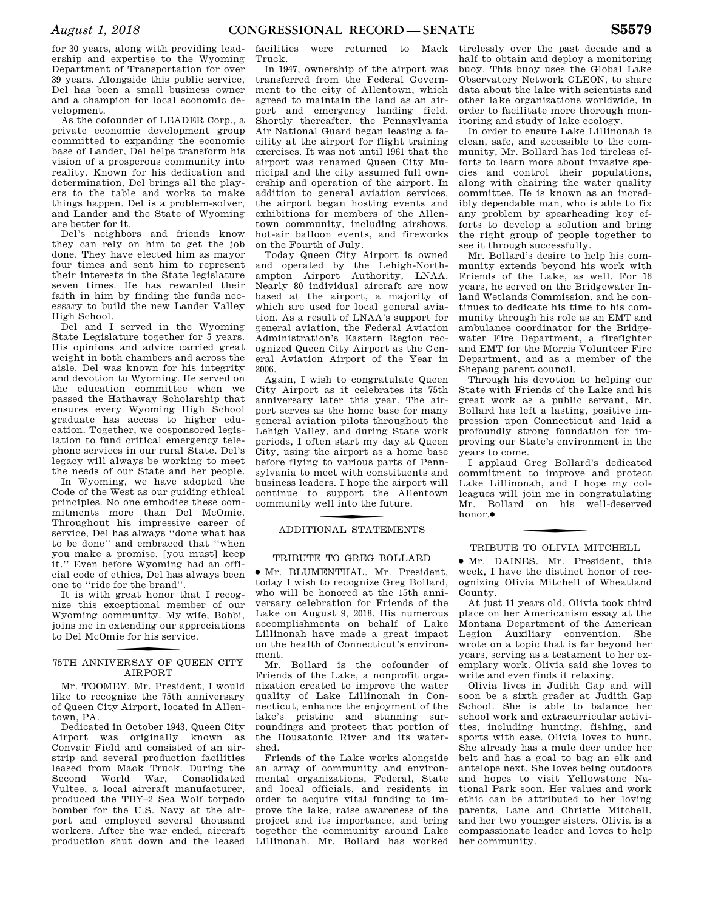for 30 years, along with providing leadership and expertise to the Wyoming Department of Transportation for over 39 years. Alongside this public service, Del has been a small business owner and a champion for local economic development.

As the cofounder of LEADER Corp., a private economic development group committed to expanding the economic base of Lander, Del helps transform his vision of a prosperous community into reality. Known for his dedication and determination, Del brings all the players to the table and works to make things happen. Del is a problem-solver, and Lander and the State of Wyoming are better for it.

Del's neighbors and friends know they can rely on him to get the job done. They have elected him as mayor four times and sent him to represent their interests in the State legislature seven times. He has rewarded their faith in him by finding the funds necessary to build the new Lander Valley High School.

Del and I served in the Wyoming State Legislature together for 5 years. His opinions and advice carried great weight in both chambers and across the aisle. Del was known for his integrity and devotion to Wyoming. He served on the education committee when we passed the Hathaway Scholarship that ensures every Wyoming High School graduate has access to higher education. Together, we cosponsored legislation to fund critical emergency telephone services in our rural State. Del's legacy will always be working to meet the needs of our State and her people.

In Wyoming, we have adopted the Code of the West as our guiding ethical principles. No one embodies these commitments more than Del McOmie. Throughout his impressive career of service, Del has always ''done what has to be done'' and embraced that ''when you make a promise, [you must] keep it.'' Even before Wyoming had an official code of ethics, Del has always been one to ''ride for the brand''.

It is with great honor that I recognize this exceptional member of our Wyoming community. My wife, Bobbi, joins me in extending our appreciations to Del McOmie for his service.

## 75TH ANNIVERSAY OF QUEEN CITY AIRPORT

Mr. TOOMEY. Mr. President, I would like to recognize the 75th anniversary of Queen City Airport, located in Allentown, PA.

Dedicated in October 1943, Queen City Airport was originally known as Convair Field and consisted of an airstrip and several production facilities leased from Mack Truck. During the Second World War, Consolidated Vultee, a local aircraft manufacturer, produced the TBY–2 Sea Wolf torpedo bomber for the U.S. Navy at the airport and employed several thousand workers. After the war ended, aircraft production shut down and the leased facilities were returned to Mack Truck.

In 1947, ownership of the airport was transferred from the Federal Government to the city of Allentown, which agreed to maintain the land as an airport and emergency landing field. Shortly thereafter, the Pennsylvania Air National Guard began leasing a facility at the airport for flight training exercises. It was not until 1961 that the airport was renamed Queen City Municipal and the city assumed full ownership and operation of the airport. In addition to general aviation services, the airport began hosting events and exhibitions for members of the Allentown community, including airshows, hot-air balloon events, and fireworks on the Fourth of July.

Today Queen City Airport is owned and operated by the Lehigh-Northampton Airport Authority, LNAA. Nearly 80 individual aircraft are now based at the airport, a majority of which are used for local general aviation. As a result of LNAA's support for general aviation, the Federal Aviation Administration's Eastern Region recognized Queen City Airport as the General Aviation Airport of the Year in 2006.

Again, I wish to congratulate Queen City Airport as it celebrates its 75th anniversary later this year. The airport serves as the home base for many general aviation pilots throughout the Lehigh Valley, and during State work periods, I often start my day at Queen City, using the airport as a home base before flying to various parts of Pennsylvania to meet with constituents and business leaders. I hope the airport will continue to support the Allentown community well into the future.

## ADDITIONAL STATEMENTS

### TRIBUTE TO GREG BOLLARD

● Mr. BLUMENTHAL. Mr. President, today I wish to recognize Greg Bollard, who will be honored at the 15th anniversary celebration for Friends of the Lake on August 9, 2018. His numerous accomplishments on behalf of Lake Lillinonah have made a great impact on the health of Connecticut's environment.

Mr. Bollard is the cofounder of Friends of the Lake, a nonprofit organization created to improve the water quality of Lake Lillinonah in Connecticut, enhance the enjoyment of the lake's pristine and stunning surroundings and protect that portion of the Housatonic River and its watershed.

Friends of the Lake works alongside an array of community and environmental organizations, Federal, State and local officials, and residents in order to acquire vital funding to improve the lake, raise awareness of the project and its importance, and bring together the community around Lake Lillinonah. Mr. Bollard has worked tirelessly over the past decade and a half to obtain and deploy a monitoring buoy. This buoy uses the Global Lake Observatory Network GLEON, to share data about the lake with scientists and other lake organizations worldwide, in order to facilitate more thorough monitoring and study of lake ecology.

In order to ensure Lake Lillinonah is clean, safe, and accessible to the community, Mr. Bollard has led tireless efforts to learn more about invasive species and control their populations, along with chairing the water quality committee. He is known as an incredibly dependable man, who is able to fix any problem by spearheading key efforts to develop a solution and bring the right group of people together to see it through successfully.

Mr. Bollard's desire to help his community extends beyond his work with Friends of the Lake, as well. For 16 years, he served on the Bridgewater Inland Wetlands Commission, and he continues to dedicate his time to his community through his role as an EMT and ambulance coordinator for the Bridgewater Fire Department, a firefighter and EMT for the Morris Volunteer Fire Department, and as a member of the Shepaug parent council.

Through his devotion to helping our State with Friends of the Lake and his great work as a public servant, Mr. Bollard has left a lasting, positive impression upon Connecticut and laid a profoundly strong foundation for improving our State's environment in the years to come.

I applaud Greg Bollard's dedicated commitment to improve and protect Lake Lillinonah, and I hope my colleagues will join me in congratulating Mr. Bollard on his well-deserved honor.●

### TRIBUTE TO OLIVIA MITCHELL

● Mr. DAINES. Mr. President, this week, I have the distinct honor of recognizing Olivia Mitchell of Wheatland County.

At just 11 years old, Olivia took third place on her Americanism essay at the Montana Department of the American Legion Auxiliary convention. She wrote on a topic that is far beyond her years, serving as a testament to her exemplary work. Olivia said she loves to write and even finds it relaxing.

Olivia lives in Judith Gap and will soon be a sixth grader at Judith Gap School. She is able to balance her school work and extracurricular activities, including hunting, fishing, and sports with ease. Olivia loves to hunt. She already has a mule deer under her belt and has a goal to bag an elk and antelope next. She loves being outdoors and hopes to visit Yellowstone National Park soon. Her values and work ethic can be attributed to her loving parents, Lane and Christie Mitchell, and her two younger sisters. Olivia is a compassionate leader and loves to help her community.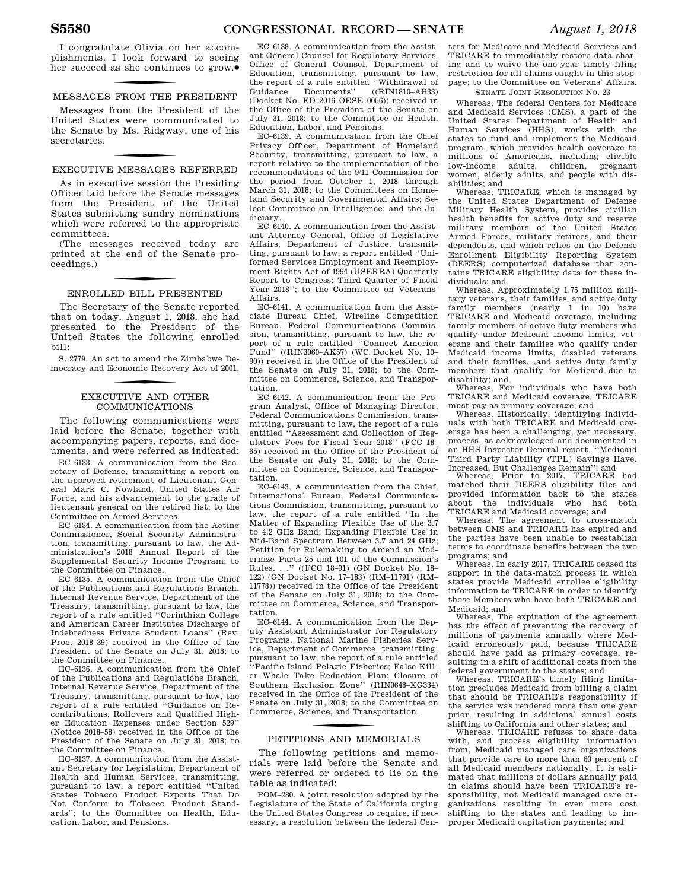I congratulate Olivia on her accomplishments. I look forward to seeing her succeed as she continues to grow.●

## MESSAGES FROM THE PRESIDENT

Messages from the President of the United States were communicated to the Senate by Ms. Ridgway, one of his secretaries.

## EXECUTIVE MESSAGES REFERRED

As in executive session the Presiding Officer laid before the Senate messages from the President of the United States submitting sundry nominations which were referred to the appropriate committees.

(The messages received today are printed at the end of the Senate proceedings.)

## ENROLLED BILL PRESENTED

The Secretary of the Senate reported that on today, August 1, 2018, she had presented to the President of the United States the following enrolled bill:

S. 2779. An act to amend the Zimbabwe Democracy and Economic Recovery Act of 2001.

## EXECUTIVE AND OTHER COMMUNICATIONS

The following communications were laid before the Senate, together with accompanying papers, reports, and documents, and were referred as indicated:

EC–6133. A communication from the Secretary of Defense, transmitting a report on the approved retirement of Lieutenant General Mark C. Nowland, United States Air Force, and his advancement to the grade of lieutenant general on the retired list; to the Committee on Armed Services.

EC–6134. A communication from the Acting Commissioner, Social Security Administration, transmitting, pursuant to law, the Administration's 2018 Annual Report of the Supplemental Security Income Program; to the Committee on Finance.

EC–6135. A communication from the Chief of the Publications and Regulations Branch, Internal Revenue Service, Department of the Treasury, transmitting, pursuant to law, the report of a rule entitled ''Corinthian College and American Career Institutes Discharge of Indebtedness Private Student Loans'' (Rev. Proc. 2018–39) received in the Office of the President of the Senate on July 31, 2018; to the Committee on Finance.

EC–6136. A communication from the Chief of the Publications and Regulations Branch, Internal Revenue Service, Department of the Treasury, transmitting, pursuant to law, the report of a rule entitled ''Guidance on Recontributions, Rollovers and Qualified Higher Education Expenses under Section 529'' (Notice 2018–58) received in the Office of the President of the Senate on July 31, 2018; to the Committee on Finance.

EC–6137. A communication from the Assistant Secretary for Legislation, Department of Health and Human Services, transmitting, pursuant to law, a report entitled ''United States Tobacco Product Exports That Do Not Conform to Tobacco Product Standards''; to the Committee on Health, Education, Labor, and Pensions.

EC–6138. A communication from the Assistant General Counsel for Regulatory Services, Office of General Counsel, Department of Education, transmitting, pursuant to law, the report of a rule entitled ''Withdrawal of Guidance Documents'' ((RIN1810–AB33) (Docket No. ED–2016–OESE–0056)) received in the Office of the President of the Senate on July 31, 2018; to the Committee on Health, Education, Labor, and Pensions.

EC–6139. A communication from the Chief Privacy Officer, Department of Homeland Security, transmitting, pursuant to law, a report relative to the implementation of the recommendations of the 9/11 Commission for the period from October 1, 2018 through March 31, 2018; to the Committees on Homeland Security and Governmental Affairs; Select Committee on Intelligence; and the Judiciary.

EC–6140. A communication from the Assistant Attorney General, Office of Legislative Affairs, Department of Justice, transmitting, pursuant to law, a report entitled ''Uniformed Services Employment and Reemployment Rights Act of 1994 (USERRA) Quarterly Report to Congress; Third Quarter of Fiscal Year 2018''; to the Committee on Veterans' Affairs.

EC–6141. A communication from the Associate Bureau Chief, Wireline Competition Bureau, Federal Communications Commission, transmitting, pursuant to law, the report of a rule entitled ''Connect America Fund'' ((RIN3060–AK57) (WC Docket No, 10–90)) received in the Office of the President of the Senate on July 31, 2018; to the Committee on Commerce, Science, and Transportation.

EC–6142. A communication from the Program Analyst, Office of Managing Director, Federal Communications Commission, transmitting, pursuant to law, the report of a rule entitled ''Assessment and Collection of Regulatory Fees for Fiscal Year 2018'' (FCC 18–65) received in the Office of the President of the Senate on July 31, 2018; to the Committee on Commerce, Science, and Transportation.

EC–6143. A communication from the Chief, International Bureau, Federal Communications Commission, transmitting, pursuant to law, the report of a rule entitled ''In the Matter of Expanding Flexible Use of the 3.7 to 4.2 GHz Band; Expanding Flexible Use in Mid-Band Spectrum Between 3.7 and 24 GHz; Petition for Rulemaking to Amend an Modernize Parts 25 and 101 of the Commission's Rules. . .'' ((FCC 18–91) (GN Docket No. 18–122) (GN Docket No. 17–183) (RM–11791) (RM–11778)) received in the Office of the President of the Senate on July 31, 2018; to the Committee on Commerce, Science, and Transportation.

EC–6144. A communication from the Deputy Assistant Administrator for Regulatory Programs, National Marine Fisheries Service, Department of Commerce, transmitting, pursuant to law, the report of a rule entitled ''Pacific Island Pelagic Fisheries; False Killer Whale Take Reduction Plan; Closure of Southern Exclusion Zone'' (RIN0648–XG334) received in the Office of the President of the Senate on July 31, 2018; to the Committee on Commerce, Science, and Transportation.

## PETITIONS AND MEMORIALS

The following petitions and memorials were laid before the Senate and were referred or ordered to lie on the table as indicated:

POM–280. A joint resolution adopted by the Legislature of the State of California urging the United States Congress to require, if necessary, a resolution between the federal Centers for Medicare and Medicaid Services and TRICARE to immediately restore data sharing and to waive the one-year timely filing restriction for all claims caught in this stoppage; to the Committee on Veterans' Affairs.

SENATE JOINT RESOLUTION NO. 23

Whereas, The federal Centers for Medicare and Medicaid Services (CMS), a part of the United States Department of Health and Human Services (HHS), works with the states to fund and implement the Medicaid program, which provides health coverage to millions of Americans, including eligible low-income adults, children, pregnant women, elderly adults, and people with disabilities; and

Whereas, TRICARE, which is managed by the United States Department of Defense Military Health System, provides civilian health benefits for active duty and reserve military members of the United States Armed Forces, military retirees, and their dependents, and which relies on the Defense Enrollment Eligibility Reporting System (DEERS) computerized database that contains TRICARE eligibility data for these individuals; and

Whereas, Approximately 1.75 million military veterans, their families, and active duty family members (nearly 1 in 10) have TRICARE and Medicaid coverage, including family members of active duty members who qualify under Medicaid income limits, veterans and their families who qualify under Medicaid income limits, disabled veterans and their families, ,and active duty family members that qualify for Medicaid due to disability; and

Whereas, For individuals who have both TRICARE and Medicaid coverage, TRICARE must pay as primary coverage; and

Whereas, Historically, identifying individuals with both TRICARE and Medicaid coverage has been a challenging, yet necessary, process, as acknowledged and documented in an HHS Inspector General report, ''Medicaid Third Party Liability (TPL) Savings Have. Increased, But Challenges Remain''; and

Whereas, Prior to 2017, TRICARE had matched their DEERS eligibility files and provided information back to the states about the individuals who had both TRICARE and Medicaid coverage; and

Whereas, The agreement to cross-match between CMS and TRICARE has expired and the parties have been unable to reestablish terms to coordinate benefits between the two programs; and

Whereas, In early 2017, TRICARE ceased its support in the data-match process in which states provide Medicaid enrollee eligibility information to TRICARE in order to identify those Members who have both TRICARE and Medicaid; and

Whereas, The expiration of the agreement has the effect of preventing the recovery of millions of payments annually where Medicaid erroneously paid, because TRICARE should have paid as primary coverage, resulting in a shift of additional costs from the federal government to the states; and

Whereas, TRICARE's timely filing limitation precludes Medicaid from billing a claim that should be TRICARE's responsibility if the service was rendered more than one year prior, resulting in additional annual costs shifting to California and other states; and

Whereas, TRICARE refuses to share data with, and process eligibility information from, Medicaid managed care organizations that provide care to more than 60 percent of all Medicaid members nationally. It is estimated that millions of dollars annually paid in claims should have been TRICARE's responsibility, not Medicaid managed care organizations resulting in even more cost shifting to the states and leading to improper Medicaid capitation payments; and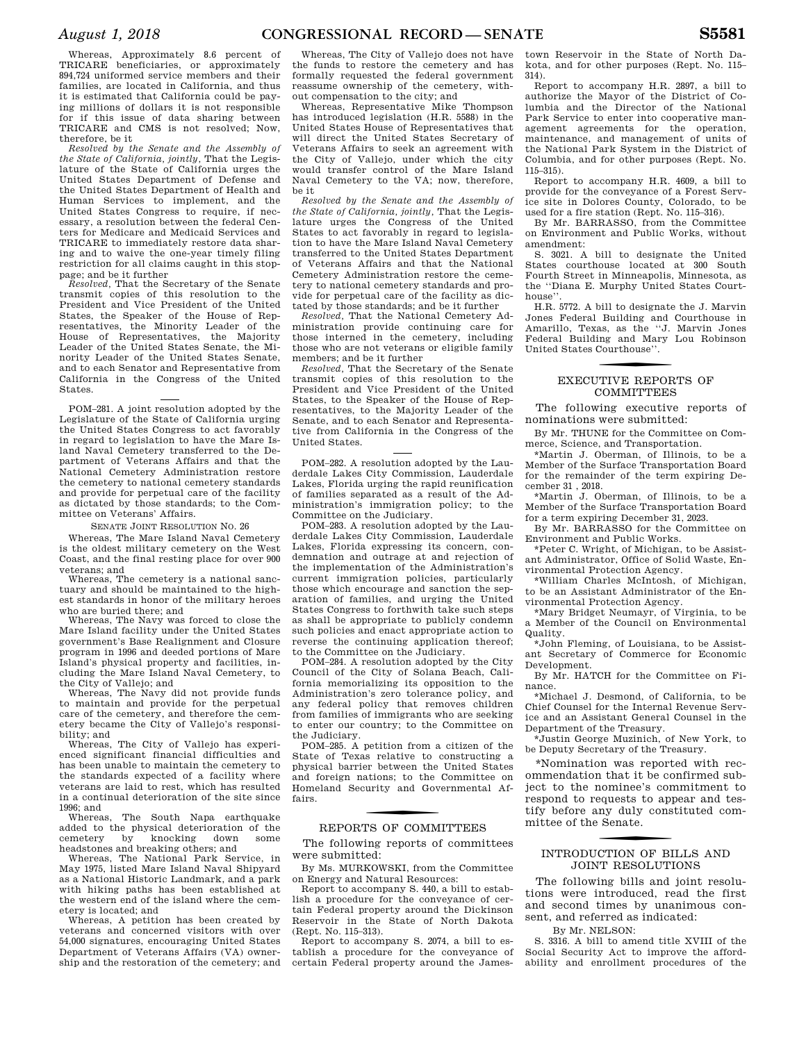Whereas, Approximately 8.6 percent of TRICARE beneficiaries, or approximately 894,724 uniformed service members and their families, are located in California, and thus it is estimated that California could be paying millions of dollars it is not responsible for if this issue of data sharing between TRICARE and CMS is not resolved; Now, therefore, be it

*Resolved by the Senate and the Assembly of the State of California, jointly*, That the Legislature of the State of California urges the United States Department of Defense and the United States Department of Health and Human Services to implement, and the United States Congress to require, if necessary, a resolution between the federal Centers for Medicare and Medicaid Services and TRICARE to immediately restore data sharing and to waive the one-year timely filing restriction for all claims caught in this stoppage; and be it further

*Resolved*, That the Secretary of the Senate transmit copies of this resolution to the President and Vice President of the United States, the Speaker of the House of Representatives, the Minority Leader of the House of Representatives, the Majority Leader of the United States Senate, the Minority Leader of the United States Senate, and to each Senator and Representative from California in the Congress of the United States.

---

POM–281. A joint resolution adopted by the Legislature of the State of California urging the United States Congress to act favorably in regard to legislation to have the Mare Island Naval Cemetery transferred to the Department of Veterans Affairs and that the National Cemetery Administration restore the cemetery to national cemetery standards and provide for perpetual care of the facility as dictated by those standards; to the Committee on Veterans' Affairs.

SENATE JOINT RESOLUTION NO. 26

Whereas, The Mare Island Naval Cemetery is the oldest military cemetery on the West Coast, and the final resting place for over 900 veterans; and

Whereas, The cemetery is a national sanctuary and should be maintained to the highest standards in honor of the military heroes who are buried there; and

Whereas, The Navy was forced to close the Mare Island facility under the United States government's Base Realignment and Closure program in 1996 and deeded portions of Mare Island's physical property and facilities, including the Mare Island Naval Cemetery, to the City of Vallejo; and

Whereas, The Navy did not provide funds to maintain and provide for the perpetual care of the cemetery, and therefore the cemetery became the City of Vallejo's responsibility; and

Whereas, The City of Vallejo has experienced significant financial difficulties and has been unable to maintain the cemetery to the standards expected of a facility where veterans are laid to rest, which has resulted in a continual deterioration of the site since 1996; and

Whereas, The South Napa earthquake added to the physical deterioration of the cemetery by knocking down some headstones and breaking others; and

Whereas, The National Park Service, in May 1975, listed Mare Island Naval Shipyard as a National Historic Landmark, and a park with hiking paths has been established at the western end of the island where the cemetery is located; and

Whereas, A petition has been created by veterans and concerned visitors with over 54,000 signatures, encouraging United States Department of Veterans Affairs (VA) ownership and the restoration of the cemetery; and

Whereas, The City of Vallejo does not have the funds to restore the cemetery and has formally requested the federal government reassume ownership of the cemetery, without compensation to the city; and

Whereas, Representative Mike Thompson has introduced legislation (H.R. 5588) in the United States House of Representatives that will direct the United States Secretary of Veterans Affairs to seek an agreement with the City of Vallejo, under which the city would transfer control of the Mare Island Naval Cemetery to the VA; now, therefore, be it

*Resolved by the Senate and the Assembly of the State of California, jointly*, That the Legislature urges the Congress of the United States to act favorably in regard to legislation to have the Mare Island Naval Cemetery transferred to the United States Department of Veterans Affairs and that the National Cemetery Administration restore the cemetery to national cemetery standards and provide for perpetual care of the facility as dictated by those standards; and be it further

*Resolved*, That the National Cemetery Administration provide continuing care for those interned in the cemetery, including those who are not veterans or eligible family members; and be it further

*Resolved*, That the Secretary of the Senate transmit copies of this resolution to the President and Vice President of the United States, to the Speaker of the House of Representatives, to the Majority Leader of the Senate, and to each Senator and Representative from California in the Congress of the United States.

---

POM–282. A resolution adopted by the Lauderdale Lakes City Commission, Lauderdale Lakes, Florida urging the rapid reunification of families separated as a result of the Administration's immigration policy; to the Committee on the Judiciary.

POM–283. A resolution adopted by the Lauderdale Lakes City Commission, Lauderdale Lakes, Florida expressing its concern, condemnation and outrage at and rejection of the implementation of the Administration's current immigration policies, particularly those which encourage and sanction the separation of families, and urging the United States Congress to forthwith take such steps as shall be appropriate to publicly condemn such policies and enact appropriate action to reverse the continuing application thereof; to the Committee on the Judiciary.

POM–284. A resolution adopted by the City Council of the City of Solana Beach, California memorializing its opposition to the Administration's zero tolerance policy, and any federal policy that removes children from families of immigrants who are seeking to enter our country; to the Committee on the Judiciary.

POM–285. A petition from a citizen of the State of Texas relative to constructing a physical barrier between the United States and foreign nations; to the Committee on Homeland Security and Governmental Affairs.

## REPORTS OF COMMITTEES

The following reports of committees were submitted:

By Ms. MURKOWSKI, from the Committee on Energy and Natural Resources:

Report to accompany S. 440, a bill to establish a procedure for the conveyance of certain Federal property around the Dickinson Reservoir in the State of North Dakota (Rept. No. 115–313).

Report to accompany S. 2074, a bill to establish a procedure for the conveyance of certain Federal property around the Jamestown Reservoir in the State of North Dakota, and for other purposes (Rept. No. 115–314).

Report to accompany H.R. 2897, a bill to authorize the Mayor of the District of Columbia and the Director of the National Park Service to enter into cooperative management agreements for the operation, maintenance, and management of units of the National Park System in the District of Columbia, and for other purposes (Rept. No. 115–315).

Report to accompany H.R. 4609, a bill to provide for the conveyance of a Forest Service site in Dolores County, Colorado, to be used for a fire station (Rept. No. 115–316).

By Mr. BARRASSO, from the Committee on Environment and Public Works, without amendment:

S. 3021. A bill to designate the United States courthouse located at 300 South Fourth Street in Minneapolis, Minnesota, as the ''Diana E. Murphy United States Courthouse''.

H.R. 5772. A bill to designate the J. Marvin Jones Federal Building and Courthouse in Amarillo, Texas, as the ''J. Marvin Jones Federal Building and Mary Lou Robinson United States Courthouse''.

## EXECUTIVE REPORTS OF COMMITTEES

The following executive reports of nominations were submitted:

By Mr. THUNE for the Committee on Commerce, Science, and Transportation.

*Martin J. Oberman, of Illinois, to be a Member of the Surface Transportation Board for the remainder of the term expiring December 31 , 2018.

*Martin J. Oberman, of Illinois, to be a Member of the Surface Transportation Board for a term expiring December 31, 2023.

By Mr. BARRASSO for the Committee on Environment and Public Works.

*Peter C. Wright, of Michigan, to be Assistant Administrator, Office of Solid Waste, Environmental Protection Agency.

*William Charles McIntosh, of Michigan, to be an Assistant Administrator of the Environmental Protection Agency.

*Mary Bridget Neumayr, of Virginia, to be a Member of the Council on Environmental Quality.

*John Fleming, of Louisiana, to be Assistant Secretary of Commerce for Economic Development.

By Mr. HATCH for the Committee on Finance.

*Michael J. Desmond, of California, to be Chief Counsel for the Internal Revenue Service and an Assistant General Counsel in the Department of the Treasury.

*Justin George Muzinich, of New York, to be Deputy Secretary of the Treasury.

*Nomination was reported with recommendation that it be confirmed subject to the nominee's commitment to respond to requests to appear and testify before any duly constituted committee of the Senate.

## INTRODUCTION OF BILLS AND JOINT RESOLUTIONS

The following bills and joint resolutions were introduced, read the first and second times by unanimous consent, and referred as indicated:

By Mr. NELSON:

S. 3316. A bill to amend title XVIII of the Social Security Act to improve the affordability and enrollment procedures of the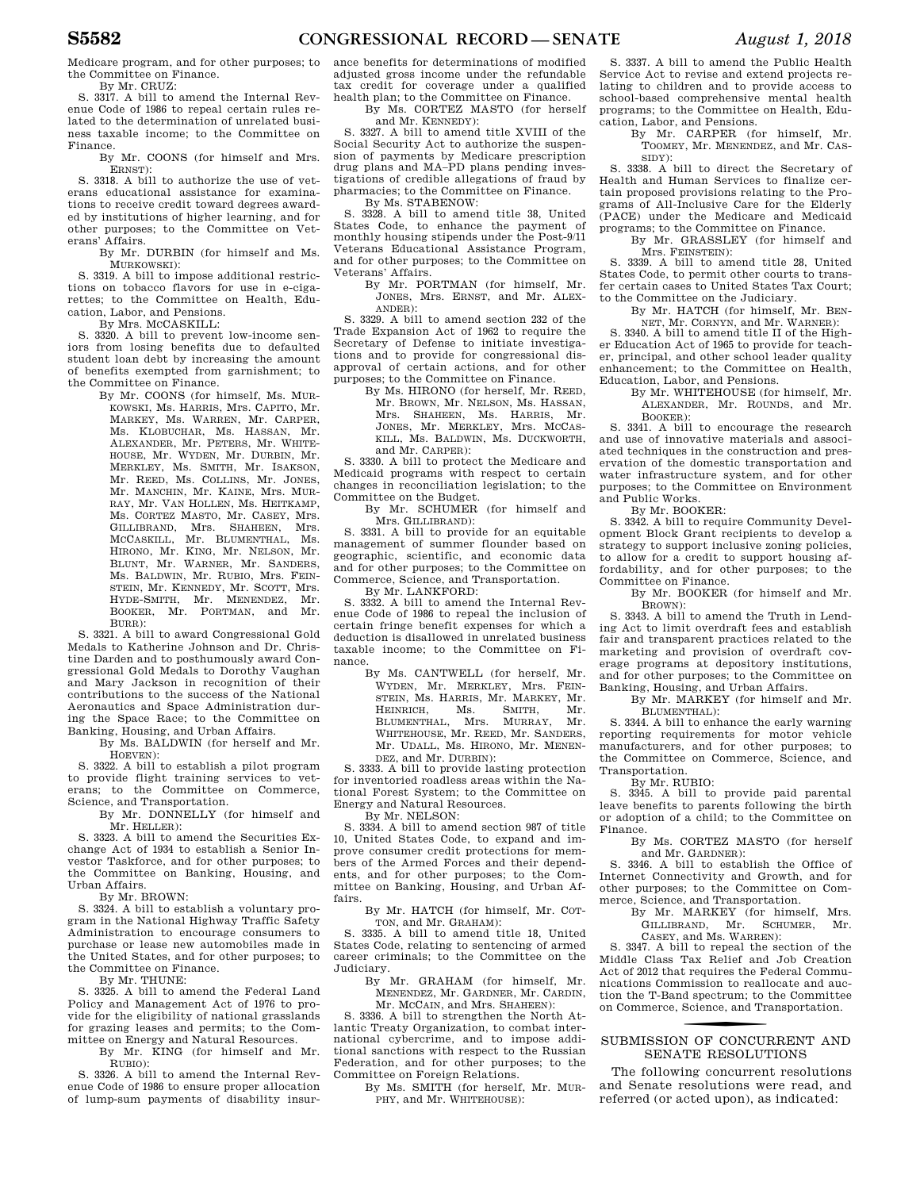Medicare program, and for other purposes; to the Committee on Finance.

By Mr. CRUZ:

S. 3317. A bill to amend the Internal Revenue Code of 1986 to repeal certain rules related to the determination of unrelated business taxable income; to the Committee on Finance.

By Mr. COONS (for himself and Mrs. ERNST):

S. 3318. A bill to authorize the use of veterans educational assistance for examinations to receive credit toward degrees awarded by institutions of higher learning, and for other purposes; to the Committee on Veterans' Affairs.

By Mr. DURBIN (for himself and Ms. MURKOWSKI):

S. 3319. A bill to impose additional restrictions on tobacco flavors for use in e-cigarettes; to the Committee on Health, Education, Labor, and Pensions.

By Mrs. MCCASKILL:

S. 3320. A bill to prevent low-income seniors from losing benefits due to defaulted student loan debt by increasing the amount of benefits exempted from garnishment; to the Committee on Finance.

By Mr. COONS (for himself, Ms. MURKOWSKI, Ms. HARRIS, Mrs. CAPITO, Mr. MARKEY, Ms. WARREN, Mr. CARPER, Ms. KLOBUCHAR, Ms. HASSAN, Mr. ALEXANDER, Mr. PETERS, Mr. WHITEHOUSE, Mr. WYDEN, Mr. DURBIN, Mr. MERKLEY, Ms. SMITH, Mr. ISAKSON, Mr. REED, Ms. COLLINS, Mr. JONES, Mr. MANCHIN, Mr. KAINE, Mrs. MURRAY, Mr. VAN HOLLEN, Ms. HEITKAMP, Ms. CORTEZ MASTO, Mr. CASEY, Mrs. GILLIBRAND, Mrs. SHAHEEN, Mrs. MCCASKILL, Mr. BLUMENTHAL, Ms. HIRONO, Mr. KING, Mr. NELSON, Mr. BLUNT, Mr. WARNER, Mr. SANDERS, Ms. BALDWIN, Mr. RUBIO, Mrs. FEINSTEIN, Mr. KENNEDY, Mr. SCOTT, Mrs. HYDE-SMITH, Mr. MENENDEZ, Mr. BOOKER, Mr. PORTMAN, and Mr. BURR):

S. 3321. A bill to award Congressional Gold Medals to Katherine Johnson and Dr. Christine Darden and to posthumously award Congressional Gold Medals to Dorothy Vaughan and Mary Jackson in recognition of their contributions to the success of the National Aeronautics and Space Administration during the Space Race; to the Committee on Banking, Housing, and Urban Affairs.

By Ms. BALDWIN (for herself and Mr. HOEVEN):

S. 3322. A bill to establish a pilot program to provide flight training services to veterans; to the Committee on Commerce, Science, and Transportation.

By Mr. DONNELLY (for himself and Mr. HELLER):

S. 3323. A bill to amend the Securities Exchange Act of 1934 to establish a Senior Investor Taskforce, and for other purposes; to the Committee on Banking, Housing, and Urban Affairs.

By Mr. BROWN:

S. 3324. A bill to establish a voluntary program in the National Highway Traffic Safety Administration to encourage consumers to purchase or lease new automobiles made in the United States, and for other purposes; to the Committee on Finance.

By Mr. THUNE:

S. 3325. A bill to amend the Federal Land Policy and Management Act of 1976 to provide for the eligibility of national grasslands for grazing leases and permits; to the Committee on Energy and Natural Resources.

By Mr. KING (for himself and Mr. RUBIO):

S. 3326. A bill to amend the Internal Revenue Code of 1986 to ensure proper allocation of lump-sum payments of disability insurance benefits for determinations of modified adjusted gross income under the refundable tax credit for coverage under a qualified health plan; to the Committee on Finance.

By Ms. CORTEZ MASTO (for herself and Mr. KENNEDY):

S. 3327. A bill to amend title XVIII of the Social Security Act to authorize the suspension of payments by Medicare prescription drug plans and MA–PD plans pending investigations of credible allegations of fraud by pharmacies; to the Committee on Finance.

By Ms. STABENOW:

S. 3328. A bill to amend title 38, United States Code, to enhance the payment of monthly housing stipends under the Post-9/11 Veterans Educational Assistance Program, and for other purposes; to the Committee on Veterans' Affairs.

By Mr. PORTMAN (for himself, Mr. JONES, Mrs. ERNST, and Mr. ALEXANDER):

S. 3329. A bill to amend section 232 of the Trade Expansion Act of 1962 to require the Secretary of Defense to initiate investigations and to provide for congressional disapproval of certain actions, and for other purposes; to the Committee on Finance.

By Ms. HIRONO (for herself, Mr. REED, Mr. BROWN, Mr. NELSON, Ms. HASSAN, Mrs. SHAHEEN, Ms. HARRIS, Mr. JONES, Mr. MERKLEY, Mrs. MCCASKILL, Ms. BALDWIN, Ms. DUCKWORTH, and Mr. CARPER):

S. 3330. A bill to protect the Medicare and Medicaid programs with respect to certain changes in reconciliation legislation; to the Committee on the Budget.

By Mr. SCHUMER (for himself and Mrs. GILLIBRAND):

S. 3331. A bill to provide for an equitable management of summer flounder based on geographic, scientific, and economic data and for other purposes; to the Committee on Commerce, Science, and Transportation.

By Mr. LANKFORD:

S. 3332. A bill to amend the Internal Revenue Code of 1986 to repeal the inclusion of certain fringe benefit expenses for which a deduction is disallowed in unrelated business taxable income; to the Committee on Finance.

By Ms. CANTWELL (for herself, Mr. WYDEN, Mr. MERKLEY, Mrs. FEINSTEIN, Ms. HARRIS, Mr. MARKEY, Mr. HEINRICH, Ms. SMITH, Mr. BLUMENTHAL, Mrs. MURRAY, Mr. WHITEHOUSE, Mr. REED, Mr. SANDERS, Mr. UDALL, Ms. HIRONO, Mr. MENENDEZ, and Mr. DURBIN):

S. 3333. A bill to provide lasting protection for inventoried roadless areas within the National Forest System; to the Committee on Energy and Natural Resources.

By Mr. NELSON:

S. 3334. A bill to amend section 987 of title 10, United States Code, to expand and improve consumer credit protections for members of the Armed Forces and their dependents, and for other purposes; to the Committee on Banking, Housing, and Urban Affairs.

By Mr. HATCH (for himself, Mr. COTTON, and Mr. GRAHAM):

S. 3335. A bill to amend title 18, United States Code, relating to sentencing of armed career criminals; to the Committee on the Judiciary.

By Mr. GRAHAM (for himself, Mr. MENENDEZ, Mr. GARDNER, Mr. CARDIN, Mr. MCCAIN, and Mrs. SHAHEEN):

S. 3336. A bill to strengthen the North Atlantic Treaty Organization, to combat international cybercrime, and to impose additional sanctions with respect to the Russian Federation, and for other purposes; to the Committee on Foreign Relations.

By Ms. SMITH (for herself, Mr. MURPHY, and Mr. WHITEHOUSE):

S. 3337. A bill to amend the Public Health Service Act to revise and extend projects relating to children and to provide access to school-based comprehensive mental health programs; to the Committee on Health, Education, Labor, and Pensions.

By Mr. CARPER (for himself, Mr. TOOMEY, Mr. MENENDEZ, and Mr. CASSIDY):

S. 3338. A bill to direct the Secretary of Health and Human Services to finalize certain proposed provisions relating to the Programs of All-Inclusive Care for the Elderly (PACE) under the Medicare and Medicaid programs; to the Committee on Finance.

By Mr. GRASSLEY (for himself and Mrs. FEINSTEIN):

S. 3339. A bill to amend title 28, United States Code, to permit other courts to transfer certain cases to United States Tax Court; to the Committee on the Judiciary.

By Mr. HATCH (for himself, Mr. BENNET, Mr. CORNYN, and Mr. WARNER):

S. 3340. A bill to amend title II of the Higher Education Act of 1965 to provide for teacher, principal, and other school leader quality enhancement; to the Committee on Health, Education, Labor, and Pensions.

By Mr. WHITEHOUSE (for himself, Mr. ALEXANDER, Mr. ROUNDS, and Mr. BOOKER):

S. 3341. A bill to encourage the research and use of innovative materials and associated techniques in the construction and preservation of the domestic transportation and water infrastructure system, and for other purposes; to the Committee on Environment and Public Works.

By Mr. BOOKER:

S. 3342. A bill to require Community Development Block Grant recipients to develop a strategy to support inclusive zoning policies, to allow for a credit to support housing affordability, and for other purposes; to the Committee on Finance.

By Mr. BOOKER (for himself and Mr. BROWN):

S. 3343. A bill to amend the Truth in Lending Act to limit overdraft fees and establish fair and transparent practices related to the marketing and provision of overdraft coverage programs at depository institutions, and for other purposes; to the Committee on Banking, Housing, and Urban Affairs.

By Mr. MARKEY (for himself and Mr. BLUMENTHAL):

S. 3344. A bill to enhance the early warning reporting requirements for motor vehicle manufacturers, and for other purposes; to the Committee on Commerce, Science, and Transportation.

By Mr. RUBIO:

S. 3345. A bill to provide paid parental leave benefits to parents following the birth or adoption of a child; to the Committee on Finance.

By Ms. CORTEZ MASTO (for herself and Mr. GARDNER):

S. 3346. A bill to establish the Office of Internet Connectivity and Growth, and for other purposes; to the Committee on Commerce, Science, and Transportation.

By Mr. MARKEY (for himself, Mrs. GILLIBRAND, Mr. SCHUMER, Mr. CASEY, and Ms. WARREN):

S. 3347. A bill to repeal the section of the Middle Class Tax Relief and Job Creation Act of 2012 that requires the Federal Communications Commission to reallocate and auction the T-Band spectrum; to the Committee on Commerce, Science, and Transportation.

## SUBMISSION OF CONCURRENT AND SENATE RESOLUTIONS

The following concurrent resolutions and Senate resolutions were read, and referred (or acted upon), as indicated: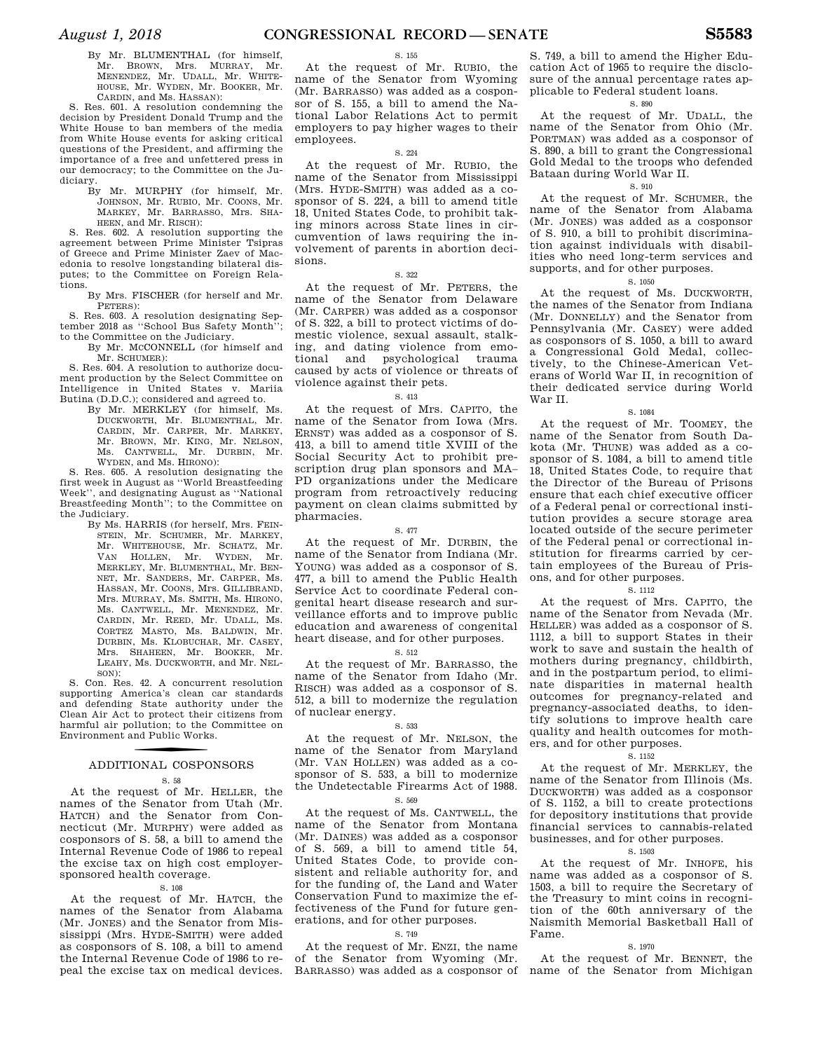By Mr. BLUMENTHAL (for himself, Mr. BROWN, Mrs. MURRAY, Mr. MENENDEZ, Mr. UDALL, Mr. WHITEHOUSE, Mr. WYDEN, Mr. BOOKER, Mr. CARDIN, and Ms. HASSAN):

S. Res. 601. A resolution condemning the decision by President Donald Trump and the White House to ban members of the media from White House events for asking critical questions of the President, and affirming the importance of a free and unfettered press in our democracy; to the Committee on the Judiciary.

By Mr. MURPHY (for himself, Mr. JOHNSON, Mr. RUBIO, Mr. COONS, Mr. MARKEY, Mr. BARRASSO, Mrs. SHAHEEN, and Mr. RISCH):

S. Res. 602. A resolution supporting the agreement between Prime Minister Tsipras of Greece and Prime Minister Zaev of Macedonia to resolve longstanding bilateral disputes; to the Committee on Foreign Relations.

By Mrs. FISCHER (for herself and Mr. PETERS):

S. Res. 603. A resolution designating September 2018 as ''School Bus Safety Month''; to the Committee on the Judiciary.

By Mr. MCCONNELL (for himself and Mr. SCHUMER):

S. Res. 604. A resolution to authorize document production by the Select Committee on Intelligence in United States v. Mariia Butina (D.D.C.); considered and agreed to.

By Mr. MERKLEY (for himself, Ms. DUCKWORTH, Mr. BLUMENTHAL, Mr. CARDIN, Mr. CARPER, Mr. MARKEY, Mr. BROWN, Mr. KING, Mr. NELSON, Ms. CANTWELL, Mr. DURBIN, Mr. WYDEN, and Ms. HIRONO):

S. Res. 605. A resolution designating the first week in August as ''World Breastfeeding Week'', and designating August as ''National Breastfeeding Month''; to the Committee on the Judiciary.

By Ms. HARRIS (for herself, Mrs. FEINSTEIN, Mr. SCHUMER, Mr. MARKEY, Mr. WHITEHOUSE, Mr. SCHATZ, Mr. VAN HOLLEN, Mr. WYDEN, Mr. MERKLEY, Mr. BLUMENTHAL, Mr. BENNET, Mr. SANDERS, Mr. CARPER, Ms. HASSAN, Mr. COONS, Mrs. GILLIBRAND, Mrs. MURRAY, Ms. SMITH, Ms. HIRONO, Ms. CANTWELL, Mr. MENENDEZ, Mr. CARDIN, Mr. REED, Mr. UDALL, Ms. CORTEZ MASTO, Ms. BALDWIN, Mr. DURBIN, Ms. KLOBUCHAR, Mr. CASEY, Mrs. SHAHEEN, Mr. BOOKER, Mr. LEAHY, Ms. DUCKWORTH, and Mr. NELSON):

S. Con. Res. 42. A concurrent resolution supporting America's clean car standards and defending State authority under the Clean Air Act to protect their citizens from harmful air pollution; to the Committee on Environment and Public Works.

## ADDITIONAL COSPONSORS

S. 58

At the request of Mr. HELLER, the names of the Senator from Utah (Mr. HATCH) and the Senator from Connecticut (Mr. MURPHY) were added as cosponsors of S. 58, a bill to amend the Internal Revenue Code of 1986 to repeal the excise tax on high cost employer-sponsored health coverage.

S. 108

At the request of Mr. HATCH, the names of the Senator from Alabama (Mr. JONES) and the Senator from Mississippi (Mrs. HYDE-SMITH) were added as cosponsors of S. 108, a bill to amend the Internal Revenue Code of 1986 to repeal the excise tax on medical devices.

S. 155

At the request of Mr. RUBIO, the name of the Senator from Wyoming (Mr. BARRASSO) was added as a cosponsor of S. 155, a bill to amend the National Labor Relations Act to permit employers to pay higher wages to their employees.

S. 224

At the request of Mr. RUBIO, the name of the Senator from Mississippi (Mrs. HYDE-SMITH) was added as a cosponsor of S. 224, a bill to amend title 18, United States Code, to prohibit taking minors across State lines in circumvention of laws requiring the involvement of parents in abortion decisions.

S. 322

At the request of Mr. PETERS, the name of the Senator from Delaware (Mr. CARPER) was added as a cosponsor of S. 322, a bill to protect victims of domestic violence, sexual assault, stalking, and dating violence from emotional and psychological trauma caused by acts of violence or threats of violence against their pets.

S. 413

At the request of Mrs. CAPITO, the name of the Senator from Iowa (Mrs. ERNST) was added as a cosponsor of S. 413, a bill to amend title XVIII of the Social Security Act to prohibit prescription drug plan sponsors and MA–PD organizations under the Medicare program from retroactively reducing payment on clean claims submitted by pharmacies.

S. 477

At the request of Mr. DURBIN, the name of the Senator from Indiana (Mr. YOUNG) was added as a cosponsor of S. 477, a bill to amend the Public Health Service Act to coordinate Federal congenital heart disease research and surveillance efforts and to improve public education and awareness of congenital heart disease, and for other purposes.

S. 512

At the request of Mr. BARRASSO, the name of the Senator from Idaho (Mr. RISCH) was added as a cosponsor of S. 512, a bill to modernize the regulation of nuclear energy.

S. 533

At the request of Mr. NELSON, the name of the Senator from Maryland (Mr. VAN HOLLEN) was added as a cosponsor of S. 533, a bill to modernize the Undetectable Firearms Act of 1988.

S. 569

At the request of Ms. CANTWELL, the name of the Senator from Montana (Mr. DAINES) was added as a cosponsor of S. 569, a bill to amend title 54, United States Code, to provide consistent and reliable authority for, and for the funding of, the Land and Water Conservation Fund to maximize the effectiveness of the Fund for future generations, and for other purposes.

S. 749

At the request of Mr. ENZI, the name of the Senator from Wyoming (Mr. BARRASSO) was added as a cosponsor of S. 749, a bill to amend the Higher Education Act of 1965 to require the disclosure of the annual percentage rates applicable to Federal student loans.

S. 890

At the request of Mr. UDALL, the name of the Senator from Ohio (Mr. PORTMAN) was added as a cosponsor of S. 890, a bill to grant the Congressional Gold Medal to the troops who defended Bataan during World War II.

S. 910

At the request of Mr. SCHUMER, the name of the Senator from Alabama (Mr. JONES) was added as a cosponsor of S. 910, a bill to prohibit discrimination against individuals with disabilities who need long-term services and supports, and for other purposes.

S. 1050

At the request of Ms. DUCKWORTH, the names of the Senator from Indiana (Mr. DONNELLY) and the Senator from Pennsylvania (Mr. CASEY) were added as cosponsors of S. 1050, a bill to award a Congressional Gold Medal, collectively, to the Chinese-American Veterans of World War II, in recognition of their dedicated service during World War II.

S. 1084

At the request of Mr. TOOMEY, the name of the Senator from South Dakota (Mr. THUNE) was added as a cosponsor of S. 1084, a bill to amend title 18, United States Code, to require that the Director of the Bureau of Prisons ensure that each chief executive officer of a Federal penal or correctional institution provides a secure storage area located outside of the secure perimeter of the Federal penal or correctional institution for firearms carried by certain employees of the Bureau of Prisons, and for other purposes.

S. 1112

At the request of Mrs. CAPITO, the name of the Senator from Nevada (Mr. HELLER) was added as a cosponsor of S. 1112, a bill to support States in their work to save and sustain the health of mothers during pregnancy, childbirth, and in the postpartum period, to eliminate disparities in maternal health outcomes for pregnancy-related and pregnancy-associated deaths, to identify solutions to improve health care quality and health outcomes for mothers, and for other purposes.

S. 1152

At the request of Mr. MERKLEY, the name of the Senator from Illinois (Ms. DUCKWORTH) was added as a cosponsor of S. 1152, a bill to create protections for depository institutions that provide financial services to cannabis-related businesses, and for other purposes.

S. 1503

At the request of Mr. INHOFE, his name was added as a cosponsor of S. 1503, a bill to require the Secretary of the Treasury to mint coins in recognition of the 60th anniversary of the Naismith Memorial Basketball Hall of Fame.

S. 1970

At the request of Mr. BENNET, the name of the Senator from Michigan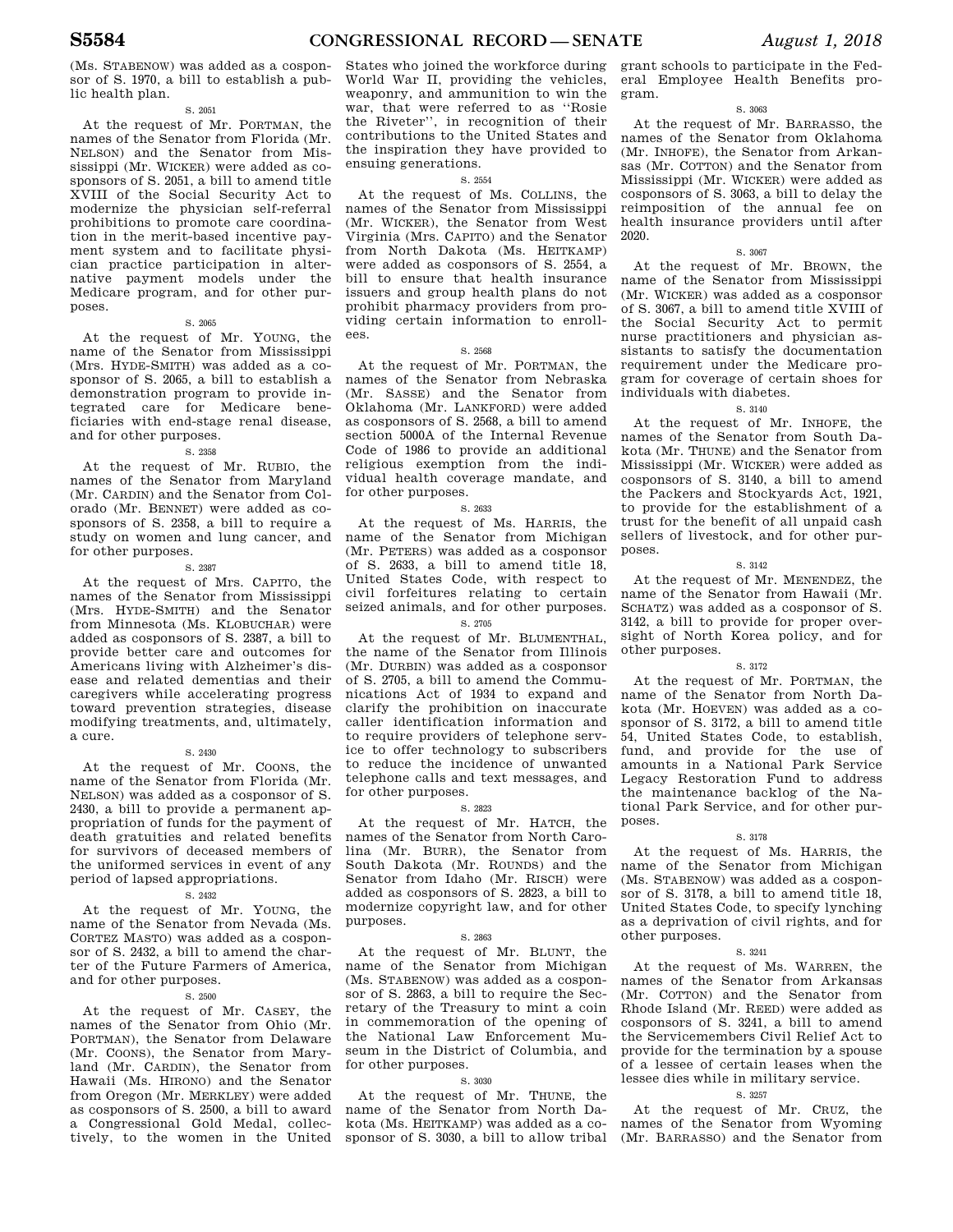(Ms. STABENOW) was added as a cosponsor of S. 1970, a bill to establish a public health plan.

S. 2051

At the request of Mr. PORTMAN, the names of the Senator from Florida (Mr. NELSON) and the Senator from Mississippi (Mr. WICKER) were added as cosponsors of S. 2051, a bill to amend title XVIII of the Social Security Act to modernize the physician self-referral prohibitions to promote care coordination in the merit-based incentive payment system and to facilitate physician practice participation in alternative payment models under the Medicare program, and for other purposes.

S. 2065

At the request of Mr. YOUNG, the name of the Senator from Mississippi (Mrs. HYDE-SMITH) was added as a cosponsor of S. 2065, a bill to establish a demonstration program to provide integrated care for Medicare beneficiaries with end-stage renal disease, and for other purposes.

S. 2358

At the request of Mr. RUBIO, the names of the Senator from Maryland (Mr. CARDIN) and the Senator from Colorado (Mr. BENNET) were added as cosponsors of S. 2358, a bill to require a study on women and lung cancer, and for other purposes.

S. 2387

At the request of Mrs. CAPITO, the names of the Senator from Mississippi (Mrs. HYDE-SMITH) and the Senator from Minnesota (Ms. KLOBUCHAR) were added as cosponsors of S. 2387, a bill to provide better care and outcomes for Americans living with Alzheimer's disease and related dementias and their caregivers while accelerating progress toward prevention strategies, disease modifying treatments, and, ultimately, a cure.

S. 2430

At the request of Mr. COONS, the name of the Senator from Florida (Mr. NELSON) was added as a cosponsor of S. 2430, a bill to provide a permanent appropriation of funds for the payment of death gratuities and related benefits for survivors of deceased members of the uniformed services in event of any period of lapsed appropriations.

S. 2432

At the request of Mr. YOUNG, the name of the Senator from Nevada (Ms. CORTEZ MASTO) was added as a cosponsor of S. 2432, a bill to amend the charter of the Future Farmers of America, and for other purposes.

S. 2500

At the request of Mr. CASEY, the names of the Senator from Ohio (Mr. PORTMAN), the Senator from Delaware (Mr. COONS), the Senator from Maryland (Mr. CARDIN), the Senator from Hawaii (Ms. HIRONO) and the Senator from Oregon (Mr. MERKLEY) were added as cosponsors of S. 2500, a bill to award a Congressional Gold Medal, collectively, to the women in the United States who joined the workforce during World War II, providing the vehicles, weaponry, and ammunition to win the war, that were referred to as ''Rosie the Riveter'', in recognition of their contributions to the United States and the inspiration they have provided to ensuing generations.

S. 2554

At the request of Ms. COLLINS, the names of the Senator from Mississippi (Mr. WICKER), the Senator from West Virginia (Mrs. CAPITO) and the Senator from North Dakota (Ms. HEITKAMP) were added as cosponsors of S. 2554, a bill to ensure that health insurance issuers and group health plans do not prohibit pharmacy providers from providing certain information to enrollees.

S. 2568

At the request of Mr. PORTMAN, the names of the Senator from Nebraska (Mr. SASSE) and the Senator from Oklahoma (Mr. LANKFORD) were added as cosponsors of S. 2568, a bill to amend section 5000A of the Internal Revenue Code of 1986 to provide an additional religious exemption from the individual health coverage mandate, and for other purposes.

S. 2633

At the request of Ms. HARRIS, the name of the Senator from Michigan (Mr. PETERS) was added as a cosponsor of S. 2633, a bill to amend title 18, United States Code, with respect to civil forfeitures relating to certain seized animals, and for other purposes.

S. 2705

At the request of Mr. BLUMENTHAL, the name of the Senator from Illinois (Mr. DURBIN) was added as a cosponsor of S. 2705, a bill to amend the Communications Act of 1934 to expand and clarify the prohibition on inaccurate caller identification information and to require providers of telephone service to offer technology to subscribers to reduce the incidence of unwanted telephone calls and text messages, and for other purposes.

S. 2823

At the request of Mr. HATCH, the names of the Senator from North Carolina (Mr. BURR), the Senator from South Dakota (Mr. ROUNDS) and the Senator from Idaho (Mr. RISCH) were added as cosponsors of S. 2823, a bill to modernize copyright law, and for other purposes.

S. 2863

At the request of Mr. BLUNT, the name of the Senator from Michigan (Ms. STABENOW) was added as a cosponsor of S. 2863, a bill to require the Secretary of the Treasury to mint a coin in commemoration of the opening of the National Law Enforcement Museum in the District of Columbia, and for other purposes.

S. 3030

At the request of Mr. THUNE, the name of the Senator from North Dakota (Ms. HEITKAMP) was added as a cosponsor of S. 3030, a bill to allow tribal grant schools to participate in the Federal Employee Health Benefits program.

S. 3063

At the request of Mr. BARRASSO, the names of the Senator from Oklahoma (Mr. INHOFE), the Senator from Arkansas (Mr. COTTON) and the Senator from Mississippi (Mr. WICKER) were added as cosponsors of S. 3063, a bill to delay the reimposition of the annual fee on health insurance providers until after 2020.

S. 3067

At the request of Mr. BROWN, the name of the Senator from Mississippi (Mr. WICKER) was added as a cosponsor of S. 3067, a bill to amend title XVIII of the Social Security Act to permit nurse practitioners and physician assistants to satisfy the documentation requirement under the Medicare program for coverage of certain shoes for individuals with diabetes.

S. 3140

At the request of Mr. INHOFE, the names of the Senator from South Dakota (Mr. THUNE) and the Senator from Mississippi (Mr. WICKER) were added as cosponsors of S. 3140, a bill to amend the Packers and Stockyards Act, 1921, to provide for the establishment of a trust for the benefit of all unpaid cash sellers of livestock, and for other purposes.

S. 3142

At the request of Mr. MENENDEZ, the name of the Senator from Hawaii (Mr. SCHATZ) was added as a cosponsor of S. 3142, a bill to provide for proper oversight of North Korea policy, and for other purposes.

S. 3172

At the request of Mr. PORTMAN, the name of the Senator from North Dakota (Mr. HOEVEN) was added as a cosponsor of S. 3172, a bill to amend title 54, United States Code, to establish, fund, and provide for the use of amounts in a National Park Service Legacy Restoration Fund to address the maintenance backlog of the National Park Service, and for other purposes.

S. 3178

At the request of Ms. HARRIS, the name of the Senator from Michigan (Ms. STABENOW) was added as a cosponsor of S. 3178, a bill to amend title 18, United States Code, to specify lynching as a deprivation of civil rights, and for other purposes.

S. 3241

At the request of Ms. WARREN, the names of the Senator from Arkansas (Mr. COTTON) and the Senator from Rhode Island (Mr. REED) were added as cosponsors of S. 3241, a bill to amend the Servicemembers Civil Relief Act to provide for the termination by a spouse of a lessee of certain leases when the lessee dies while in military service.

S. 3257

At the request of Mr. CRUZ, the names of the Senator from Wyoming (Mr. BARRASSO) and the Senator from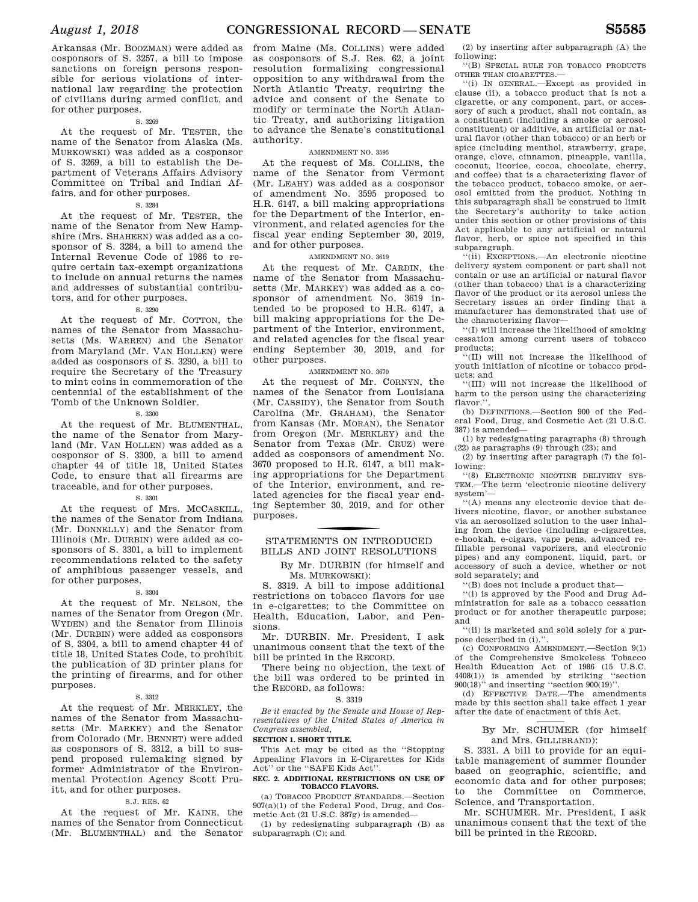Arkansas (Mr. BOOZMAN) were added as cosponsors of S. 3257, a bill to impose sanctions on foreign persons responsible for serious violations of international law regarding the protection of civilians during armed conflict, and for other purposes.

S. 3269

At the request of Mr. TESTER, the name of the Senator from Alaska (Ms. MURKOWSKI) was added as a cosponsor of S. 3269, a bill to establish the Department of Veterans Affairs Advisory Committee on Tribal and Indian Affairs, and for other purposes.

S. 3284

At the request of Mr. TESTER, the name of the Senator from New Hampshire (Mrs. SHAHEEN) was added as a cosponsor of S. 3284, a bill to amend the Internal Revenue Code of 1986 to require certain tax-exempt organizations to include on annual returns the names and addresses of substantial contributors, and for other purposes.

S. 3290

At the request of Mr. COTTON, the names of the Senator from Massachusetts (Ms. WARREN) and the Senator from Maryland (Mr. VAN HOLLEN) were added as cosponsors of S. 3290, a bill to require the Secretary of the Treasury to mint coins in commemoration of the centennial of the establishment of the Tomb of the Unknown Soldier.

S. 3300

At the request of Mr. BLUMENTHAL, the name of the Senator from Maryland (Mr. VAN HOLLEN) was added as a cosponsor of S. 3300, a bill to amend chapter 44 of title 18, United States Code, to ensure that all firearms are traceable, and for other purposes.

S. 3301

At the request of Mrs. MCCASKILL, the names of the Senator from Indiana (Mr. DONNELLY) and the Senator from Illinois (Mr. DURBIN) were added as cosponsors of S. 3301, a bill to implement recommendations related to the safety of amphibious passenger vessels, and for other purposes.

S. 3304

At the request of Mr. NELSON, the names of the Senator from Oregon (Mr. WYDEN) and the Senator from Illinois (Mr. DURBIN) were added as cosponsors of S. 3304, a bill to amend chapter 44 of title 18, United States Code, to prohibit the publication of 3D printer plans for the printing of firearms, and for other purposes.

S. 3312

At the request of Mr. MERKLEY, the names of the Senator from Massachusetts (Mr. MARKEY) and the Senator from Colorado (Mr. BENNET) were added as cosponsors of S. 3312, a bill to suspend proposed rulemaking signed by former Administrator of the Environmental Protection Agency Scott Pruitt, and for other purposes.

S.J. RES. 62

At the request of Mr. KAINE, the names of the Senator from Connecticut (Mr. BLUMENTHAL) and the Senator from Maine (Ms. COLLINS) were added as cosponsors of S.J. Res. 62, a joint resolution formalizing congressional opposition to any withdrawal from the North Atlantic Treaty, requiring the advice and consent of the Senate to modify or terminate the North Atlantic Treaty, and authorizing litigation to advance the Senate's constitutional authority.

AMENDMENT NO. 3595

At the request of Ms. COLLINS, the name of the Senator from Vermont (Mr. LEAHY) was added as a cosponsor of amendment No. 3595 proposed to H.R. 6147, a bill making appropriations for the Department of the Interior, environment, and related agencies for the fiscal year ending September 30, 2019, and for other purposes.

AMENDMENT NO. 3619

At the request of Mr. CARDIN, the name of the Senator from Massachusetts (Mr. MARKEY) was added as a cosponsor of amendment No. 3619 intended to be proposed to H.R. 6147, a bill making appropriations for the Department of the Interior, environment, and related agencies for the fiscal year ending September 30, 2019, and for other purposes.

AMENDMENT NO. 3670

At the request of Mr. CORNYN, the names of the Senator from Louisiana (Mr. CASSIDY), the Senator from South Carolina (Mr. GRAHAM), the Senator from Kansas (Mr. MORAN), the Senator from Oregon (Mr. MERKLEY) and the Senator from Texas (Mr. CRUZ) were added as cosponsors of amendment No. 3670 proposed to H.R. 6147, a bill making appropriations for the Department of the Interior, environment, and related agencies for the fiscal year ending September 30, 2019, and for other purposes.

## STATEMENTS ON INTRODUCED BILLS AND JOINT RESOLUTIONS

By Mr. DURBIN (for himself and Ms. MURKOWSKI):

S. 3319. A bill to impose additional restrictions on tobacco flavors for use in e-cigarettes; to the Committee on Health, Education, Labor, and Pensions.

Mr. DURBIN. Mr. President, I ask unanimous consent that the text of the bill be printed in the RECORD.

There being no objection, the text of the bill was ordered to be printed in the RECORD, as follows:

S. 3319

*Be it enacted by the Senate and House of Representatives of the United States of America in Congress assembled,*

**SECTION 1. SHORT TITLE.**

This Act may be cited as the ''Stopping Appealing Flavors in E-Cigarettes for Kids Act'' or the ''SAFE Kids Act''.

**SEC. 2. ADDITIONAL RESTRICTIONS ON USE OF TOBACCO FLAVORS.**

(a) TOBACCO PRODUCT STANDARDS.—Section 907(a)(1) of the Federal Food, Drug, and Cosmetic Act (21 U.S.C. 387g) is amended—

(1) by redesignating subparagraph (B) as subparagraph (C); and

(2) by inserting after subparagraph (A) the following:

''(B) SPECIAL RULE FOR TOBACCO PRODUCTS OTHER THAN CIGARETTES.—

''(i) IN GENERAL.—Except as provided in clause (ii), a tobacco product that is not a cigarette, or any component, part, or accessory of such a product, shall not contain, as a constituent (including a smoke or aerosol constituent) or additive, an artificial or natural flavor (other than tobacco) or an herb or spice (including menthol, strawberry, grape, orange, clove, cinnamon, pineapple, vanilla, coconut, licorice, cocoa, chocolate, cherry, and coffee) that is a characterizing flavor of the tobacco product, tobacco smoke, or aerosol emitted from the product. Nothing in this subparagraph shall be construed to limit the Secretary's authority to take action under this section or other provisions of this Act applicable to any artificial or natural flavor, herb, or spice not specified in this subparagraph.

''(ii) EXCEPTIONS.—An electronic nicotine delivery system component or part shall not contain or use an artificial or natural flavor (other than tobacco) that is a characterizing flavor of the product or its aerosol unless the Secretary issues an order finding that a manufacturer has demonstrated that use of the characterizing flavor—

''(I) will increase the likelihood of smoking cessation among current users of tobacco products;

''(II) will not increase the likelihood of youth initiation of nicotine or tobacco products; and

''(III) will not increase the likelihood of harm to the person using the characterizing flavor.''.

(b) DEFINITIONS.—Section 900 of the Federal Food, Drug, and Cosmetic Act (21 U.S.C. 387) is amended—

(1) by redesignating paragraphs (8) through (22) as paragraphs (9) through (23); and

(2) by inserting after paragraph (7) the following:

''(8) ELECTRONIC NICOTINE DELIVERY SYSTEM.—The term 'electronic nicotine delivery system'—

''(A) means any electronic device that delivers nicotine, flavor, or another substance via an aerosolized solution to the user inhaling from the device (including e-cigarettes, e-hookah, e-cigars, vape pens, advanced refillable personal vaporizers, and electronic pipes) and any component, liquid, part, or accessory of such a device, whether or not sold separately; and

''(B) does not include a product that—

''(i) is approved by the Food and Drug Administration for sale as a tobacco cessation product or for another therapeutic purpose; and

''(ii) is marketed and sold solely for a purpose described in (i).''.

(c) CONFORMING AMENDMENT.—Section 9(1) of the Comprehensive Smokeless Tobacco Health Education Act of 1986 (15 U.S.C. 4408(1)) is amended by striking ''section 900(18)'' and inserting ''section 900(19)''.

(d) EFFECTIVE DATE.—The amendments made by this section shall take effect 1 year after the date of enactment of this Act.

By Mr. SCHUMER (for himself and Mrs. GILLIBRAND):

S. 3331. A bill to provide for an equitable management of summer flounder based on geographic, scientific, and economic data and for other purposes; to the Committee on Commerce, Science, and Transportation.

Mr. SCHUMER. Mr. President, I ask unanimous consent that the text of the bill be printed in the RECORD.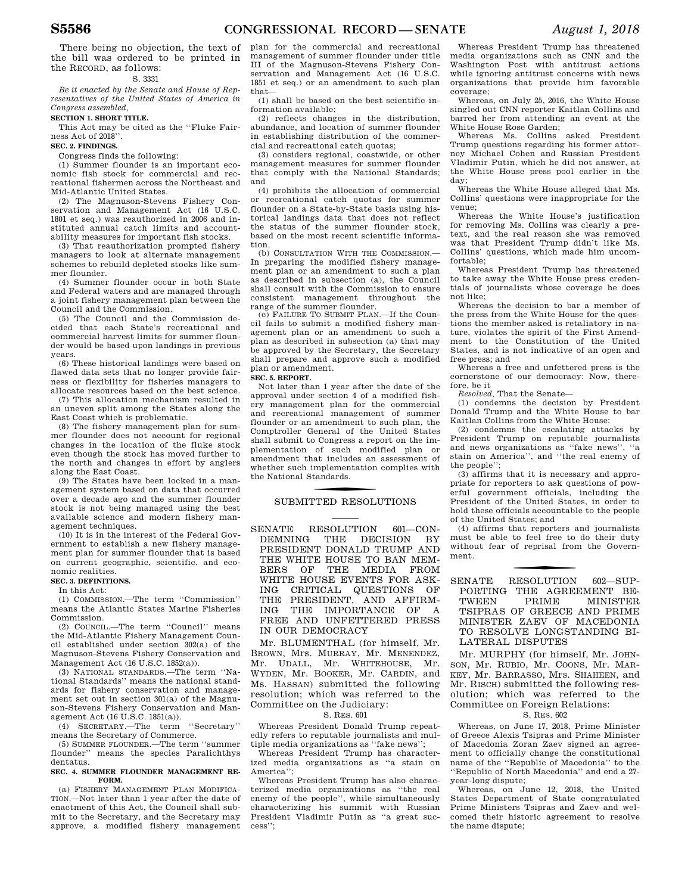There being no objection, the text of the bill was ordered to be printed in the RECORD, as follows:

S. 3331

*Be it enacted by the Senate and House of Representatives of the United States of America in Congress assembled,*

**SECTION 1. SHORT TITLE.**

This Act may be cited as the ''Fluke Fairness Act of 2018''.

**SEC. 2. FINDINGS.**

Congress finds the following:

(1) Summer flounder is an important economic fish stock for commercial and recreational fishermen across the Northeast and Mid-Atlantic United States.

(2) The Magnuson-Stevens Fishery Conservation and Management Act (16 U.S.C. 1801 et seq.) was reauthorized in 2006 and instituted annual catch limits and accountability measures for important fish stocks.

(3) That reauthorization prompted fishery managers to look at alternate management schemes to rebuild depleted stocks like summer flounder.

(4) Summer flounder occur in both State and Federal waters and are managed through a joint fishery management plan between the Council and the Commission.

(5) The Council and the Commission decided that each State's recreational and commercial harvest limits for summer flounder would be based upon landings in previous years.

(6) These historical landings were based on flawed data sets that no longer provide fairness or flexibility for fisheries managers to allocate resources based on the best science.

(7) This allocation mechanism resulted in an uneven split among the States along the East Coast which is problematic.

(8) The fishery management plan for summer flounder does not account for regional changes in the location of the fluke stock even though the stock has moved further to the north and changes in effort by anglers along the East Coast.

(9) The States have been locked in a management system based on data that occurred over a decade ago and the summer flounder stock is not being managed using the best available science and modern fishery management techniques.

(10) It is in the interest of the Federal Government to establish a new fishery management plan for summer flounder that is based on current geographic, scientific, and economic realities.

**SEC. 3. DEFINITIONS.**

In this Act:

(1) COMMISSION.—The term ''Commission'' means the Atlantic States Marine Fisheries Commission.

(2) COUNCIL.—The term ''Council'' means the Mid-Atlantic Fishery Management Council established under section 302(a) of the Magnuson-Stevens Fishery Conservation and Management Act (16 U.S.C. 1852(a)).

(3) NATIONAL STANDARDS.—The term ''National Standards'' means the national standards for fishery conservation and management set out in section 301(a) of the Magnuson-Stevens Fishery Conservation and Management Act (16 U.S.C. 1851(a)).

(4) SECRETARY.—The term ''Secretary'' means the Secretary of Commerce.

(5) SUMMER FLOUNDER.—The term ''summer flounder'' means the species Paralichthys dentatus.

**SEC. 4. SUMMER FLOUNDER MANAGEMENT REFORM.**

(a) FISHERY MANAGEMENT PLAN MODIFICATION.—Not later than 1 year after the date of enactment of this Act, the Council shall submit to the Secretary, and the Secretary may approve, a modified fishery management plan for the commercial and recreational management of summer flounder under title III of the Magnuson-Stevens Fishery Conservation and Management Act (16 U.S.C. 1851 et seq.) or an amendment to such plan that—

(1) shall be based on the best scientific information available;

(2) reflects changes in the distribution, abundance, and location of summer flounder in establishing distribution of the commercial and recreational catch quotas;

(3) considers regional, coastwide, or other management measures for summer flounder that comply with the National Standards; and

(4) prohibits the allocation of commercial or recreational catch quotas for summer flounder on a State-by-State basis using historical landings data that does not reflect the status of the summer flounder stock, based on the most recent scientific information.

(b) CONSULTATION WITH THE COMMISSION.—In preparing the modified fishery management plan or an amendment to such a plan as described in subsection (a), the Council shall consult with the Commission to ensure consistent management throughout the range of the summer flounder.

(c) FAILURE TO SUBMIT PLAN.—If the Council fails to submit a modified fishery management plan or an amendment to such a plan as described in subsection (a) that may be approved by the Secretary, the Secretary shall prepare and approve such a modified plan or amendment.

**SEC. 5. REPORT.**

Not later than 1 year after the date of the approval under section 4 of a modified fishery management plan for the commercial and recreational management of summer flounder or an amendment to such plan, the Comptroller General of the United States shall submit to Congress a report on the implementation of such modified plan or amendment that includes an assessment of whether such implementation complies with the National Standards.

## SUBMITTED RESOLUTIONS

### SENATE RESOLUTION 601—CONDEMNING THE DECISION BY PRESIDENT DONALD TRUMP AND THE WHITE HOUSE TO BAN MEMBERS OF THE MEDIA FROM WHITE HOUSE EVENTS FOR ASKING CRITICAL QUESTIONS OF THE PRESIDENT, AND AFFIRMING THE IMPORTANCE OF A FREE AND UNFETTERED PRESS IN OUR DEMOCRACY

Mr. BLUMENTHAL (for himself, Mr. BROWN, Mrs. MURRAY, Mr. MENENDEZ, Mr. UDALL, Mr. WHITEHOUSE, Mr. WYDEN, Mr. BOOKER, Mr. CARDIN, and Ms. HASSAN) submitted the following resolution; which was referred to the Committee on the Judiciary:

S. RES. 601

Whereas President Donald Trump repeatedly refers to reputable journalists and multiple media organizations as ''fake news'';

Whereas President Trump has characterized media organizations as ''a stain on America'';

Whereas President Trump has also characterized media organizations as ''the real enemy of the people'', while simultaneously characterizing his summit with Russian President Vladimir Putin as ''a great success'';

Whereas President Trump has threatened media organizations such as CNN and the Washington Post with antitrust actions while ignoring antitrust concerns with news organizations that provide him favorable coverage;

Whereas, on July 25, 2016, the White House singled out CNN reporter Kaitlan Collins and barred her from attending an event at the White House Rose Garden;

Whereas Ms. Collins asked President Trump questions regarding his former attorney Michael Cohen and Russian President Vladimir Putin, which he did not answer, at the White House press pool earlier in the day;

Whereas the White House alleged that Ms. Collins' questions were inappropriate for the venue;

Whereas the White House's justification for removing Ms. Collins was clearly a pretext, and the real reason she was removed was that President Trump didn't like Ms. Collins' questions, which made him uncomfortable;

Whereas President Trump has threatened to take away the White House press credentials of journalists whose coverage he does not like;

Whereas the decision to bar a member of the press from the White House for the questions the member asked is retaliatory in nature, violates the spirit of the First Amendment to the Constitution of the United States, and is not indicative of an open and free press; and

Whereas a free and unfettered press is the cornerstone of our democracy: Now, therefore, be it

*Resolved*, That the Senate—

(1) condemns the decision by President Donald Trump and the White House to bar Kaitlan Collins from the White House;

(2) condemns the escalating attacks by President Trump on reputable journalists and news organizations as ''fake news'', ''a stain on America'', and ''the real enemy of the people'';

(3) affirms that it is necessary and appropriate for reporters to ask questions of powerful government officials, including the President of the United States, in order to hold these officials accountable to the people of the United States; and

(4) affirms that reporters and journalists must be able to feel free to do their duty without fear of reprisal from the Government.

### SENATE RESOLUTION 602—SUPPORTING THE AGREEMENT BETWEEN PRIME MINISTER TSIPRAS OF GREECE AND PRIME MINISTER ZAEV OF MACEDONIA TO RESOLVE LONGSTANDING BILATERAL DISPUTES

Mr. MURPHY (for himself, Mr. JOHNSON, Mr. RUBIO, Mr. COONS, Mr. MARKEY, Mr. BARRASSO, Mrs. SHAHEEN, and Mr. RISCH) submitted the following resolution; which was referred to the Committee on Foreign Relations:

S. RES. 602

Whereas, on June 17, 2018, Prime Minister of Greece Alexis Tsipras and Prime Minister of Macedonia Zoran Zaev signed an agreement to officially change the constitutional name of the ''Republic of Macedonia'' to the ''Republic of North Macedonia'' and end a 27-year-long dispute;

Whereas, on June 12, 2018, the United States Department of State congratulated Prime Ministers Tsipras and Zaev and welcomed their historic agreement to resolve the name dispute;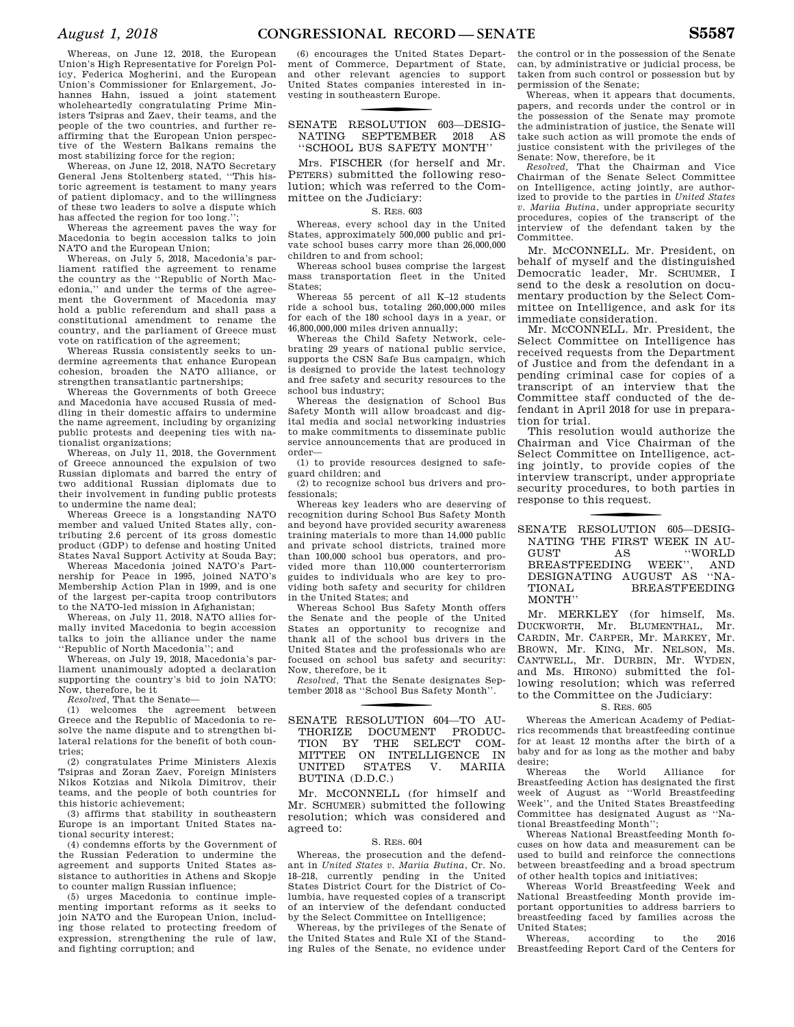Whereas, on June 12, 2018, the European Union's High Representative for Foreign Policy, Federica Mogherini, and the European Union's Commissioner for Enlargement, Johannes Hahn, issued a joint statement wholeheartedly congratulating Prime Ministers Tsipras and Zaev, their teams, and the people of the two countries, and further reaffirming that the European Union perspective of the Western Balkans remains the most stabilizing force for the region;

Whereas, on June 12, 2018, NATO Secretary General Jens Stoltenberg stated, ''This historic agreement is testament to many years of patient diplomacy, and to the willingness of these two leaders to solve a dispute which has affected the region for too long.'';

Whereas the agreement paves the way for Macedonia to begin accession talks to join NATO and the European Union;

Whereas, on July 5, 2018, Macedonia's parliament ratified the agreement to rename the country as the ''Republic of North Macedonia,'' and under the terms of the agreement the Government of Macedonia may hold a public referendum and shall pass a constitutional amendment to rename the country, and the parliament of Greece must vote on ratification of the agreement;

Whereas Russia consistently seeks to undermine agreements that enhance European cohesion, broaden the NATO alliance, or strengthen transatlantic partnerships;

Whereas the Governments of both Greece and Macedonia have accused Russia of meddling in their domestic affairs to undermine the name agreement, including by organizing public protests and deepening ties with nationalist organizations;

Whereas, on July 11, 2018, the Government of Greece announced the expulsion of two Russian diplomats and barred the entry of two additional Russian diplomats due to their involvement in funding public protests to undermine the name deal;

Whereas Greece is a longstanding NATO member and valued United States ally, contributing 2.6 percent of its gross domestic product (GDP) to defense and hosting United States Naval Support Activity at Souda Bay;

Whereas Macedonia joined NATO's Partnership for Peace in 1995, joined NATO's Membership Action Plan in 1999, and is one of the largest per-capita troop contributors to the NATO-led mission in Afghanistan;

Whereas, on July 11, 2018, NATO allies formally invited Macedonia to begin accession talks to join the alliance under the name ''Republic of North Macedonia''; and

Whereas, on July 19, 2018, Macedonia's parliament unanimously adopted a declaration supporting the country's bid to join NATO: Now, therefore, be it

*Resolved*, That the Senate—

(1) welcomes the agreement between Greece and the Republic of Macedonia to resolve the name dispute and to strengthen bilateral relations for the benefit of both countries;

(2) congratulates Prime Ministers Alexis Tsipras and Zoran Zaev, Foreign Ministers Nikos Kotzias and Nikola Dimitrov, their teams, and the people of both countries for this historic achievement;

(3) affirms that stability in southeastern Europe is an important United States national security interest;

(4) condemns efforts by the Government of the Russian Federation to undermine the agreement and supports United States assistance to authorities in Athens and Skopje to counter malign Russian influence;

(5) urges Macedonia to continue implementing important reforms as it seeks to join NATO and the European Union, including those related to protecting freedom of expression, strengthening the rule of law, and fighting corruption; and

(6) encourages the United States Department of Commerce, Department of State, and other relevant agencies to support United States companies interested in investing in southeastern Europe.

## SENATE RESOLUTION 603—DESIGNATING SEPTEMBER 2018 AS ''SCHOOL BUS SAFETY MONTH''

Mrs. FISCHER (for herself and Mr. PETERS) submitted the following resolution; which was referred to the Committee on the Judiciary:

S. RES. 603

Whereas, every school day in the United States, approximately 500,000 public and private school buses carry more than 26,000,000 children to and from school;

Whereas school buses comprise the largest mass transportation fleet in the United States;

Whereas 55 percent of all K–12 students ride a school bus, totaling 260,000,000 miles for each of the 180 school days in a year, or 46,800,000,000 miles driven annually;

Whereas the Child Safety Network, celebrating 29 years of national public service, supports the CSN Safe Bus campaign, which is designed to provide the latest technology and free safety and security resources to the school bus industry;

Whereas the designation of School Bus Safety Month will allow broadcast and digital media and social networking industries to make commitments to disseminate public service announcements that are produced in order—

(1) to provide resources designed to safeguard children; and

(2) to recognize school bus drivers and professionals;

Whereas key leaders who are deserving of recognition during School Bus Safety Month and beyond have provided security awareness training materials to more than 14,000 public and private school districts, trained more than 100,000 school bus operators, and provided more than 110,000 counterterrorism guides to individuals who are key to providing both safety and security for children in the United States; and

Whereas School Bus Safety Month offers the Senate and the people of the United States an opportunity to recognize and thank all of the school bus drivers in the United States and the professionals who are focused on school bus safety and security: Now, therefore, be it

*Resolved*, That the Senate designates September 2018 as ''School Bus Safety Month''.

## SENATE RESOLUTION 604—TO AUTHORIZE DOCUMENT PRODUCTION BY THE SELECT COMMITTEE ON INTELLIGENCE IN UNITED STATES V. MARIIA BUTINA (D.D.C.)

Mr. MCCONNELL (for himself and Mr. SCHUMER) submitted the following resolution; which was considered and agreed to:

S. RES. 604

Whereas, the prosecution and the defendant in *United States v. Mariia Butina*, Cr. No. 18–218, currently pending in the United States District Court for the District of Columbia, have requested copies of a transcript of an interview of the defendant conducted by the Select Committee on Intelligence;

Whereas, by the privileges of the Senate of the United States and Rule XI of the Standing Rules of the Senate, no evidence under the control or in the possession of the Senate can, by administrative or judicial process, be taken from such control or possession but by permission of the Senate;

Whereas, when it appears that documents, papers, and records under the control or in the possession of the Senate may promote the administration of justice, the Senate will take such action as will promote the ends of justice consistent with the privileges of the Senate: Now, therefore, be it

*Resolved*, That the Chairman and Vice Chairman of the Senate Select Committee on Intelligence, acting jointly, are authorized to provide to the parties in *United States v. Mariia Butina*, under appropriate security procedures, copies of the transcript of the interview of the defendant taken by the Committee.

Mr. MCCONNELL. Mr. President, on behalf of myself and the distinguished Democratic leader, Mr. SCHUMER, I send to the desk a resolution on documentary production by the Select Committee on Intelligence, and ask for its immediate consideration.

Mr. MCCONNELL. Mr. President, the Select Committee on Intelligence has received requests from the Department of Justice and from the defendant in a pending criminal case for copies of a transcript of an interview that the Committee staff conducted of the defendant in April 2018 for use in preparation for trial.

This resolution would authorize the Chairman and Vice Chairman of the Select Committee on Intelligence, acting jointly, to provide copies of the interview transcript, under appropriate security procedures, to both parties in response to this request.

## SENATE RESOLUTION 605—DESIGNATING THE FIRST WEEK IN AUGUST AS ''WORLD BREASTFEEDING WEEK'', AND DESIGNATING AUGUST AS ''NATIONAL BREASTFEEDING MONTH''

Mr. MERKLEY (for himself, Ms. DUCKWORTH, Mr. BLUMENTHAL, Mr. CARDIN, Mr. CARPER, Mr. MARKEY, Mr. BROWN, Mr. KING, Mr. NELSON, Ms. CANTWELL, Mr. DURBIN, Mr. WYDEN, and Ms. HIRONO) submitted the following resolution; which was referred to the Committee on the Judiciary:

S. RES. 605

Whereas the American Academy of Pediatrics recommends that breastfeeding continue for at least 12 months after the birth of a baby and for as long as the mother and baby desire;

Whereas the World Alliance for Breastfeeding Action has designated the first week of August as ''World Breastfeeding Week'', and the United States Breastfeeding Committee has designated August as ''National Breastfeeding Month'';

Whereas National Breastfeeding Month focuses on how data and measurement can be used to build and reinforce the connections between breastfeeding and a broad spectrum of other health topics and initiatives;

Whereas World Breastfeeding Week and National Breastfeeding Month provide important opportunities to address barriers to breastfeeding faced by families across the United States;

Whereas, according to the 2016 Breastfeeding Report Card of the Centers for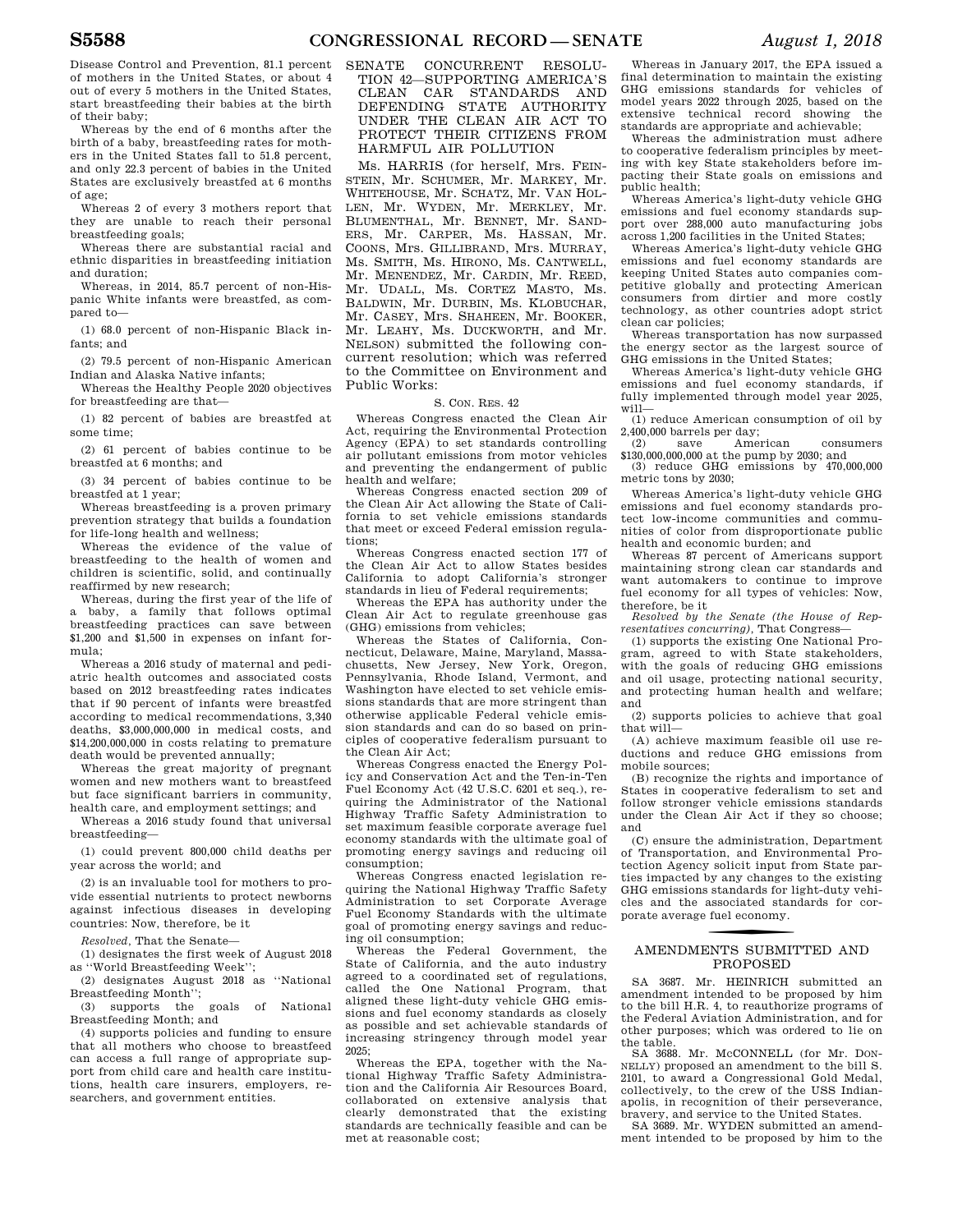Disease Control and Prevention, 81.1 percent of mothers in the United States, or about 4 out of every 5 mothers in the United States, start breastfeeding their babies at the birth of their baby;

Whereas by the end of 6 months after the birth of a baby, breastfeeding rates for mothers in the United States fall to 51.8 percent, and only 22.3 percent of babies in the United States are exclusively breastfed at 6 months of age;

Whereas 2 of every 3 mothers report that they are unable to reach their personal breastfeeding goals;

Whereas there are substantial racial and ethnic disparities in breastfeeding initiation and duration;

Whereas, in 2014, 85.7 percent of non-Hispanic White infants were breastfed, as compared to—

(1) 68.0 percent of non-Hispanic Black infants; and

(2) 79.5 percent of non-Hispanic American Indian and Alaska Native infants;

Whereas the Healthy People 2020 objectives for breastfeeding are that—

(1) 82 percent of babies are breastfed at some time;

(2) 61 percent of babies continue to be breastfed at 6 months; and

(3) 34 percent of babies continue to be breastfed at 1 year;

Whereas breastfeeding is a proven primary prevention strategy that builds a foundation for life-long health and wellness;

Whereas the evidence of the value of breastfeeding to the health of women and children is scientific, solid, and continually reaffirmed by new research;

Whereas, during the first year of the life of a baby, a family that follows optimal breastfeeding practices can save between $1,200 and $1,500 in expenses on infant formula;

Whereas a 2016 study of maternal and pediatric health outcomes and associated costs based on 2012 breastfeeding rates indicates that if 90 percent of infants were breastfed according to medical recommendations, 3,340 deaths, $3,000,000,000 in medical costs, and $14,200,000,000 in costs relating to premature death would be prevented annually;

Whereas the great majority of pregnant women and new mothers want to breastfeed but face significant barriers in community, health care, and employment settings; and

Whereas a 2016 study found that universal breastfeeding—

(1) could prevent 800,000 child deaths per year across the world; and

(2) is an invaluable tool for mothers to provide essential nutrients to protect newborns against infectious diseases in developing countries: Now, therefore, be it

*Resolved*, That the Senate—

(1) designates the first week of August 2018 as "World Breastfeeding Week";

(2) designates August 2018 as "National Breastfeeding Month";

(3) supports the goals of National Breastfeeding Month; and

(4) supports policies and funding to ensure that all mothers who choose to breastfeed can access a full range of appropriate support from child care and health care institutions, health care insurers, employers, researchers, and government entities.

## SENATE CONCURRENT RESOLUTION 42—SUPPORTING AMERICA'S CLEAN CAR STANDARDS AND DEFENDING STATE AUTHORITY UNDER THE CLEAN AIR ACT TO PROTECT THEIR CITIZENS FROM HARMFUL AIR POLLUTION

Ms. HARRIS (for herself, Mrs. FEINSTEIN, Mr. SCHUMER, Mr. MARKEY, Mr. WHITEHOUSE, Mr. SCHATZ, Mr. VAN HOLLEN, Mr. WYDEN, Mr. MERKLEY, Mr. BLUMENTHAL, Mr. BENNET, Mr. SANDERS, Mr. CARPER, Ms. HASSAN, Mr. COONS, Mrs. GILLIBRAND, Mrs. MURRAY, Ms. SMITH, Ms. HIRONO, Ms. CANTWELL, Mr. MENENDEZ, Mr. CARDIN, Mr. REED, Mr. UDALL, Ms. CORTEZ MASTO, Ms. BALDWIN, Mr. DURBIN, Ms. KLOBUCHAR, Mr. CASEY, Mrs. SHAHEEN, Mr. BOOKER, Mr. LEAHY, Ms. DUCKWORTH, and Mr. NELSON) submitted the following concurrent resolution; which was referred to the Committee on Environment and Public Works:

S. CON. RES. 42

Whereas Congress enacted the Clean Air Act, requiring the Environmental Protection Agency (EPA) to set standards controlling air pollutant emissions from motor vehicles and preventing the endangerment of public health and welfare;

Whereas Congress enacted section 209 of the Clean Air Act allowing the State of California to set vehicle emissions standards that meet or exceed Federal emission regulations;

Whereas Congress enacted section 177 of the Clean Air Act to allow States besides California to adopt California's stronger standards in lieu of Federal requirements;

Whereas the EPA has authority under the Clean Air Act to regulate greenhouse gas (GHG) emissions from vehicles;

Whereas the States of California, Connecticut, Delaware, Maine, Maryland, Massachusetts, New Jersey, New York, Oregon, Pennsylvania, Rhode Island, Vermont, and Washington have elected to set vehicle emissions standards that are more stringent than otherwise applicable Federal vehicle emission standards and can do so based on principles of cooperative federalism pursuant to the Clean Air Act;

Whereas Congress enacted the Energy Policy and Conservation Act and the Ten-in-Ten Fuel Economy Act (42 U.S.C. 6201 et seq.), requiring the Administrator of the National Highway Traffic Safety Administration to set maximum feasible corporate average fuel economy standards with the ultimate goal of promoting energy savings and reducing oil consumption;

Whereas Congress enacted legislation requiring the National Highway Traffic Safety Administration to set Corporate Average Fuel Economy Standards with the ultimate goal of promoting energy savings and reducing oil consumption;

Whereas the Federal Government, the State of California, and the auto industry agreed to a coordinated set of regulations, called the One National Program, that aligned these light-duty vehicle GHG emissions and fuel economy standards as closely as possible and set achievable standards of increasing stringency through model year 2025;

Whereas the EPA, together with the National Highway Traffic Safety Administration and the California Air Resources Board, collaborated on extensive analysis that clearly demonstrated that the existing standards are technically feasible and can be met at reasonable cost;

Whereas in January 2017, the EPA issued a final determination to maintain the existing GHG emissions standards for vehicles of model years 2022 through 2025, based on the extensive technical record showing the standards are appropriate and achievable;

Whereas the administration must adhere to cooperative federalism principles by meeting with key State stakeholders before impacting their State goals on emissions and public health;

Whereas America's light-duty vehicle GHG emissions and fuel economy standards support over 288,000 auto manufacturing jobs across 1,200 facilities in the United States;

Whereas America's light-duty vehicle GHG emissions and fuel economy standards are keeping United States auto companies competitive globally and protecting American consumers from dirtier and more costly technology, as other countries adopt strict clean car policies;

Whereas transportation has now surpassed the energy sector as the largest source of GHG emissions in the United States;

Whereas America's light-duty vehicle GHG emissions and fuel economy standards, if fully implemented through model year 2025, will—

(1) reduce American consumption of oil by 2,400,000 barrels per day;

(2) save American consumers $130,000,000,000 at the pump by 2030; and

(3) reduce GHG emissions by 470,000,000 metric tons by 2030;

Whereas America's light-duty vehicle GHG emissions and fuel economy standards protect low-income communities and communities of color from disproportionate public health and economic burden; and

Whereas 87 percent of Americans support maintaining strong clean car standards and want automakers to continue to improve fuel economy for all types of vehicles: Now, therefore, be it

*Resolved by the Senate (the House of Representatives concurring)*, That Congress—

(1) supports the existing One National Program, agreed to with State stakeholders, with the goals of reducing GHG emissions and oil usage, protecting national security, and protecting human health and welfare; and

(2) supports policies to achieve that goal that will—

(A) achieve maximum feasible oil use reductions and reduce GHG emissions from mobile sources;

(B) recognize the rights and importance of States in cooperative federalism to set and follow stronger vehicle emissions standards under the Clean Air Act if they so choose; and

(C) ensure the administration, Department of Transportation, and Environmental Protection Agency solicit input from State parties impacted by any changes to the existing GHG emissions standards for light-duty vehicles and the associated standards for corporate average fuel economy.

## AMENDMENTS SUBMITTED AND PROPOSED

SA 3687. Mr. HEINRICH submitted an amendment intended to be proposed by him to the bill H.R. 4, to reauthorize programs of the Federal Aviation Administration, and for other purposes; which was ordered to lie on the table.

SA 3688. Mr. McCONNELL (for Mr. DONNELLY) proposed an amendment to the bill S. 2101, to award a Congressional Gold Medal, collectively, to the crew of the USS Indianapolis, in recognition of their perseverance, bravery, and service to the United States.

SA 3689. Mr. WYDEN submitted an amendment intended to be proposed by him to the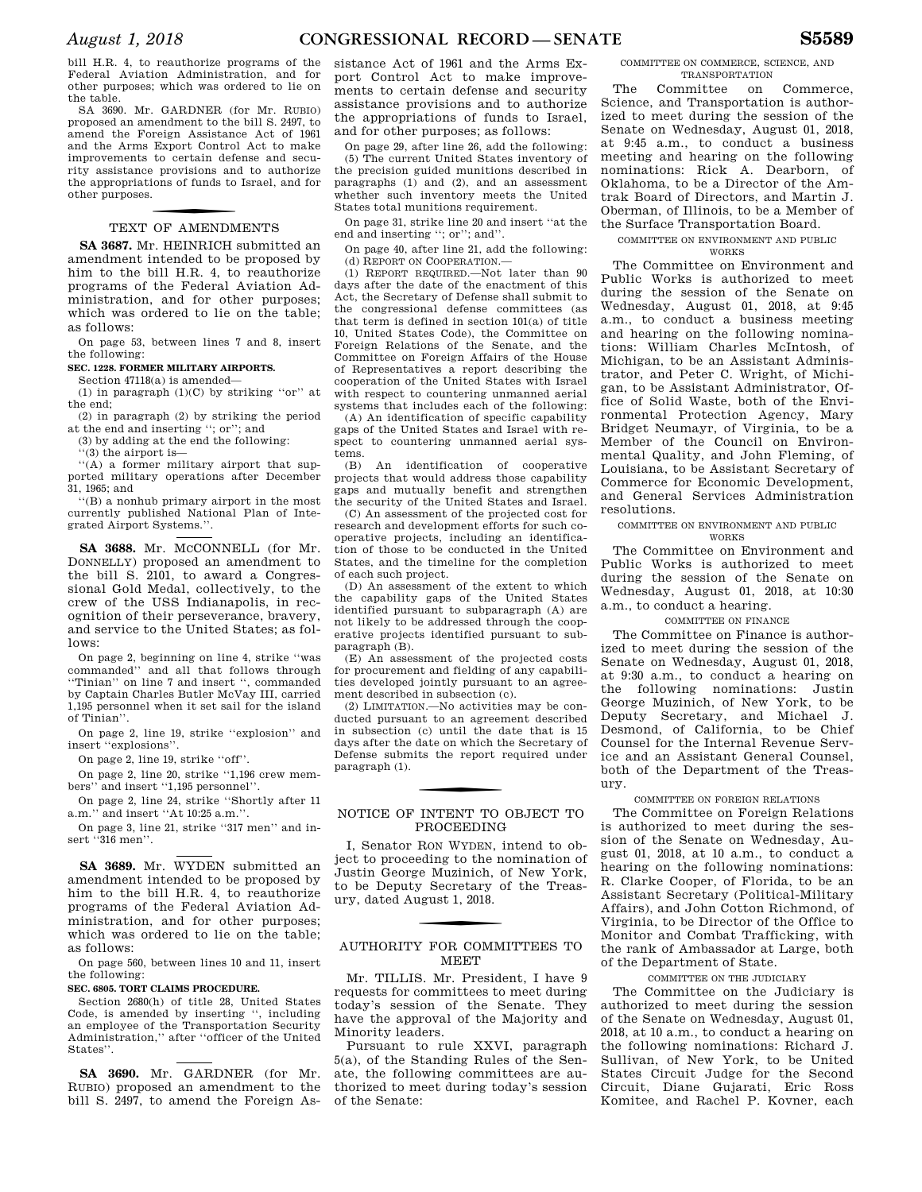bill H.R. 4, to reauthorize programs of the Federal Aviation Administration, and for other purposes; which was ordered to lie on the table.

SA 3690. Mr. GARDNER (for Mr. RUBIO) proposed an amendment to the bill S. 2497, to amend the Foreign Assistance Act of 1961 and the Arms Export Control Act to make improvements to certain defense and security assistance provisions and to authorize the appropriations of funds to Israel, and for other purposes.

## TEXT OF AMENDMENTS

**SA 3687.** Mr. HEINRICH submitted an amendment intended to be proposed by him to the bill H.R. 4, to reauthorize programs of the Federal Aviation Administration, and for other purposes; which was ordered to lie on the table; as follows:

On page 53, between lines 7 and 8, insert the following:

**SEC. 1228. FORMER MILITARY AIRPORTS.**

Section 47118(a) is amended—

(1) in paragraph (1)(C) by striking ''or'' at the end;

(2) in paragraph (2) by striking the period at the end and inserting ''; or''; and

(3) by adding at the end the following:

''(3) the airport is—

''(A) a former military airport that supported military operations after December 31, 1965; and

''(B) a nonhub primary airport in the most currently published National Plan of Integrated Airport Systems.''.

**SA 3688.** Mr. MCCONNELL (for Mr. DONNELLY) proposed an amendment to the bill S. 2101, to award a Congressional Gold Medal, collectively, to the crew of the USS Indianapolis, in recognition of their perseverance, bravery, and service to the United States; as follows:

On page 2, beginning on line 4, strike ''was commanded'' and all that follows through ''Tinian'' on line 7 and insert '', commanded by Captain Charles Butler McVay III, carried 1,195 personnel when it set sail for the island of Tinian''.

On page 2, line 19, strike ''explosion'' and insert ''explosions''.

On page 2, line 19, strike ''off''.

On page 2, line 20, strike ''1,196 crew members'' and insert ''1,195 personnel''.

On page 2, line 24, strike ''Shortly after 11 a.m.'' and insert ''At 10:25 a.m.''.

On page 3, line 21, strike ''317 men'' and insert ''316 men''.

**SA 3689.** Mr. WYDEN submitted an amendment intended to be proposed by him to the bill H.R. 4, to reauthorize programs of the Federal Aviation Administration, and for other purposes; which was ordered to lie on the table; as follows:

On page 560, between lines 10 and 11, insert the following:

**SEC. 6805. TORT CLAIMS PROCEDURE.**

Section 2680(h) of title 28, United States Code, is amended by inserting '', including an employee of the Transportation Security Administration,'' after ''officer of the United States''.

**SA 3690.** Mr. GARDNER (for Mr. RUBIO) proposed an amendment to the bill S. 2497, to amend the Foreign Assistance Act of 1961 and the Arms Export Control Act to make improvements to certain defense and security assistance provisions and to authorize the appropriations of funds to Israel, and for other purposes; as follows:

On page 29, after line 26, add the following:

(5) The current United States inventory of the precision guided munitions described in paragraphs (1) and (2), and an assessment whether such inventory meets the United States total munitions requirement.

On page 31, strike line 20 and insert ''at the end and inserting ''; or''; and''.

On page 40, after line 21, add the following:

(d) REPORT ON COOPERATION.—

(1) REPORT REQUIRED.—Not later than 90 days after the date of the enactment of this Act, the Secretary of Defense shall submit to the congressional defense committees (as that term is defined in section 101(a) of title 10, United States Code), the Committee on Foreign Relations of the Senate, and the Committee on Foreign Affairs of the House of Representatives a report describing the cooperation of the United States with Israel with respect to countering unmanned aerial systems that includes each of the following:

(A) An identification of specific capability gaps of the United States and Israel with respect to countering unmanned aerial systems.

(B) An identification of cooperative projects that would address those capability gaps and mutually benefit and strengthen the security of the United States and Israel.

(C) An assessment of the projected cost for research and development efforts for such cooperative projects, including an identification of those to be conducted in the United States, and the timeline for the completion of each such project.

(D) An assessment of the extent to which the capability gaps of the United States identified pursuant to subparagraph (A) are not likely to be addressed through the cooperative projects identified pursuant to subparagraph (B).

(E) An assessment of the projected costs for procurement and fielding of any capabilities developed jointly pursuant to an agreement described in subsection (c).

(2) LIMITATION.—No activities may be conducted pursuant to an agreement described in subsection (c) until the date that is 15 days after the date on which the Secretary of Defense submits the report required under paragraph (1).

## NOTICE OF INTENT TO OBJECT TO PROCEEDING

I, Senator RON WYDEN, intend to object to proceeding to the nomination of Justin George Muzinich, of New York, to be Deputy Secretary of the Treasury, dated August 1, 2018.

## AUTHORITY FOR COMMITTEES TO MEET

Mr. TILLIS. Mr. President, I have 9 requests for committees to meet during today's session of the Senate. They have the approval of the Majority and Minority leaders.

Pursuant to rule XXVI, paragraph 5(a), of the Standing Rules of the Senate, the following committees are authorized to meet during today's session of the Senate:

### COMMITTEE ON COMMERCE, SCIENCE, AND TRANSPORTATION

The Committee on Commerce, Science, and Transportation is authorized to meet during the session of the Senate on Wednesday, August 01, 2018, at 9:45 a.m., to conduct a business meeting and hearing on the following nominations: Rick A. Dearborn, of Oklahoma, to be a Director of the Amtrak Board of Directors, and Martin J. Oberman, of Illinois, to be a Member of the Surface Transportation Board.

### COMMITTEE ON ENVIRONMENT AND PUBLIC WORKS

The Committee on Environment and Public Works is authorized to meet during the session of the Senate on Wednesday, August 01, 2018, at 9:45 a.m., to conduct a business meeting and hearing on the following nominations: William Charles McIntosh, of Michigan, to be an Assistant Administrator, and Peter C. Wright, of Michigan, to be Assistant Administrator, Office of Solid Waste, both of the Environmental Protection Agency, Mary Bridget Neumayr, of Virginia, to be a Member of the Council on Environmental Quality, and John Fleming, of Louisiana, to be Assistant Secretary of Commerce for Economic Development, and General Services Administration resolutions.

### COMMITTEE ON ENVIRONMENT AND PUBLIC WORKS

The Committee on Environment and Public Works is authorized to meet during the session of the Senate on Wednesday, August 01, 2018, at 10:30 a.m., to conduct a hearing.

### COMMITTEE ON FINANCE

The Committee on Finance is authorized to meet during the session of the Senate on Wednesday, August 01, 2018, at 9:30 a.m., to conduct a hearing on the following nominations: Justin George Muzinich, of New York, to be Deputy Secretary, and Michael J. Desmond, of California, to be Chief Counsel for the Internal Revenue Service and an Assistant General Counsel, both of the Department of the Treasury.

### COMMITTEE ON FOREIGN RELATIONS

The Committee on Foreign Relations is authorized to meet during the session of the Senate on Wednesday, August 01, 2018, at 10 a.m., to conduct a hearing on the following nominations: R. Clarke Cooper, of Florida, to be an Assistant Secretary (Political-Military Affairs), and John Cotton Richmond, of Virginia, to be Director of the Office to Monitor and Combat Trafficking, with the rank of Ambassador at Large, both of the Department of State.

### COMMITTEE ON THE JUDICIARY

The Committee on the Judiciary is authorized to meet during the session of the Senate on Wednesday, August 01, 2018, at 10 a.m., to conduct a hearing on the following nominations: Richard J. Sullivan, of New York, to be United States Circuit Judge for the Second Circuit, Diane Gujarati, Eric Ross Komitee, and Rachel P. Kovner, each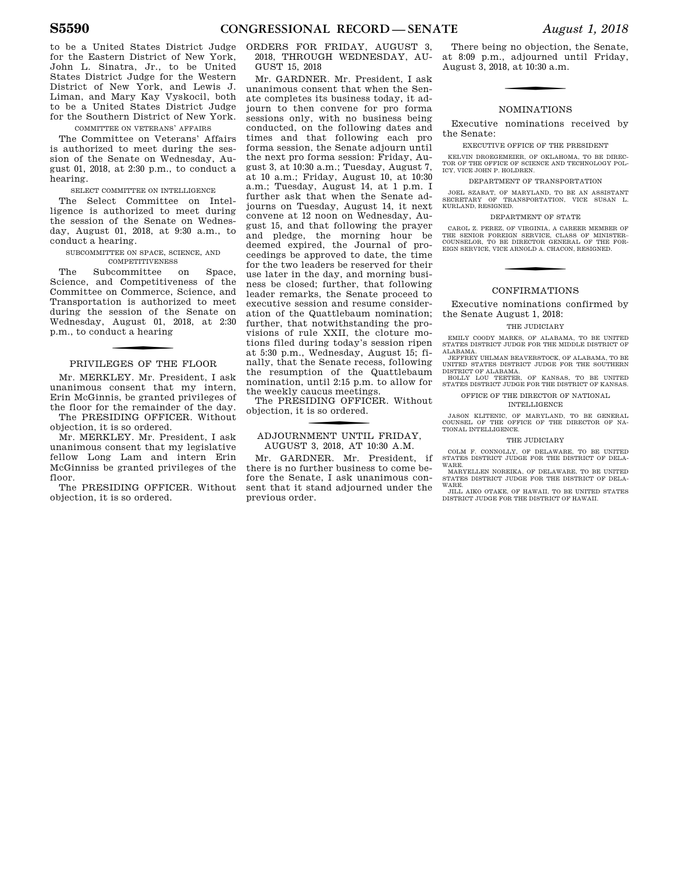to be a United States District Judge for the Eastern District of New York, John L. Sinatra, Jr., to be United States District Judge for the Western District of New York, and Lewis J. Liman, and Mary Kay Vyskocil, both to be a United States District Judge for the Southern District of New York.

COMMITTEE ON VETERANS' AFFAIRS

The Committee on Veterans' Affairs is authorized to meet during the session of the Senate on Wednesday, August 01, 2018, at 2:30 p.m., to conduct a hearing.

SELECT COMMITTEE ON INTELLIGENCE

The Select Committee on Intelligence is authorized to meet during the session of the Senate on Wednesday, August 01, 2018, at 9:30 a.m., to conduct a hearing.

SUBCOMMITTEE ON SPACE, SCIENCE, AND COMPETITIVENESS

The Subcommittee on Space, Science, and Competitiveness of the Committee on Commerce, Science, and Transportation is authorized to meet during the session of the Senate on Wednesday, August 01, 2018, at 2:30 p.m., to conduct a hearing

## PRIVILEGES OF THE FLOOR

Mr. MERKLEY. Mr. President, I ask unanimous consent that my intern, Erin McGinnis, be granted privileges of the floor for the remainder of the day.

The PRESIDING OFFICER. Without objection, it is so ordered.

Mr. MERKLEY. Mr. President, I ask unanimous consent that my legislative fellow Long Lam and intern Erin McGinniss be granted privileges of the floor.

The PRESIDING OFFICER. Without objection, it is so ordered.

## ORDERS FOR FRIDAY, AUGUST 3, 2018, THROUGH WEDNESDAY, AUGUST 15, 2018

Mr. GARDNER. Mr. President, I ask unanimous consent that when the Senate completes its business today, it adjourn to then convene for pro forma sessions only, with no business being conducted, on the following dates and times and that following each pro forma session, the Senate adjourn until the next pro forma session: Friday, August 3, at 10:30 a.m.; Tuesday, August 7, at 10 a.m.; Friday, August 10, at 10:30 a.m.; Tuesday, August 14, at 1 p.m. I further ask that when the Senate adjourns on Tuesday, August 14, it next convene at 12 noon on Wednesday, August 15, and that following the prayer and pledge, the morning hour be deemed expired, the Journal of proceedings be approved to date, the time for the two leaders be reserved for their use later in the day, and morning business be closed; further, that following leader remarks, the Senate proceed to executive session and resume consideration of the Quattlebaum nomination; further, that notwithstanding the provisions of rule XXII, the cloture motions filed during today's session ripen at 5:30 p.m., Wednesday, August 15; finally, that the Senate recess, following the resumption of the Quattlebaum nomination, until 2:15 p.m. to allow for the weekly caucus meetings.

The PRESIDING OFFICER. Without objection, it is so ordered.

## ADJOURNMENT UNTIL FRIDAY, AUGUST 3, 2018, AT 10:30 A.M.

Mr. GARDNER. Mr. President, if there is no further business to come before the Senate, I ask unanimous consent that it stand adjourned under the previous order.

There being no objection, the Senate, at 8:09 p.m., adjourned until Friday, August 3, 2018, at 10:30 a.m.

## NOMINATIONS

Executive nominations received by the Senate:

EXECUTIVE OFFICE OF THE PRESIDENT

KELVIN DROEGEMEIER, OF OKLAHOMA, TO BE DIRECTOR OF THE OFFICE OF SCIENCE AND TECHNOLOGY POLICY, VICE JOHN P. HOLDREN.

DEPARTMENT OF TRANSPORTATION

JOEL SZABAT, OF MARYLAND, TO BE AN ASSISTANT SECRETARY OF TRANSPORTATION, VICE SUSAN L. KURLAND, RESIGNED.

DEPARTMENT OF STATE

CAROL Z. PEREZ, OF VIRGINIA, A CAREER MEMBER OF THE SENIOR FOREIGN SERVICE, CLASS OF MINISTER–COUNSELOR, TO BE DIRECTOR GENERAL OF THE FOREIGN SERVICE, VICE ARNOLD A. CHACON, RESIGNED.

## CONFIRMATIONS

Executive nominations confirmed by the Senate August 1, 2018:

THE JUDICIARY

EMILY COODY MARKS, OF ALABAMA, TO BE UNITED STATES DISTRICT JUDGE FOR THE MIDDLE DISTRICT OF ALABAMA.

JEFFREY UHLMAN BEAVERSTOCK, OF ALABAMA, TO BE UNITED STATES DISTRICT JUDGE FOR THE SOUTHERN DISTRICT OF ALABAMA.

HOLLY LOU TEETER, OF KANSAS, TO BE UNITED STATES DISTRICT JUDGE FOR THE DISTRICT OF KANSAS.

OFFICE OF THE DIRECTOR OF NATIONAL INTELLIGENCE

JASON KLITENIC, OF MARYLAND, TO BE GENERAL COUNSEL OF THE OFFICE OF THE DIRECTOR OF NATIONAL INTELLIGENCE.

THE JUDICIARY

COLM F. CONNOLLY, OF DELAWARE, TO BE UNITED STATES DISTRICT JUDGE FOR THE DISTRICT OF DELAWARE.

MARYELLEN NOREIKA, OF DELAWARE, TO BE UNITED STATES DISTRICT JUDGE FOR THE DISTRICT OF DELAWARE.

JILL AIKO OTAKE, OF HAWAII, TO BE UNITED STATES DISTRICT JUDGE FOR THE DISTRICT OF HAWAII.